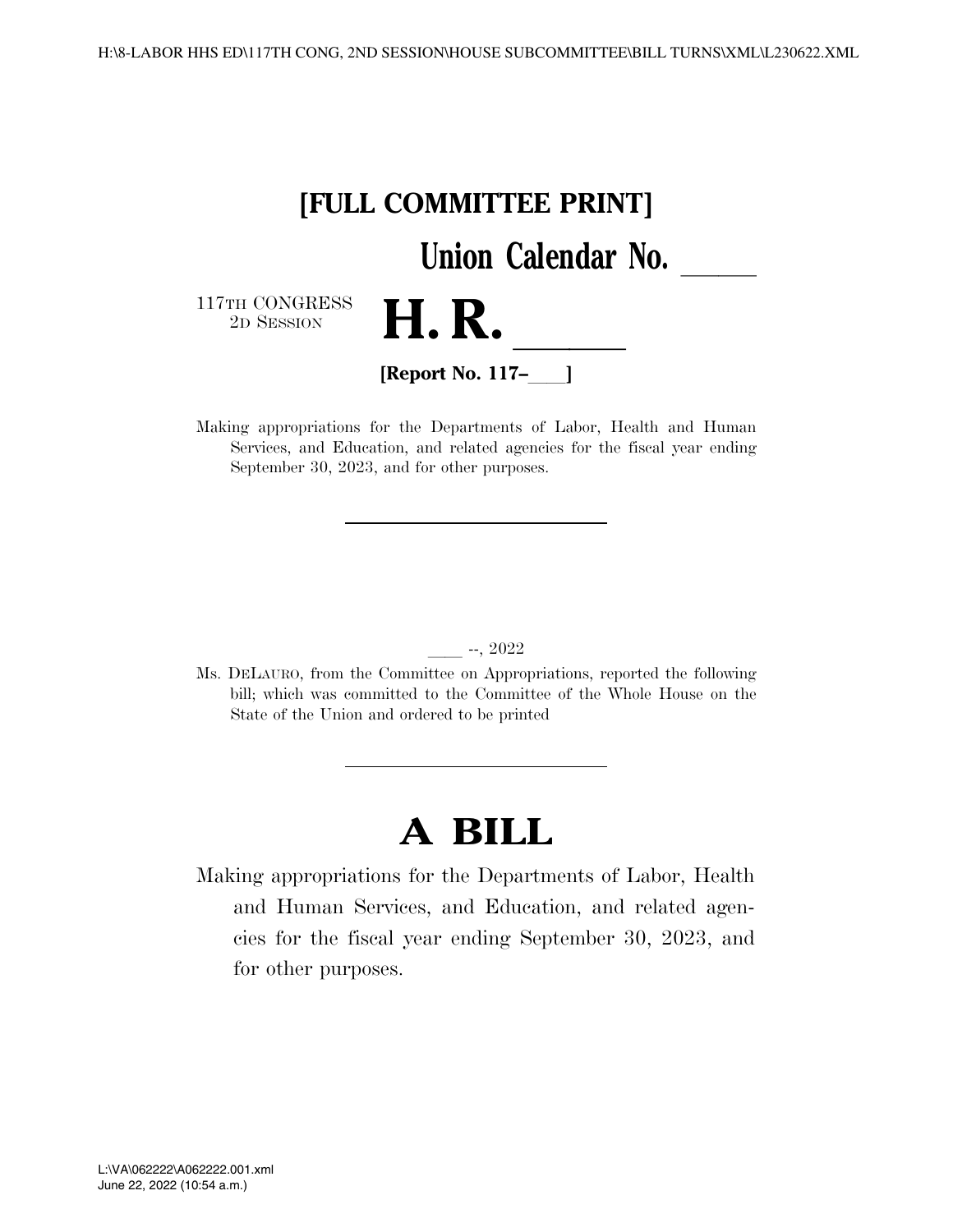# [FULL COMMITTEE PRINT]

**Union Calendar No. \_\_\_\_\_**

117TH CONGRESS
2D SESSION

# H. R. \_\_\_\_\_

**[Report No. 117–\_\_\_]**

Making appropriations for the Departments of Labor, Health and Human Services, and Education, and related agencies for the fiscal year ending September 30, 2023, and for other purposes.

---

\_\_\_\_ --, 2022

Ms. DELAURO, from the Committee on Appropriations, reported the following bill; which was committed to the Committee of the Whole House on the State of the Union and ordered to be printed

---

# A BILL

Making appropriations for the Departments of Labor, Health and Human Services, and Education, and related agencies for the fiscal year ending September 30, 2023, and for other purposes.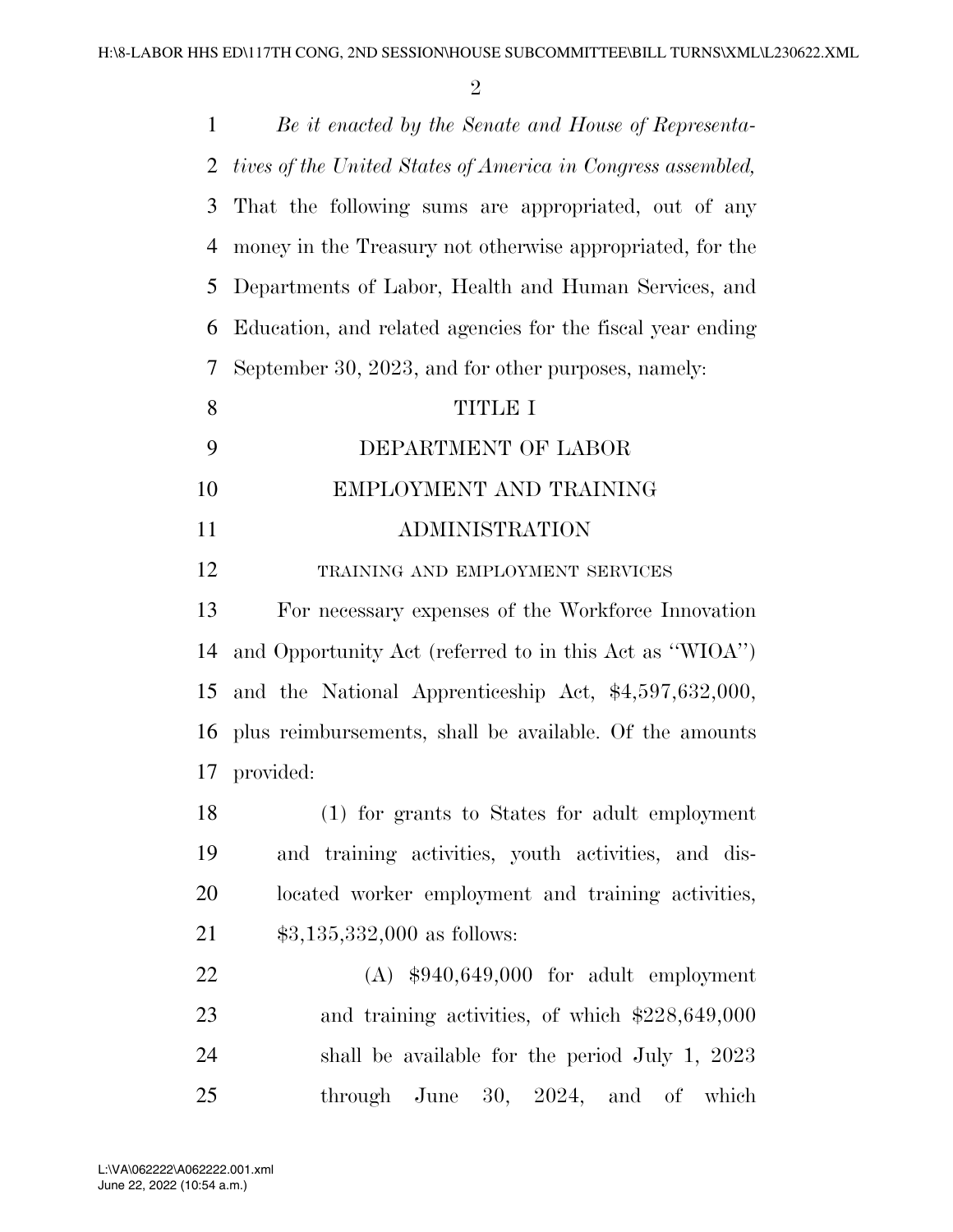*Be it enacted by the Senate and House of Representatives of the United States of America in Congress assembled,* That the following sums are appropriated, out of any money in the Treasury not otherwise appropriated, for the Departments of Labor, Health and Human Services, and Education, and related agencies for the fiscal year ending September 30, 2023, and for other purposes, namely:

# TITLE I

# DEPARTMENT OF LABOR

## EMPLOYMENT AND TRAINING ADMINISTRATION

### TRAINING AND EMPLOYMENT SERVICES

For necessary expenses of the Workforce Innovation and Opportunity Act (referred to in this Act as ''WIOA'') and the National Apprenticeship Act, $4,597,632,000, plus reimbursements, shall be available. Of the amounts provided:

(1) for grants to States for adult employment and training activities, youth activities, and dislocated worker employment and training activities, $3,135,332,000 as follows:

(A) $940,649,000 for adult employment and training activities, of which $228,649,000 shall be available for the period July 1, 2023 through June 30, 2024, and of which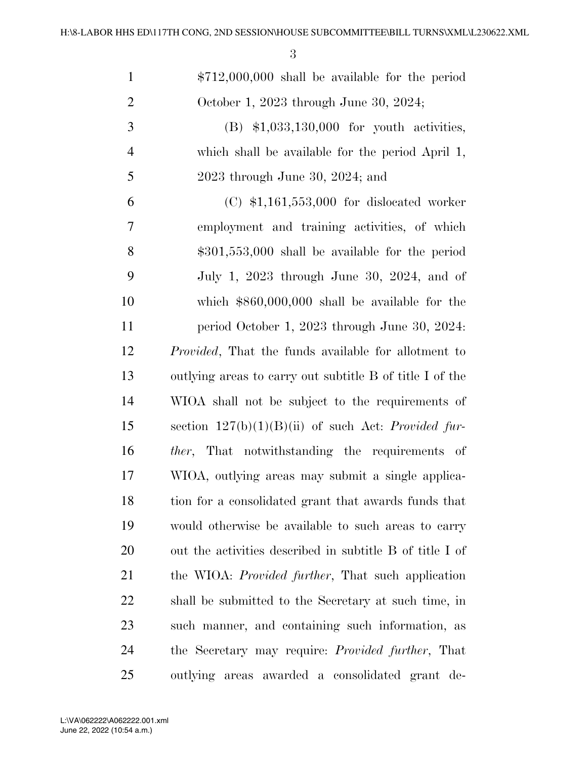$712,000,000 shall be available for the period October 1, 2023 through June 30, 2024;

(B) $1,033,130,000 for youth activities, which shall be available for the period April 1, 2023 through June 30, 2024; and

(C) $1,161,553,000 for dislocated worker employment and training activities, of which $301,553,000 shall be available for the period July 1, 2023 through June 30, 2024, and of which $860,000,000 shall be available for the period October 1, 2023 through June 30, 2024:

*Provided*, That the funds available for allotment to outlying areas to carry out subtitle B of title I of the WIOA shall not be subject to the requirements of section 127(b)(1)(B)(ii) of such Act: *Provided further*, That notwithstanding the requirements of WIOA, outlying areas may submit a single application for a consolidated grant that awards funds that would otherwise be available to such areas to carry out the activities described in subtitle B of title I of the WIOA: *Provided further*, That such application shall be submitted to the Secretary at such time, in such manner, and containing such information, as the Secretary may require: *Provided further*, That outlying areas awarded a consolidated grant de-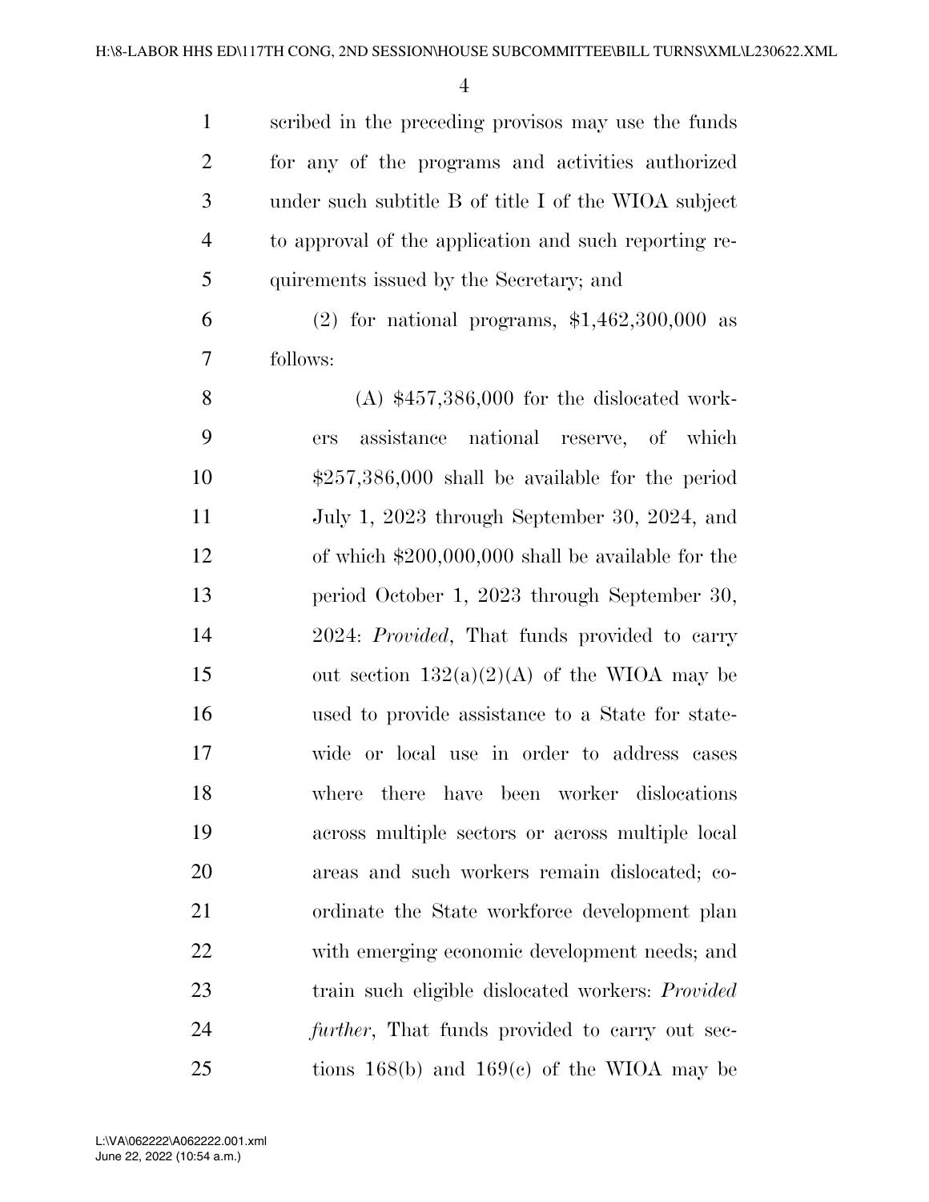scribed in the preceding provisos may use the funds for any of the programs and activities authorized under such subtitle B of title I of the WIOA subject to approval of the application and such reporting requirements issued by the Secretary; and

(2) for national programs, $1,462,300,000 as follows:

(A) $457,386,000 for the dislocated workers assistance national reserve, of which $257,386,000 shall be available for the period July 1, 2023 through September 30, 2024, and of which $200,000,000 shall be available for the period October 1, 2023 through September 30, 2024: *Provided*, That funds provided to carry out section 132(a)(2)(A) of the WIOA may be used to provide assistance to a State for statewide or local use in order to address cases where there have been worker dislocations across multiple sectors or across multiple local areas and such workers remain dislocated; coordinate the State workforce development plan with emerging economic development needs; and train such eligible dislocated workers: *Provided further*, That funds provided to carry out sections 168(b) and 169(c) of the WIOA may be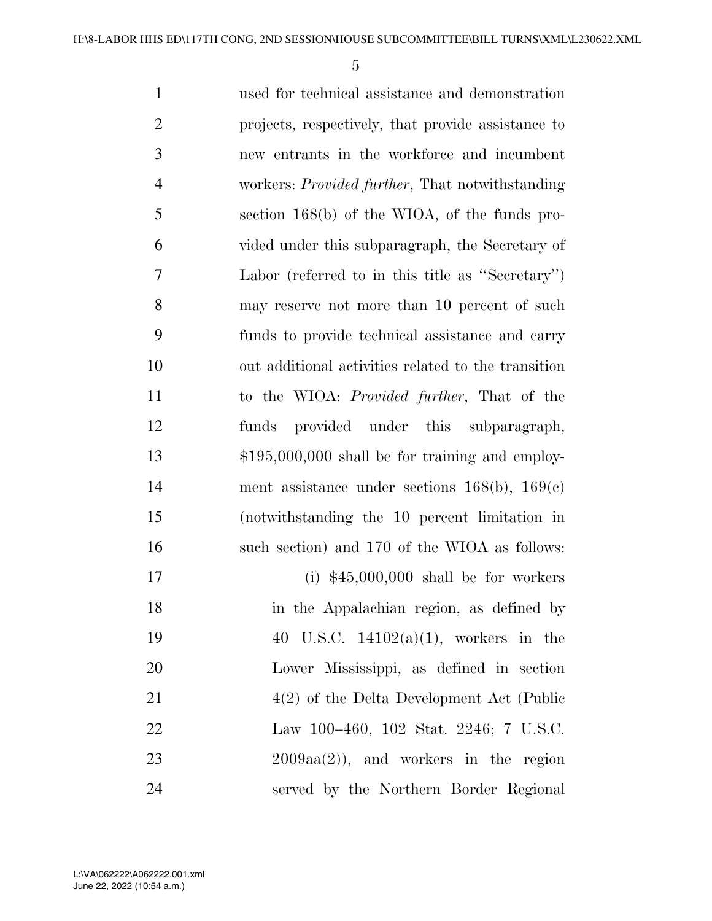used for technical assistance and demonstration projects, respectively, that provide assistance to new entrants in the workforce and incumbent workers: *Provided further*, That notwithstanding section 168(b) of the WIOA, of the funds provided under this subparagraph, the Secretary of Labor (referred to in this title as ''Secretary'') may reserve not more than 10 percent of such funds to provide technical assistance and carry out additional activities related to the transition to the WIOA: *Provided further*, That of the funds provided under this subparagraph, $195,000,000 shall be for training and employment assistance under sections 168(b), 169(c) (notwithstanding the 10 percent limitation in such section) and 170 of the WIOA as follows:

(i) $45,000,000 shall be for workers in the Appalachian region, as defined by 40 U.S.C. 14102(a)(1), workers in the Lower Mississippi, as defined in section 4(2) of the Delta Development Act (Public Law 100–460, 102 Stat. 2246; 7 U.S.C. 2009aa(2)), and workers in the region served by the Northern Border Regional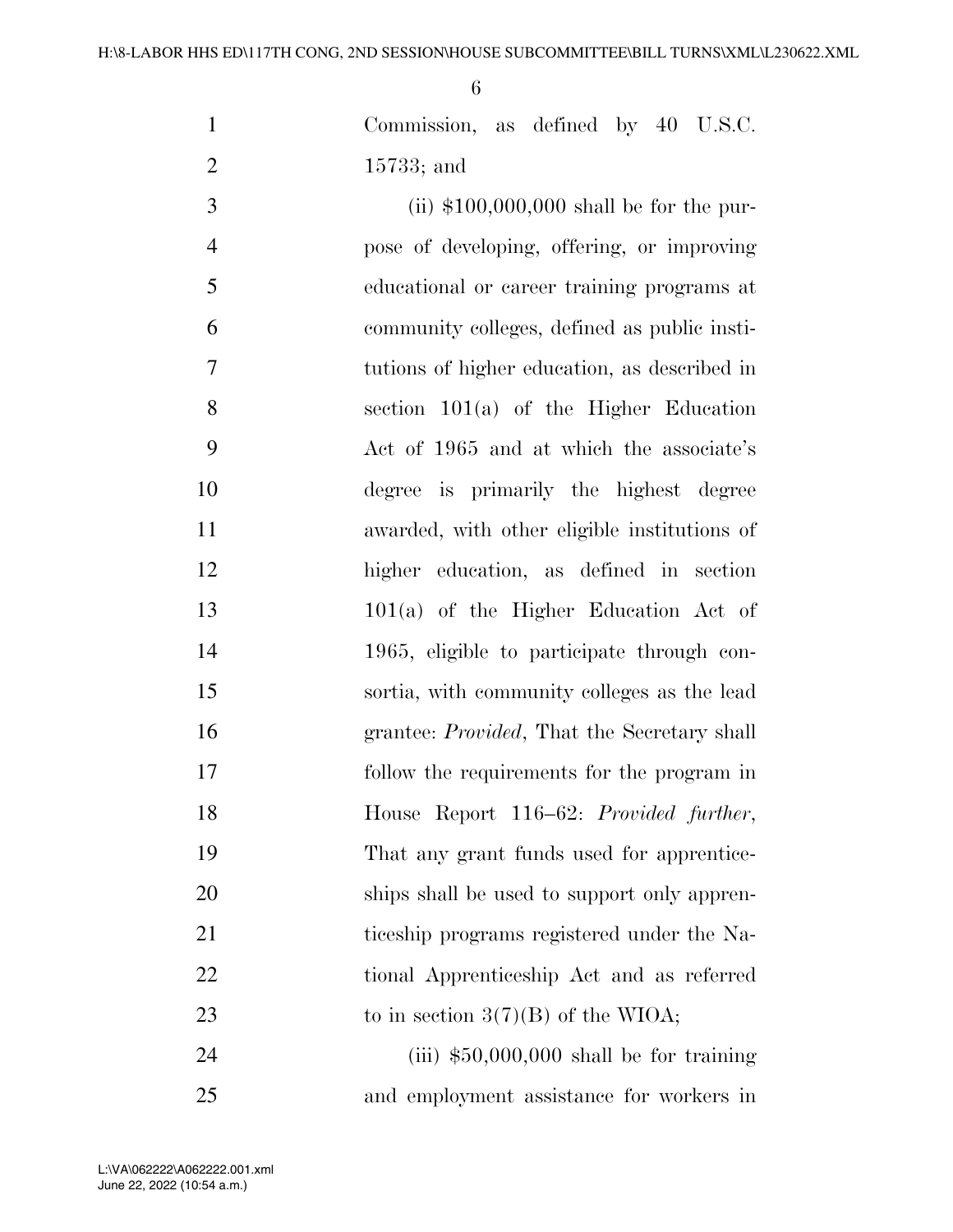Commission, as defined by 40 U.S.C. 15733; and

(ii) $100,000,000 shall be for the purpose of developing, offering, or improving educational or career training programs at community colleges, defined as public institutions of higher education, as described in section 101(a) of the Higher Education Act of 1965 and at which the associate's degree is primarily the highest degree awarded, with other eligible institutions of higher education, as defined in section 101(a) of the Higher Education Act of 1965, eligible to participate through consortia, with community colleges as the lead grantee: *Provided*, That the Secretary shall follow the requirements for the program in House Report 116–62: *Provided further*, That any grant funds used for apprenticeships shall be used to support only apprenticeship programs registered under the National Apprenticeship Act and as referred to in section 3(7)(B) of the WIOA;

(iii) $50,000,000 shall be for training and employment assistance for workers in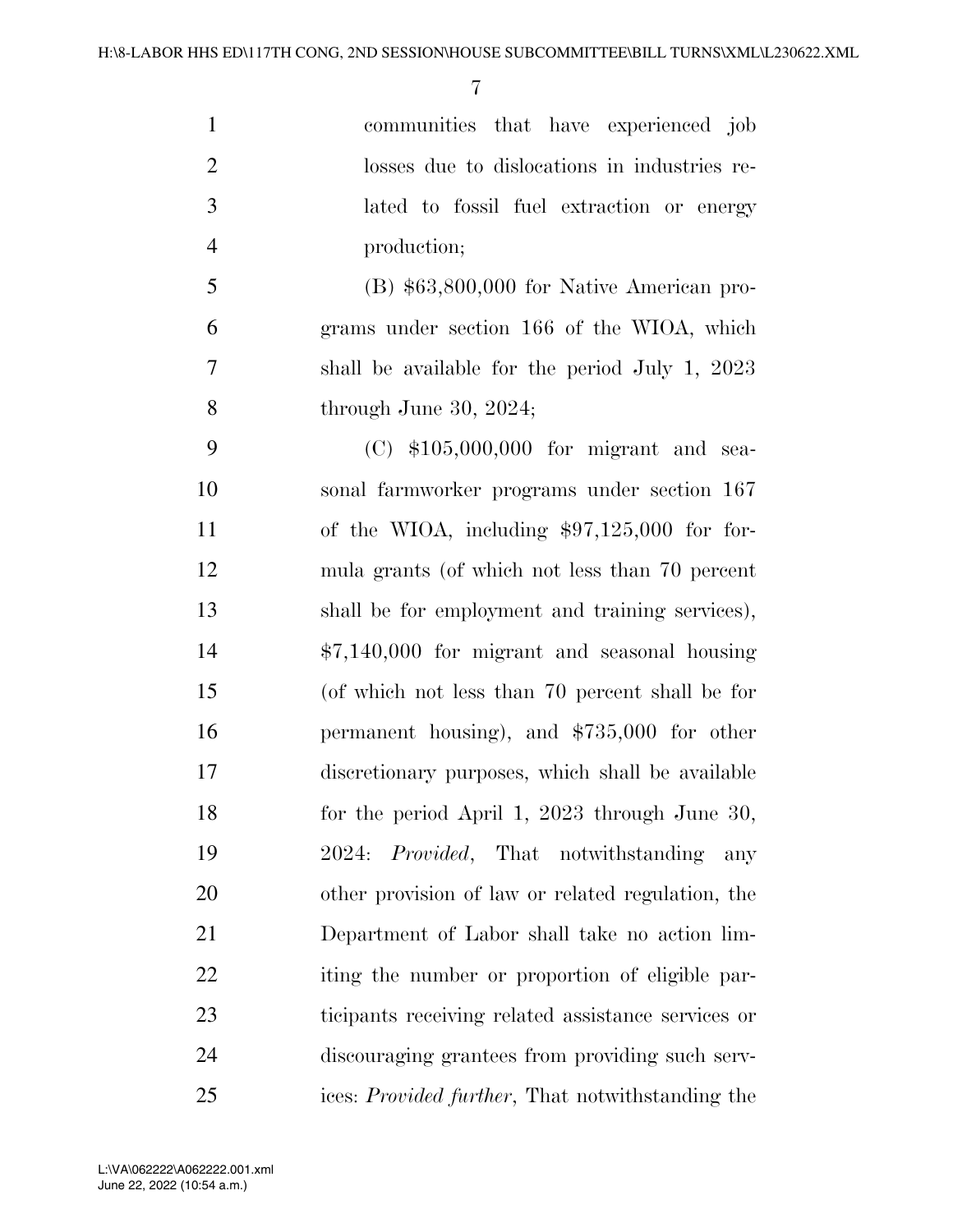communities that have experienced job losses due to dislocations in industries related to fossil fuel extraction or energy production;

(B) $63,800,000 for Native American programs under section 166 of the WIOA, which shall be available for the period July 1, 2023 through June 30, 2024;

(C) $105,000,000 for migrant and seasonal farmworker programs under section 167 of the WIOA, including $97,125,000 for formula grants (of which not less than 70 percent shall be for employment and training services), $7,140,000 for migrant and seasonal housing (of which not less than 70 percent shall be for permanent housing), and $735,000 for other discretionary purposes, which shall be available for the period April 1, 2023 through June 30, 2024: *Provided*, That notwithstanding any other provision of law or related regulation, the Department of Labor shall take no action limiting the number or proportion of eligible participants receiving related assistance services or discouraging grantees from providing such services: *Provided further*, That notwithstanding the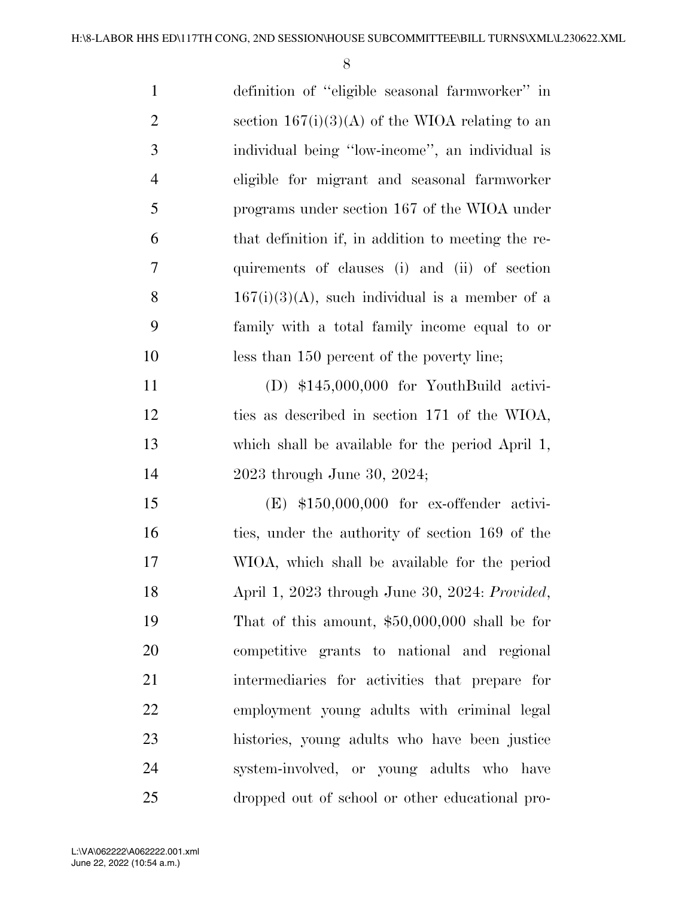definition of ''eligible seasonal farmworker'' in section 167(i)(3)(A) of the WIOA relating to an individual being ''low-income'', an individual is eligible for migrant and seasonal farmworker programs under section 167 of the WIOA under that definition if, in addition to meeting the requirements of clauses (i) and (ii) of section 167(i)(3)(A), such individual is a member of a family with a total family income equal to or less than 150 percent of the poverty line;

(D) $145,000,000 for YouthBuild activities as described in section 171 of the WIOA, which shall be available for the period April 1, 2023 through June 30, 2024;

(E) $150,000,000 for ex-offender activities, under the authority of section 169 of the WIOA, which shall be available for the period April 1, 2023 through June 30, 2024: *Provided*, That of this amount, $50,000,000 shall be for competitive grants to national and regional intermediaries for activities that prepare for employment young adults with criminal legal histories, young adults who have been justice system-involved, or young adults who have dropped out of school or other educational pro-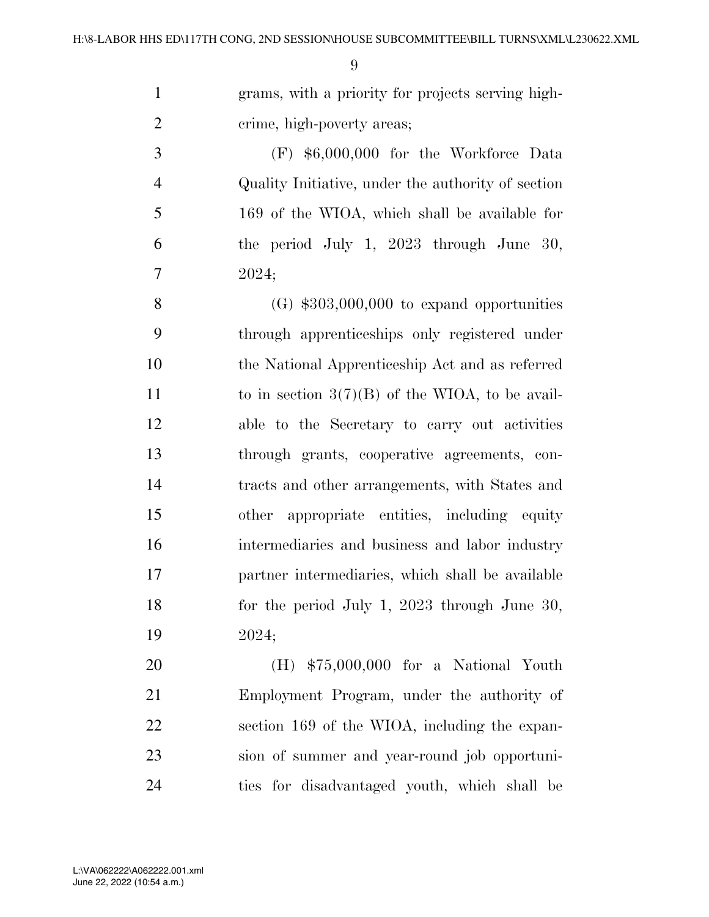grams, with a priority for projects serving high-crime, high-poverty areas;

(F) $6,000,000 for the Workforce Data Quality Initiative, under the authority of section 169 of the WIOA, which shall be available for the period July 1, 2023 through June 30, 2024;

(G) $303,000,000 to expand opportunities through apprenticeships only registered under the National Apprenticeship Act and as referred to in section 3(7)(B) of the WIOA, to be available to the Secretary to carry out activities through grants, cooperative agreements, contracts and other arrangements, with States and other appropriate entities, including equity intermediaries and business and labor industry partner intermediaries, which shall be available for the period July 1, 2023 through June 30, 2024;

(H) $75,000,000 for a National Youth Employment Program, under the authority of section 169 of the WIOA, including the expansion of summer and year-round job opportunities for disadvantaged youth, which shall be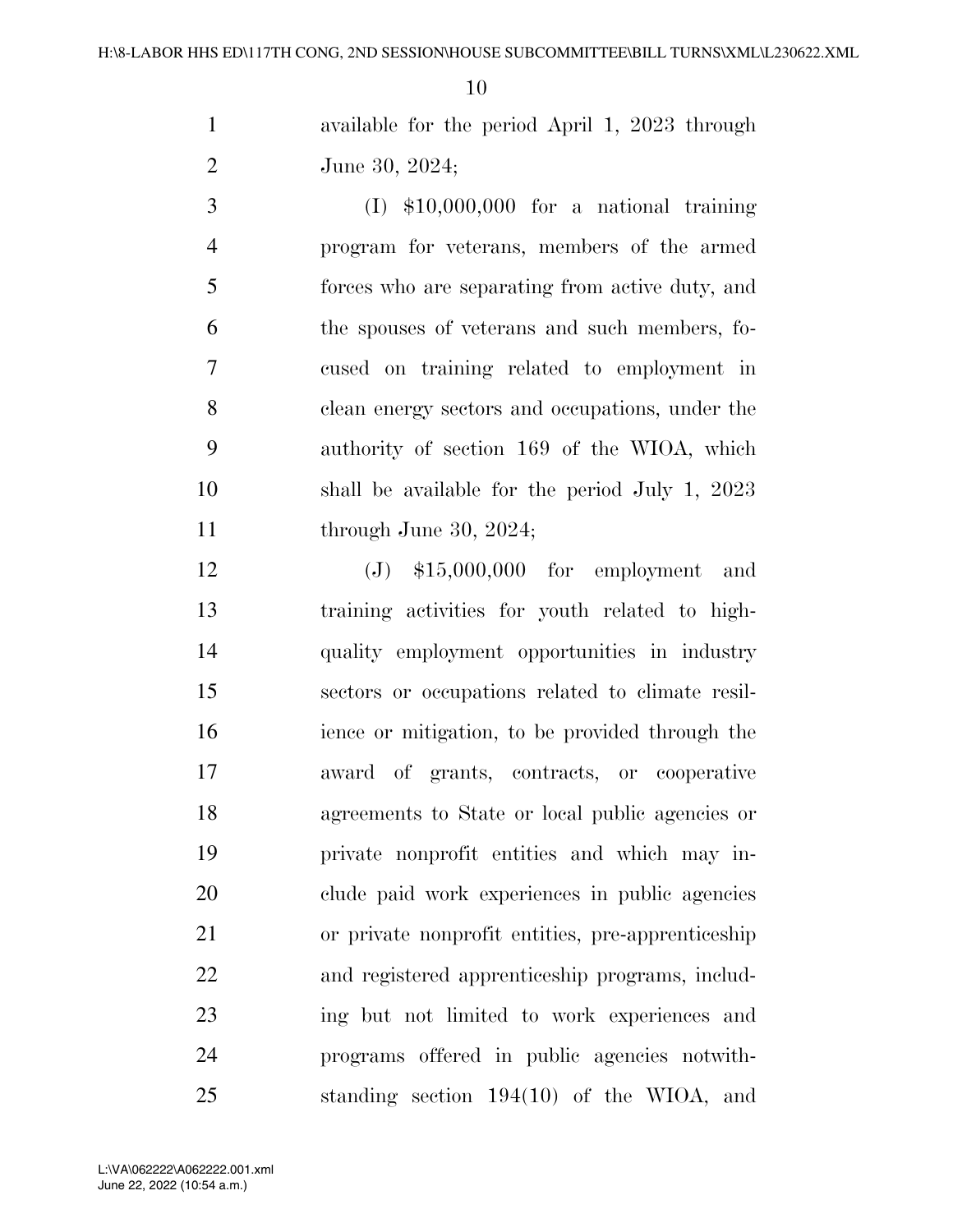available for the period April 1, 2023 through June 30, 2024;

(I) $10,000,000 for a national training program for veterans, members of the armed forces who are separating from active duty, and the spouses of veterans and such members, focused on training related to employment in clean energy sectors and occupations, under the authority of section 169 of the WIOA, which shall be available for the period July 1, 2023 through June 30, 2024;

(J) $15,000,000 for employment and training activities for youth related to high-quality employment opportunities in industry sectors or occupations related to climate resilience or mitigation, to be provided through the award of grants, contracts, or cooperative agreements to State or local public agencies or private nonprofit entities and which may include paid work experiences in public agencies or private nonprofit entities, pre-apprenticeship and registered apprenticeship programs, including but not limited to work experiences and programs offered in public agencies notwithstanding section 194(10) of the WIOA, and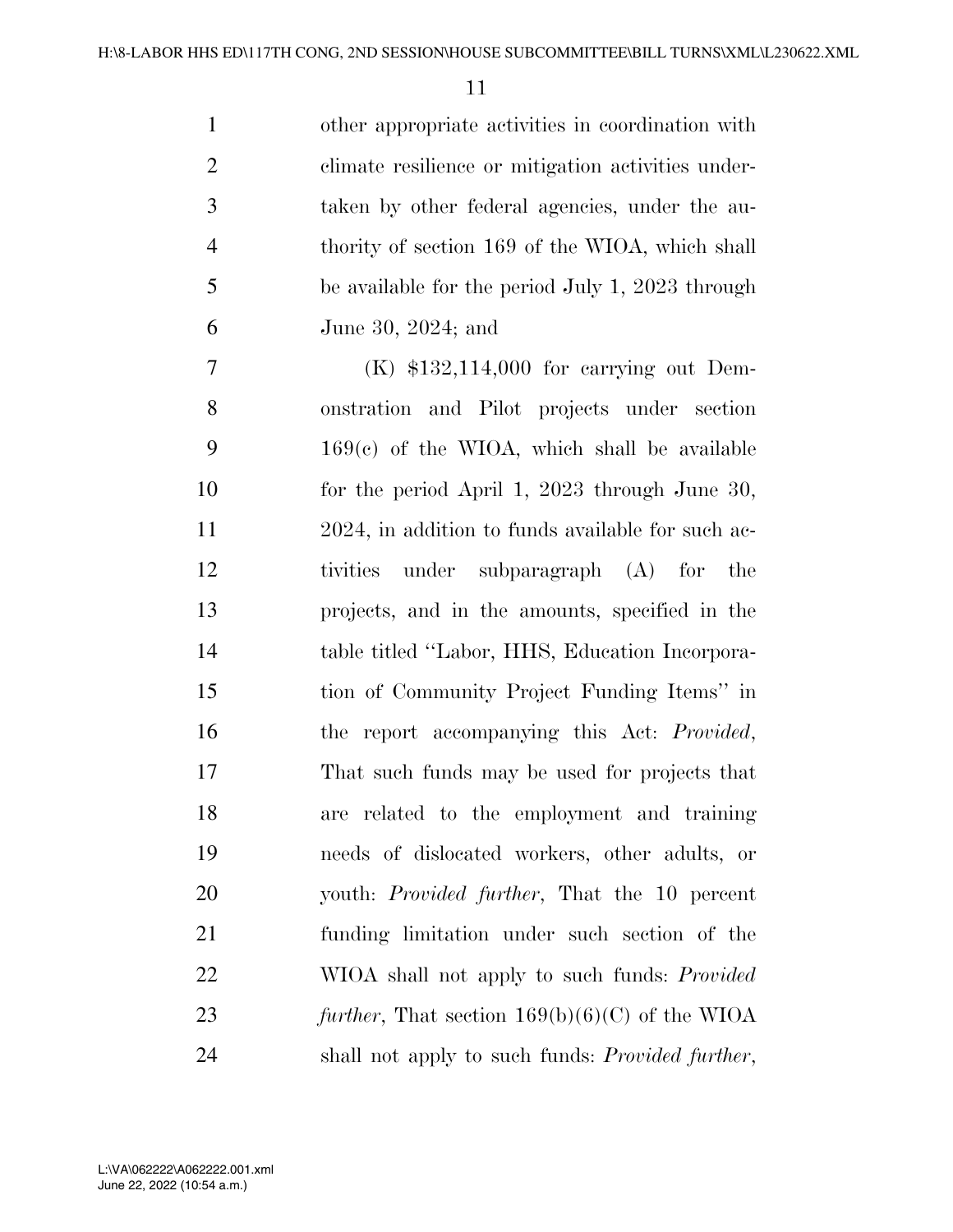other appropriate activities in coordination with climate resilience or mitigation activities undertaken by other federal agencies, under the authority of section 169 of the WIOA, which shall be available for the period July 1, 2023 through June 30, 2024; and

(K) $132,114,000 for carrying out Demonstration and Pilot projects under section 169(c) of the WIOA, which shall be available for the period April 1, 2023 through June 30, 2024, in addition to funds available for such activities under subparagraph (A) for the projects, and in the amounts, specified in the table titled ''Labor, HHS, Education Incorporation of Community Project Funding Items'' in the report accompanying this Act: *Provided*, That such funds may be used for projects that are related to the employment and training needs of dislocated workers, other adults, or youth: *Provided further*, That the 10 percent funding limitation under such section of the WIOA shall not apply to such funds: *Provided further*, That section 169(b)(6)(C) of the WIOA shall not apply to such funds: *Provided further*,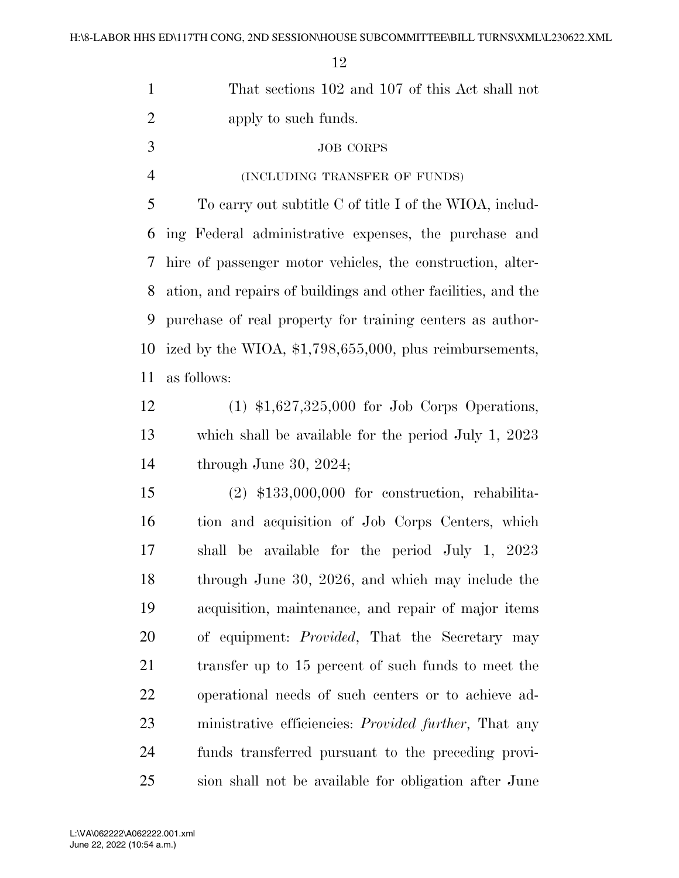That sections 102 and 107 of this Act shall not apply to such funds.

JOB CORPS

(INCLUDING TRANSFER OF FUNDS)

To carry out subtitle C of title I of the WIOA, including Federal administrative expenses, the purchase and hire of passenger motor vehicles, the construction, alteration, and repairs of buildings and other facilities, and the purchase of real property for training centers as authorized by the WIOA, $1,798,655,000, plus reimbursements, as follows:

(1) $1,627,325,000 for Job Corps Operations, which shall be available for the period July 1, 2023 through June 30, 2024;

(2) $133,000,000 for construction, rehabilitation and acquisition of Job Corps Centers, which shall be available for the period July 1, 2023 through June 30, 2026, and which may include the acquisition, maintenance, and repair of major items of equipment: *Provided*, That the Secretary may transfer up to 15 percent of such funds to meet the operational needs of such centers or to achieve administrative efficiencies: *Provided further*, That any funds transferred pursuant to the preceding provision shall not be available for obligation after June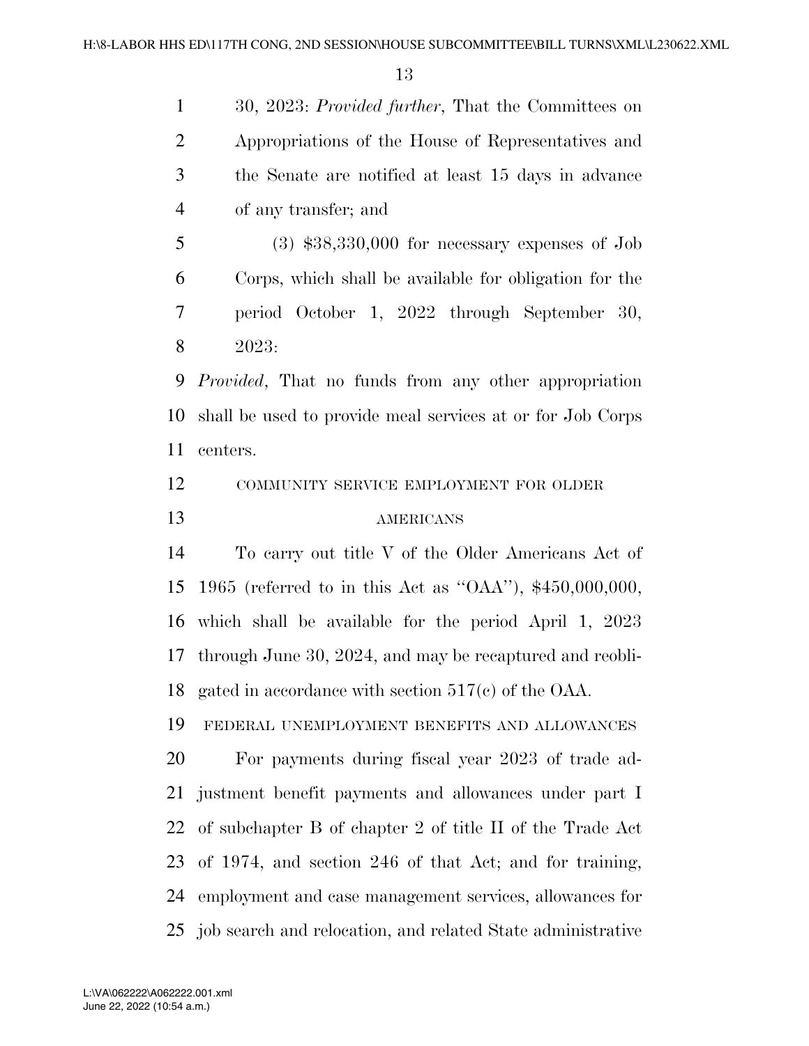30, 2023: *Provided further*, That the Committees on Appropriations of the House of Representatives and the Senate are notified at least 15 days in advance of any transfer; and

(3) $38,330,000 for necessary expenses of Job Corps, which shall be available for obligation for the period October 1, 2022 through September 30, 2023:

*Provided*, That no funds from any other appropriation shall be used to provide meal services at or for Job Corps centers.

COMMUNITY SERVICE EMPLOYMENT FOR OLDER AMERICANS

To carry out title V of the Older Americans Act of 1965 (referred to in this Act as ''OAA''), $450,000,000, which shall be available for the period April 1, 2023 through June 30, 2024, and may be recaptured and reobligated in accordance with section 517(c) of the OAA.

FEDERAL UNEMPLOYMENT BENEFITS AND ALLOWANCES

For payments during fiscal year 2023 of trade adjustment benefit payments and allowances under part I of subchapter B of chapter 2 of title II of the Trade Act of 1974, and section 246 of that Act; and for training, employment and case management services, allowances for job search and relocation, and related State administrative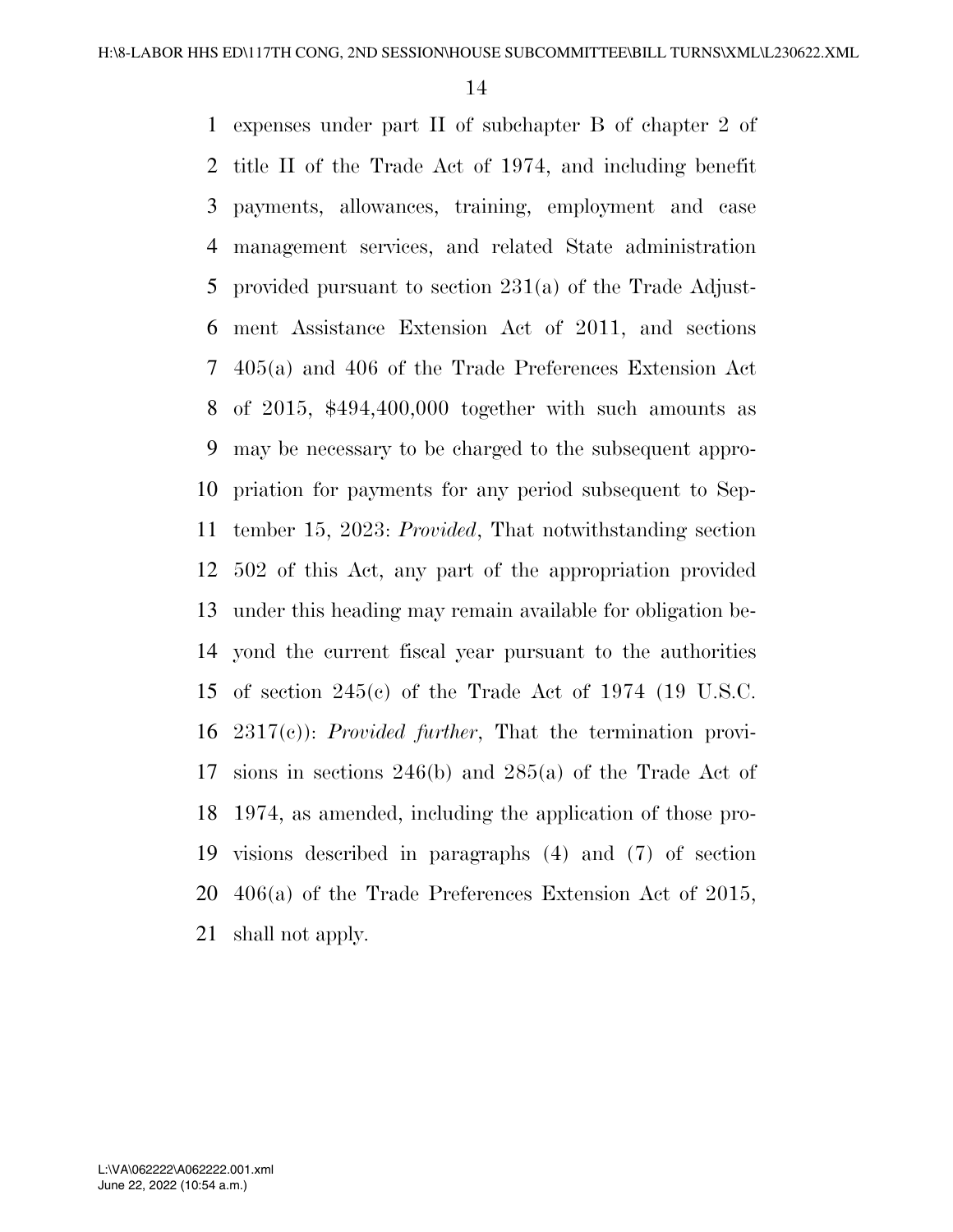expenses under part II of subchapter B of chapter 2 of title II of the Trade Act of 1974, and including benefit payments, allowances, training, employment and case management services, and related State administration provided pursuant to section 231(a) of the Trade Adjustment Assistance Extension Act of 2011, and sections 405(a) and 406 of the Trade Preferences Extension Act of 2015, $494,400,000 together with such amounts as may be necessary to be charged to the subsequent appropriation for payments for any period subsequent to September 15, 2023: *Provided*, That notwithstanding section 502 of this Act, any part of the appropriation provided under this heading may remain available for obligation beyond the current fiscal year pursuant to the authorities of section 245(c) of the Trade Act of 1974 (19 U.S.C. 2317(c)): *Provided further*, That the termination provisions in sections 246(b) and 285(a) of the Trade Act of 1974, as amended, including the application of those provisions described in paragraphs (4) and (7) of section 406(a) of the Trade Preferences Extension Act of 2015, shall not apply.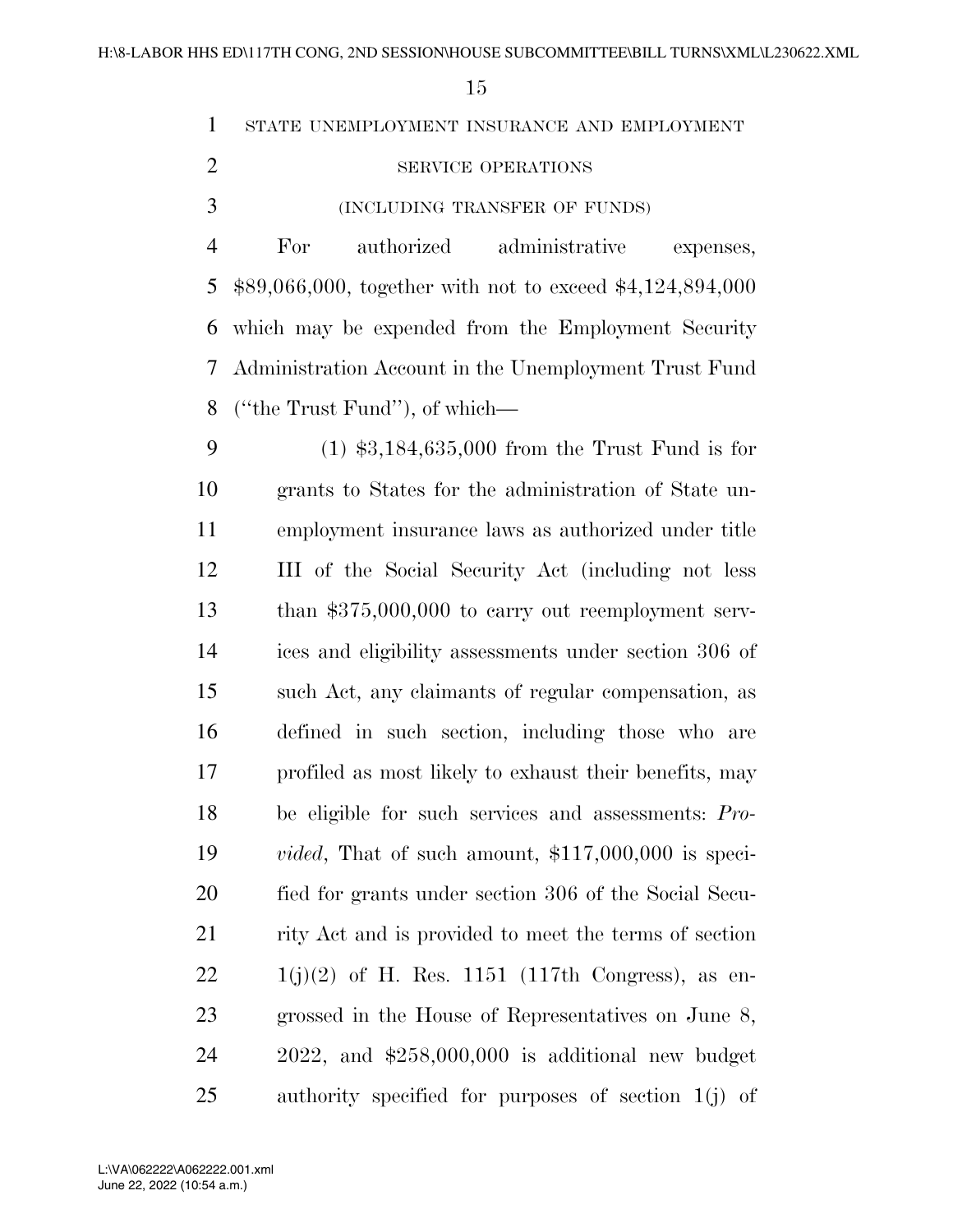STATE UNEMPLOYMENT INSURANCE AND EMPLOYMENT SERVICE OPERATIONS

(INCLUDING TRANSFER OF FUNDS)

For authorized administrative expenses, $89,066,000, together with not to exceed $4,124,894,000 which may be expended from the Employment Security Administration Account in the Unemployment Trust Fund ("the Trust Fund"), of which—

(1) $3,184,635,000 from the Trust Fund is for grants to States for the administration of State unemployment insurance laws as authorized under title III of the Social Security Act (including not less than $375,000,000 to carry out reemployment services and eligibility assessments under section 306 of such Act, any claimants of regular compensation, as defined in such section, including those who are profiled as most likely to exhaust their benefits, may be eligible for such services and assessments: *Provided*, That of such amount, $117,000,000 is specified for grants under section 306 of the Social Security Act and is provided to meet the terms of section 1(j)(2) of H. Res. 1151 (117th Congress), as engrossed in the House of Representatives on June 8, 2022, and $258,000,000 is additional new budget authority specified for purposes of section 1(j) of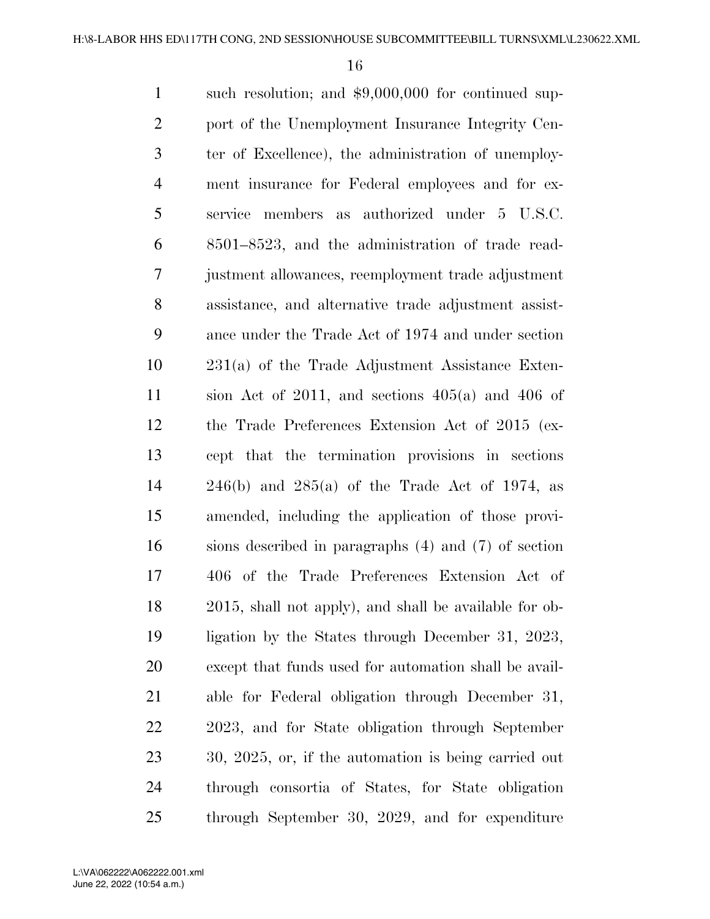such resolution; and $9,000,000 for continued support of the Unemployment Insurance Integrity Center of Excellence), the administration of unemployment insurance for Federal employees and for ex-service members as authorized under 5 U.S.C. 8501–8523, and the administration of trade readjustment allowances, reemployment trade adjustment assistance, and alternative trade adjustment assistance under the Trade Act of 1974 and under section 231(a) of the Trade Adjustment Assistance Extension Act of 2011, and sections 405(a) and 406 of the Trade Preferences Extension Act of 2015 (except that the termination provisions in sections 246(b) and 285(a) of the Trade Act of 1974, as amended, including the application of those provisions described in paragraphs (4) and (7) of section 406 of the Trade Preferences Extension Act of 2015, shall not apply), and shall be available for obligation by the States through December 31, 2023, except that funds used for automation shall be available for Federal obligation through December 31, 2023, and for State obligation through September 30, 2025, or, if the automation is being carried out through consortia of States, for State obligation through September 30, 2029, and for expenditure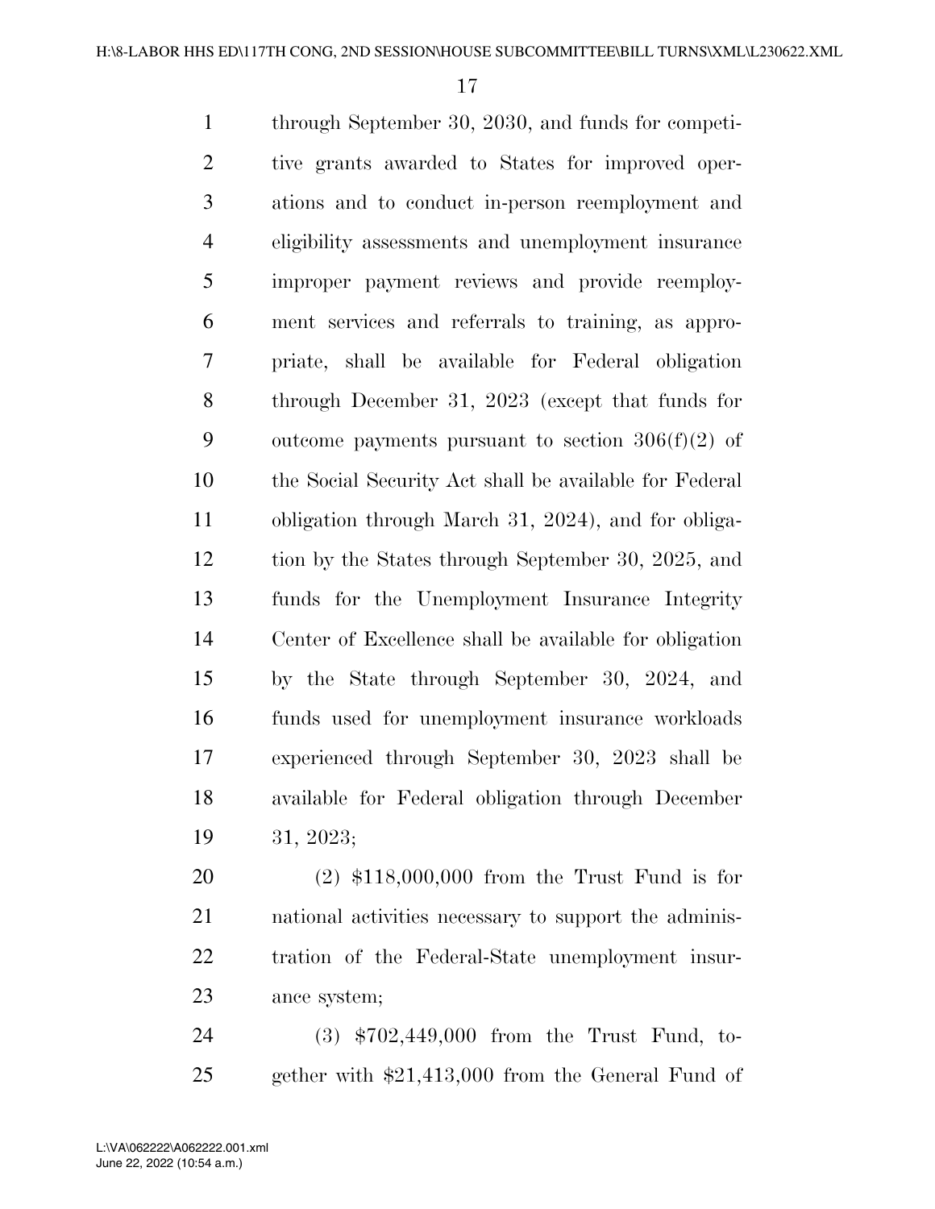through September 30, 2030, and funds for competitive grants awarded to States for improved operations and to conduct in-person reemployment and eligibility assessments and unemployment insurance improper payment reviews and provide reemployment services and referrals to training, as appropriate, shall be available for Federal obligation through December 31, 2023 (except that funds for outcome payments pursuant to section 306(f)(2) of the Social Security Act shall be available for Federal obligation through March 31, 2024), and for obligation by the States through September 30, 2025, and funds for the Unemployment Insurance Integrity Center of Excellence shall be available for obligation by the State through September 30, 2024, and funds used for unemployment insurance workloads experienced through September 30, 2023 shall be available for Federal obligation through December 31, 2023;

(2) $118,000,000 from the Trust Fund is for national activities necessary to support the administration of the Federal-State unemployment insurance system;

(3) $702,449,000 from the Trust Fund, together with $21,413,000 from the General Fund of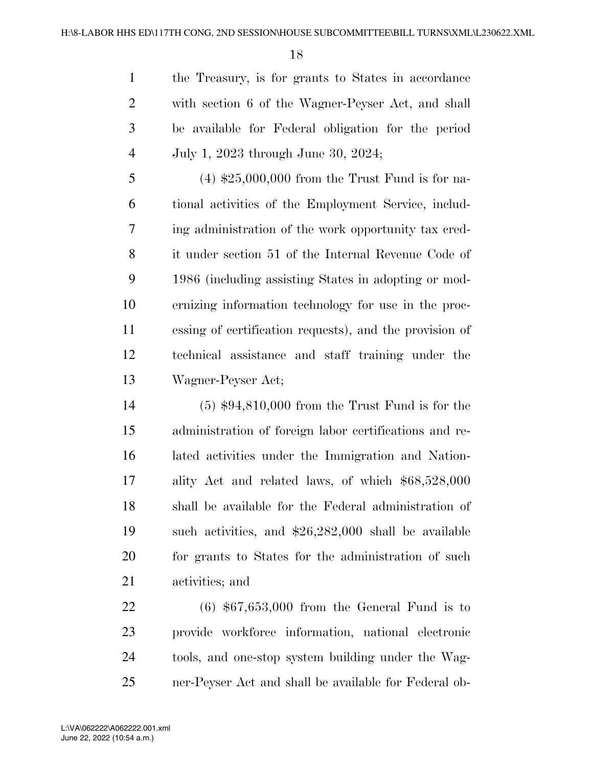the Treasury, is for grants to States in accordance with section 6 of the Wagner-Peyser Act, and shall be available for Federal obligation for the period July 1, 2023 through June 30, 2024;

(4) $25,000,000 from the Trust Fund is for national activities of the Employment Service, including administration of the work opportunity tax credit under section 51 of the Internal Revenue Code of 1986 (including assisting States in adopting or modernizing information technology for use in the processing of certification requests), and the provision of technical assistance and staff training under the Wagner-Peyser Act;

(5) $94,810,000 from the Trust Fund is for the administration of foreign labor certifications and related activities under the Immigration and Nationality Act and related laws, of which $68,528,000 shall be available for the Federal administration of such activities, and $26,282,000 shall be available for grants to States for the administration of such activities; and

(6) $67,653,000 from the General Fund is to provide workforce information, national electronic tools, and one-stop system building under the Wagner-Peyser Act and shall be available for Federal ob-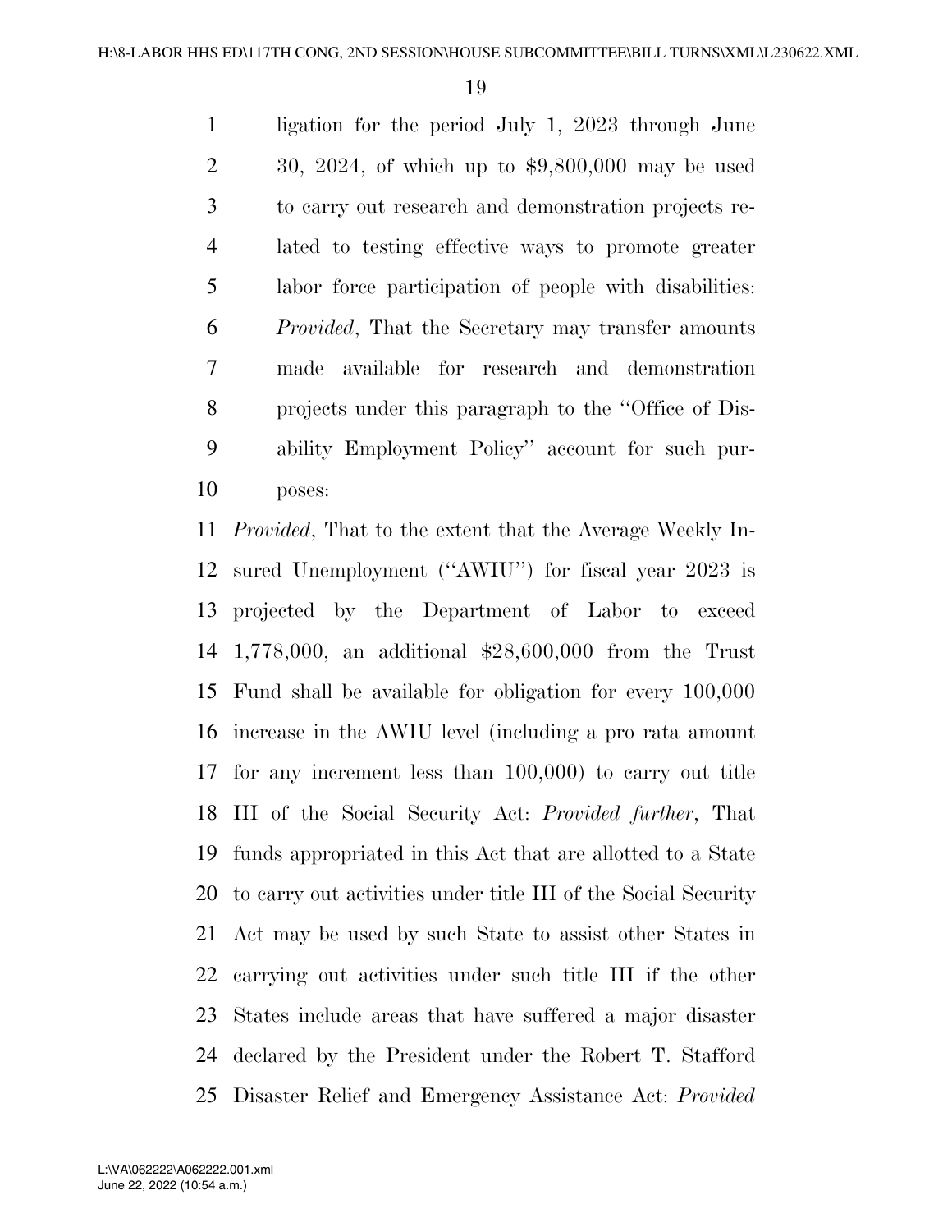ligation for the period July 1, 2023 through June 30, 2024, of which up to $9,800,000 may be used to carry out research and demonstration projects related to testing effective ways to promote greater labor force participation of people with disabilities: *Provided*, That the Secretary may transfer amounts made available for research and demonstration projects under this paragraph to the ''Office of Disability Employment Policy'' account for such purposes:

*Provided*, That to the extent that the Average Weekly Insured Unemployment (''AWIU'') for fiscal year 2023 is projected by the Department of Labor to exceed 1,778,000, an additional $28,600,000 from the Trust Fund shall be available for obligation for every 100,000 increase in the AWIU level (including a pro rata amount for any increment less than 100,000) to carry out title III of the Social Security Act: *Provided further*, That funds appropriated in this Act that are allotted to a State to carry out activities under title III of the Social Security Act may be used by such State to assist other States in carrying out activities under such title III if the other States include areas that have suffered a major disaster declared by the President under the Robert T. Stafford Disaster Relief and Emergency Assistance Act: *Provided*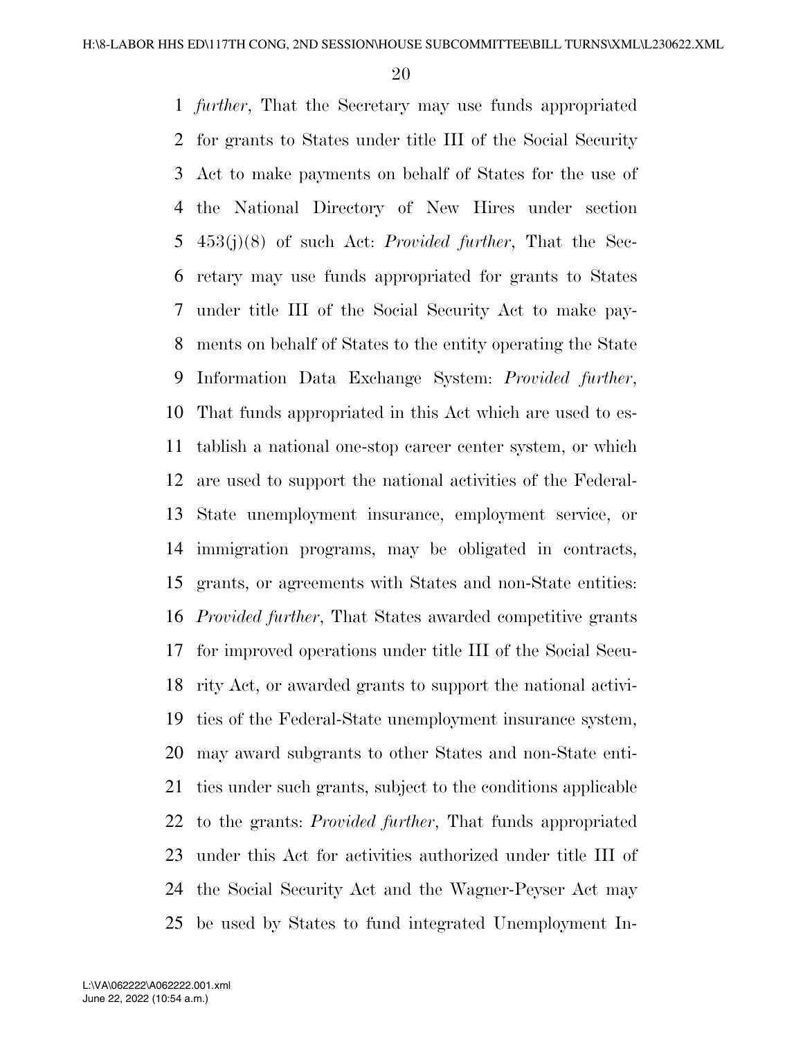*further*, That the Secretary may use funds appropriated for grants to States under title III of the Social Security Act to make payments on behalf of States for the use of the National Directory of New Hires under section 453(j)(8) of such Act: *Provided further*, That the Secretary may use funds appropriated for grants to States under title III of the Social Security Act to make payments on behalf of States to the entity operating the State Information Data Exchange System: *Provided further*, That funds appropriated in this Act which are used to establish a national one-stop career center system, or which are used to support the national activities of the Federal-State unemployment insurance, employment service, or immigration programs, may be obligated in contracts, grants, or agreements with States and non-State entities: *Provided further*, That States awarded competitive grants for improved operations under title III of the Social Security Act, or awarded grants to support the national activities of the Federal-State unemployment insurance system, may award subgrants to other States and non-State entities under such grants, subject to the conditions applicable to the grants: *Provided further*, That funds appropriated under this Act for activities authorized under title III of the Social Security Act and the Wagner-Peyser Act may be used by States to fund integrated Unemployment In-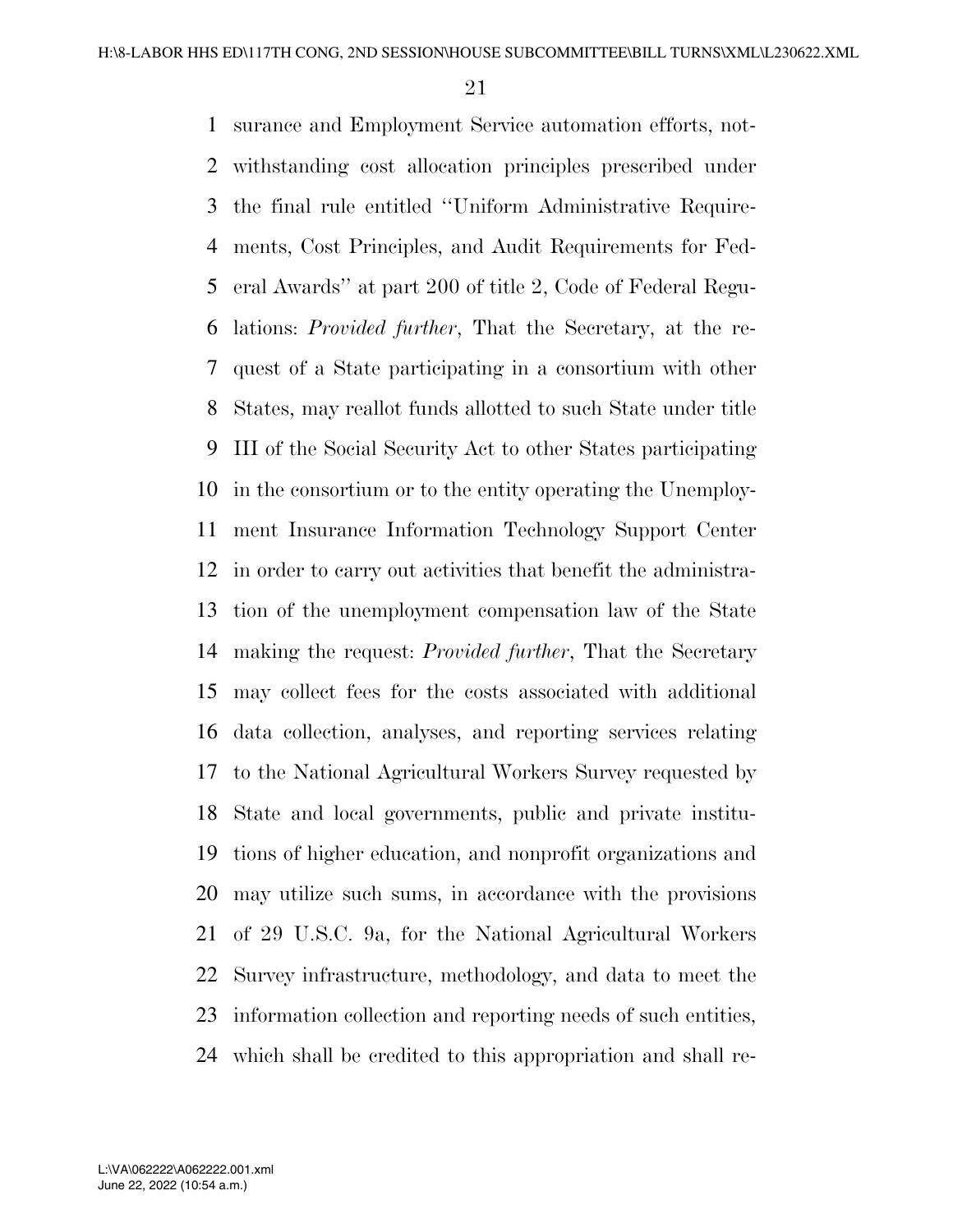surance and Employment Service automation efforts, notwithstanding cost allocation principles prescribed under the final rule entitled ''Uniform Administrative Requirements, Cost Principles, and Audit Requirements for Federal Awards'' at part 200 of title 2, Code of Federal Regulations: *Provided further*, That the Secretary, at the request of a State participating in a consortium with other States, may reallot funds allotted to such State under title III of the Social Security Act to other States participating in the consortium or to the entity operating the Unemployment Insurance Information Technology Support Center in order to carry out activities that benefit the administration of the unemployment compensation law of the State making the request: *Provided further*, That the Secretary may collect fees for the costs associated with additional data collection, analyses, and reporting services relating to the National Agricultural Workers Survey requested by State and local governments, public and private institutions of higher education, and nonprofit organizations and may utilize such sums, in accordance with the provisions of 29 U.S.C. 9a, for the National Agricultural Workers Survey infrastructure, methodology, and data to meet the information collection and reporting needs of such entities, which shall be credited to this appropriation and shall re-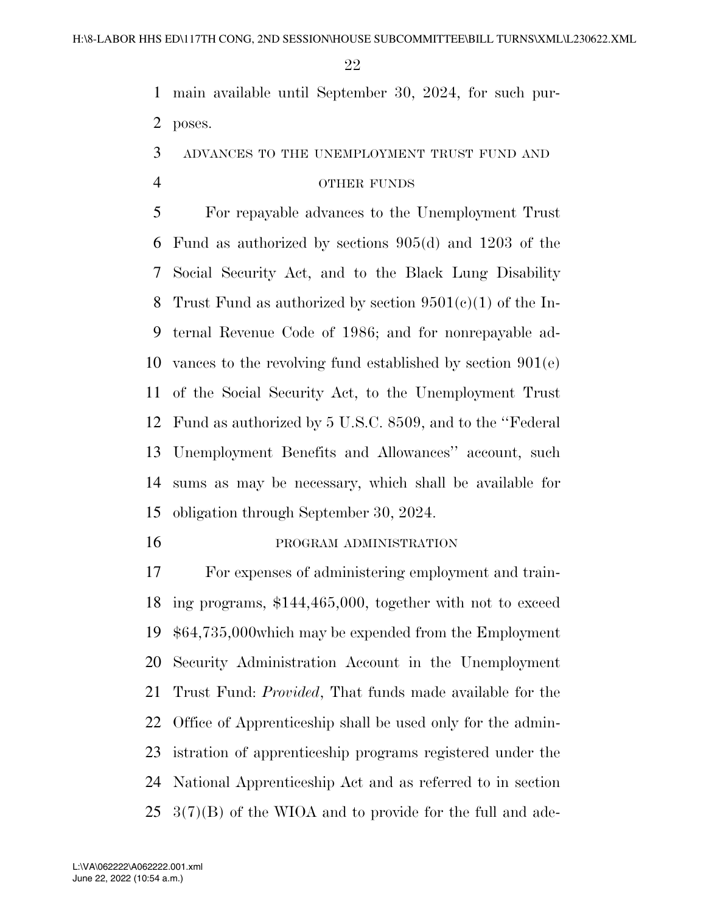main available until September 30, 2024, for such purposes.

ADVANCES TO THE UNEMPLOYMENT TRUST FUND AND OTHER FUNDS

For repayable advances to the Unemployment Trust Fund as authorized by sections 905(d) and 1203 of the Social Security Act, and to the Black Lung Disability Trust Fund as authorized by section 9501(c)(1) of the Internal Revenue Code of 1986; and for nonrepayable advances to the revolving fund established by section 901(e) of the Social Security Act, to the Unemployment Trust Fund as authorized by 5 U.S.C. 8509, and to the ''Federal Unemployment Benefits and Allowances'' account, such sums as may be necessary, which shall be available for obligation through September 30, 2024.

PROGRAM ADMINISTRATION

For expenses of administering employment and training programs, $144,465,000, together with not to exceed $64,735,000which may be expended from the Employment Security Administration Account in the Unemployment Trust Fund: *Provided*, That funds made available for the Office of Apprenticeship shall be used only for the administration of apprenticeship programs registered under the National Apprenticeship Act and as referred to in section 3(7)(B) of the WIOA and to provide for the full and ade-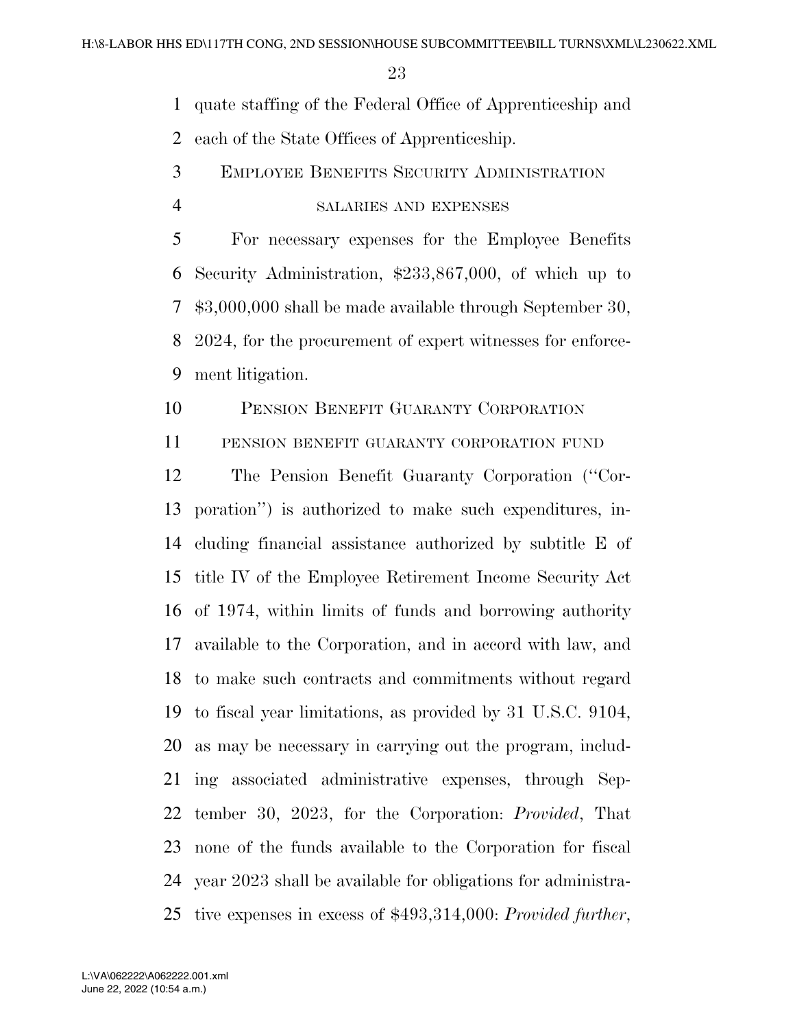quate staffing of the Federal Office of Apprenticeship and each of the State Offices of Apprenticeship.

EMPLOYEE BENEFITS SECURITY ADMINISTRATION

SALARIES AND EXPENSES

For necessary expenses for the Employee Benefits Security Administration, $233,867,000, of which up to $3,000,000 shall be made available through September 30, 2024, for the procurement of expert witnesses for enforcement litigation.

PENSION BENEFIT GUARANTY CORPORATION

PENSION BENEFIT GUARANTY CORPORATION FUND

The Pension Benefit Guaranty Corporation (''Corporation'') is authorized to make such expenditures, including financial assistance authorized by subtitle E of title IV of the Employee Retirement Income Security Act of 1974, within limits of funds and borrowing authority available to the Corporation, and in accord with law, and to make such contracts and commitments without regard to fiscal year limitations, as provided by 31 U.S.C. 9104, as may be necessary in carrying out the program, including associated administrative expenses, through September 30, 2023, for the Corporation: *Provided*, That none of the funds available to the Corporation for fiscal year 2023 shall be available for obligations for administrative expenses in excess of $493,314,000: *Provided further*,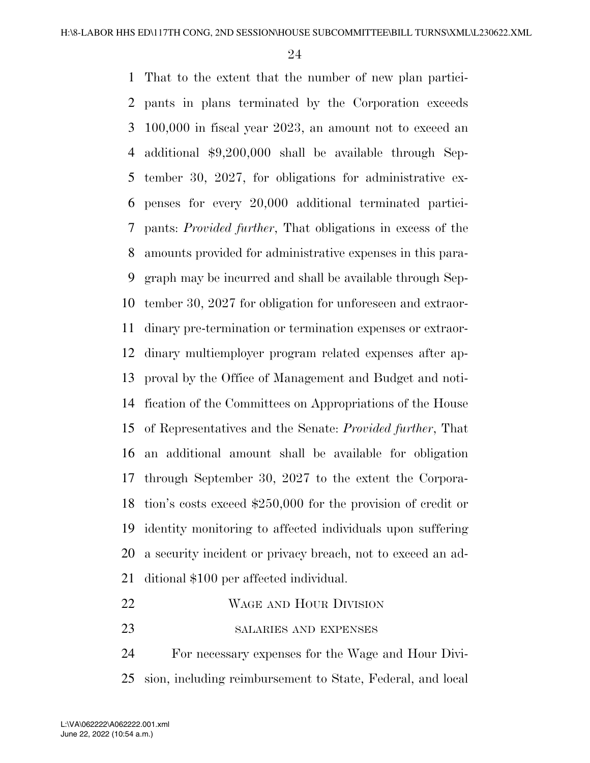That to the extent that the number of new plan participants in plans terminated by the Corporation exceeds 100,000 in fiscal year 2023, an amount not to exceed an additional $9,200,000 shall be available through September 30, 2027, for obligations for administrative expenses for every 20,000 additional terminated participants: *Provided further*, That obligations in excess of the amounts provided for administrative expenses in this paragraph may be incurred and shall be available through September 30, 2027 for obligation for unforeseen and extraordinary pre-termination or termination expenses or extraordinary multiemployer program related expenses after approval by the Office of Management and Budget and notification of the Committees on Appropriations of the House of Representatives and the Senate: *Provided further*, That an additional amount shall be available for obligation through September 30, 2027 to the extent the Corporation's costs exceed $250,000 for the provision of credit or identity monitoring to affected individuals upon suffering a security incident or privacy breach, not to exceed an additional $100 per affected individual.

## Wage and Hour Division

### salaries and expenses

For necessary expenses for the Wage and Hour Division, including reimbursement to State, Federal, and local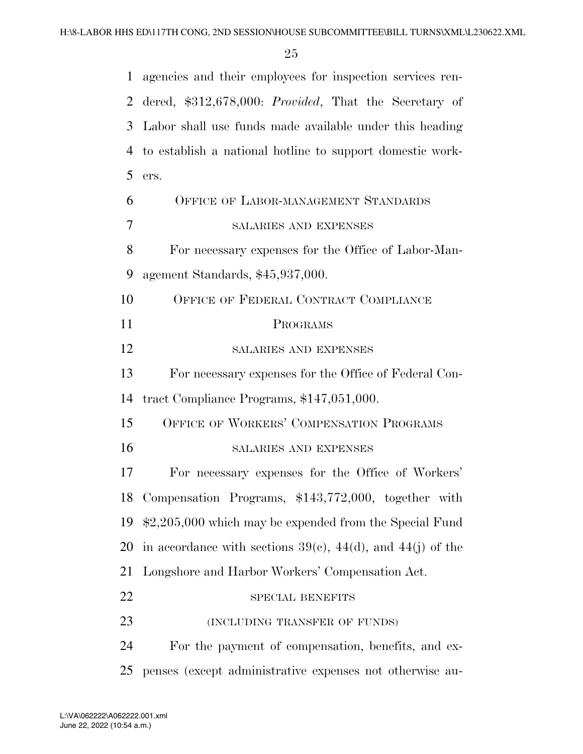agencies and their employees for inspection services rendered, $312,678,000: *Provided*, That the Secretary of Labor shall use funds made available under this heading to establish a national hotline to support domestic workers.

## OFFICE OF LABOR-MANAGEMENT STANDARDS

### SALARIES AND EXPENSES

For necessary expenses for the Office of Labor-Management Standards, $45,937,000.

## OFFICE OF FEDERAL CONTRACT COMPLIANCE PROGRAMS

### SALARIES AND EXPENSES

For necessary expenses for the Office of Federal Contract Compliance Programs, $147,051,000.

## OFFICE OF WORKERS' COMPENSATION PROGRAMS

### SALARIES AND EXPENSES

For necessary expenses for the Office of Workers' Compensation Programs, $143,772,000, together with $2,205,000 which may be expended from the Special Fund in accordance with sections 39(c), 44(d), and 44(j) of the Longshore and Harbor Workers' Compensation Act.

### SPECIAL BENEFITS

(INCLUDING TRANSFER OF FUNDS)

For the payment of compensation, benefits, and expenses (except administrative expenses not otherwise au-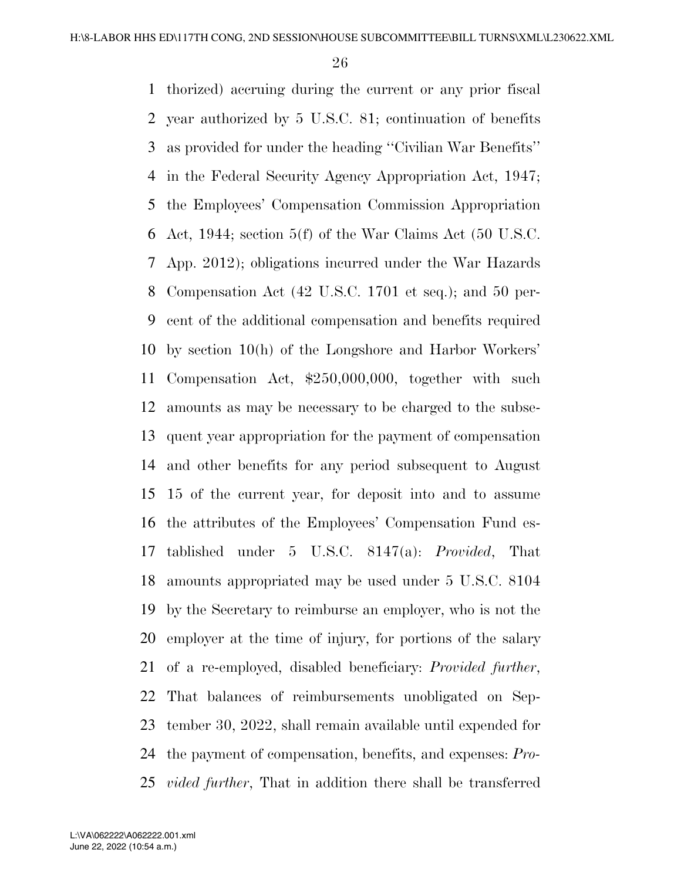thorized) accruing during the current or any prior fiscal year authorized by 5 U.S.C. 81; continuation of benefits as provided for under the heading ''Civilian War Benefits'' in the Federal Security Agency Appropriation Act, 1947; the Employees' Compensation Commission Appropriation Act, 1944; section 5(f) of the War Claims Act (50 U.S.C. App. 2012); obligations incurred under the War Hazards Compensation Act (42 U.S.C. 1701 et seq.); and 50 percent of the additional compensation and benefits required by section 10(h) of the Longshore and Harbor Workers' Compensation Act, $250,000,000, together with such amounts as may be necessary to be charged to the subsequent year appropriation for the payment of compensation and other benefits for any period subsequent to August 15 of the current year, for deposit into and to assume the attributes of the Employees' Compensation Fund established under 5 U.S.C. 8147(a): *Provided*, That amounts appropriated may be used under 5 U.S.C. 8104 by the Secretary to reimburse an employer, who is not the employer at the time of injury, for portions of the salary of a re-employed, disabled beneficiary: *Provided further*, That balances of reimbursements unobligated on September 30, 2022, shall remain available until expended for the payment of compensation, benefits, and expenses: *Provided further*, That in addition there shall be transferred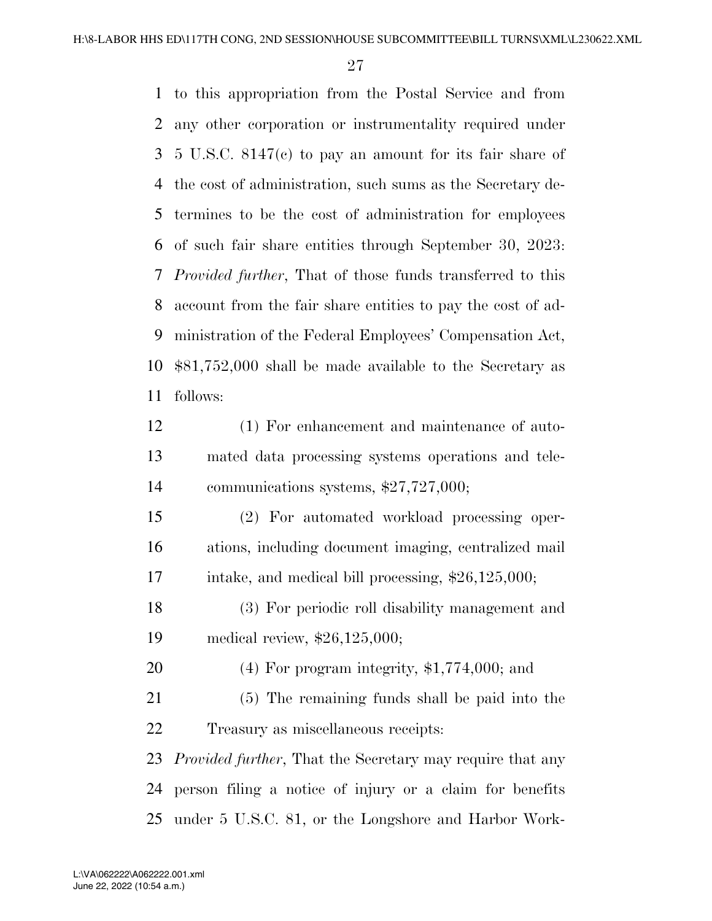to this appropriation from the Postal Service and from any other corporation or instrumentality required under 5 U.S.C. 8147(c) to pay an amount for its fair share of the cost of administration, such sums as the Secretary determines to be the cost of administration for employees of such fair share entities through September 30, 2023: *Provided further*, That of those funds transferred to this account from the fair share entities to pay the cost of administration of the Federal Employees' Compensation Act, $81,752,000 shall be made available to the Secretary as follows:

(1) For enhancement and maintenance of automated data processing systems operations and telecommunications systems, $27,727,000;

(2) For automated workload processing operations, including document imaging, centralized mail intake, and medical bill processing, $26,125,000;

(3) For periodic roll disability management and medical review, $26,125,000;

(4) For program integrity, $1,774,000; and

(5) The remaining funds shall be paid into the Treasury as miscellaneous receipts:

*Provided further*, That the Secretary may require that any person filing a notice of injury or a claim for benefits under 5 U.S.C. 81, or the Longshore and Harbor Work-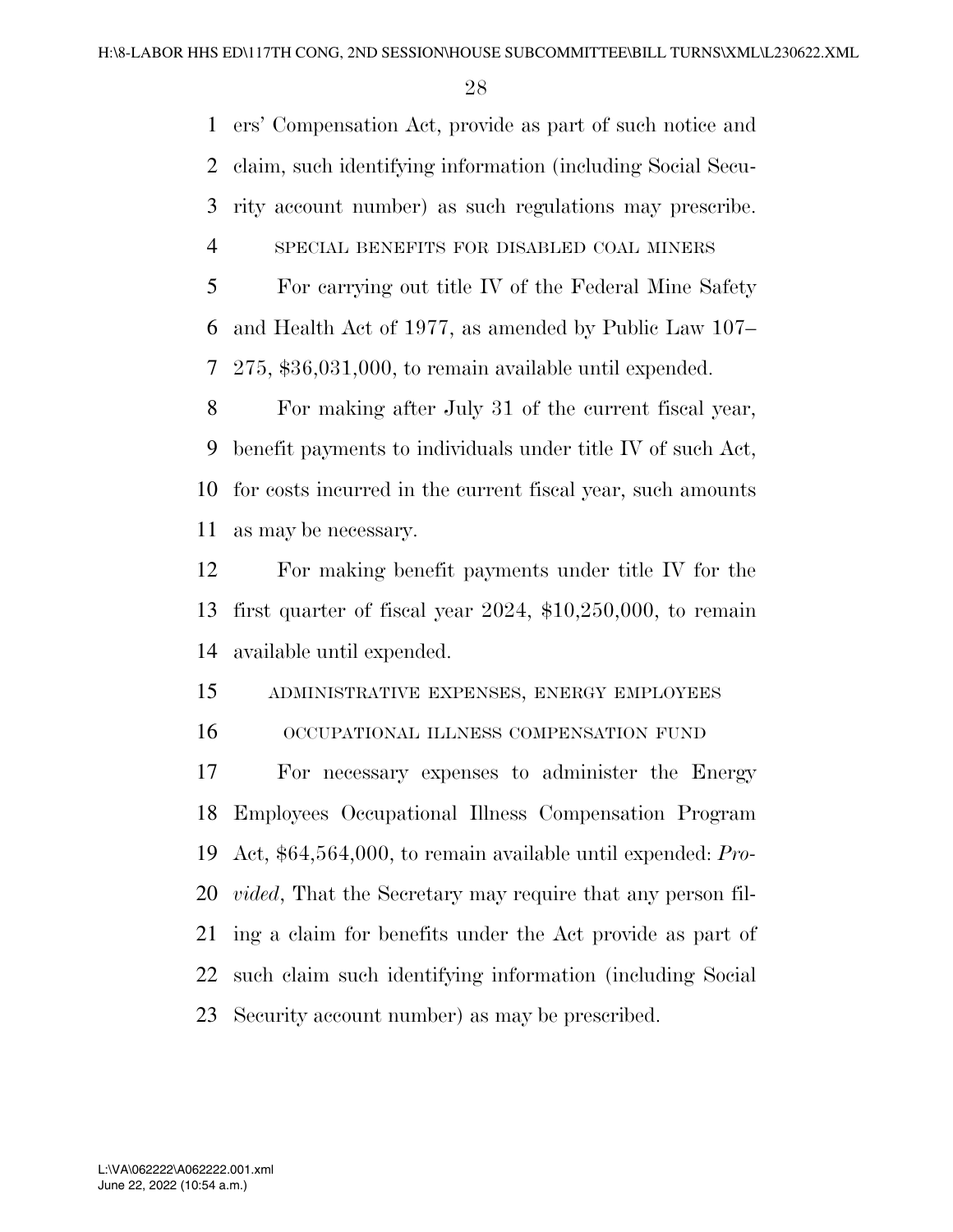ers' Compensation Act, provide as part of such notice and claim, such identifying information (including Social Security account number) as such regulations may prescribe.

SPECIAL BENEFITS FOR DISABLED COAL MINERS

For carrying out title IV of the Federal Mine Safety and Health Act of 1977, as amended by Public Law 107–275, $36,031,000, to remain available until expended.

For making after July 31 of the current fiscal year, benefit payments to individuals under title IV of such Act, for costs incurred in the current fiscal year, such amounts as may be necessary.

For making benefit payments under title IV for the first quarter of fiscal year 2024, $10,250,000, to remain available until expended.

ADMINISTRATIVE EXPENSES, ENERGY EMPLOYEES OCCUPATIONAL ILLNESS COMPENSATION FUND

For necessary expenses to administer the Energy Employees Occupational Illness Compensation Program Act, $64,564,000, to remain available until expended: *Provided*, That the Secretary may require that any person filing a claim for benefits under the Act provide as part of such claim such identifying information (including Social Security account number) as may be prescribed.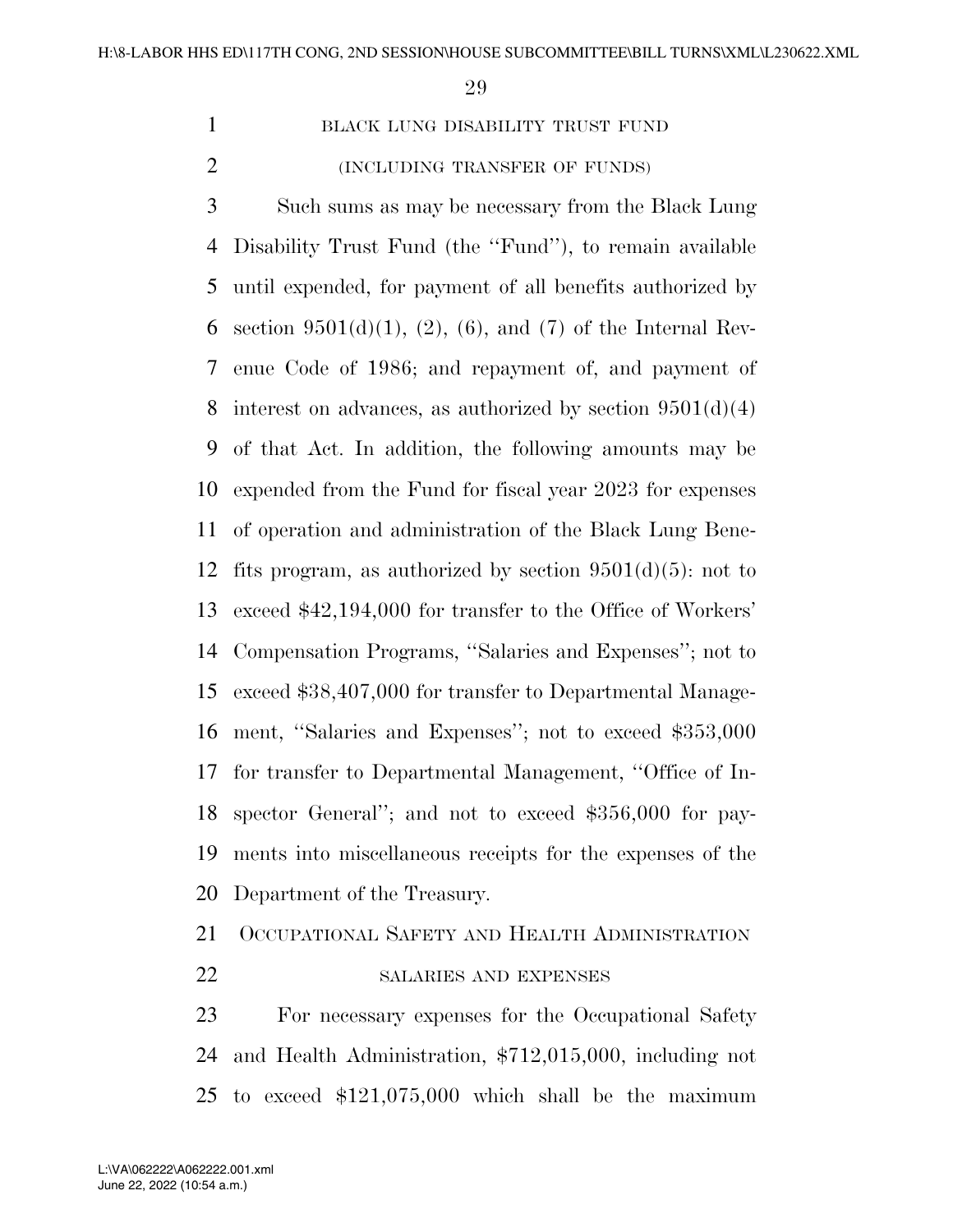BLACK LUNG DISABILITY TRUST FUND

(INCLUDING TRANSFER OF FUNDS)

Such sums as may be necessary from the Black Lung Disability Trust Fund (the ''Fund''), to remain available until expended, for payment of all benefits authorized by section 9501(d)(1), (2), (6), and (7) of the Internal Revenue Code of 1986; and repayment of, and payment of interest on advances, as authorized by section 9501(d)(4) of that Act. In addition, the following amounts may be expended from the Fund for fiscal year 2023 for expenses of operation and administration of the Black Lung Benefits program, as authorized by section 9501(d)(5): not to exceed $42,194,000 for transfer to the Office of Workers' Compensation Programs, ''Salaries and Expenses''; not to exceed $38,407,000 for transfer to Departmental Management, ''Salaries and Expenses''; not to exceed $353,000 for transfer to Departmental Management, ''Office of Inspector General''; and not to exceed $356,000 for payments into miscellaneous receipts for the expenses of the Department of the Treasury.

OCCUPATIONAL SAFETY AND HEALTH ADMINISTRATION

SALARIES AND EXPENSES

For necessary expenses for the Occupational Safety and Health Administration, $712,015,000, including not to exceed $121,075,000 which shall be the maximum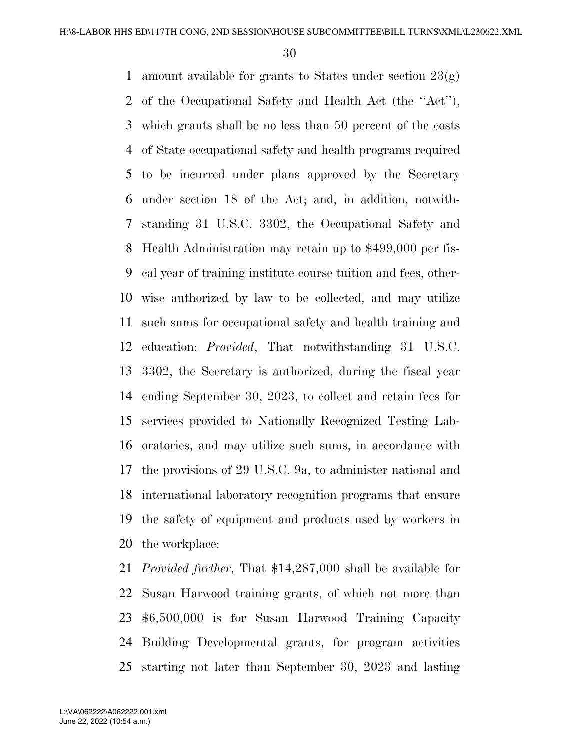amount available for grants to States under section 23(g) of the Occupational Safety and Health Act (the ''Act''), which grants shall be no less than 50 percent of the costs of State occupational safety and health programs required to be incurred under plans approved by the Secretary under section 18 of the Act; and, in addition, notwithstanding 31 U.S.C. 3302, the Occupational Safety and Health Administration may retain up to $499,000 per fiscal year of training institute course tuition and fees, otherwise authorized by law to be collected, and may utilize such sums for occupational safety and health training and education: *Provided*, That notwithstanding 31 U.S.C. 3302, the Secretary is authorized, during the fiscal year ending September 30, 2023, to collect and retain fees for services provided to Nationally Recognized Testing Laboratories, and may utilize such sums, in accordance with the provisions of 29 U.S.C. 9a, to administer national and international laboratory recognition programs that ensure the safety of equipment and products used by workers in the workplace:

*Provided further*, That $14,287,000 shall be available for Susan Harwood training grants, of which not more than $6,500,000 is for Susan Harwood Training Capacity Building Developmental grants, for program activities starting not later than September 30, 2023 and lasting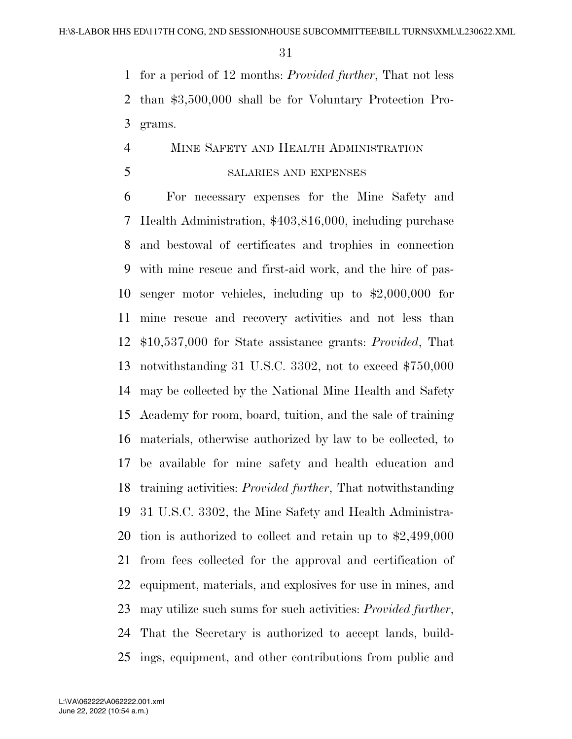for a period of 12 months: *Provided further*, That not less than $3,500,000 shall be for Voluntary Protection Programs.

## Mine Safety and Health Administration

### salaries and expenses

For necessary expenses for the Mine Safety and Health Administration, $403,816,000, including purchase and bestowal of certificates and trophies in connection with mine rescue and first-aid work, and the hire of passenger motor vehicles, including up to $2,000,000 for mine rescue and recovery activities and not less than $10,537,000 for State assistance grants: *Provided*, That notwithstanding 31 U.S.C. 3302, not to exceed $750,000 may be collected by the National Mine Health and Safety Academy for room, board, tuition, and the sale of training materials, otherwise authorized by law to be collected, to be available for mine safety and health education and training activities: *Provided further*, That notwithstanding 31 U.S.C. 3302, the Mine Safety and Health Administration is authorized to collect and retain up to $2,499,000 from fees collected for the approval and certification of equipment, materials, and explosives for use in mines, and may utilize such sums for such activities: *Provided further*, That the Secretary is authorized to accept lands, buildings, equipment, and other contributions from public and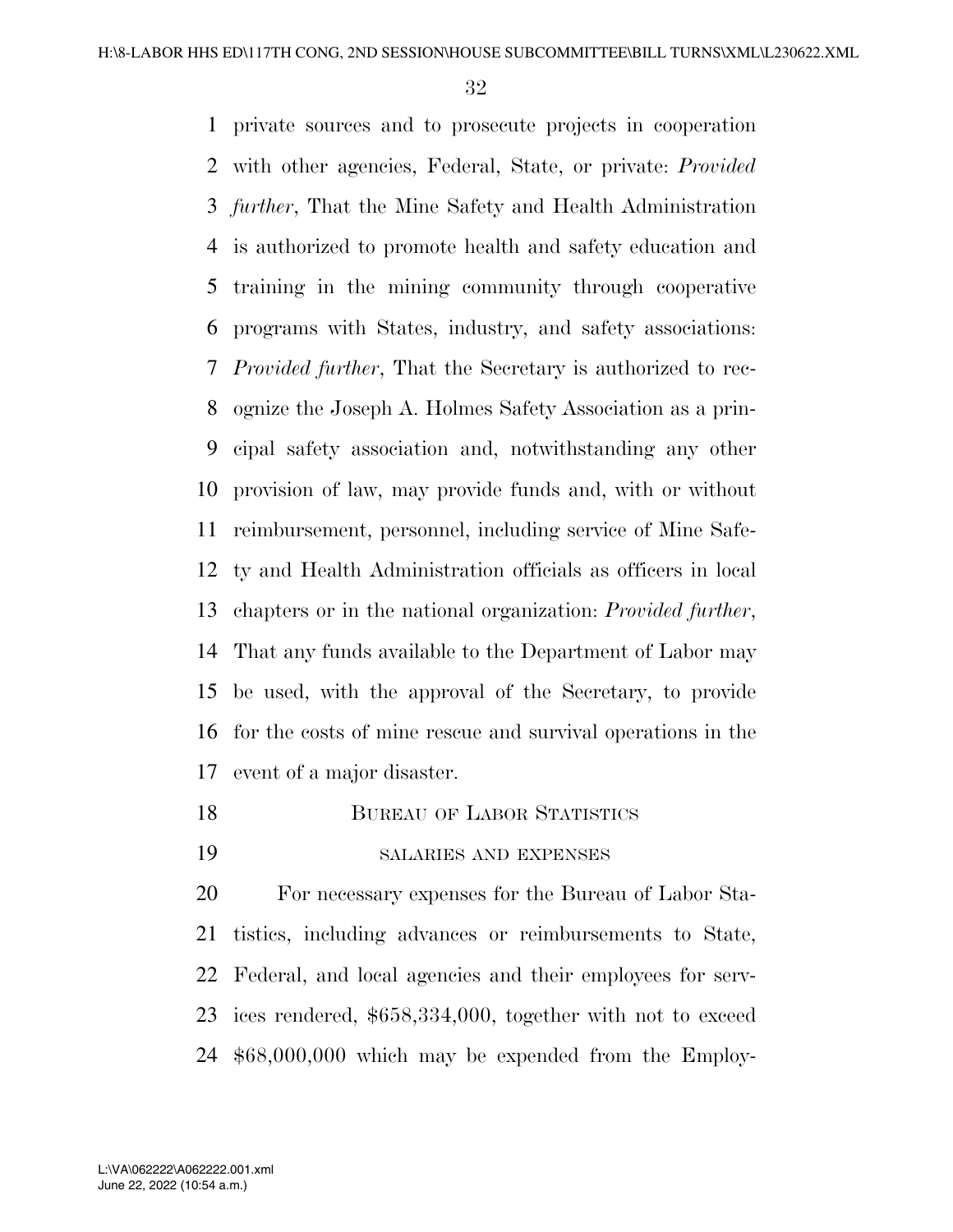private sources and to prosecute projects in cooperation with other agencies, Federal, State, or private: *Provided further*, That the Mine Safety and Health Administration is authorized to promote health and safety education and training in the mining community through cooperative programs with States, industry, and safety associations: *Provided further*, That the Secretary is authorized to recognize the Joseph A. Holmes Safety Association as a principal safety association and, notwithstanding any other provision of law, may provide funds and, with or without reimbursement, personnel, including service of Mine Safety and Health Administration officials as officers in local chapters or in the national organization: *Provided further*, That any funds available to the Department of Labor may be used, with the approval of the Secretary, to provide for the costs of mine rescue and survival operations in the event of a major disaster.

## Bureau of Labor Statistics

### salaries and expenses

For necessary expenses for the Bureau of Labor Statistics, including advances or reimbursements to State, Federal, and local agencies and their employees for services rendered, $658,334,000, together with not to exceed $68,000,000 which may be expended from the Employ-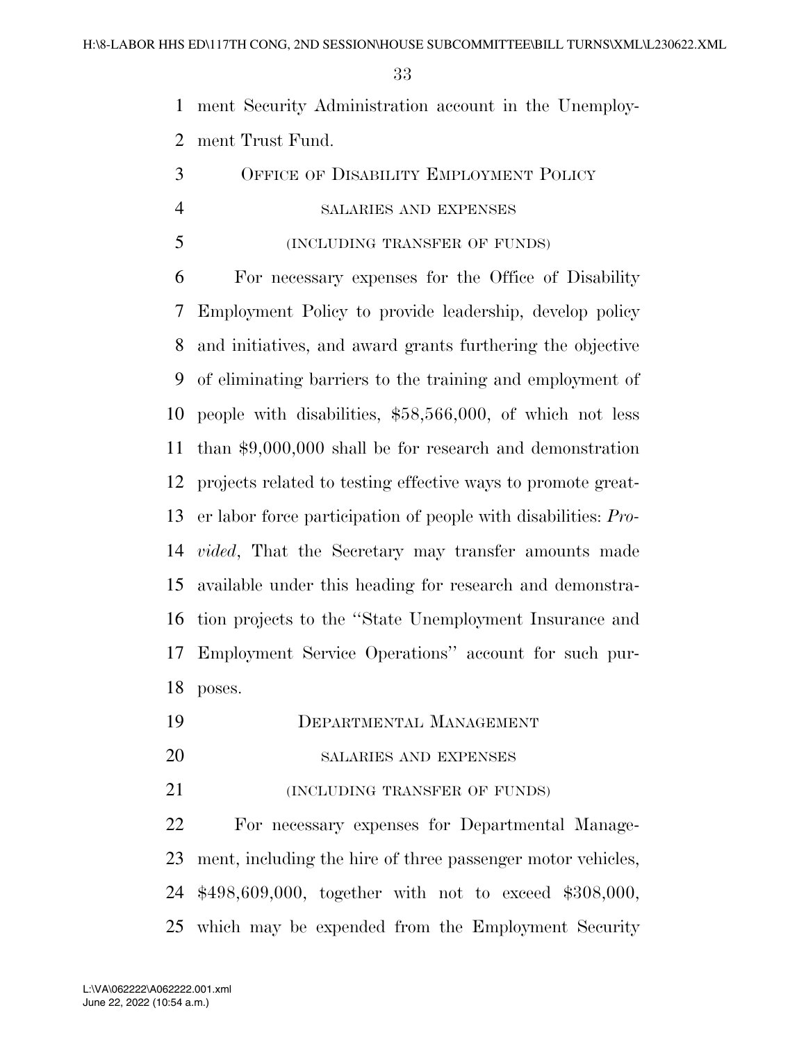ment Security Administration account in the Unemployment Trust Fund.

OFFICE OF DISABILITY EMPLOYMENT POLICY

SALARIES AND EXPENSES

(INCLUDING TRANSFER OF FUNDS)

For necessary expenses for the Office of Disability Employment Policy to provide leadership, develop policy and initiatives, and award grants furthering the objective of eliminating barriers to the training and employment of people with disabilities, $58,566,000, of which not less than $9,000,000 shall be for research and demonstration projects related to testing effective ways to promote greater labor force participation of people with disabilities: *Provided*, That the Secretary may transfer amounts made available under this heading for research and demonstration projects to the ''State Unemployment Insurance and Employment Service Operations'' account for such purposes.

DEPARTMENTAL MANAGEMENT

SALARIES AND EXPENSES

(INCLUDING TRANSFER OF FUNDS)

For necessary expenses for Departmental Management, including the hire of three passenger motor vehicles, $498,609,000, together with not to exceed $308,000, which may be expended from the Employment Security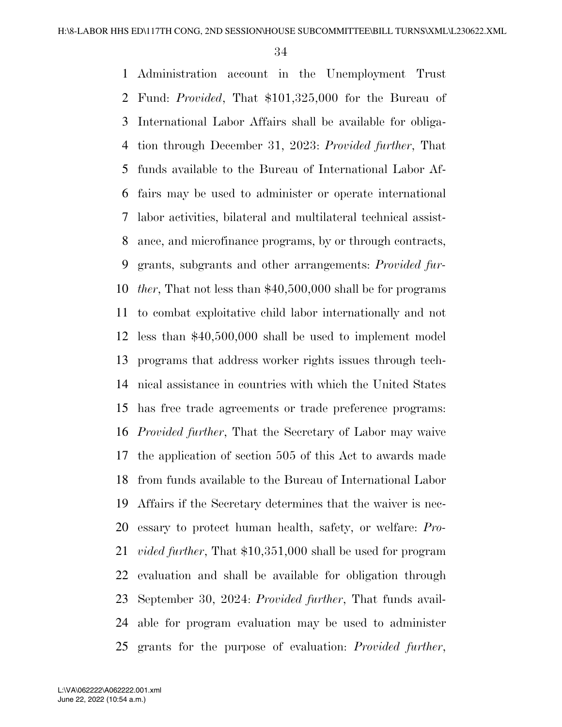Administration account in the Unemployment Trust Fund: *Provided*, That $101,325,000 for the Bureau of International Labor Affairs shall be available for obligation through December 31, 2023: *Provided further*, That funds available to the Bureau of International Labor Affairs may be used to administer or operate international labor activities, bilateral and multilateral technical assistance, and microfinance programs, by or through contracts, grants, subgrants and other arrangements: *Provided further*, That not less than $40,500,000 shall be for programs to combat exploitative child labor internationally and not less than $40,500,000 shall be used to implement model programs that address worker rights issues through technical assistance in countries with which the United States has free trade agreements or trade preference programs: *Provided further*, That the Secretary of Labor may waive the application of section 505 of this Act to awards made from funds available to the Bureau of International Labor Affairs if the Secretary determines that the waiver is necessary to protect human health, safety, or welfare: *Provided further*, That $10,351,000 shall be used for program evaluation and shall be available for obligation through September 30, 2024: *Provided further*, That funds available for program evaluation may be used to administer grants for the purpose of evaluation: *Provided further*,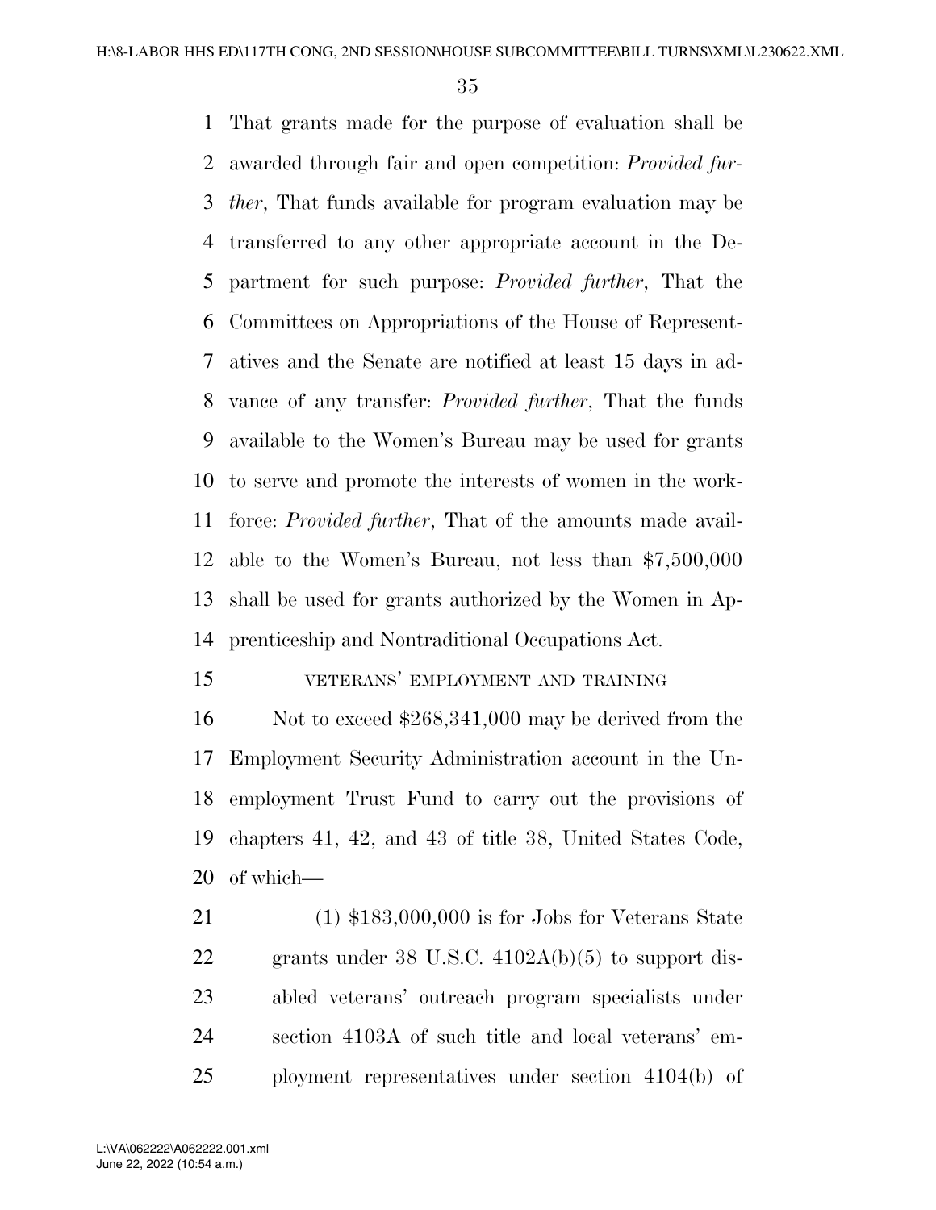That grants made for the purpose of evaluation shall be awarded through fair and open competition: *Provided further*, That funds available for program evaluation may be transferred to any other appropriate account in the Department for such purpose: *Provided further*, That the Committees on Appropriations of the House of Representatives and the Senate are notified at least 15 days in advance of any transfer: *Provided further*, That the funds available to the Women's Bureau may be used for grants to serve and promote the interests of women in the workforce: *Provided further*, That of the amounts made available to the Women's Bureau, not less than $7,500,000 shall be used for grants authorized by the Women in Apprenticeship and Nontraditional Occupations Act.

VETERANS' EMPLOYMENT AND TRAINING

Not to exceed $268,341,000 may be derived from the Employment Security Administration account in the Unemployment Trust Fund to carry out the provisions of chapters 41, 42, and 43 of title 38, United States Code, of which—

(1) $183,000,000 is for Jobs for Veterans State grants under 38 U.S.C. 4102A(b)(5) to support disabled veterans' outreach program specialists under section 4103A of such title and local veterans' employment representatives under section 4104(b) of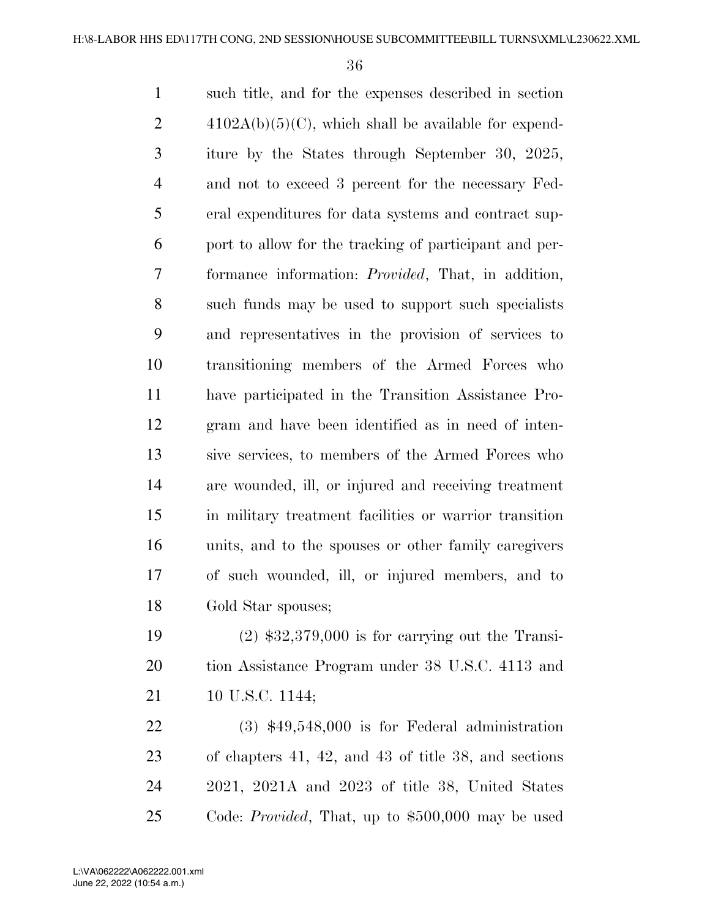such title, and for the expenses described in section 4102A(b)(5)(C), which shall be available for expenditure by the States through September 30, 2025, and not to exceed 3 percent for the necessary Federal expenditures for data systems and contract support to allow for the tracking of participant and performance information: *Provided*, That, in addition, such funds may be used to support such specialists and representatives in the provision of services to transitioning members of the Armed Forces who have participated in the Transition Assistance Program and have been identified as in need of intensive services, to members of the Armed Forces who are wounded, ill, or injured and receiving treatment in military treatment facilities or warrior transition units, and to the spouses or other family caregivers of such wounded, ill, or injured members, and to Gold Star spouses;

(2) $32,379,000 is for carrying out the Transition Assistance Program under 38 U.S.C. 4113 and 10 U.S.C. 1144;

(3) $49,548,000 is for Federal administration of chapters 41, 42, and 43 of title 38, and sections 2021, 2021A and 2023 of title 38, United States Code: *Provided*, That, up to $500,000 may be used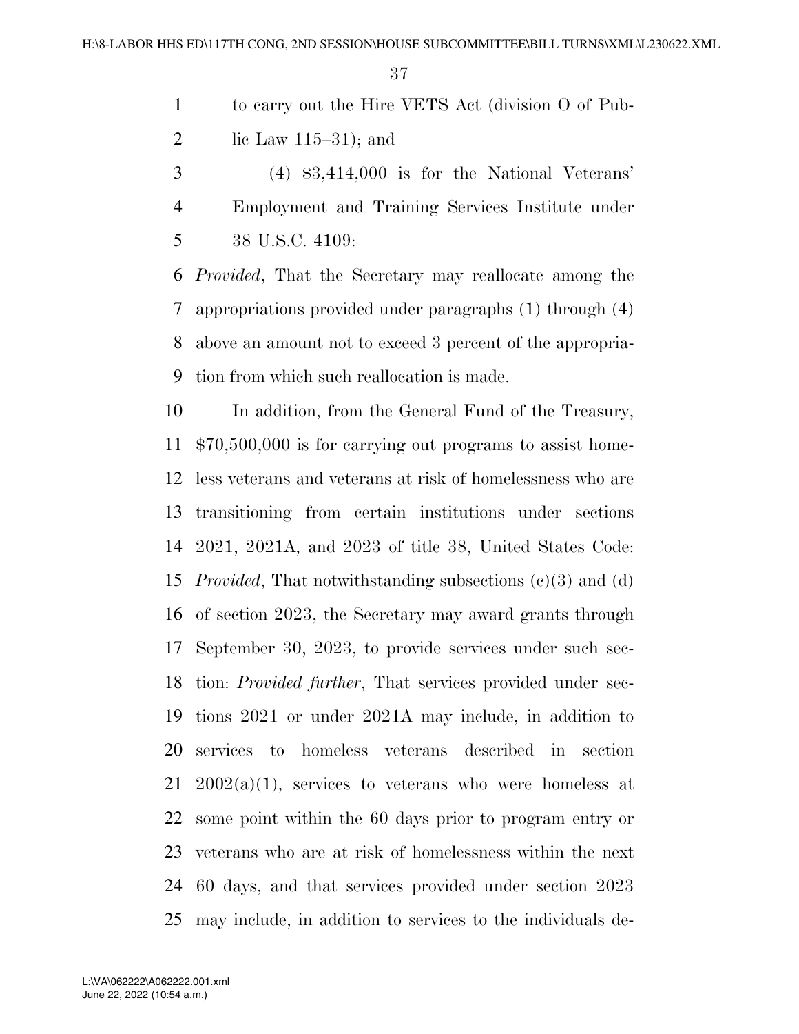to carry out the Hire VETS Act (division O of Public Law 115–31); and

(4) $3,414,000 is for the National Veterans' Employment and Training Services Institute under 38 U.S.C. 4109:

*Provided*, That the Secretary may reallocate among the appropriations provided under paragraphs (1) through (4) above an amount not to exceed 3 percent of the appropriation from which such reallocation is made.

In addition, from the General Fund of the Treasury, $70,500,000 is for carrying out programs to assist homeless veterans and veterans at risk of homelessness who are transitioning from certain institutions under sections 2021, 2021A, and 2023 of title 38, United States Code: *Provided*, That notwithstanding subsections (c)(3) and (d) of section 2023, the Secretary may award grants through September 30, 2023, to provide services under such section: *Provided further*, That services provided under sections 2021 or under 2021A may include, in addition to services to homeless veterans described in section 2002(a)(1), services to veterans who were homeless at some point within the 60 days prior to program entry or veterans who are at risk of homelessness within the next 60 days, and that services provided under section 2023 may include, in addition to services to the individuals de-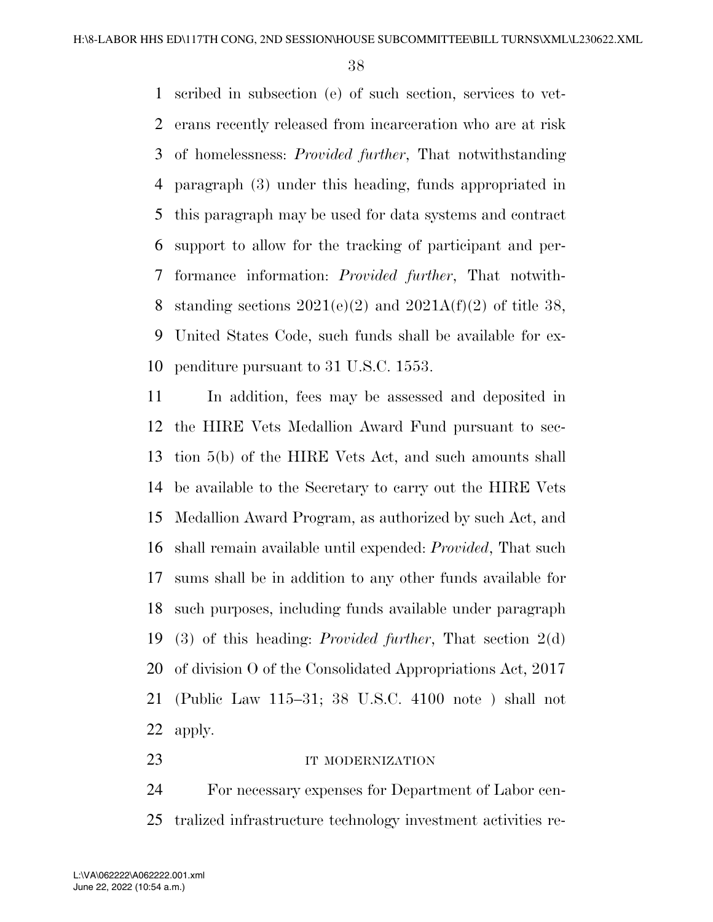scribed in subsection (e) of such section, services to veterans recently released from incarceration who are at risk of homelessness: *Provided further*, That notwithstanding paragraph (3) under this heading, funds appropriated in this paragraph may be used for data systems and contract support to allow for the tracking of participant and performance information: *Provided further*, That notwithstanding sections 2021(e)(2) and 2021A(f)(2) of title 38, United States Code, such funds shall be available for expenditure pursuant to 31 U.S.C. 1553.

In addition, fees may be assessed and deposited in the HIRE Vets Medallion Award Fund pursuant to section 5(b) of the HIRE Vets Act, and such amounts shall be available to the Secretary to carry out the HIRE Vets Medallion Award Program, as authorized by such Act, and shall remain available until expended: *Provided*, That such sums shall be in addition to any other funds available for such purposes, including funds available under paragraph (3) of this heading: *Provided further*, That section 2(d) of division O of the Consolidated Appropriations Act, 2017 (Public Law 115–31; 38 U.S.C. 4100 note ) shall not apply.

IT MODERNIZATION

For necessary expenses for Department of Labor centralized infrastructure technology investment activities re-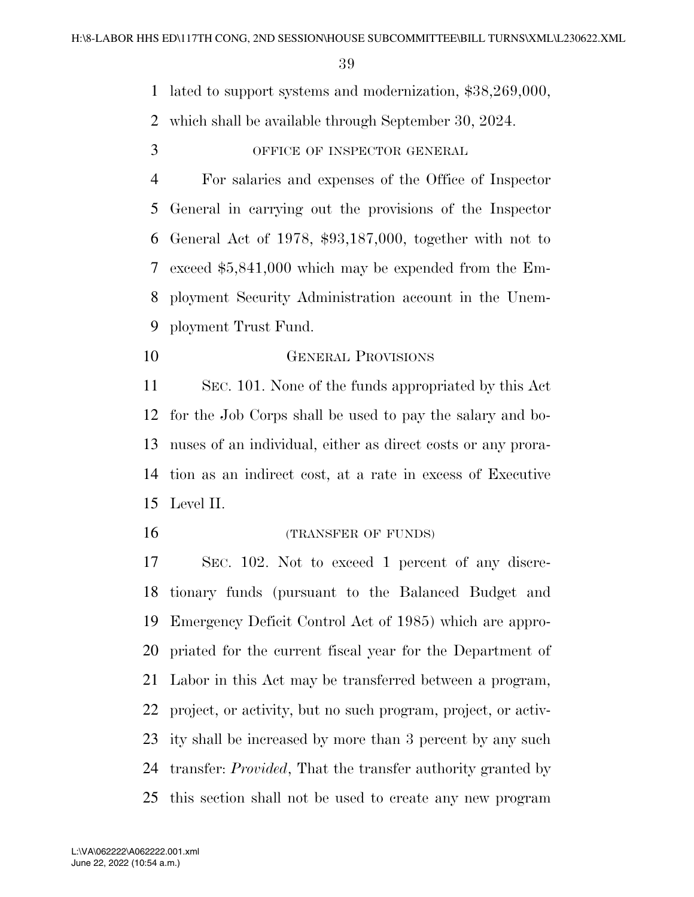lated to support systems and modernization, $38,269,000, which shall be available through September 30, 2024.

OFFICE OF INSPECTOR GENERAL

For salaries and expenses of the Office of Inspector General in carrying out the provisions of the Inspector General Act of 1978, $93,187,000, together with not to exceed $5,841,000 which may be expended from the Employment Security Administration account in the Unemployment Trust Fund.

GENERAL PROVISIONS

SEC. 101. None of the funds appropriated by this Act for the Job Corps shall be used to pay the salary and bonuses of an individual, either as direct costs or any proration as an indirect cost, at a rate in excess of Executive Level II.

(TRANSFER OF FUNDS)

SEC. 102. Not to exceed 1 percent of any discretionary funds (pursuant to the Balanced Budget and Emergency Deficit Control Act of 1985) which are appropriated for the current fiscal year for the Department of Labor in this Act may be transferred between a program, project, or activity, but no such program, project, or activity shall be increased by more than 3 percent by any such transfer: *Provided*, That the transfer authority granted by this section shall not be used to create any new program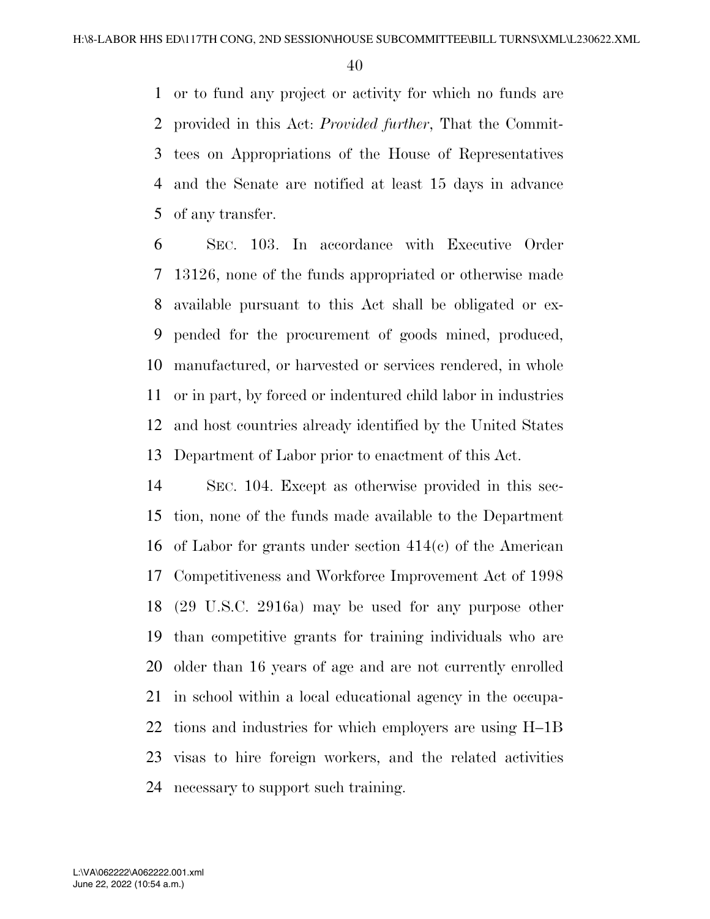or to fund any project or activity for which no funds are provided in this Act: *Provided further*, That the Committees on Appropriations of the House of Representatives and the Senate are notified at least 15 days in advance of any transfer.

SEC. 103. In accordance with Executive Order 13126, none of the funds appropriated or otherwise made available pursuant to this Act shall be obligated or expended for the procurement of goods mined, produced, manufactured, or harvested or services rendered, in whole or in part, by forced or indentured child labor in industries and host countries already identified by the United States Department of Labor prior to enactment of this Act.

SEC. 104. Except as otherwise provided in this section, none of the funds made available to the Department of Labor for grants under section 414(c) of the American Competitiveness and Workforce Improvement Act of 1998 (29 U.S.C. 2916a) may be used for any purpose other than competitive grants for training individuals who are older than 16 years of age and are not currently enrolled in school within a local educational agency in the occupations and industries for which employers are using H–1B visas to hire foreign workers, and the related activities necessary to support such training.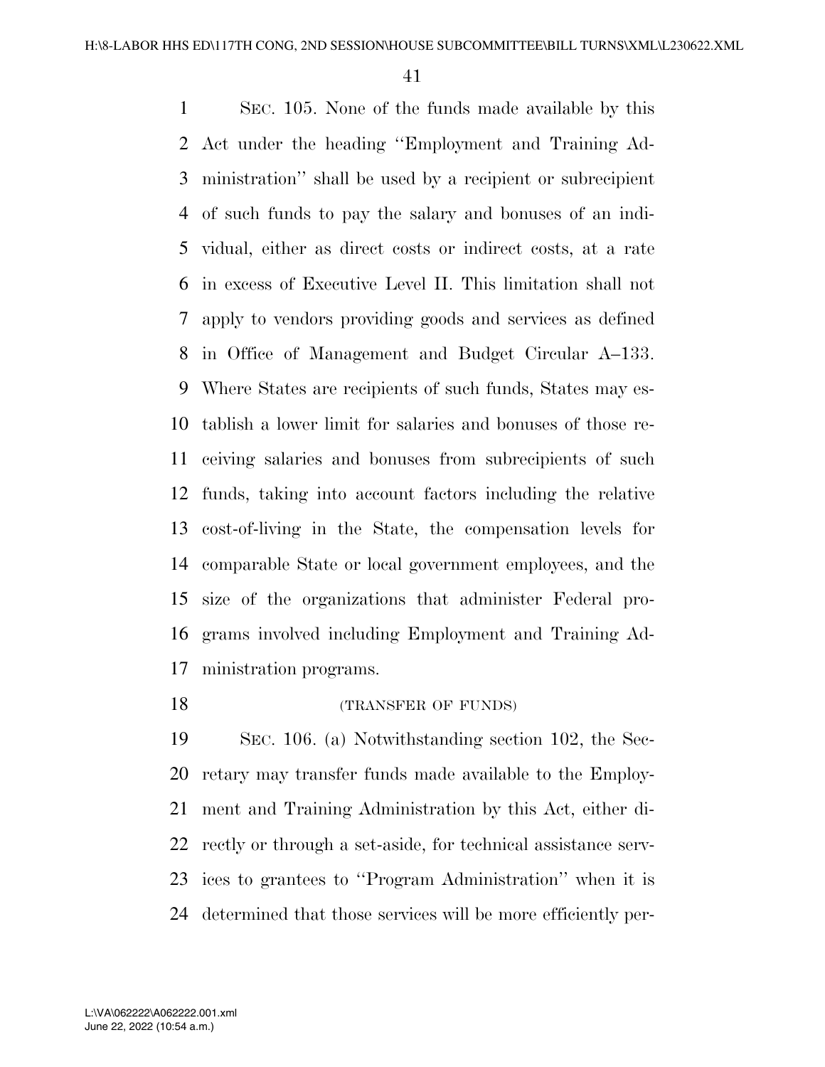SEC. 105. None of the funds made available by this Act under the heading ''Employment and Training Administration'' shall be used by a recipient or subrecipient of such funds to pay the salary and bonuses of an individual, either as direct costs or indirect costs, at a rate in excess of Executive Level II. This limitation shall not apply to vendors providing goods and services as defined in Office of Management and Budget Circular A–133. Where States are recipients of such funds, States may establish a lower limit for salaries and bonuses of those receiving salaries and bonuses from subrecipients of such funds, taking into account factors including the relative cost-of-living in the State, the compensation levels for comparable State or local government employees, and the size of the organizations that administer Federal programs involved including Employment and Training Administration programs.

(TRANSFER OF FUNDS)

SEC. 106. (a) Notwithstanding section 102, the Secretary may transfer funds made available to the Employment and Training Administration by this Act, either directly or through a set-aside, for technical assistance services to grantees to ''Program Administration'' when it is determined that those services will be more efficiently per-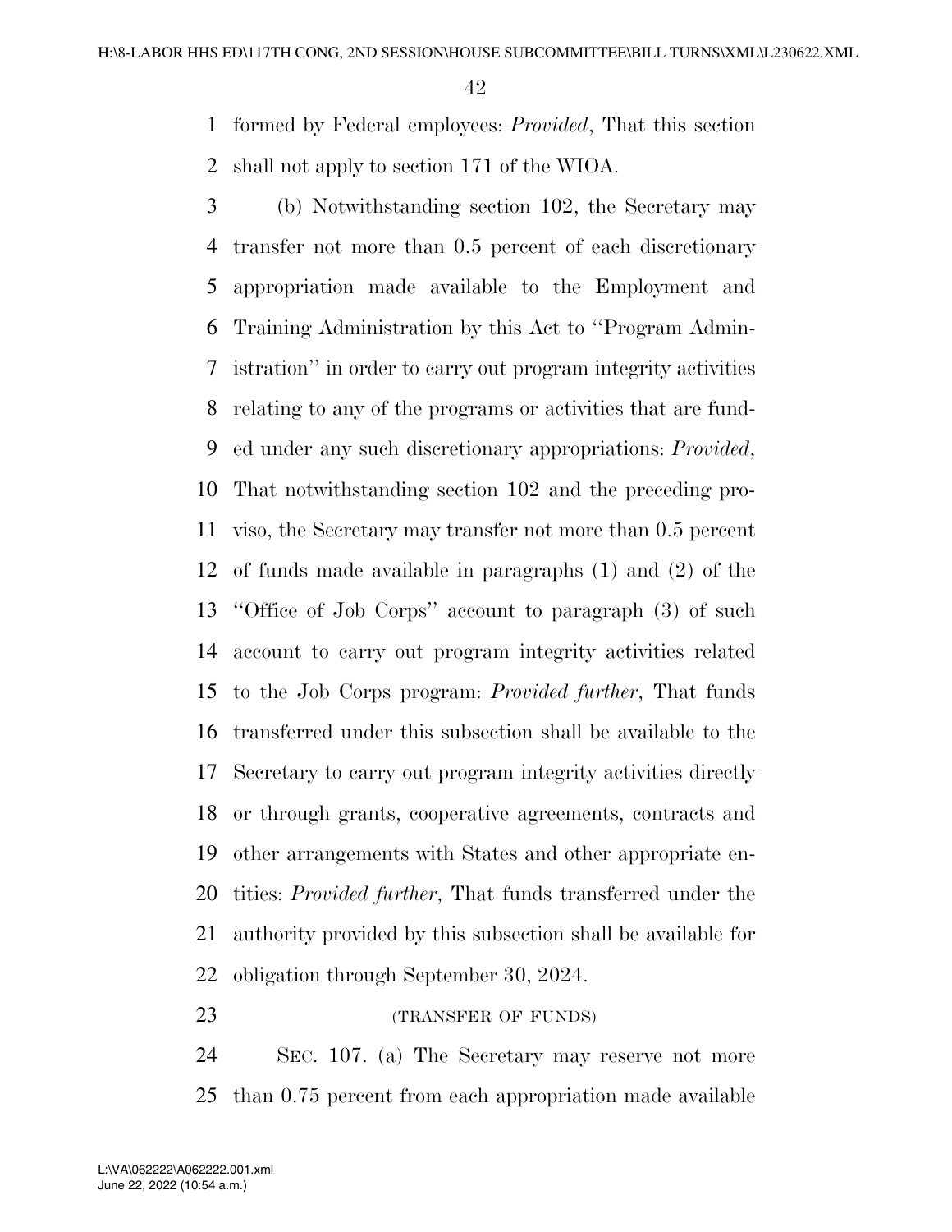formed by Federal employees: *Provided*, That this section shall not apply to section 171 of the WIOA.

(b) Notwithstanding section 102, the Secretary may transfer not more than 0.5 percent of each discretionary appropriation made available to the Employment and Training Administration by this Act to ''Program Administration'' in order to carry out program integrity activities relating to any of the programs or activities that are funded under any such discretionary appropriations: *Provided*, That notwithstanding section 102 and the preceding proviso, the Secretary may transfer not more than 0.5 percent of funds made available in paragraphs (1) and (2) of the ''Office of Job Corps'' account to paragraph (3) of such account to carry out program integrity activities related to the Job Corps program: *Provided further*, That funds transferred under this subsection shall be available to the Secretary to carry out program integrity activities directly or through grants, cooperative agreements, contracts and other arrangements with States and other appropriate entities: *Provided further*, That funds transferred under the authority provided by this subsection shall be available for obligation through September 30, 2024.

(TRANSFER OF FUNDS)

SEC. 107. (a) The Secretary may reserve not more than 0.75 percent from each appropriation made available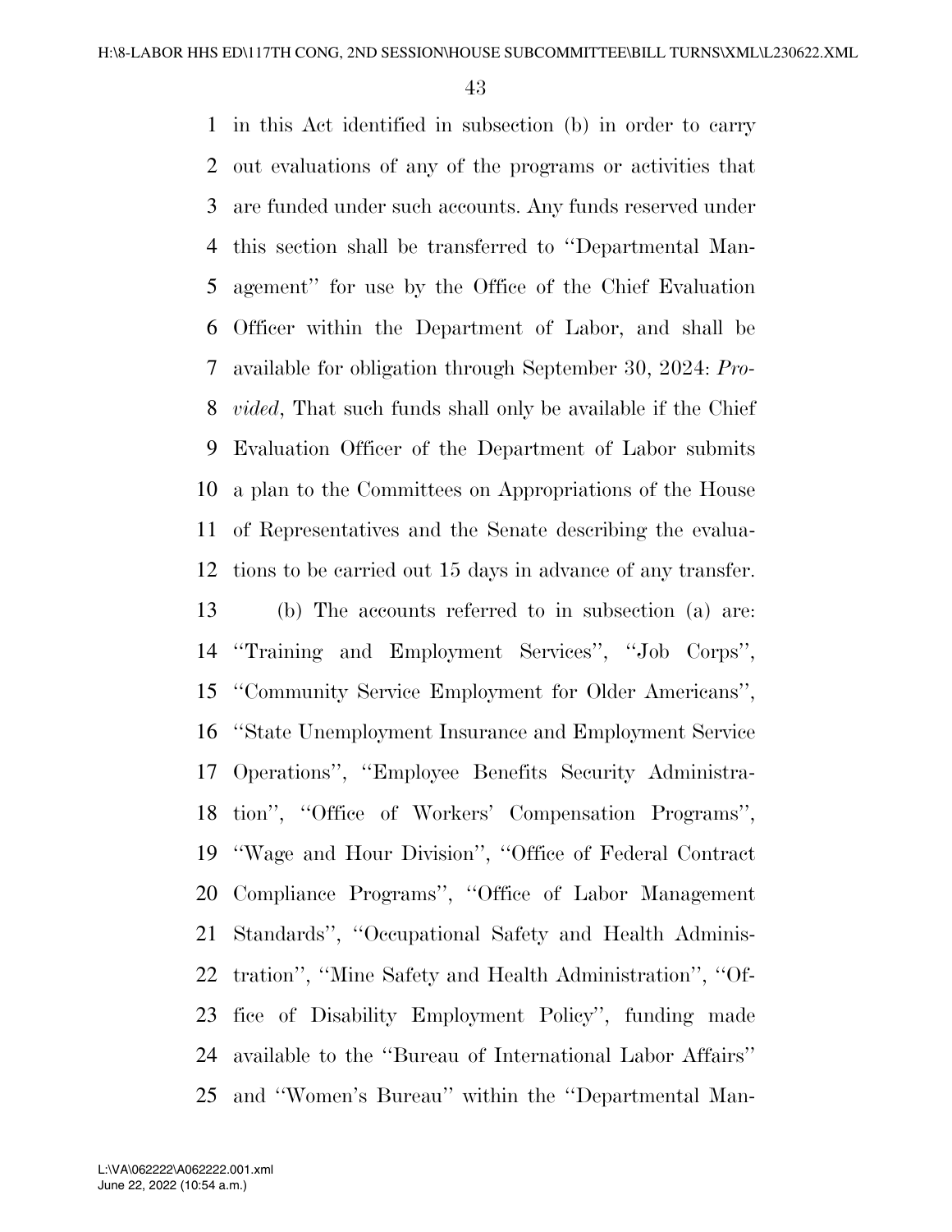in this Act identified in subsection (b) in order to carry out evaluations of any of the programs or activities that are funded under such accounts. Any funds reserved under this section shall be transferred to ''Departmental Management'' for use by the Office of the Chief Evaluation Officer within the Department of Labor, and shall be available for obligation through September 30, 2024: *Provided*, That such funds shall only be available if the Chief Evaluation Officer of the Department of Labor submits a plan to the Committees on Appropriations of the House of Representatives and the Senate describing the evaluations to be carried out 15 days in advance of any transfer.

(b) The accounts referred to in subsection (a) are: ''Training and Employment Services'', ''Job Corps'', ''Community Service Employment for Older Americans'', ''State Unemployment Insurance and Employment Service Operations'', ''Employee Benefits Security Administration'', ''Office of Workers' Compensation Programs'', ''Wage and Hour Division'', ''Office of Federal Contract Compliance Programs'', ''Office of Labor Management Standards'', ''Occupational Safety and Health Administration'', ''Mine Safety and Health Administration'', ''Office of Disability Employment Policy'', funding made available to the ''Bureau of International Labor Affairs'' and ''Women's Bureau'' within the ''Departmental Man-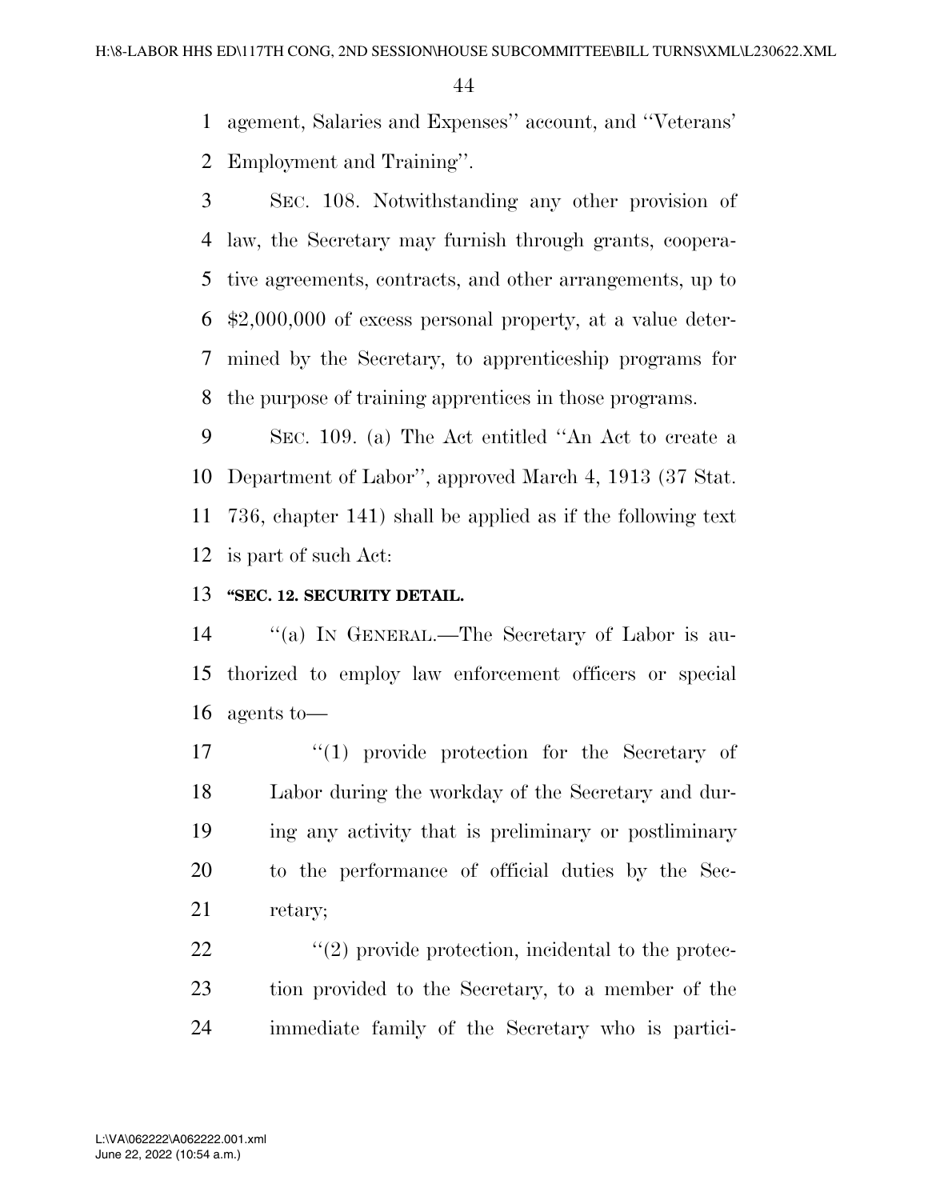agement, Salaries and Expenses'' account, and ''Veterans' Employment and Training''.

SEC. 108. Notwithstanding any other provision of law, the Secretary may furnish through grants, cooperative agreements, contracts, and other arrangements, up to $2,000,000 of excess personal property, at a value determined by the Secretary, to apprenticeship programs for the purpose of training apprentices in those programs.

SEC. 109. (a) The Act entitled ''An Act to create a Department of Labor'', approved March 4, 1913 (37 Stat. 736, chapter 141) shall be applied as if the following text is part of such Act:

**''SEC. 12. SECURITY DETAIL.**

''(a) IN GENERAL.—The Secretary of Labor is authorized to employ law enforcement officers or special agents to—

''(1) provide protection for the Secretary of Labor during the workday of the Secretary and during any activity that is preliminary or postliminary to the performance of official duties by the Secretary;

''(2) provide protection, incidental to the protection provided to the Secretary, to a member of the immediate family of the Secretary who is partici-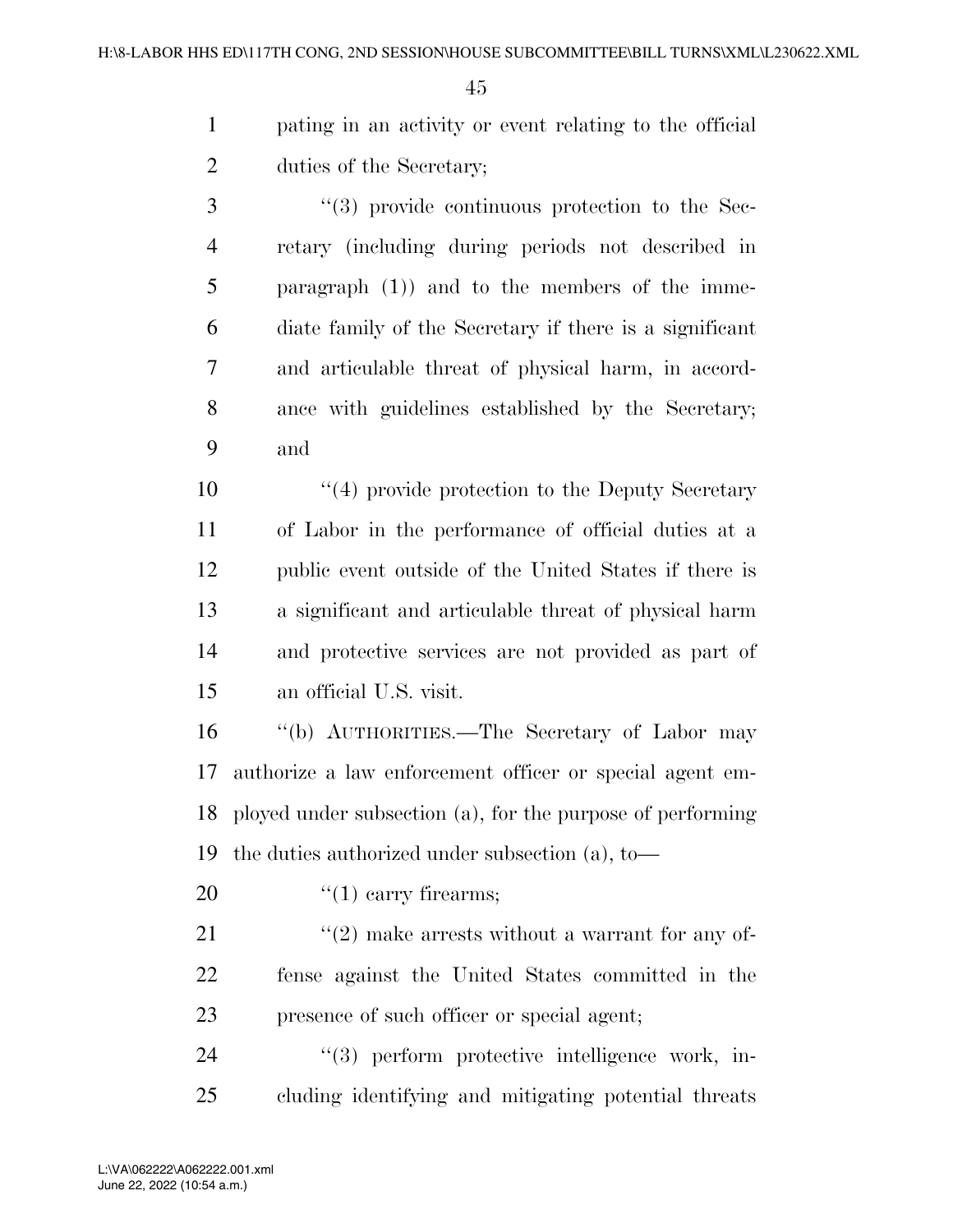pating in an activity or event relating to the official duties of the Secretary;

"(3) provide continuous protection to the Secretary (including during periods not described in paragraph (1)) and to the members of the immediate family of the Secretary if there is a significant and articulable threat of physical harm, in accordance with guidelines established by the Secretary; and

"(4) provide protection to the Deputy Secretary of Labor in the performance of official duties at a public event outside of the United States if there is a significant and articulable threat of physical harm and protective services are not provided as part of an official U.S. visit.

"(b) AUTHORITIES.—The Secretary of Labor may authorize a law enforcement officer or special agent employed under subsection (a), for the purpose of performing the duties authorized under subsection (a), to—

"(1) carry firearms;

"(2) make arrests without a warrant for any offense against the United States committed in the presence of such officer or special agent;

"(3) perform protective intelligence work, including identifying and mitigating potential threats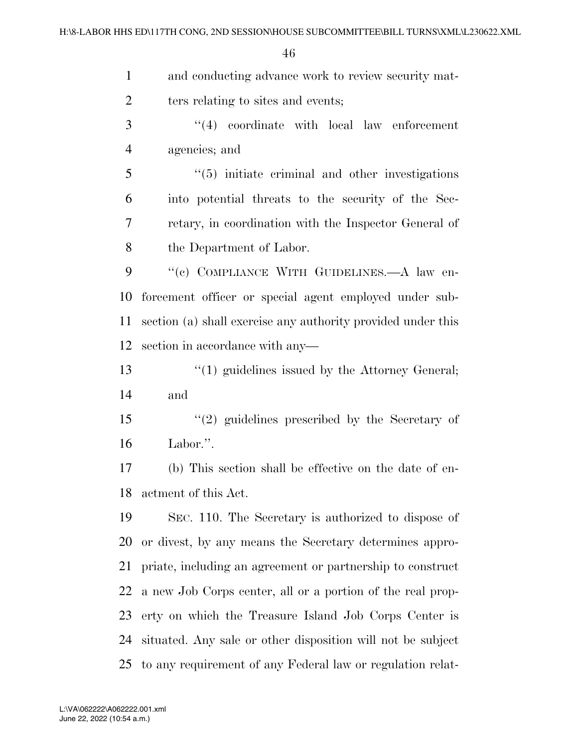and conducting advance work to review security matters relating to sites and events;

"(4) coordinate with local law enforcement agencies; and

"(5) initiate criminal and other investigations into potential threats to the security of the Secretary, in coordination with the Inspector General of the Department of Labor.

"(c) COMPLIANCE WITH GUIDELINES.—A law enforcement officer or special agent employed under subsection (a) shall exercise any authority provided under this section in accordance with any—

"(1) guidelines issued by the Attorney General; and

"(2) guidelines prescribed by the Secretary of Labor.".

(b) This section shall be effective on the date of enactment of this Act.

SEC. 110. The Secretary is authorized to dispose of or divest, by any means the Secretary determines appropriate, including an agreement or partnership to construct a new Job Corps center, all or a portion of the real property on which the Treasure Island Job Corps Center is situated. Any sale or other disposition will not be subject to any requirement of any Federal law or regulation relat-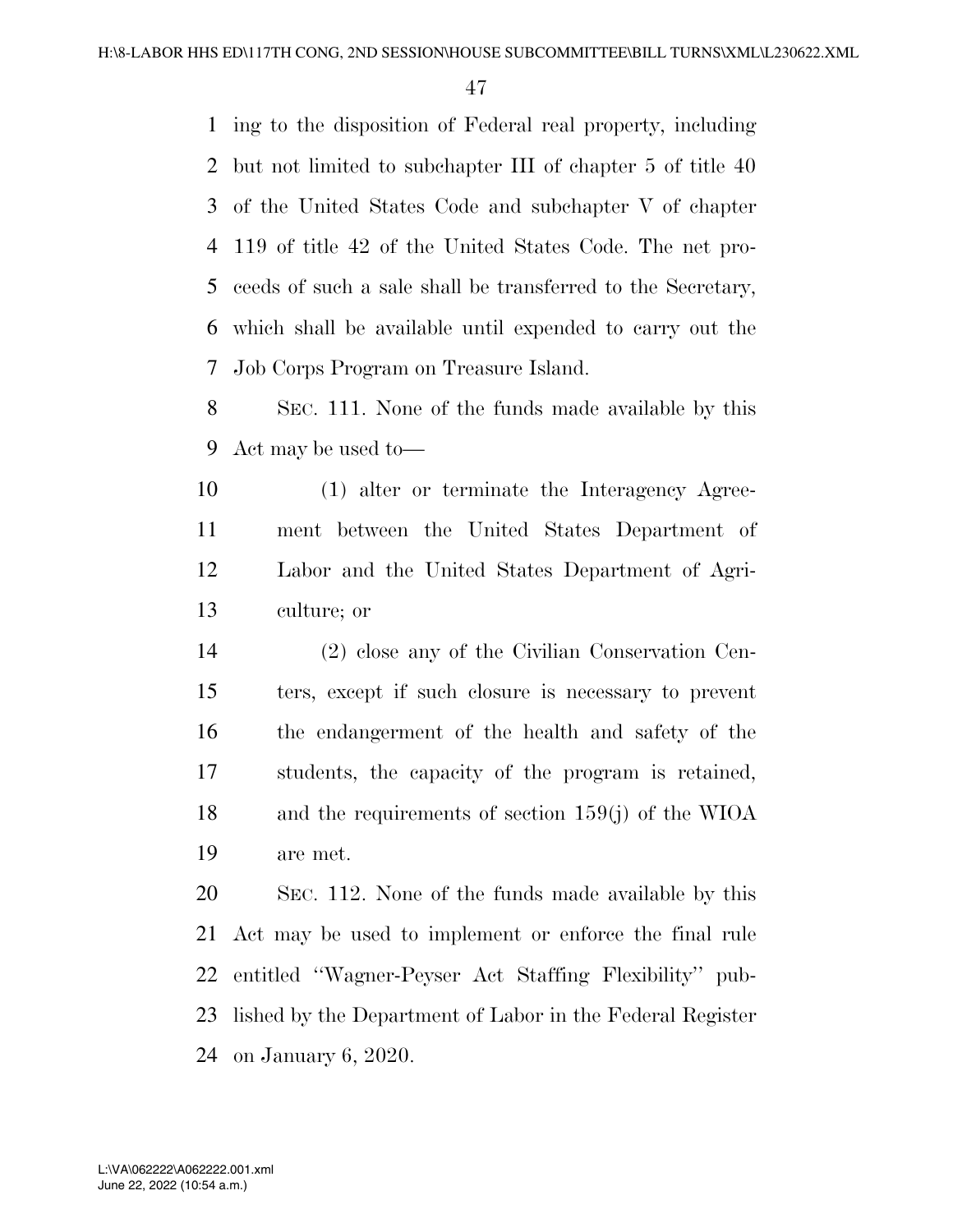ing to the disposition of Federal real property, including but not limited to subchapter III of chapter 5 of title 40 of the United States Code and subchapter V of chapter 119 of title 42 of the United States Code. The net proceeds of such a sale shall be transferred to the Secretary, which shall be available until expended to carry out the Job Corps Program on Treasure Island.

SEC. 111. None of the funds made available by this Act may be used to—

(1) alter or terminate the Interagency Agreement between the United States Department of Labor and the United States Department of Agriculture; or

(2) close any of the Civilian Conservation Centers, except if such closure is necessary to prevent the endangerment of the health and safety of the students, the capacity of the program is retained, and the requirements of section 159(j) of the WIOA are met.

SEC. 112. None of the funds made available by this Act may be used to implement or enforce the final rule entitled ''Wagner-Peyser Act Staffing Flexibility'' published by the Department of Labor in the Federal Register on January 6, 2020.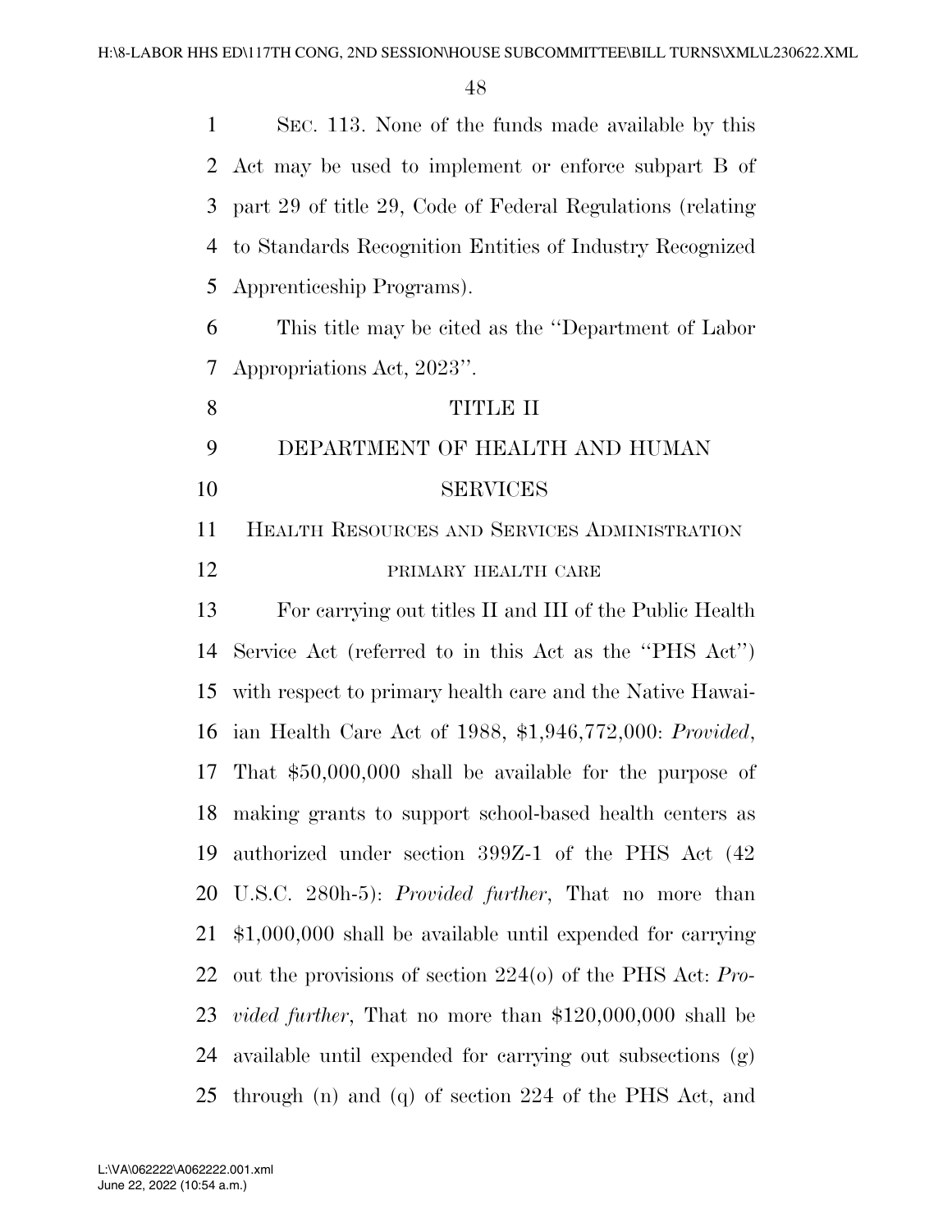SEC. 113. None of the funds made available by this Act may be used to implement or enforce subpart B of part 29 of title 29, Code of Federal Regulations (relating to Standards Recognition Entities of Industry Recognized Apprenticeship Programs).

This title may be cited as the ''Department of Labor Appropriations Act, 2023''.

# TITLE II

# DEPARTMENT OF HEALTH AND HUMAN SERVICES

## HEALTH RESOURCES AND SERVICES ADMINISTRATION

### PRIMARY HEALTH CARE

For carrying out titles II and III of the Public Health Service Act (referred to in this Act as the ''PHS Act'') with respect to primary health care and the Native Hawaiian Health Care Act of 1988, $1,946,772,000: *Provided*, That $50,000,000 shall be available for the purpose of making grants to support school-based health centers as authorized under section 399Z-1 of the PHS Act (42 U.S.C. 280h-5): *Provided further*, That no more than $1,000,000 shall be available until expended for carrying out the provisions of section 224(o) of the PHS Act: *Provided further*, That no more than $120,000,000 shall be available until expended for carrying out subsections (g) through (n) and (q) of section 224 of the PHS Act, and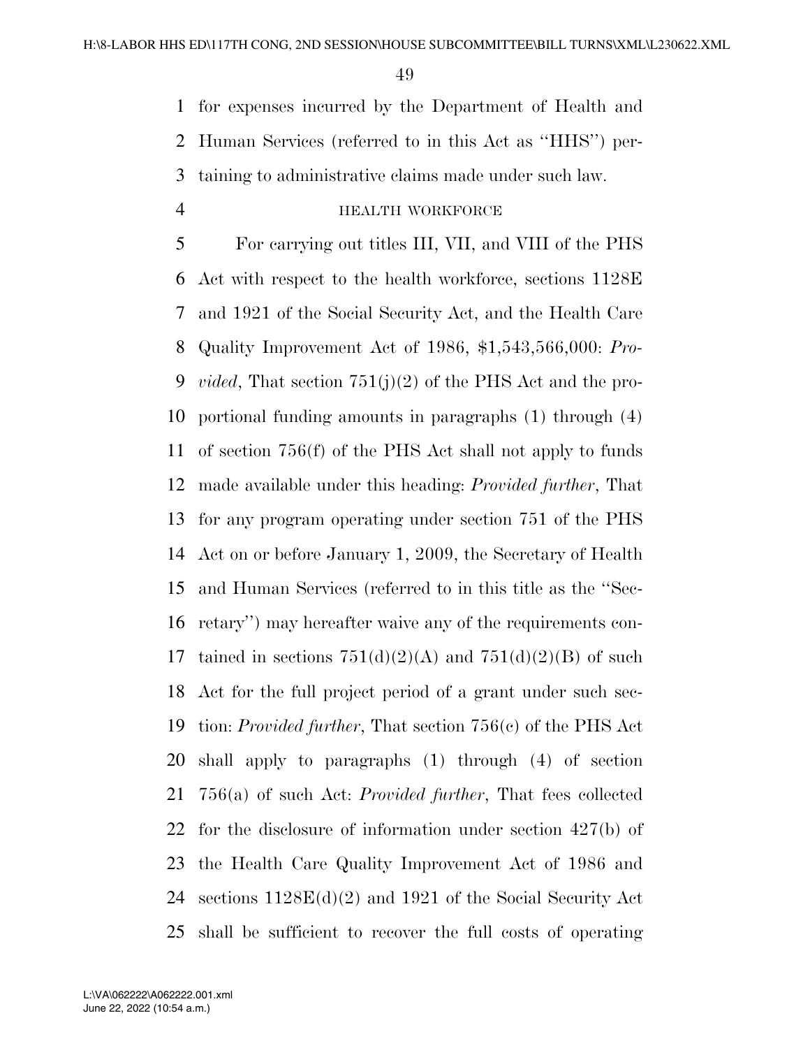for expenses incurred by the Department of Health and Human Services (referred to in this Act as ''HHS'') pertaining to administrative claims made under such law.

HEALTH WORKFORCE

For carrying out titles III, VII, and VIII of the PHS Act with respect to the health workforce, sections 1128E and 1921 of the Social Security Act, and the Health Care Quality Improvement Act of 1986, $1,543,566,000: *Provided*, That section 751(j)(2) of the PHS Act and the proportional funding amounts in paragraphs (1) through (4) of section 756(f) of the PHS Act shall not apply to funds made available under this heading: *Provided further*, That for any program operating under section 751 of the PHS Act on or before January 1, 2009, the Secretary of Health and Human Services (referred to in this title as the ''Secretary'') may hereafter waive any of the requirements contained in sections 751(d)(2)(A) and 751(d)(2)(B) of such Act for the full project period of a grant under such section: *Provided further*, That section 756(c) of the PHS Act shall apply to paragraphs (1) through (4) of section 756(a) of such Act: *Provided further*, That fees collected for the disclosure of information under section 427(b) of the Health Care Quality Improvement Act of 1986 and sections 1128E(d)(2) and 1921 of the Social Security Act shall be sufficient to recover the full costs of operating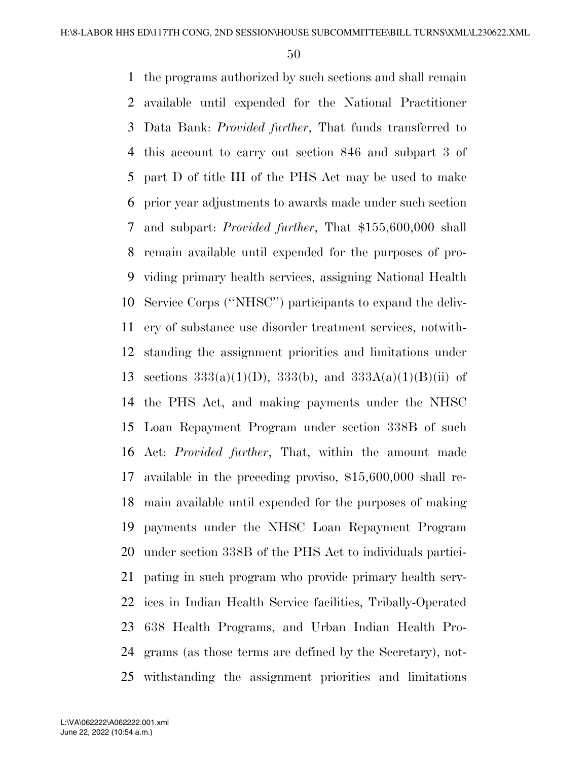the programs authorized by such sections and shall remain available until expended for the National Practitioner Data Bank: *Provided further*, That funds transferred to this account to carry out section 846 and subpart 3 of part D of title III of the PHS Act may be used to make prior year adjustments to awards made under such section and subpart: *Provided further*, That $155,600,000 shall remain available until expended for the purposes of providing primary health services, assigning National Health Service Corps (''NHSC'') participants to expand the delivery of substance use disorder treatment services, notwithstanding the assignment priorities and limitations under sections 333(a)(1)(D), 333(b), and 333A(a)(1)(B)(ii) of the PHS Act, and making payments under the NHSC Loan Repayment Program under section 338B of such Act: *Provided further*, That, within the amount made available in the preceding proviso, $15,600,000 shall remain available until expended for the purposes of making payments under the NHSC Loan Repayment Program under section 338B of the PHS Act to individuals participating in such program who provide primary health services in Indian Health Service facilities, Tribally-Operated 638 Health Programs, and Urban Indian Health Programs (as those terms are defined by the Secretary), notwithstanding the assignment priorities and limitations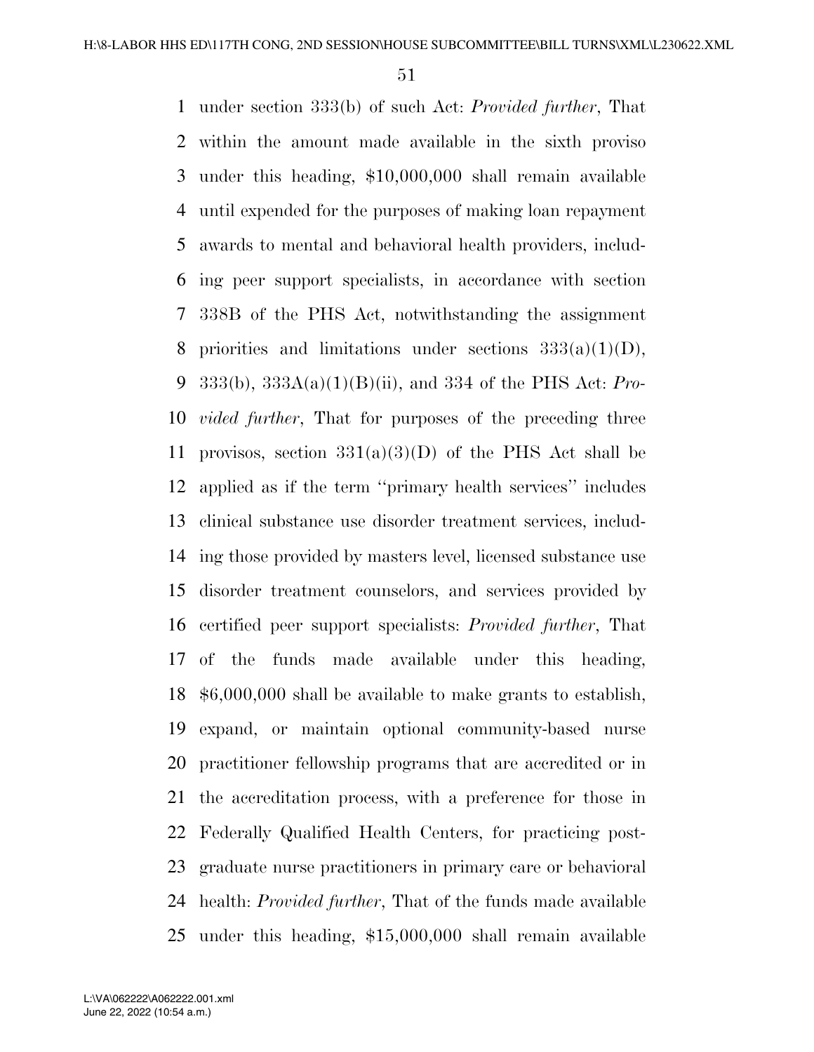under section 333(b) of such Act: *Provided further*, That within the amount made available in the sixth proviso under this heading, $10,000,000 shall remain available until expended for the purposes of making loan repayment awards to mental and behavioral health providers, including peer support specialists, in accordance with section 338B of the PHS Act, notwithstanding the assignment priorities and limitations under sections 333(a)(1)(D), 333(b), 333A(a)(1)(B)(ii), and 334 of the PHS Act: *Provided further*, That for purposes of the preceding three provisos, section 331(a)(3)(D) of the PHS Act shall be applied as if the term ''primary health services'' includes clinical substance use disorder treatment services, including those provided by masters level, licensed substance use disorder treatment counselors, and services provided by certified peer support specialists: *Provided further*, That of the funds made available under this heading, $6,000,000 shall be available to make grants to establish, expand, or maintain optional community-based nurse practitioner fellowship programs that are accredited or in the accreditation process, with a preference for those in Federally Qualified Health Centers, for practicing post-graduate nurse practitioners in primary care or behavioral health: *Provided further*, That of the funds made available under this heading, $15,000,000 shall remain available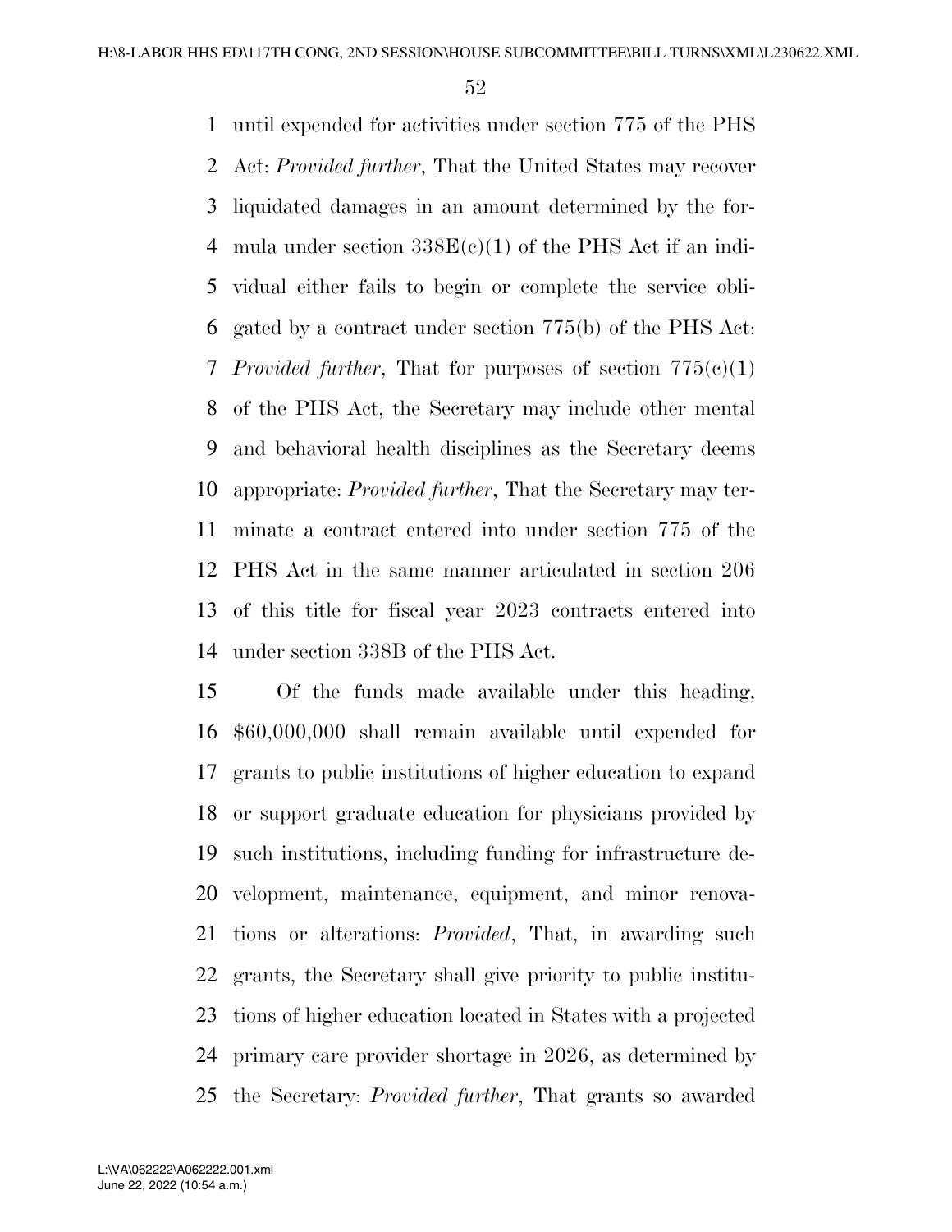until expended for activities under section 775 of the PHS Act: *Provided further*, That the United States may recover liquidated damages in an amount determined by the formula under section 338E(c)(1) of the PHS Act if an individual either fails to begin or complete the service obligated by a contract under section 775(b) of the PHS Act: *Provided further*, That for purposes of section 775(c)(1) of the PHS Act, the Secretary may include other mental and behavioral health disciplines as the Secretary deems appropriate: *Provided further*, That the Secretary may terminate a contract entered into under section 775 of the PHS Act in the same manner articulated in section 206 of this title for fiscal year 2023 contracts entered into under section 338B of the PHS Act.

Of the funds made available under this heading, $60,000,000 shall remain available until expended for grants to public institutions of higher education to expand or support graduate education for physicians provided by such institutions, including funding for infrastructure development, maintenance, equipment, and minor renovations or alterations: *Provided*, That, in awarding such grants, the Secretary shall give priority to public institutions of higher education located in States with a projected primary care provider shortage in 2026, as determined by the Secretary: *Provided further*, That grants so awarded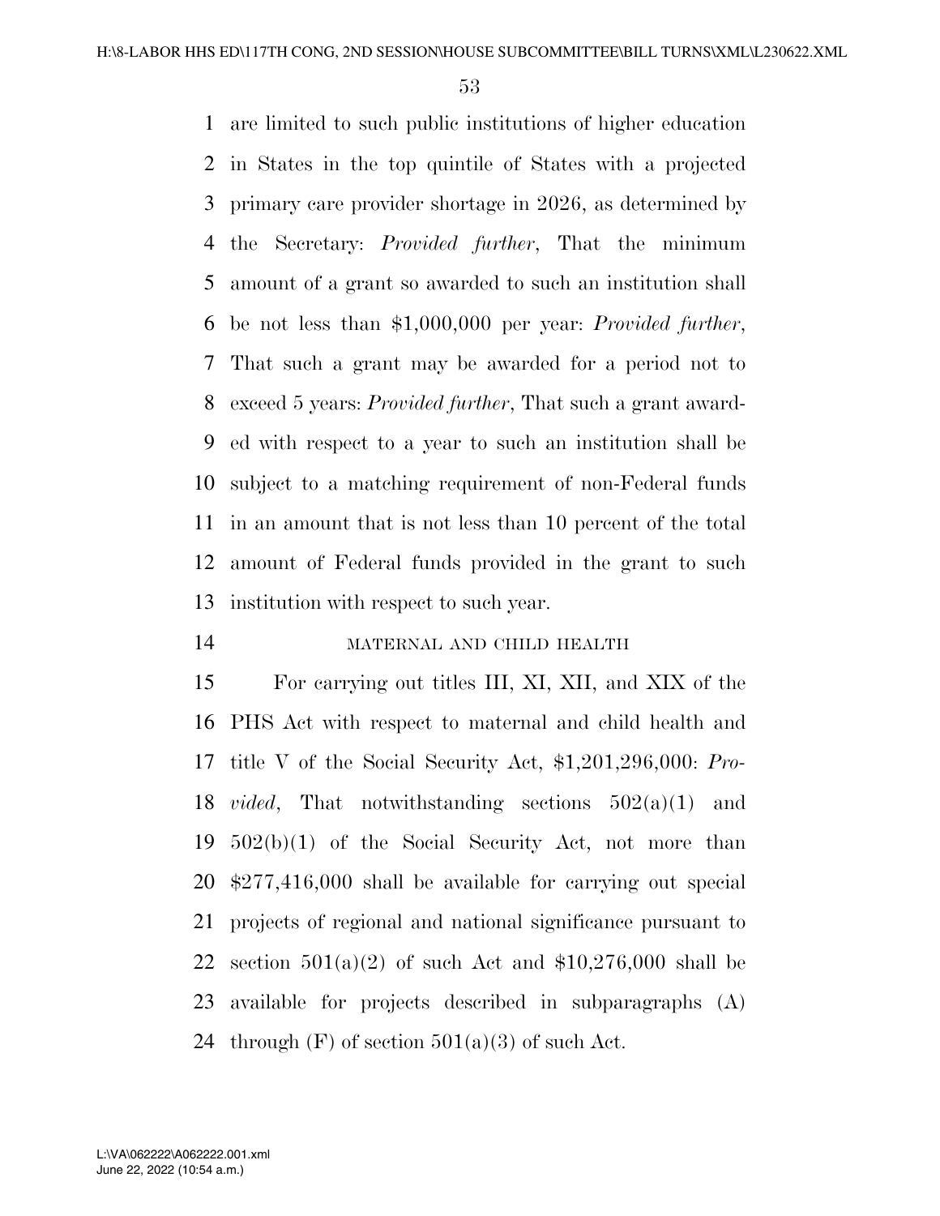are limited to such public institutions of higher education in States in the top quintile of States with a projected primary care provider shortage in 2026, as determined by the Secretary: *Provided further*, That the minimum amount of a grant so awarded to such an institution shall be not less than $1,000,000 per year: *Provided further*, That such a grant may be awarded for a period not to exceed 5 years: *Provided further*, That such a grant awarded with respect to a year to such an institution shall be subject to a matching requirement of non-Federal funds in an amount that is not less than 10 percent of the total amount of Federal funds provided in the grant to such institution with respect to such year.

MATERNAL AND CHILD HEALTH

For carrying out titles III, XI, XII, and XIX of the PHS Act with respect to maternal and child health and title V of the Social Security Act, $1,201,296,000: *Provided*, That notwithstanding sections 502(a)(1) and 502(b)(1) of the Social Security Act, not more than $277,416,000 shall be available for carrying out special projects of regional and national significance pursuant to section 501(a)(2) of such Act and $10,276,000 shall be available for projects described in subparagraphs (A) through (F) of section 501(a)(3) of such Act.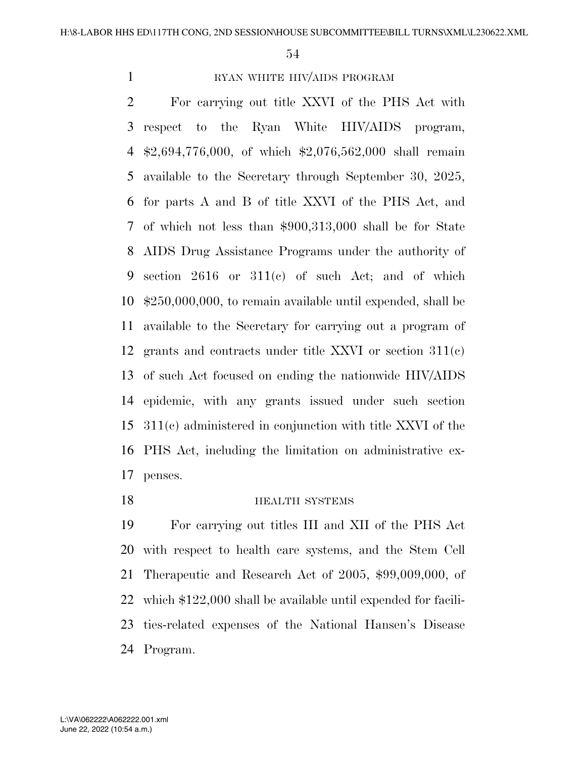### RYAN WHITE HIV/AIDS PROGRAM

For carrying out title XXVI of the PHS Act with respect to the Ryan White HIV/AIDS program, $2,694,776,000, of which $2,076,562,000 shall remain available to the Secretary through September 30, 2025, for parts A and B of title XXVI of the PHS Act, and of which not less than $900,313,000 shall be for State AIDS Drug Assistance Programs under the authority of section 2616 or 311(c) of such Act; and of which $250,000,000, to remain available until expended, shall be available to the Secretary for carrying out a program of grants and contracts under title XXVI or section 311(c) of such Act focused on ending the nationwide HIV/AIDS epidemic, with any grants issued under such section 311(c) administered in conjunction with title XXVI of the PHS Act, including the limitation on administrative expenses.

### HEALTH SYSTEMS

For carrying out titles III and XII of the PHS Act with respect to health care systems, and the Stem Cell Therapeutic and Research Act of 2005, $99,009,000, of which $122,000 shall be available until expended for facilities-related expenses of the National Hansen's Disease Program.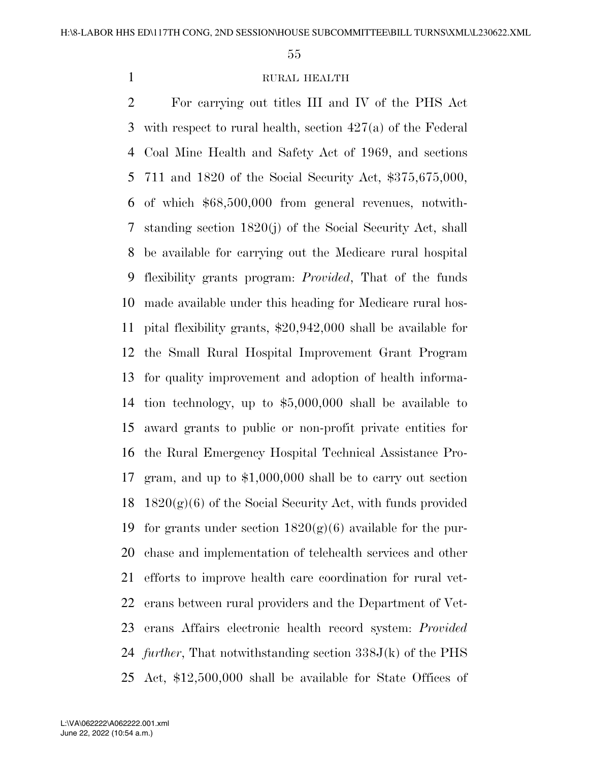RURAL HEALTH

For carrying out titles III and IV of the PHS Act with respect to rural health, section 427(a) of the Federal Coal Mine Health and Safety Act of 1969, and sections 711 and 1820 of the Social Security Act, $375,675,000, of which $68,500,000 from general revenues, notwithstanding section 1820(j) of the Social Security Act, shall be available for carrying out the Medicare rural hospital flexibility grants program: *Provided*, That of the funds made available under this heading for Medicare rural hospital flexibility grants, $20,942,000 shall be available for the Small Rural Hospital Improvement Grant Program for quality improvement and adoption of health information technology, up to $5,000,000 shall be available to award grants to public or non-profit private entities for the Rural Emergency Hospital Technical Assistance Program, and up to $1,000,000 shall be to carry out section 1820(g)(6) of the Social Security Act, with funds provided for grants under section 1820(g)(6) available for the purchase and implementation of telehealth services and other efforts to improve health care coordination for rural veterans between rural providers and the Department of Veterans Affairs electronic health record system: *Provided further*, That notwithstanding section 338J(k) of the PHS Act, $12,500,000 shall be available for State Offices of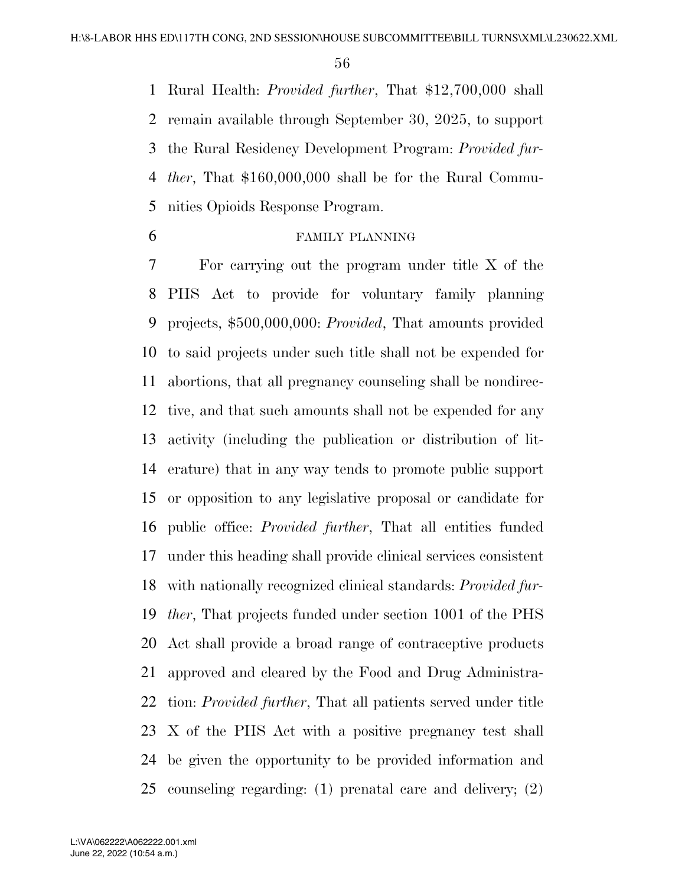Rural Health: *Provided further*, That $12,700,000 shall remain available through September 30, 2025, to support the Rural Residency Development Program: *Provided further*, That $160,000,000 shall be for the Rural Communities Opioids Response Program.

FAMILY PLANNING

For carrying out the program under title X of the PHS Act to provide for voluntary family planning projects, $500,000,000: *Provided*, That amounts provided to said projects under such title shall not be expended for abortions, that all pregnancy counseling shall be nondirective, and that such amounts shall not be expended for any activity (including the publication or distribution of literature) that in any way tends to promote public support or opposition to any legislative proposal or candidate for public office: *Provided further*, That all entities funded under this heading shall provide clinical services consistent with nationally recognized clinical standards: *Provided further*, That projects funded under section 1001 of the PHS Act shall provide a broad range of contraceptive products approved and cleared by the Food and Drug Administration: *Provided further*, That all patients served under title X of the PHS Act with a positive pregnancy test shall be given the opportunity to be provided information and counseling regarding: (1) prenatal care and delivery; (2)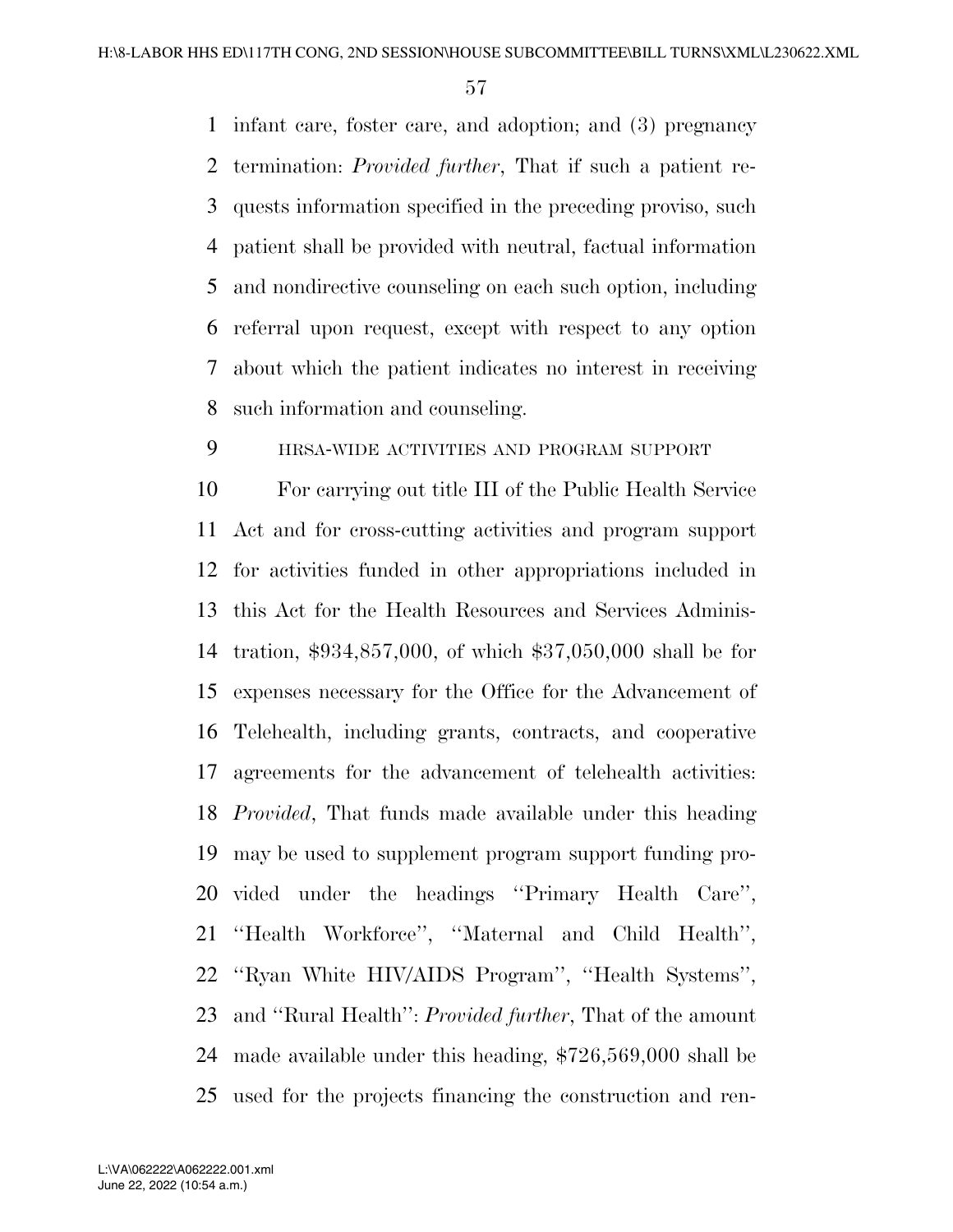infant care, foster care, and adoption; and (3) pregnancy termination: *Provided further*, That if such a patient requests information specified in the preceding proviso, such patient shall be provided with neutral, factual information and nondirective counseling on each such option, including referral upon request, except with respect to any option about which the patient indicates no interest in receiving such information and counseling.

HRSA-WIDE ACTIVITIES AND PROGRAM SUPPORT

For carrying out title III of the Public Health Service Act and for cross-cutting activities and program support for activities funded in other appropriations included in this Act for the Health Resources and Services Administration, $934,857,000, of which $37,050,000 shall be for expenses necessary for the Office for the Advancement of Telehealth, including grants, contracts, and cooperative agreements for the advancement of telehealth activities: *Provided*, That funds made available under this heading may be used to supplement program support funding provided under the headings ''Primary Health Care'', ''Health Workforce'', ''Maternal and Child Health'', ''Ryan White HIV/AIDS Program'', ''Health Systems'', and ''Rural Health'': *Provided further*, That of the amount made available under this heading, $726,569,000 shall be used for the projects financing the construction and ren-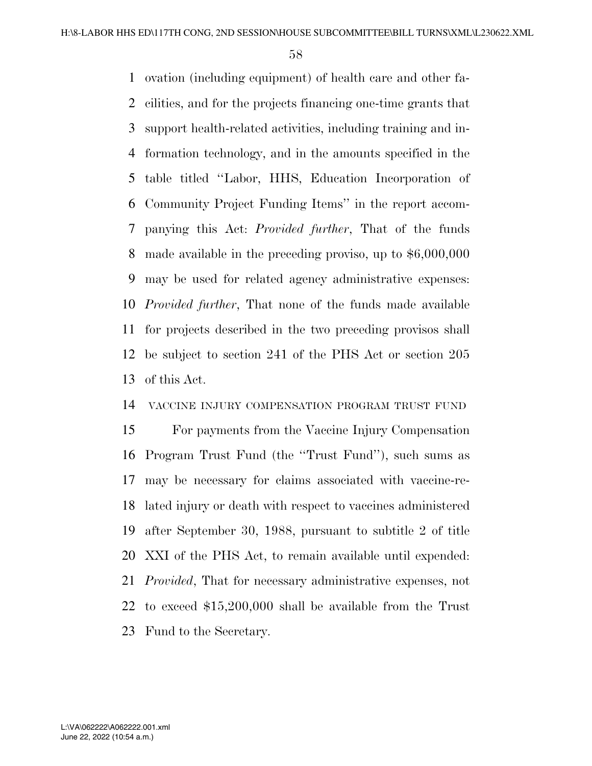ovation (including equipment) of health care and other facilities, and for the projects financing one-time grants that support health-related activities, including training and information technology, and in the amounts specified in the table titled ''Labor, HHS, Education Incorporation of Community Project Funding Items'' in the report accompanying this Act: *Provided further*, That of the funds made available in the preceding proviso, up to $6,000,000 may be used for related agency administrative expenses: *Provided further*, That none of the funds made available for projects described in the two preceding provisos shall be subject to section 241 of the PHS Act or section 205 of this Act.

VACCINE INJURY COMPENSATION PROGRAM TRUST FUND

For payments from the Vaccine Injury Compensation Program Trust Fund (the ''Trust Fund''), such sums as may be necessary for claims associated with vaccine-related injury or death with respect to vaccines administered after September 30, 1988, pursuant to subtitle 2 of title XXI of the PHS Act, to remain available until expended: *Provided*, That for necessary administrative expenses, not to exceed $15,200,000 shall be available from the Trust Fund to the Secretary.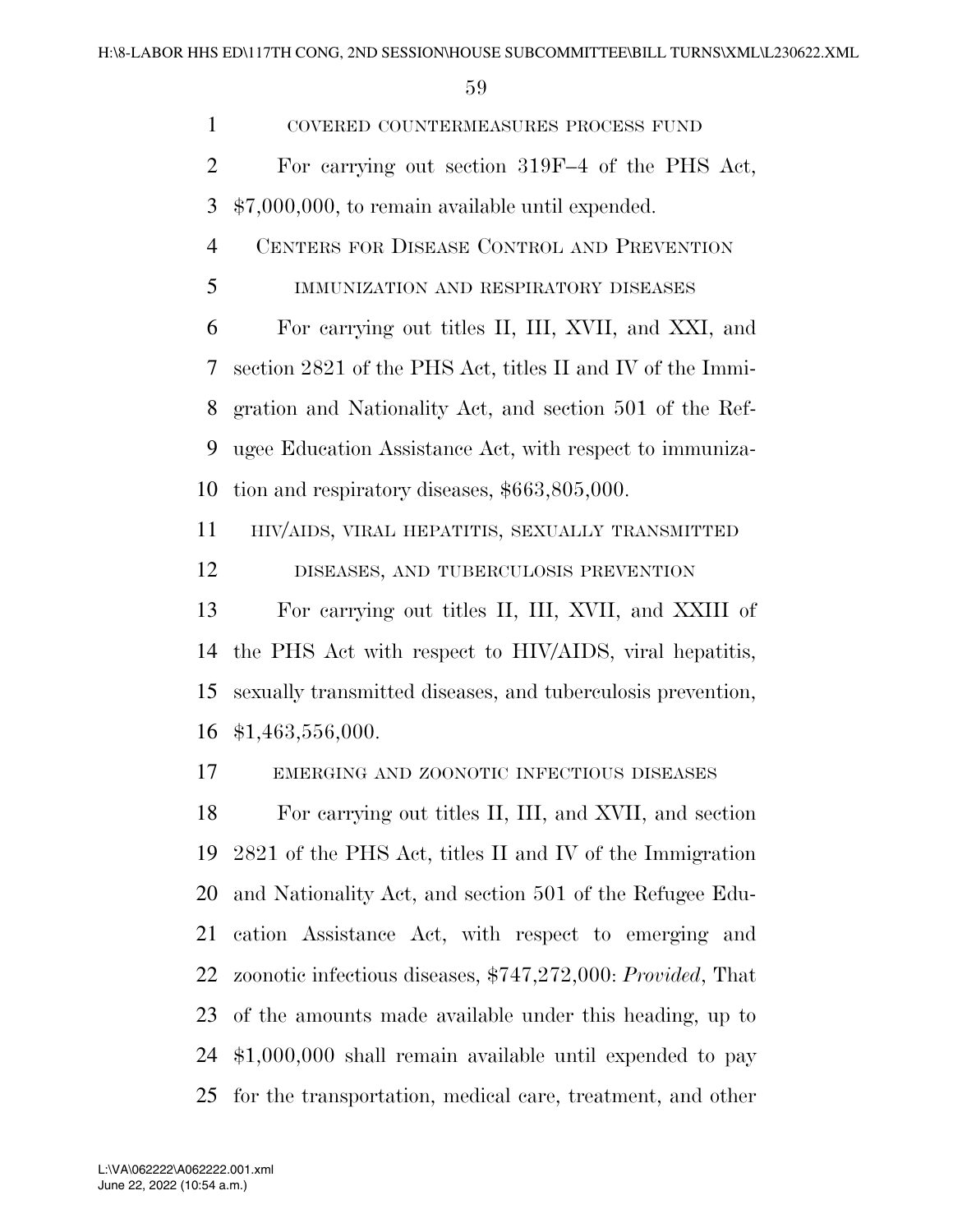COVERED COUNTERMEASURES PROCESS FUND

For carrying out section 319F–4 of the PHS Act, $7,000,000, to remain available until expended.

CENTERS FOR DISEASE CONTROL AND PREVENTION

IMMUNIZATION AND RESPIRATORY DISEASES

For carrying out titles II, III, XVII, and XXI, and section 2821 of the PHS Act, titles II and IV of the Immigration and Nationality Act, and section 501 of the Refugee Education Assistance Act, with respect to immunization and respiratory diseases, $663,805,000.

HIV/AIDS, VIRAL HEPATITIS, SEXUALLY TRANSMITTED DISEASES, AND TUBERCULOSIS PREVENTION

For carrying out titles II, III, XVII, and XXIII of the PHS Act with respect to HIV/AIDS, viral hepatitis, sexually transmitted diseases, and tuberculosis prevention, $1,463,556,000.

EMERGING AND ZOONOTIC INFECTIOUS DISEASES

For carrying out titles II, III, and XVII, and section 2821 of the PHS Act, titles II and IV of the Immigration and Nationality Act, and section 501 of the Refugee Education Assistance Act, with respect to emerging and zoonotic infectious diseases, $747,272,000: *Provided*, That of the amounts made available under this heading, up to $1,000,000 shall remain available until expended to pay for the transportation, medical care, treatment, and other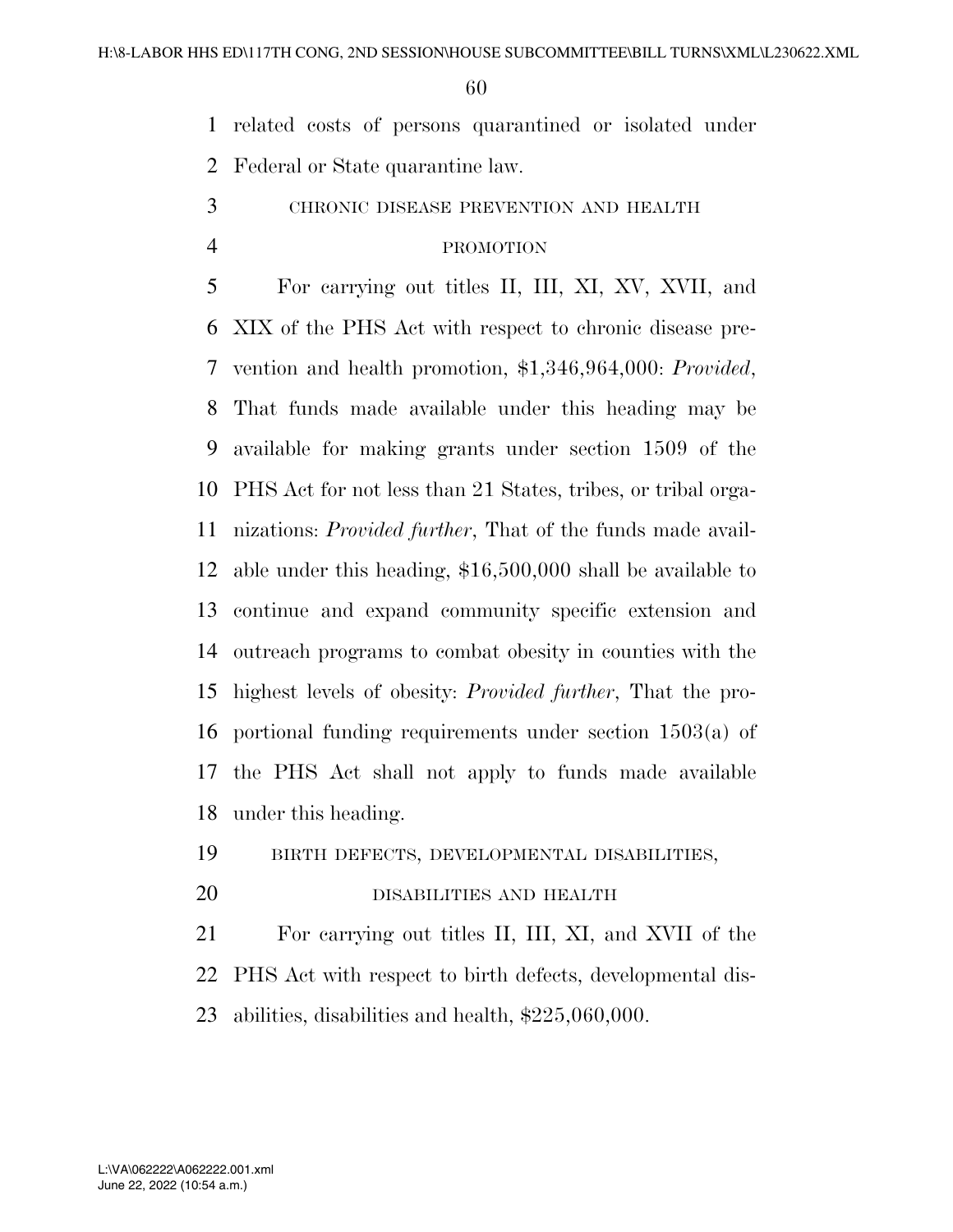related costs of persons quarantined or isolated under Federal or State quarantine law.

CHRONIC DISEASE PREVENTION AND HEALTH PROMOTION

For carrying out titles II, III, XI, XV, XVII, and XIX of the PHS Act with respect to chronic disease prevention and health promotion, $1,346,964,000: *Provided*, That funds made available under this heading may be available for making grants under section 1509 of the PHS Act for not less than 21 States, tribes, or tribal organizations: *Provided further*, That of the funds made available under this heading, $16,500,000 shall be available to continue and expand community specific extension and outreach programs to combat obesity in counties with the highest levels of obesity: *Provided further*, That the proportional funding requirements under section 1503(a) of the PHS Act shall not apply to funds made available under this heading.

BIRTH DEFECTS, DEVELOPMENTAL DISABILITIES, DISABILITIES AND HEALTH

For carrying out titles II, III, XI, and XVII of the PHS Act with respect to birth defects, developmental disabilities, disabilities and health, $225,060,000.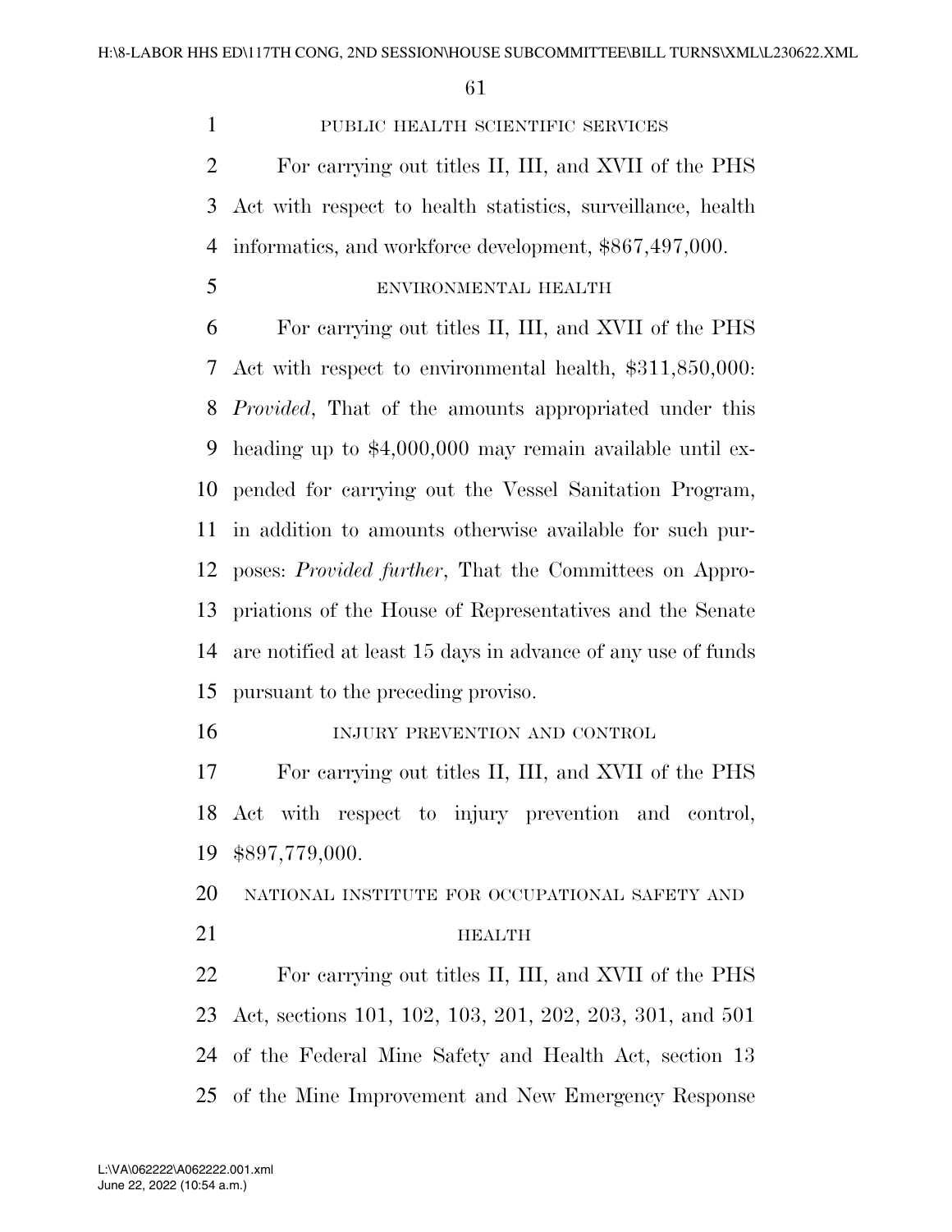PUBLIC HEALTH SCIENTIFIC SERVICES

For carrying out titles II, III, and XVII of the PHS Act with respect to health statistics, surveillance, health informatics, and workforce development, $867,497,000.

ENVIRONMENTAL HEALTH

For carrying out titles II, III, and XVII of the PHS Act with respect to environmental health, $311,850,000: *Provided*, That of the amounts appropriated under this heading up to $4,000,000 may remain available until expended for carrying out the Vessel Sanitation Program, in addition to amounts otherwise available for such purposes: *Provided further*, That the Committees on Appropriations of the House of Representatives and the Senate are notified at least 15 days in advance of any use of funds pursuant to the preceding proviso.

INJURY PREVENTION AND CONTROL

For carrying out titles II, III, and XVII of the PHS Act with respect to injury prevention and control, $897,779,000.

NATIONAL INSTITUTE FOR OCCUPATIONAL SAFETY AND HEALTH

For carrying out titles II, III, and XVII of the PHS Act, sections 101, 102, 103, 201, 202, 203, 301, and 501 of the Federal Mine Safety and Health Act, section 13 of the Mine Improvement and New Emergency Response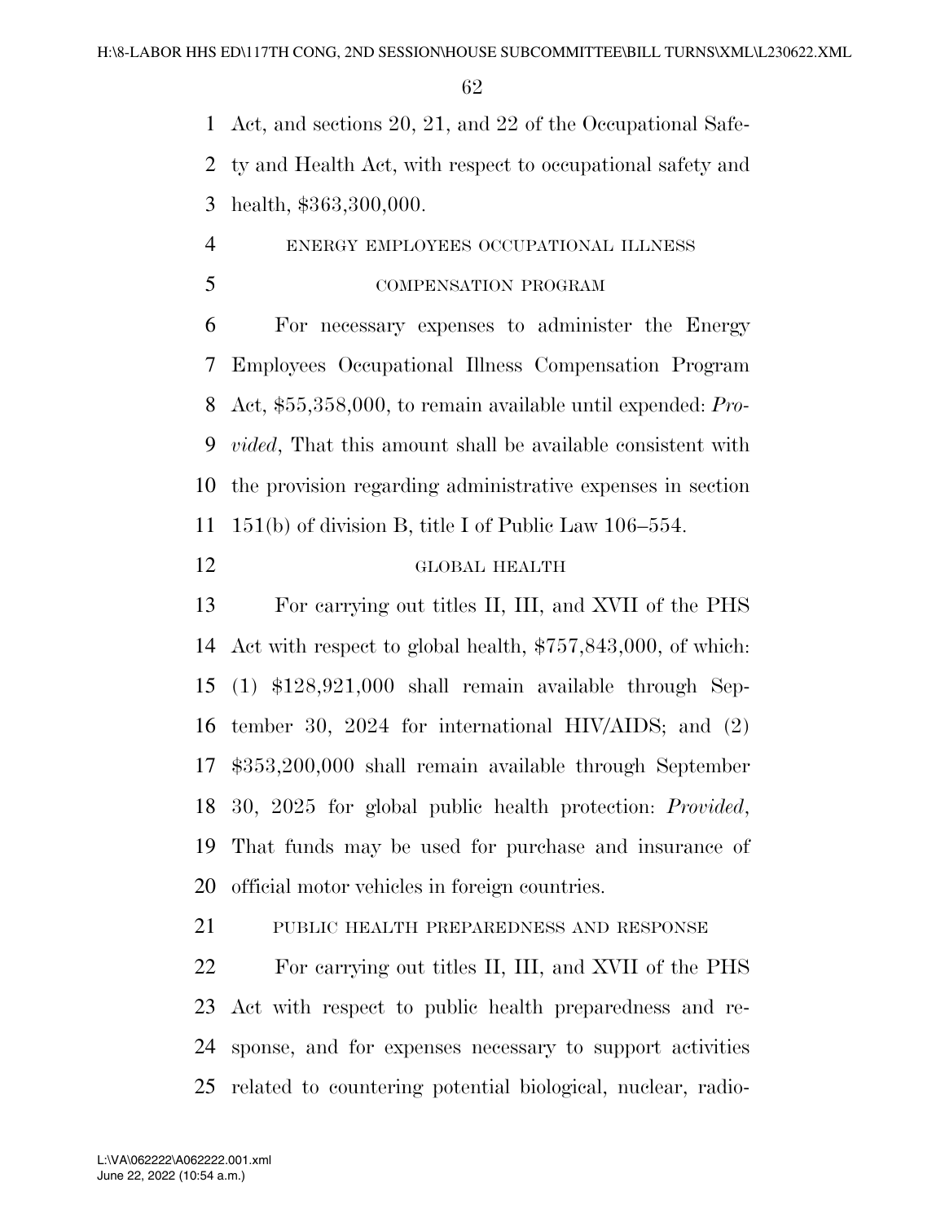Act, and sections 20, 21, and 22 of the Occupational Safety and Health Act, with respect to occupational safety and health, $363,300,000.

ENERGY EMPLOYEES OCCUPATIONAL ILLNESS COMPENSATION PROGRAM

For necessary expenses to administer the Energy Employees Occupational Illness Compensation Program Act, $55,358,000, to remain available until expended: *Provided*, That this amount shall be available consistent with the provision regarding administrative expenses in section 151(b) of division B, title I of Public Law 106–554.

GLOBAL HEALTH

For carrying out titles II, III, and XVII of the PHS Act with respect to global health, $757,843,000, of which: (1) $128,921,000 shall remain available through September 30, 2024 for international HIV/AIDS; and (2) $353,200,000 shall remain available through September 30, 2025 for global public health protection: *Provided*, That funds may be used for purchase and insurance of official motor vehicles in foreign countries.

PUBLIC HEALTH PREPAREDNESS AND RESPONSE

For carrying out titles II, III, and XVII of the PHS Act with respect to public health preparedness and response, and for expenses necessary to support activities related to countering potential biological, nuclear, radio-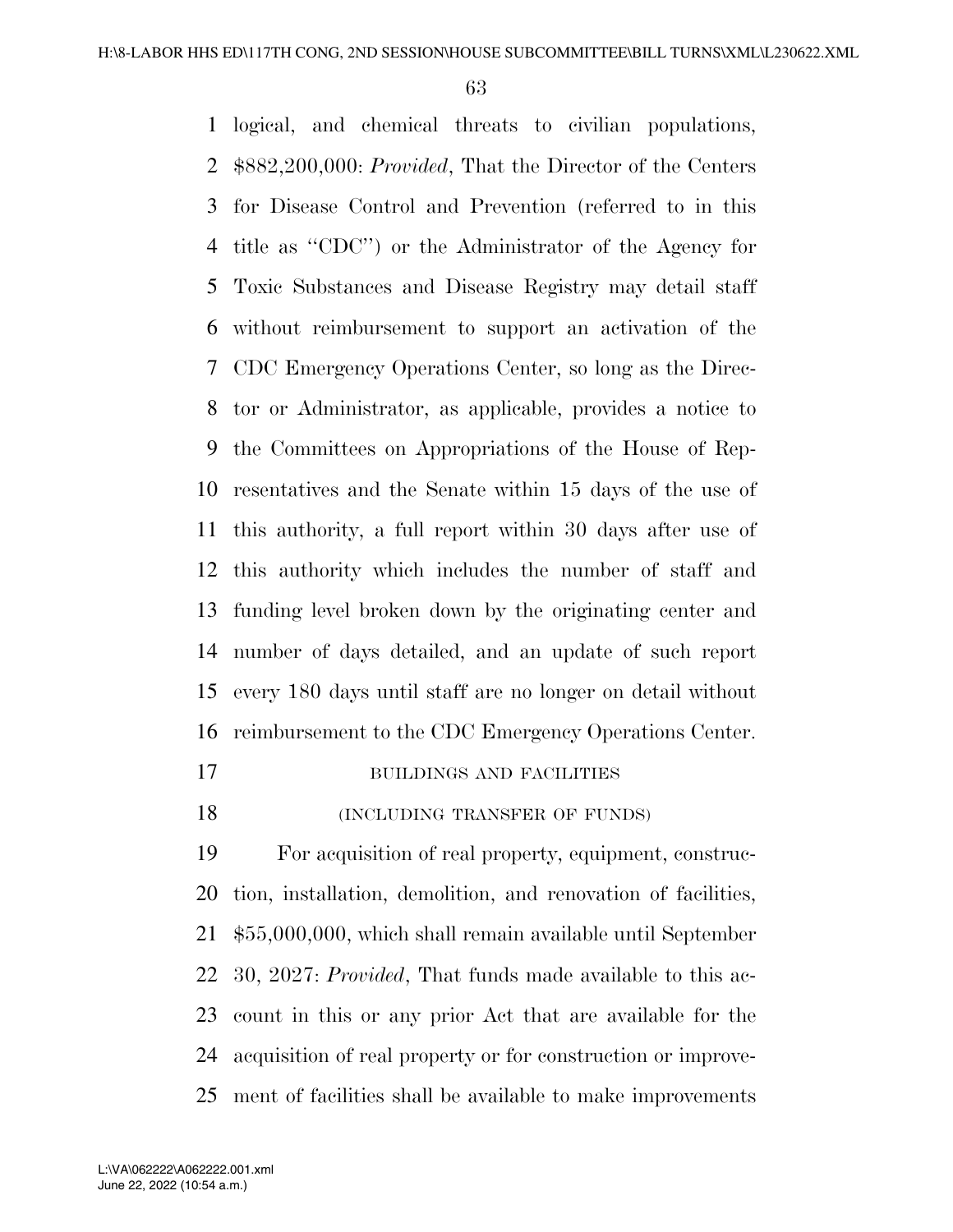logical, and chemical threats to civilian populations, $882,200,000: *Provided*, That the Director of the Centers for Disease Control and Prevention (referred to in this title as ''CDC'') or the Administrator of the Agency for Toxic Substances and Disease Registry may detail staff without reimbursement to support an activation of the CDC Emergency Operations Center, so long as the Director or Administrator, as applicable, provides a notice to the Committees on Appropriations of the House of Representatives and the Senate within 15 days of the use of this authority, a full report within 30 days after use of this authority which includes the number of staff and funding level broken down by the originating center and number of days detailed, and an update of such report every 180 days until staff are no longer on detail without reimbursement to the CDC Emergency Operations Center.

BUILDINGS AND FACILITIES

(INCLUDING TRANSFER OF FUNDS)

For acquisition of real property, equipment, construction, installation, demolition, and renovation of facilities, $55,000,000, which shall remain available until September 30, 2027: *Provided*, That funds made available to this account in this or any prior Act that are available for the acquisition of real property or for construction or improvement of facilities shall be available to make improvements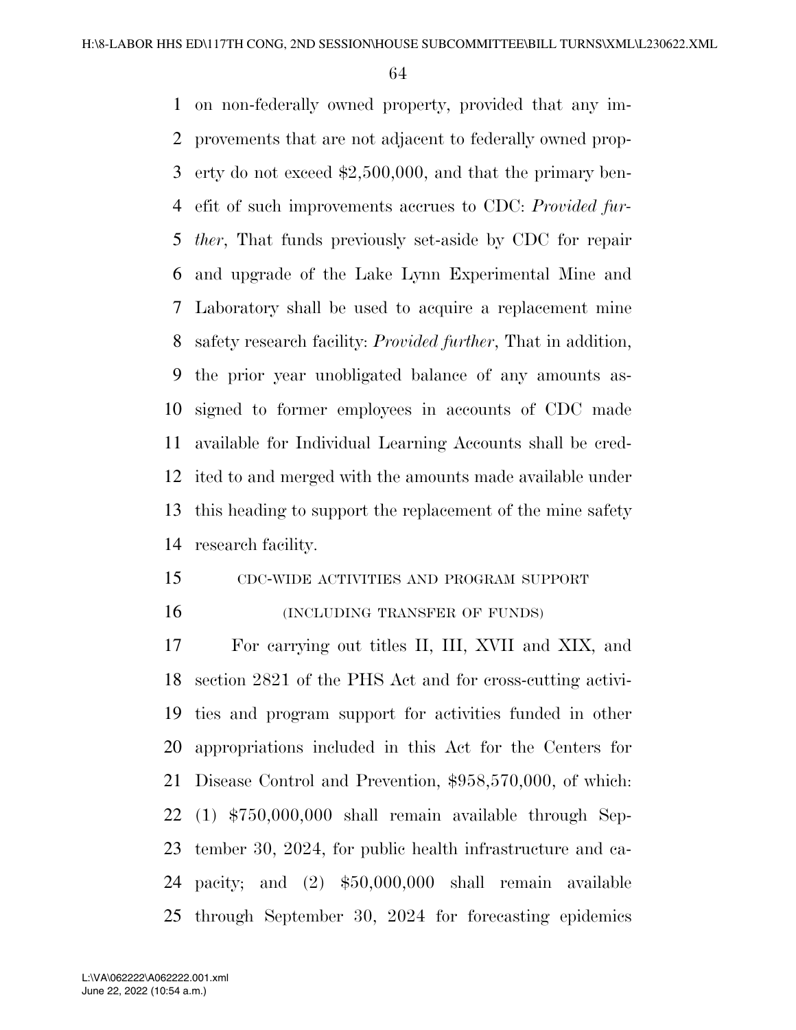on non-federally owned property, provided that any improvements that are not adjacent to federally owned property do not exceed $2,500,000, and that the primary benefit of such improvements accrues to CDC: *Provided further*, That funds previously set-aside by CDC for repair and upgrade of the Lake Lynn Experimental Mine and Laboratory shall be used to acquire a replacement mine safety research facility: *Provided further*, That in addition, the prior year unobligated balance of any amounts assigned to former employees in accounts of CDC made available for Individual Learning Accounts shall be credited to and merged with the amounts made available under this heading to support the replacement of the mine safety research facility.

CDC-WIDE ACTIVITIES AND PROGRAM SUPPORT

(INCLUDING TRANSFER OF FUNDS)

For carrying out titles II, III, XVII and XIX, and section 2821 of the PHS Act and for cross-cutting activities and program support for activities funded in other appropriations included in this Act for the Centers for Disease Control and Prevention, $958,570,000, of which: (1) $750,000,000 shall remain available through September 30, 2024, for public health infrastructure and capacity; and (2) $50,000,000 shall remain available through September 30, 2024 for forecasting epidemics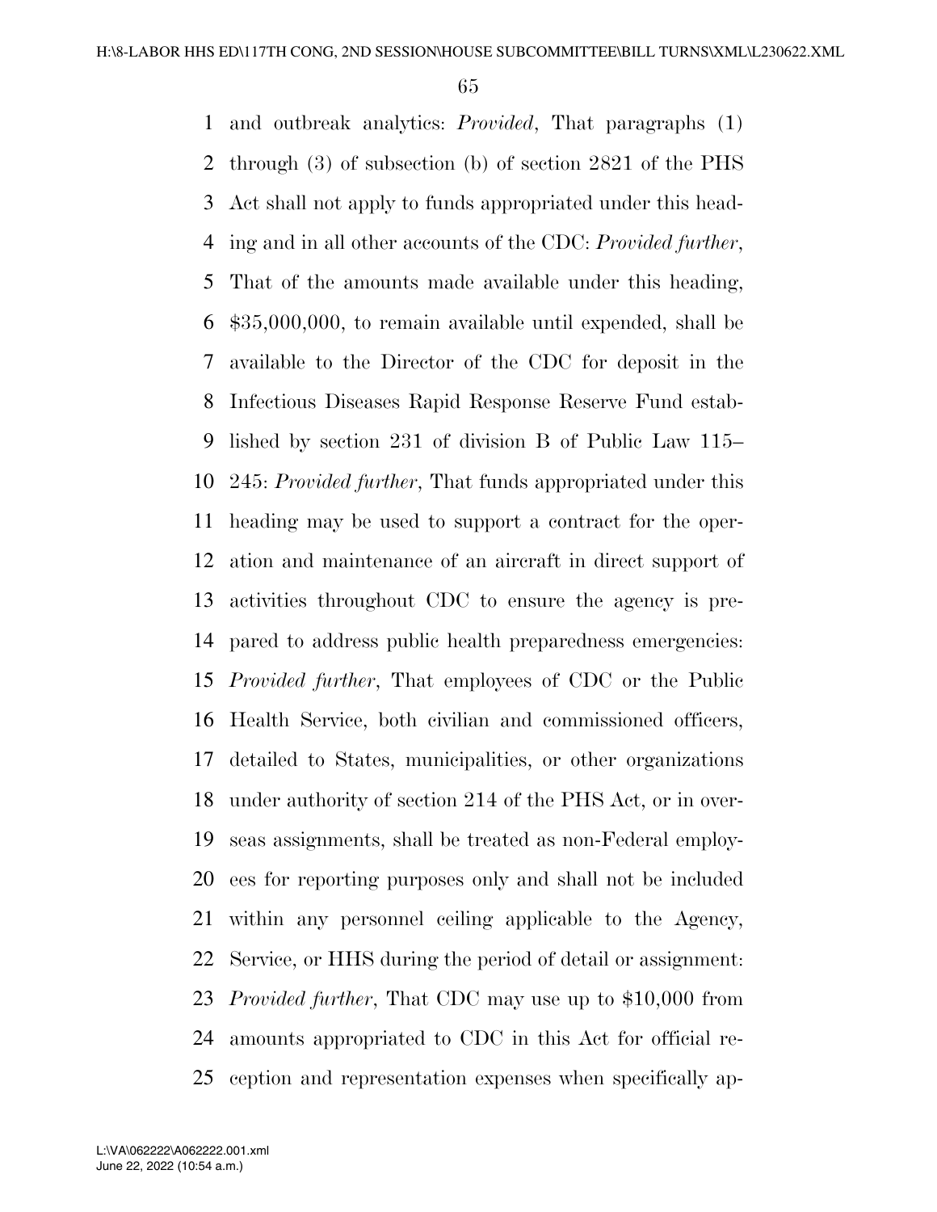and outbreak analytics: *Provided*, That paragraphs (1) through (3) of subsection (b) of section 2821 of the PHS Act shall not apply to funds appropriated under this heading and in all other accounts of the CDC: *Provided further*, That of the amounts made available under this heading, $35,000,000, to remain available until expended, shall be available to the Director of the CDC for deposit in the Infectious Diseases Rapid Response Reserve Fund established by section 231 of division B of Public Law 115–245: *Provided further*, That funds appropriated under this heading may be used to support a contract for the operation and maintenance of an aircraft in direct support of activities throughout CDC to ensure the agency is prepared to address public health preparedness emergencies: *Provided further*, That employees of CDC or the Public Health Service, both civilian and commissioned officers, detailed to States, municipalities, or other organizations under authority of section 214 of the PHS Act, or in overseas assignments, shall be treated as non-Federal employees for reporting purposes only and shall not be included within any personnel ceiling applicable to the Agency, Service, or HHS during the period of detail or assignment: *Provided further*, That CDC may use up to $10,000 from amounts appropriated to CDC in this Act for official reception and representation expenses when specifically ap-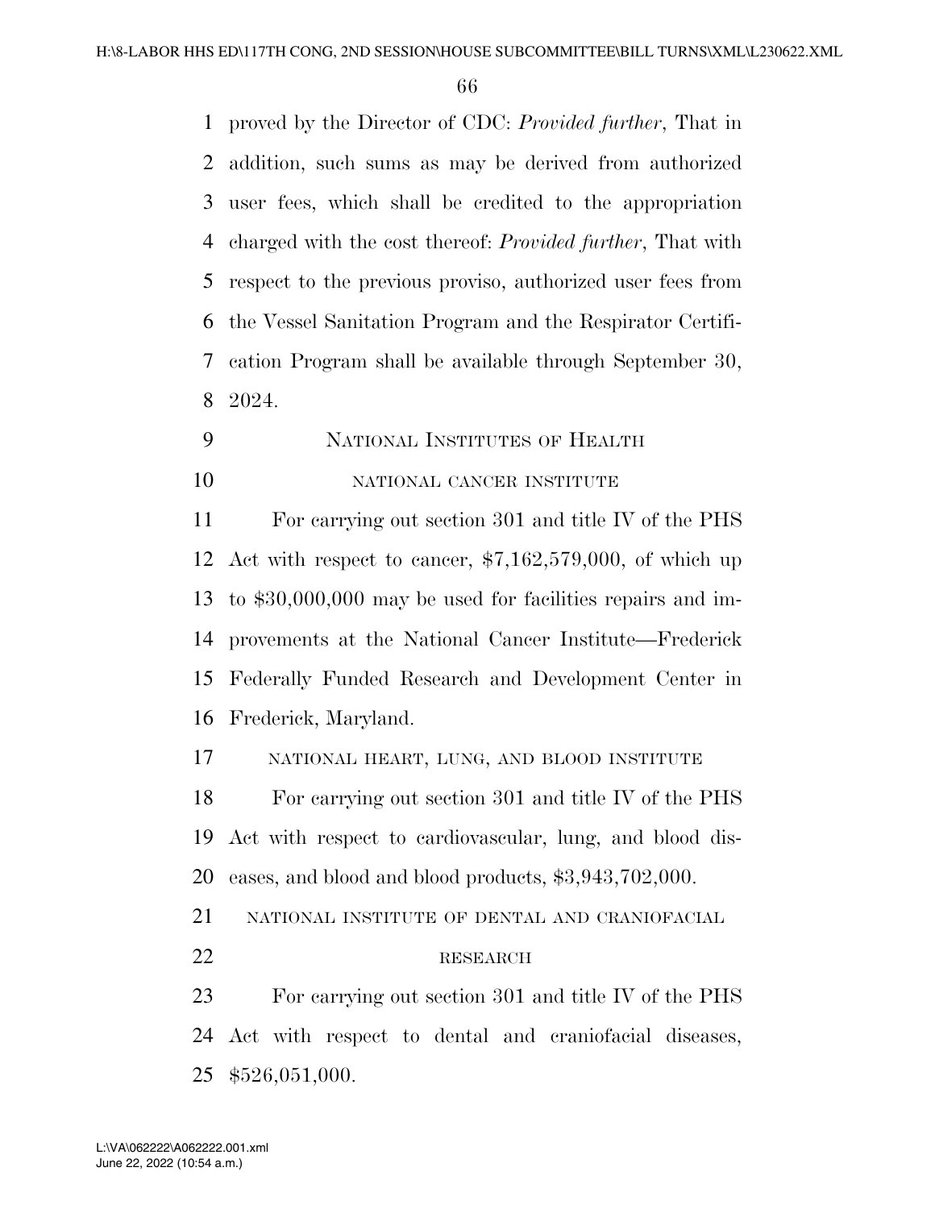proved by the Director of CDC: *Provided further*, That in addition, such sums as may be derived from authorized user fees, which shall be credited to the appropriation charged with the cost thereof: *Provided further*, That with respect to the previous proviso, authorized user fees from the Vessel Sanitation Program and the Respirator Certification Program shall be available through September 30, 2024.

## NATIONAL INSTITUTES OF HEALTH

### NATIONAL CANCER INSTITUTE

For carrying out section 301 and title IV of the PHS Act with respect to cancer, $7,162,579,000, of which up to $30,000,000 may be used for facilities repairs and improvements at the National Cancer Institute—Frederick Federally Funded Research and Development Center in Frederick, Maryland.

### NATIONAL HEART, LUNG, AND BLOOD INSTITUTE

For carrying out section 301 and title IV of the PHS Act with respect to cardiovascular, lung, and blood diseases, and blood and blood products, $3,943,702,000.

### NATIONAL INSTITUTE OF DENTAL AND CRANIOFACIAL RESEARCH

For carrying out section 301 and title IV of the PHS Act with respect to dental and craniofacial diseases, $526,051,000.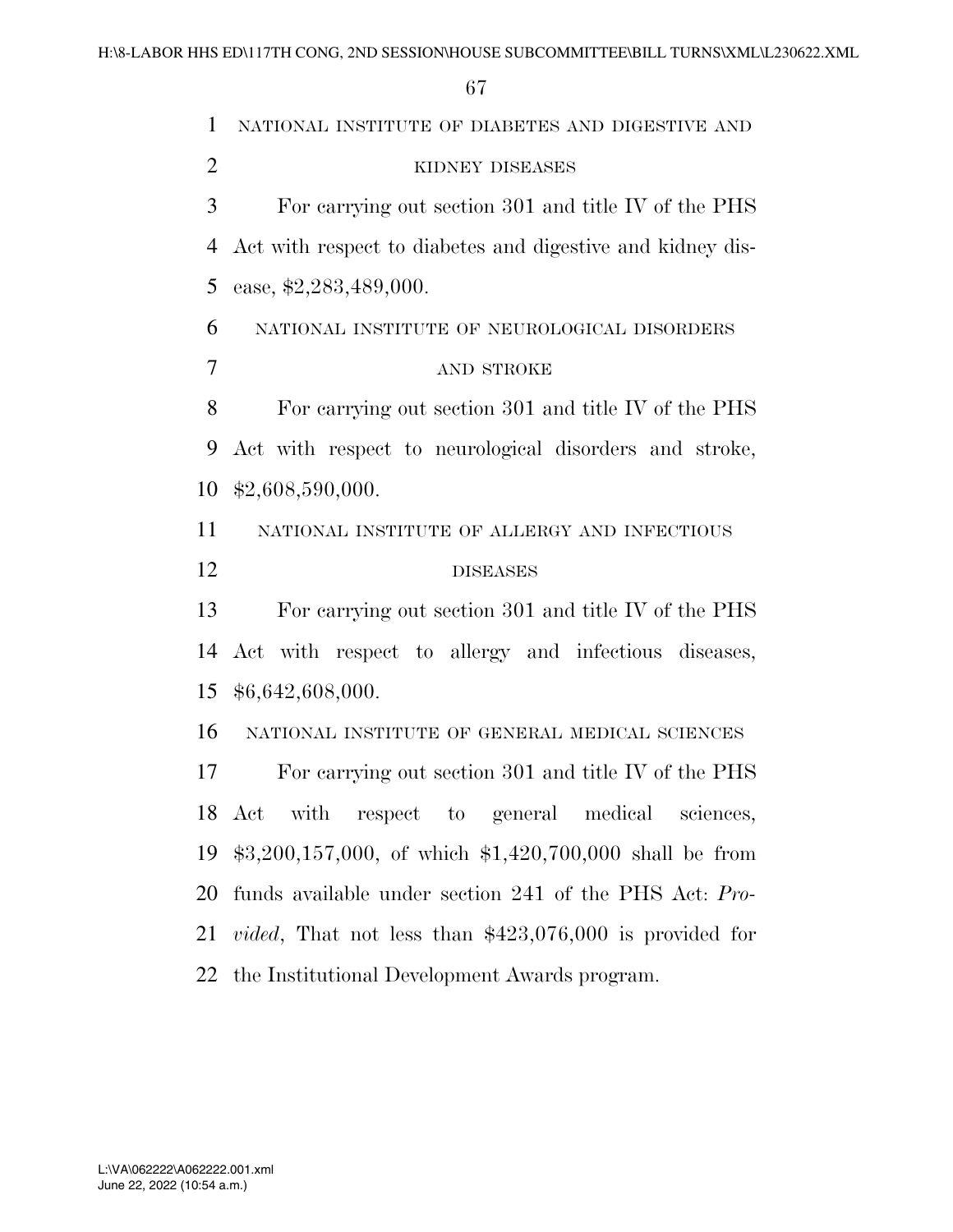NATIONAL INSTITUTE OF DIABETES AND DIGESTIVE AND KIDNEY DISEASES

For carrying out section 301 and title IV of the PHS Act with respect to diabetes and digestive and kidney disease, $2,283,489,000.

NATIONAL INSTITUTE OF NEUROLOGICAL DISORDERS AND STROKE

For carrying out section 301 and title IV of the PHS Act with respect to neurological disorders and stroke, $2,608,590,000.

NATIONAL INSTITUTE OF ALLERGY AND INFECTIOUS DISEASES

For carrying out section 301 and title IV of the PHS Act with respect to allergy and infectious diseases, $6,642,608,000.

NATIONAL INSTITUTE OF GENERAL MEDICAL SCIENCES

For carrying out section 301 and title IV of the PHS Act with respect to general medical sciences, $3,200,157,000, of which $1,420,700,000 shall be from funds available under section 241 of the PHS Act: *Provided*, That not less than $423,076,000 is provided for the Institutional Development Awards program.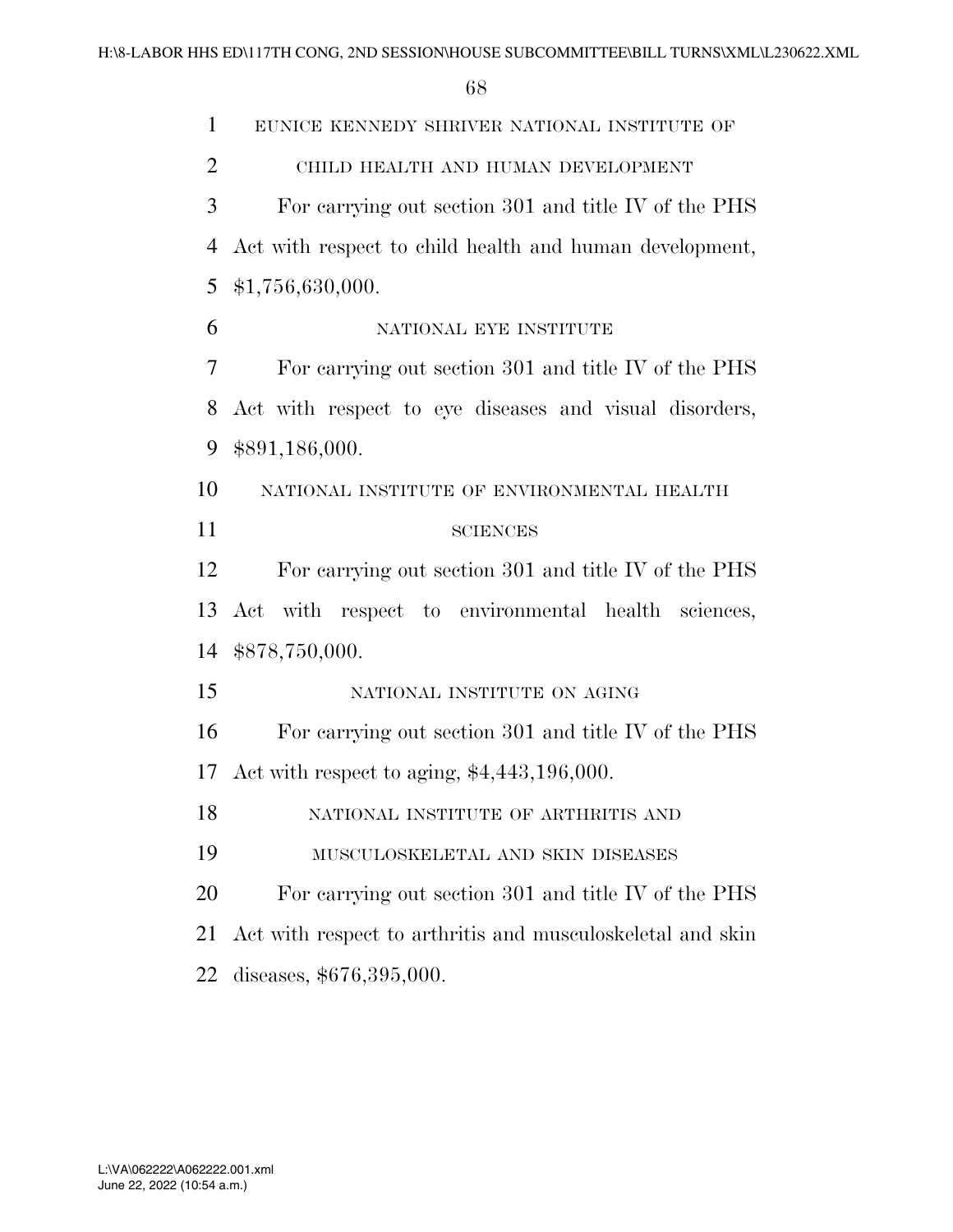EUNICE KENNEDY SHRIVER NATIONAL INSTITUTE OF CHILD HEALTH AND HUMAN DEVELOPMENT

For carrying out section 301 and title IV of the PHS Act with respect to child health and human development, $1,756,630,000.

NATIONAL EYE INSTITUTE

For carrying out section 301 and title IV of the PHS Act with respect to eye diseases and visual disorders, $891,186,000.

NATIONAL INSTITUTE OF ENVIRONMENTAL HEALTH SCIENCES

For carrying out section 301 and title IV of the PHS Act with respect to environmental health sciences, $878,750,000.

NATIONAL INSTITUTE ON AGING

For carrying out section 301 and title IV of the PHS Act with respect to aging, $4,443,196,000.

NATIONAL INSTITUTE OF ARTHRITIS AND MUSCULOSKELETAL AND SKIN DISEASES

For carrying out section 301 and title IV of the PHS Act with respect to arthritis and musculoskeletal and skin diseases, $676,395,000.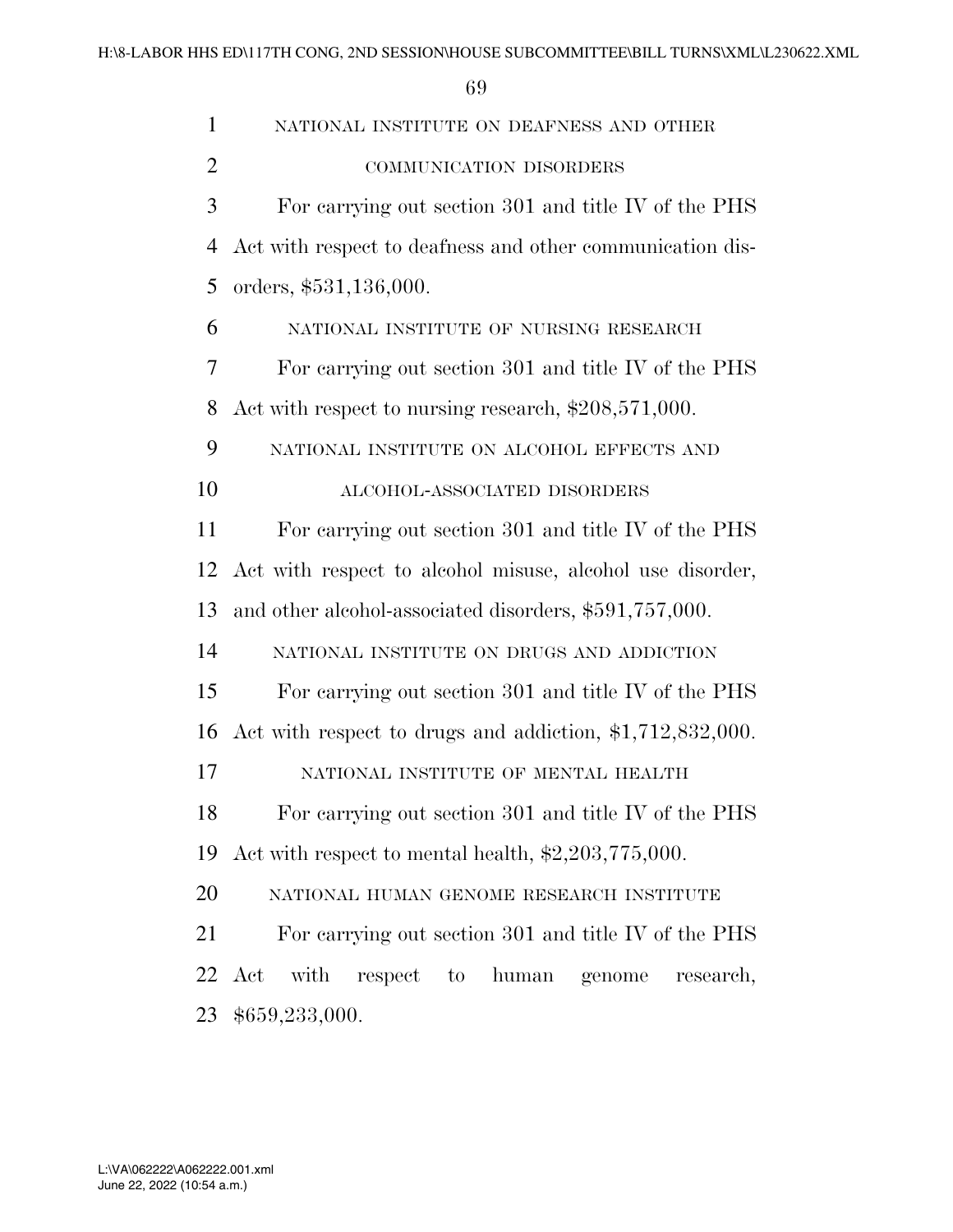NATIONAL INSTITUTE ON DEAFNESS AND OTHER COMMUNICATION DISORDERS

For carrying out section 301 and title IV of the PHS Act with respect to deafness and other communication disorders, $531,136,000.

NATIONAL INSTITUTE OF NURSING RESEARCH

For carrying out section 301 and title IV of the PHS Act with respect to nursing research, $208,571,000.

NATIONAL INSTITUTE ON ALCOHOL EFFECTS AND ALCOHOL-ASSOCIATED DISORDERS

For carrying out section 301 and title IV of the PHS Act with respect to alcohol misuse, alcohol use disorder, and other alcohol-associated disorders, $591,757,000.

NATIONAL INSTITUTE ON DRUGS AND ADDICTION

For carrying out section 301 and title IV of the PHS Act with respect to drugs and addiction, $1,712,832,000.

NATIONAL INSTITUTE OF MENTAL HEALTH

For carrying out section 301 and title IV of the PHS Act with respect to mental health, $2,203,775,000.

NATIONAL HUMAN GENOME RESEARCH INSTITUTE

For carrying out section 301 and title IV of the PHS Act with respect to human genome research, $659,233,000.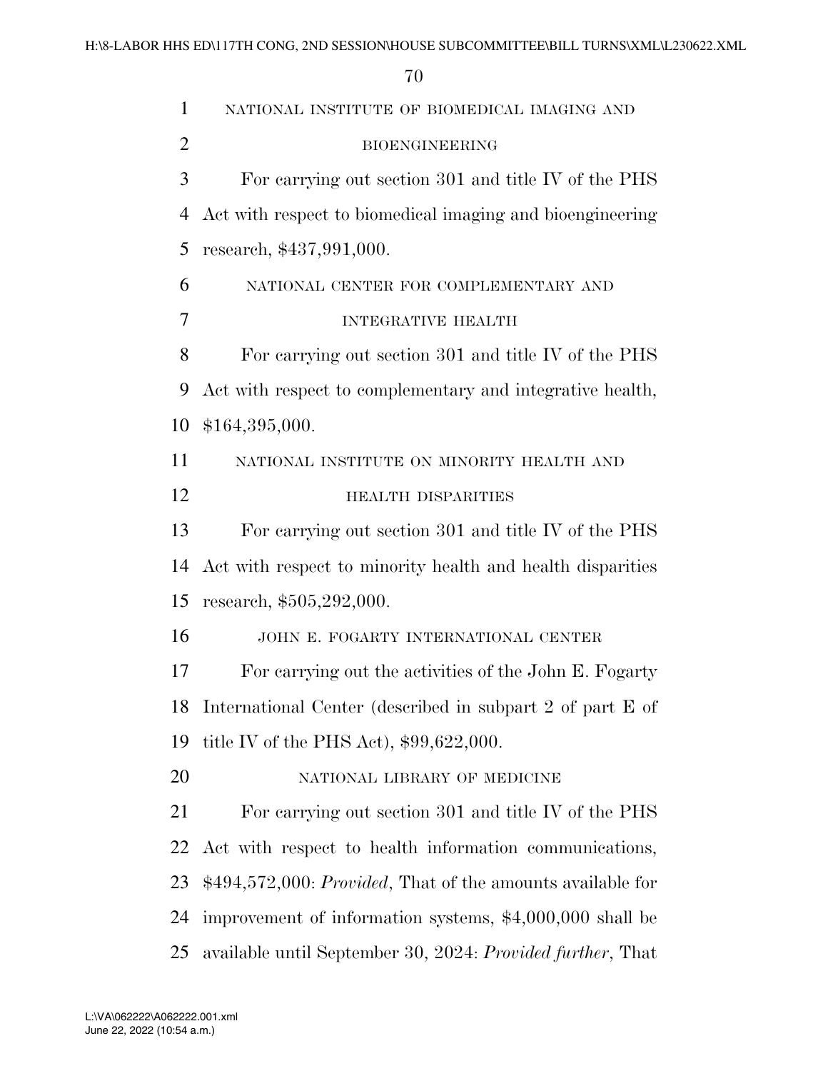NATIONAL INSTITUTE OF BIOMEDICAL IMAGING AND BIOENGINEERING

For carrying out section 301 and title IV of the PHS Act with respect to biomedical imaging and bioengineering research, $437,991,000.

NATIONAL CENTER FOR COMPLEMENTARY AND INTEGRATIVE HEALTH

For carrying out section 301 and title IV of the PHS Act with respect to complementary and integrative health, $164,395,000.

NATIONAL INSTITUTE ON MINORITY HEALTH AND HEALTH DISPARITIES

For carrying out section 301 and title IV of the PHS Act with respect to minority health and health disparities research, $505,292,000.

JOHN E. FOGARTY INTERNATIONAL CENTER

For carrying out the activities of the John E. Fogarty International Center (described in subpart 2 of part E of title IV of the PHS Act), $99,622,000.

NATIONAL LIBRARY OF MEDICINE

For carrying out section 301 and title IV of the PHS Act with respect to health information communications, $494,572,000: *Provided*, That of the amounts available for improvement of information systems, $4,000,000 shall be available until September 30, 2024: *Provided further*, That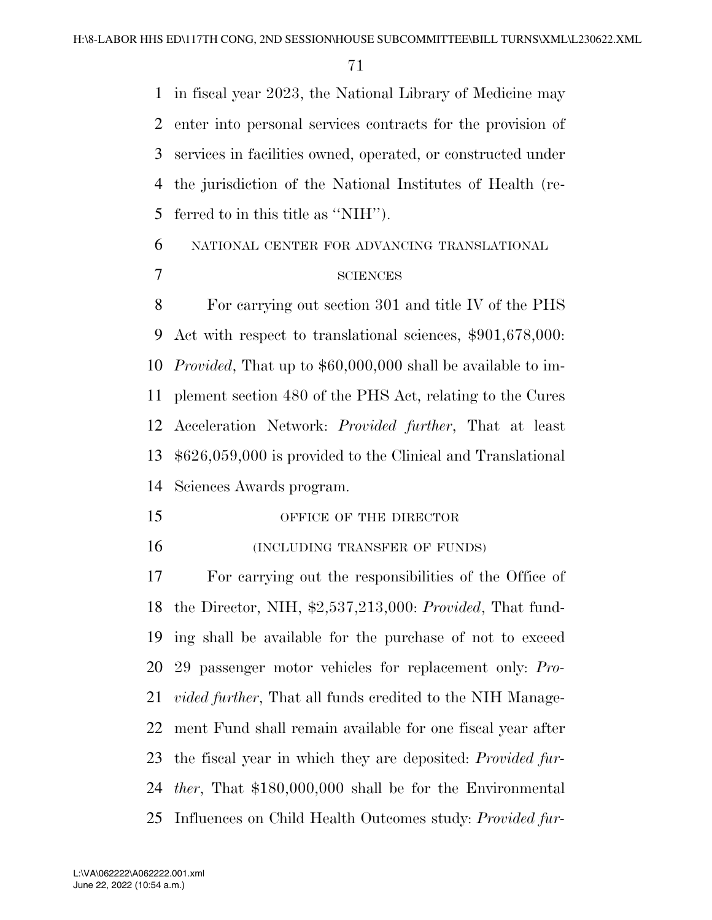in fiscal year 2023, the National Library of Medicine may enter into personal services contracts for the provision of services in facilities owned, operated, or constructed under the jurisdiction of the National Institutes of Health (referred to in this title as ''NIH'').

NATIONAL CENTER FOR ADVANCING TRANSLATIONAL SCIENCES

For carrying out section 301 and title IV of the PHS Act with respect to translational sciences, $901,678,000: *Provided*, That up to $60,000,000 shall be available to implement section 480 of the PHS Act, relating to the Cures Acceleration Network: *Provided further*, That at least $626,059,000 is provided to the Clinical and Translational Sciences Awards program.

OFFICE OF THE DIRECTOR

(INCLUDING TRANSFER OF FUNDS)

For carrying out the responsibilities of the Office of the Director, NIH, $2,537,213,000: *Provided*, That funding shall be available for the purchase of not to exceed 29 passenger motor vehicles for replacement only: *Provided further*, That all funds credited to the NIH Management Fund shall remain available for one fiscal year after the fiscal year in which they are deposited: *Provided further*, That $180,000,000 shall be for the Environmental Influences on Child Health Outcomes study: *Provided fur-*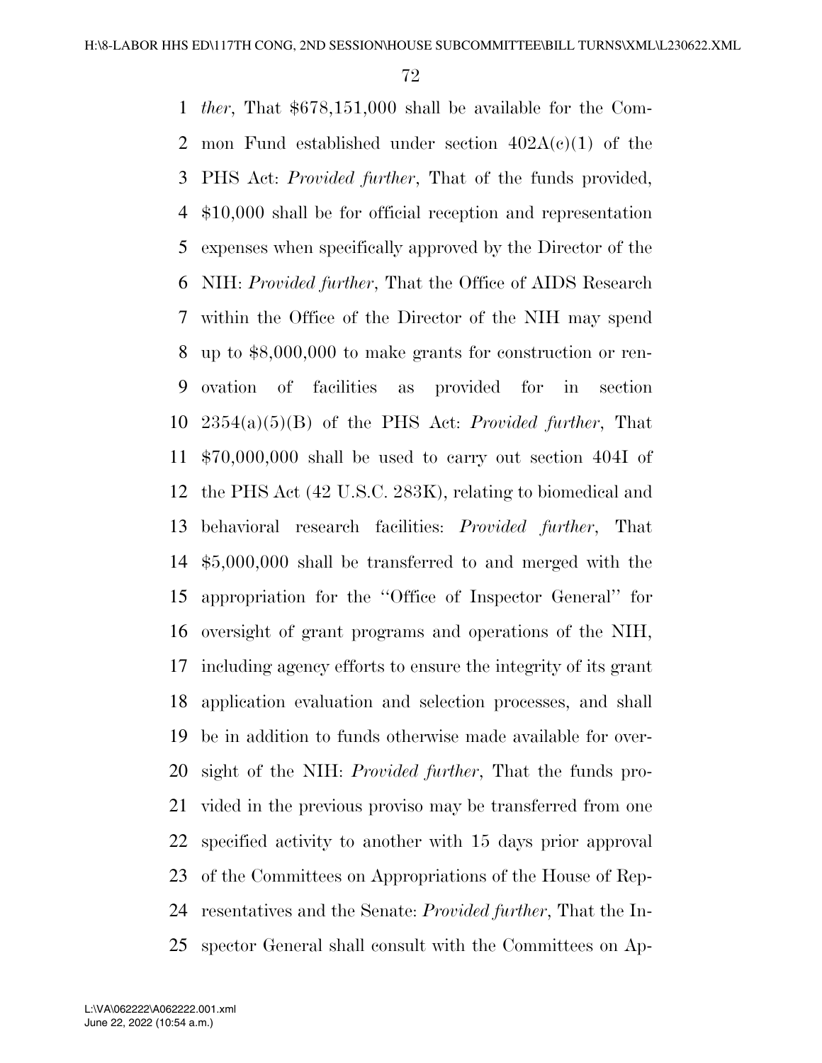*ther*, That $678,151,000 shall be available for the Common Fund established under section 402A(c)(1) of the PHS Act: *Provided further*, That of the funds provided, $10,000 shall be for official reception and representation expenses when specifically approved by the Director of the NIH: *Provided further*, That the Office of AIDS Research within the Office of the Director of the NIH may spend up to $8,000,000 to make grants for construction or renovation of facilities as provided for in section 2354(a)(5)(B) of the PHS Act: *Provided further*, That $70,000,000 shall be used to carry out section 404I of the PHS Act (42 U.S.C. 283K), relating to biomedical and behavioral research facilities: *Provided further*, That $5,000,000 shall be transferred to and merged with the appropriation for the ''Office of Inspector General'' for oversight of grant programs and operations of the NIH, including agency efforts to ensure the integrity of its grant application evaluation and selection processes, and shall be in addition to funds otherwise made available for oversight of the NIH: *Provided further*, That the funds provided in the previous proviso may be transferred from one specified activity to another with 15 days prior approval of the Committees on Appropriations of the House of Representatives and the Senate: *Provided further*, That the Inspector General shall consult with the Committees on Ap-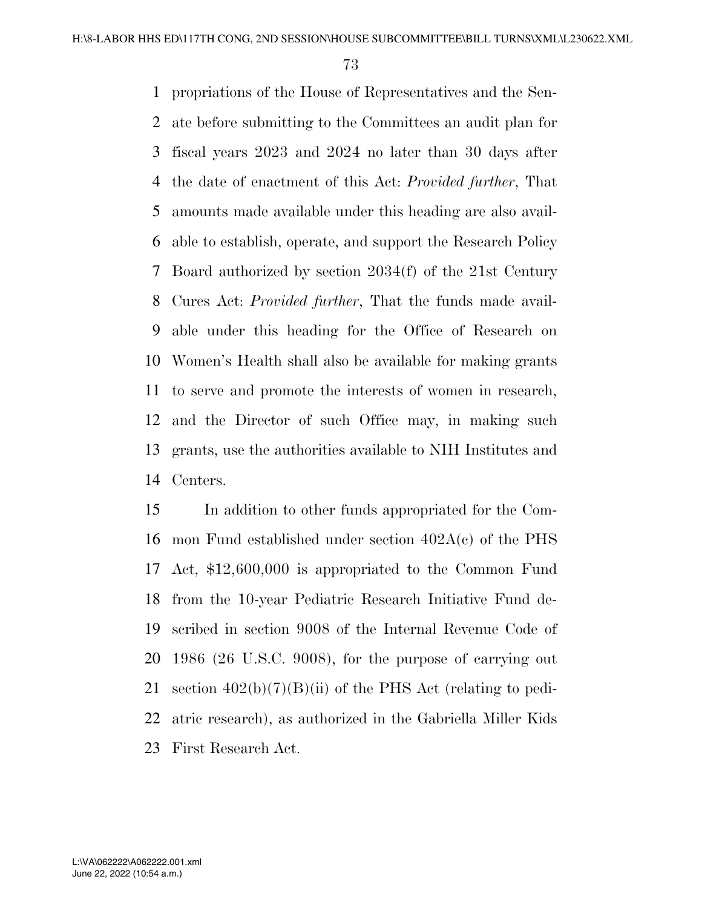propriations of the House of Representatives and the Senate before submitting to the Committees an audit plan for fiscal years 2023 and 2024 no later than 30 days after the date of enactment of this Act: *Provided further*, That amounts made available under this heading are also available to establish, operate, and support the Research Policy Board authorized by section 2034(f) of the 21st Century Cures Act: *Provided further*, That the funds made available under this heading for the Office of Research on Women's Health shall also be available for making grants to serve and promote the interests of women in research, and the Director of such Office may, in making such grants, use the authorities available to NIH Institutes and Centers.

In addition to other funds appropriated for the Common Fund established under section 402A(c) of the PHS Act, $12,600,000 is appropriated to the Common Fund from the 10-year Pediatric Research Initiative Fund described in section 9008 of the Internal Revenue Code of 1986 (26 U.S.C. 9008), for the purpose of carrying out section 402(b)(7)(B)(ii) of the PHS Act (relating to pediatric research), as authorized in the Gabriella Miller Kids First Research Act.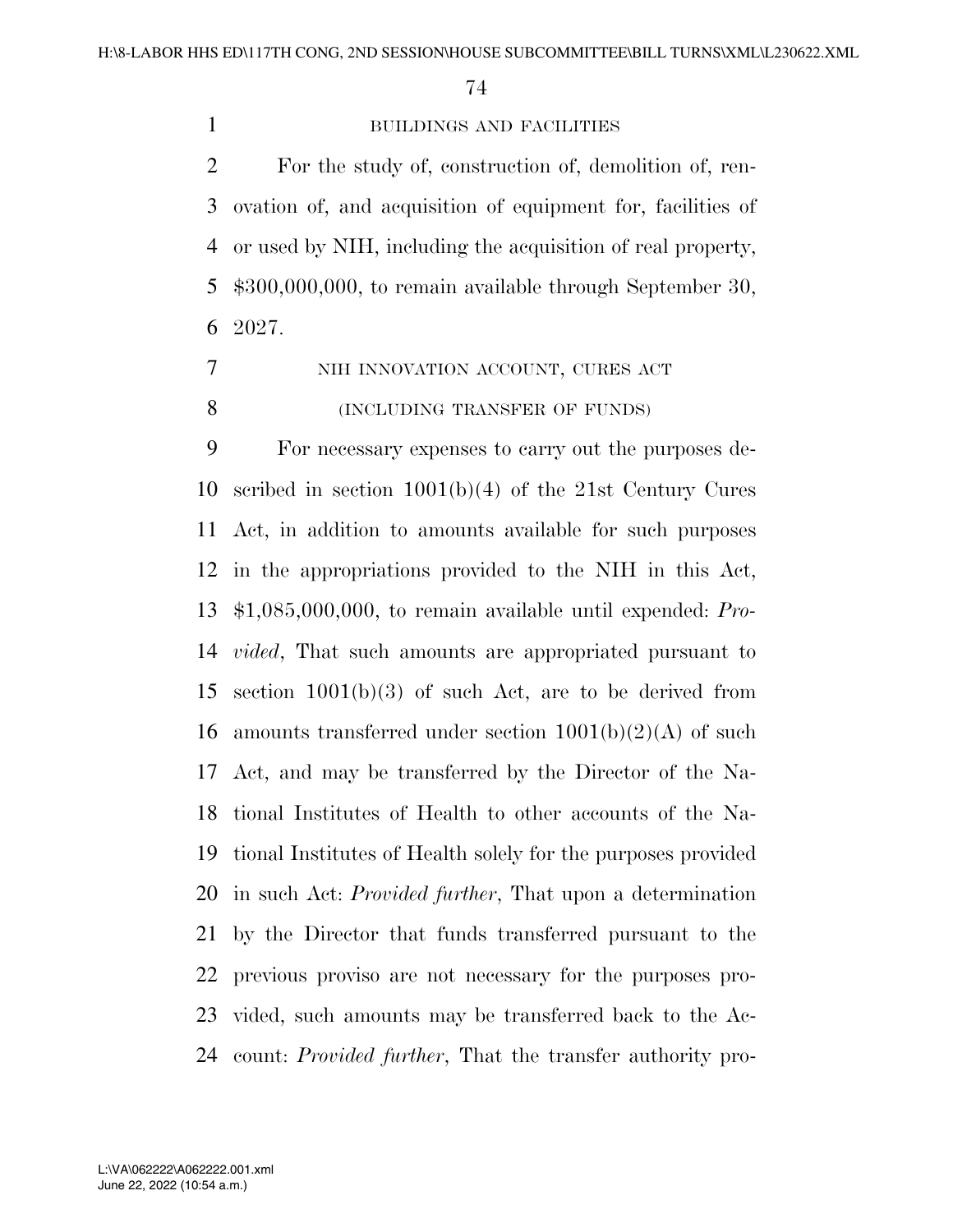BUILDINGS AND FACILITIES

For the study of, construction of, demolition of, renovation of, and acquisition of equipment for, facilities of or used by NIH, including the acquisition of real property, $300,000,000, to remain available through September 30, 2027.

NIH INNOVATION ACCOUNT, CURES ACT

(INCLUDING TRANSFER OF FUNDS)

For necessary expenses to carry out the purposes described in section 1001(b)(4) of the 21st Century Cures Act, in addition to amounts available for such purposes in the appropriations provided to the NIH in this Act, $1,085,000,000, to remain available until expended: *Provided*, That such amounts are appropriated pursuant to section 1001(b)(3) of such Act, are to be derived from amounts transferred under section 1001(b)(2)(A) of such Act, and may be transferred by the Director of the National Institutes of Health to other accounts of the National Institutes of Health solely for the purposes provided in such Act: *Provided further*, That upon a determination by the Director that funds transferred pursuant to the previous proviso are not necessary for the purposes provided, such amounts may be transferred back to the Account: *Provided further*, That the transfer authority pro-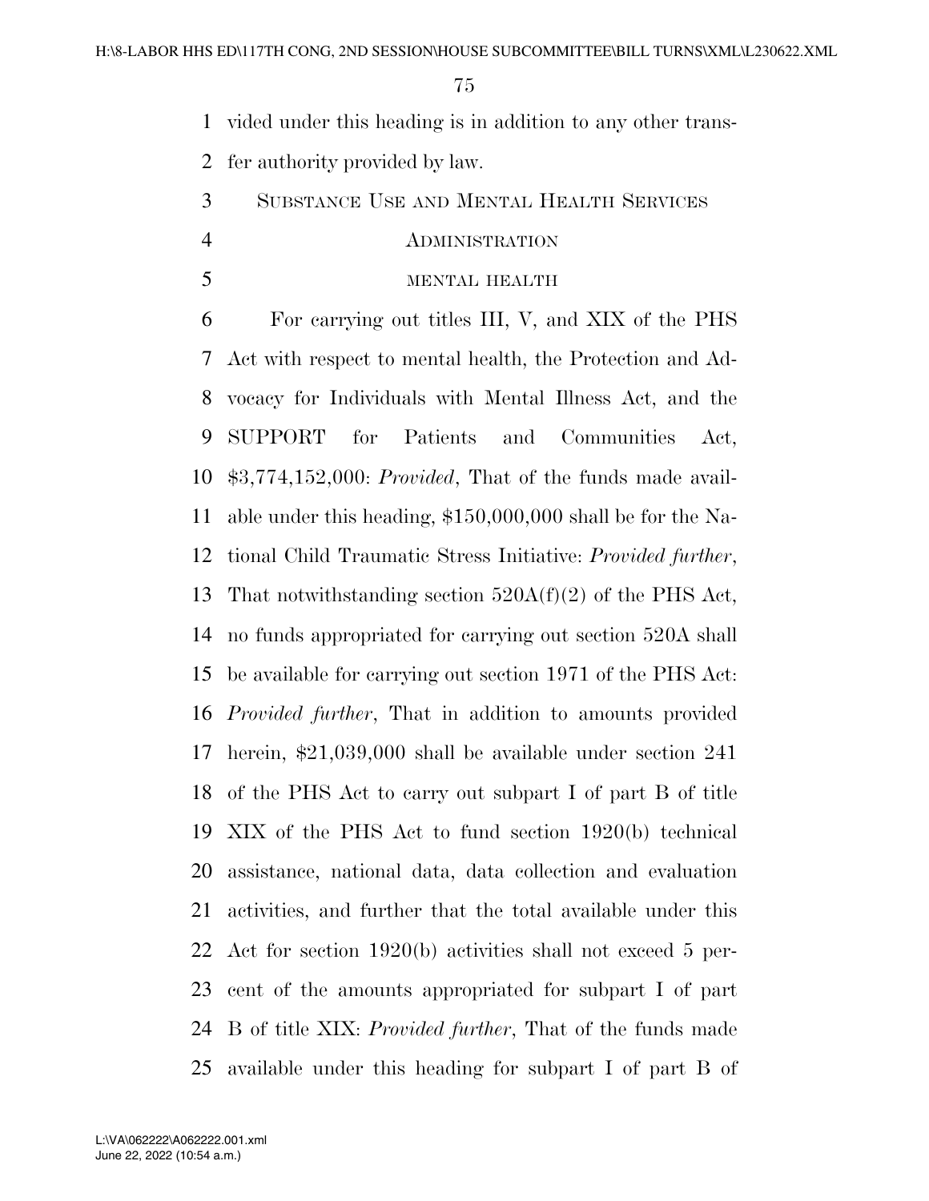vided under this heading is in addition to any other transfer authority provided by law.

## SUBSTANCE USE AND MENTAL HEALTH SERVICES ADMINISTRATION

### MENTAL HEALTH

For carrying out titles III, V, and XIX of the PHS Act with respect to mental health, the Protection and Advocacy for Individuals with Mental Illness Act, and the SUPPORT for Patients and Communities Act, $3,774,152,000: *Provided*, That of the funds made available under this heading, $150,000,000 shall be for the National Child Traumatic Stress Initiative: *Provided further*, That notwithstanding section 520A(f)(2) of the PHS Act, no funds appropriated for carrying out section 520A shall be available for carrying out section 1971 of the PHS Act: *Provided further*, That in addition to amounts provided herein, $21,039,000 shall be available under section 241 of the PHS Act to carry out subpart I of part B of title XIX of the PHS Act to fund section 1920(b) technical assistance, national data, data collection and evaluation activities, and further that the total available under this Act for section 1920(b) activities shall not exceed 5 percent of the amounts appropriated for subpart I of part B of title XIX: *Provided further*, That of the funds made available under this heading for subpart I of part B of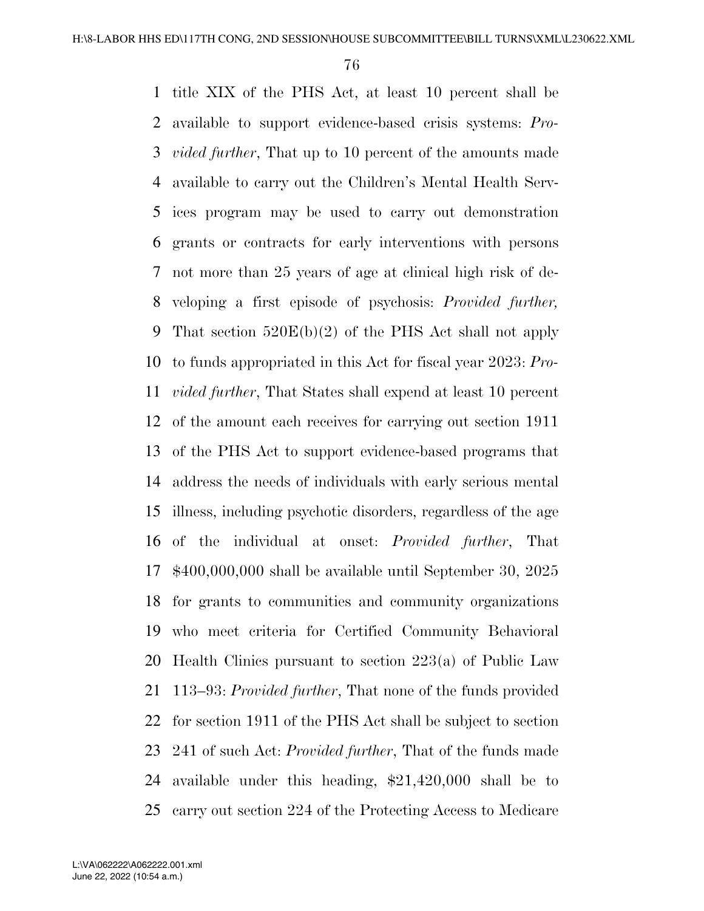title XIX of the PHS Act, at least 10 percent shall be available to support evidence-based crisis systems: *Provided further*, That up to 10 percent of the amounts made available to carry out the Children's Mental Health Services program may be used to carry out demonstration grants or contracts for early interventions with persons not more than 25 years of age at clinical high risk of developing a first episode of psychosis: *Provided further,* That section 520E(b)(2) of the PHS Act shall not apply to funds appropriated in this Act for fiscal year 2023: *Provided further*, That States shall expend at least 10 percent of the amount each receives for carrying out section 1911 of the PHS Act to support evidence-based programs that address the needs of individuals with early serious mental illness, including psychotic disorders, regardless of the age of the individual at onset: *Provided further*, That $400,000,000 shall be available until September 30, 2025 for grants to communities and community organizations who meet criteria for Certified Community Behavioral Health Clinics pursuant to section 223(a) of Public Law 113–93: *Provided further*, That none of the funds provided for section 1911 of the PHS Act shall be subject to section 241 of such Act: *Provided further*, That of the funds made available under this heading, $21,420,000 shall be to carry out section 224 of the Protecting Access to Medicare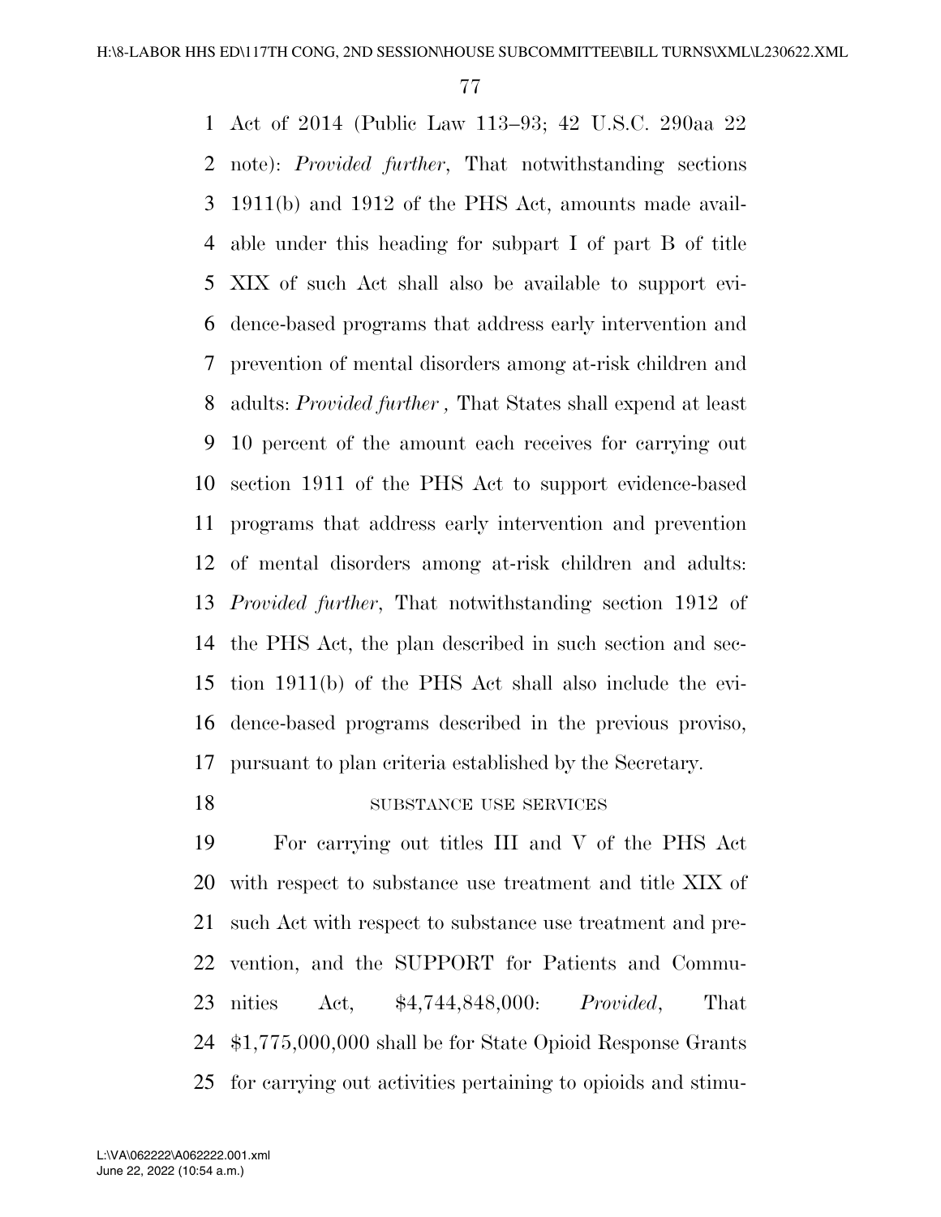Act of 2014 (Public Law 113–93; 42 U.S.C. 290aa 22 note): *Provided further*, That notwithstanding sections 1911(b) and 1912 of the PHS Act, amounts made available under this heading for subpart I of part B of title XIX of such Act shall also be available to support evidence-based programs that address early intervention and prevention of mental disorders among at-risk children and adults: *Provided further ,* That States shall expend at least 10 percent of the amount each receives for carrying out section 1911 of the PHS Act to support evidence-based programs that address early intervention and prevention of mental disorders among at-risk children and adults: *Provided further*, That notwithstanding section 1912 of the PHS Act, the plan described in such section and section 1911(b) of the PHS Act shall also include the evidence-based programs described in the previous proviso, pursuant to plan criteria established by the Secretary.

SUBSTANCE USE SERVICES

For carrying out titles III and V of the PHS Act with respect to substance use treatment and title XIX of such Act with respect to substance use treatment and prevention, and the SUPPORT for Patients and Communities Act, $4,744,848,000: *Provided*, That $1,775,000,000 shall be for State Opioid Response Grants for carrying out activities pertaining to opioids and stimu-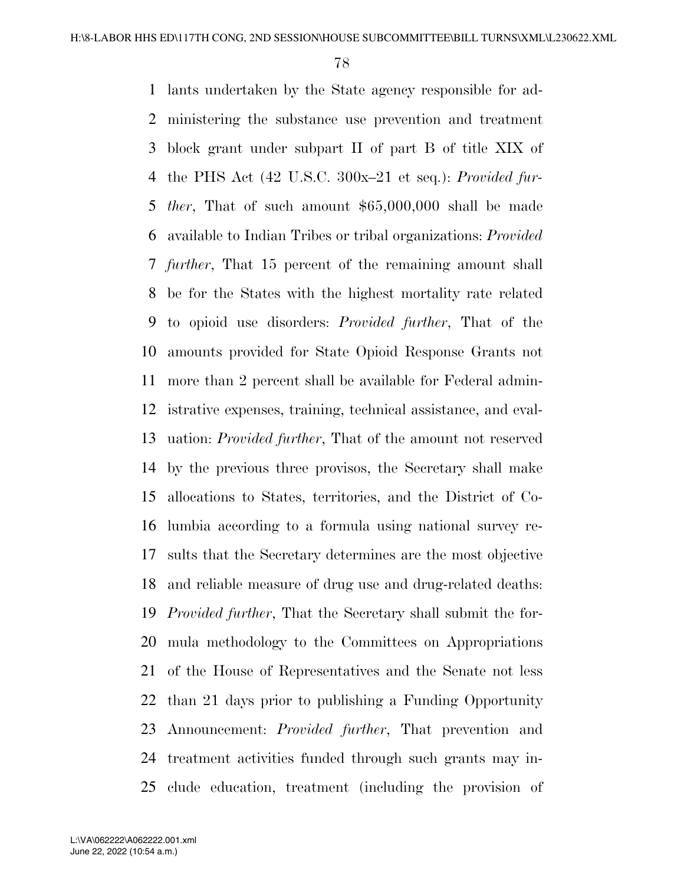lants undertaken by the State agency responsible for administering the substance use prevention and treatment block grant under subpart II of part B of title XIX of the PHS Act (42 U.S.C. 300x–21 et seq.): *Provided further*, That of such amount $65,000,000 shall be made available to Indian Tribes or tribal organizations: *Provided further*, That 15 percent of the remaining amount shall be for the States with the highest mortality rate related to opioid use disorders: *Provided further*, That of the amounts provided for State Opioid Response Grants not more than 2 percent shall be available for Federal administrative expenses, training, technical assistance, and evaluation: *Provided further*, That of the amount not reserved by the previous three provisos, the Secretary shall make allocations to States, territories, and the District of Columbia according to a formula using national survey results that the Secretary determines are the most objective and reliable measure of drug use and drug-related deaths: *Provided further*, That the Secretary shall submit the formula methodology to the Committees on Appropriations of the House of Representatives and the Senate not less than 21 days prior to publishing a Funding Opportunity Announcement: *Provided further*, That prevention and treatment activities funded through such grants may include education, treatment (including the provision of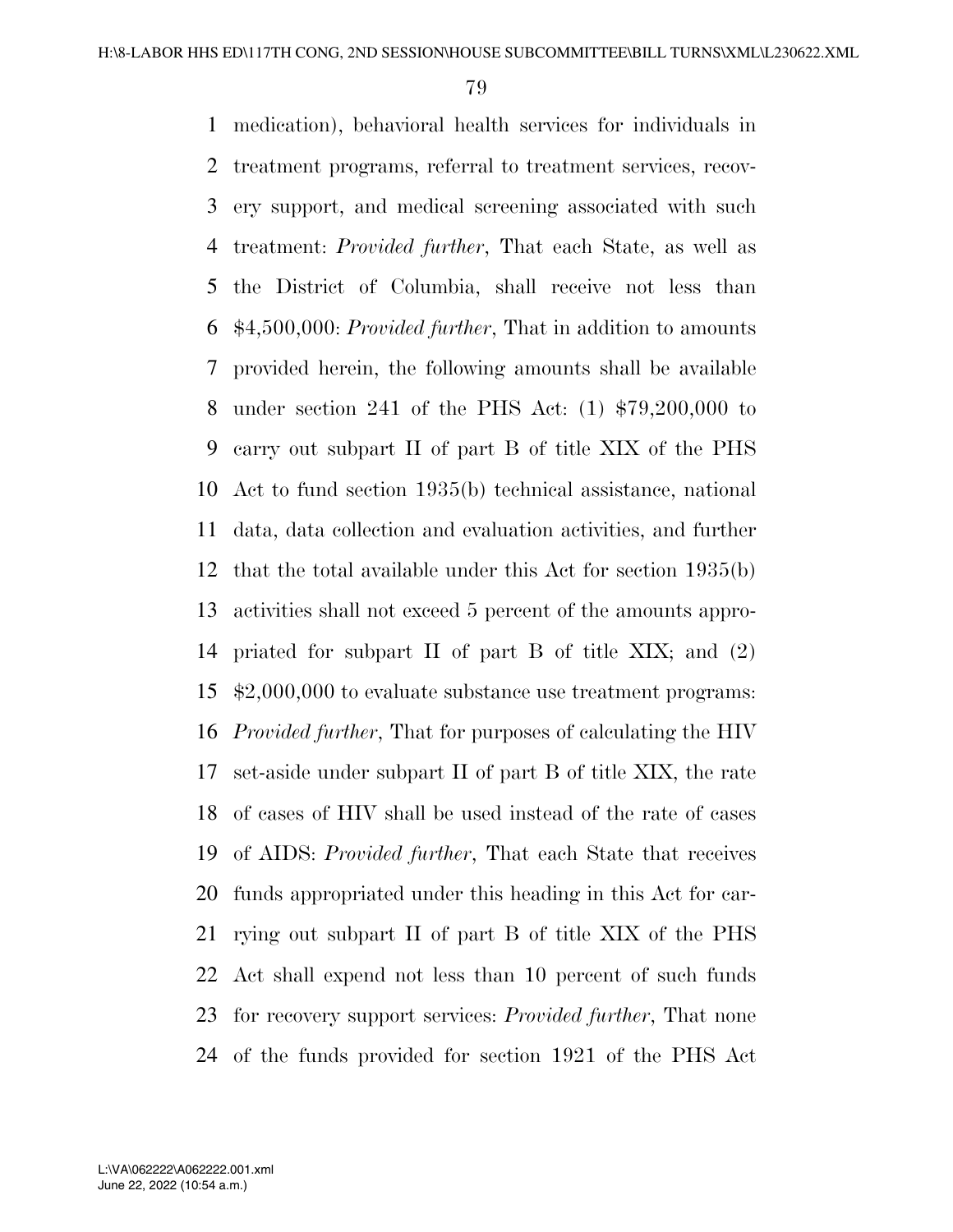medication), behavioral health services for individuals in treatment programs, referral to treatment services, recovery support, and medical screening associated with such treatment: *Provided further*, That each State, as well as the District of Columbia, shall receive not less than $4,500,000: *Provided further*, That in addition to amounts provided herein, the following amounts shall be available under section 241 of the PHS Act: (1) $79,200,000 to carry out subpart II of part B of title XIX of the PHS Act to fund section 1935(b) technical assistance, national data, data collection and evaluation activities, and further that the total available under this Act for section 1935(b) activities shall not exceed 5 percent of the amounts appropriated for subpart II of part B of title XIX; and (2) $2,000,000 to evaluate substance use treatment programs: *Provided further*, That for purposes of calculating the HIV set-aside under subpart II of part B of title XIX, the rate of cases of HIV shall be used instead of the rate of cases of AIDS: *Provided further*, That each State that receives funds appropriated under this heading in this Act for carrying out subpart II of part B of title XIX of the PHS Act shall expend not less than 10 percent of such funds for recovery support services: *Provided further*, That none of the funds provided for section 1921 of the PHS Act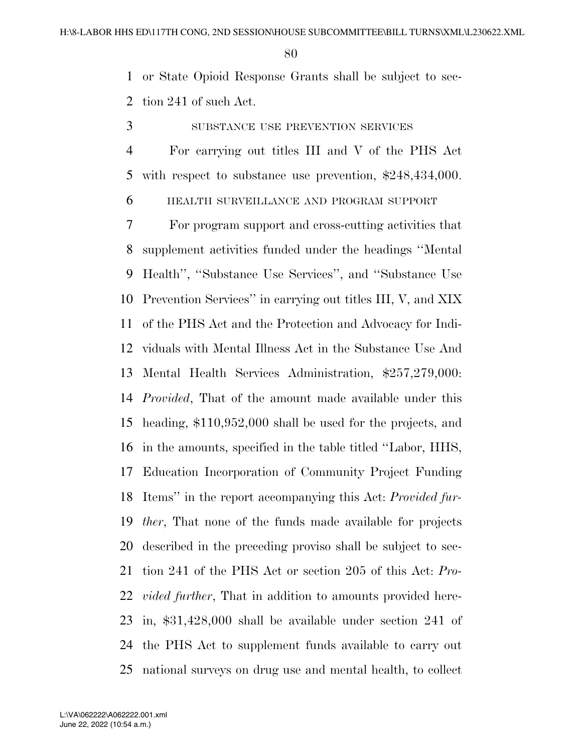or State Opioid Response Grants shall be subject to section 241 of such Act.

SUBSTANCE USE PREVENTION SERVICES

For carrying out titles III and V of the PHS Act with respect to substance use prevention, $248,434,000.

HEALTH SURVEILLANCE AND PROGRAM SUPPORT

For program support and cross-cutting activities that supplement activities funded under the headings ''Mental Health'', ''Substance Use Services'', and ''Substance Use Prevention Services'' in carrying out titles III, V, and XIX of the PHS Act and the Protection and Advocacy for Individuals with Mental Illness Act in the Substance Use And Mental Health Services Administration, $257,279,000: *Provided*, That of the amount made available under this heading, $110,952,000 shall be used for the projects, and in the amounts, specified in the table titled ''Labor, HHS, Education Incorporation of Community Project Funding Items'' in the report accompanying this Act: *Provided further*, That none of the funds made available for projects described in the preceding proviso shall be subject to section 241 of the PHS Act or section 205 of this Act: *Provided further*, That in addition to amounts provided herein, $31,428,000 shall be available under section 241 of the PHS Act to supplement funds available to carry out national surveys on drug use and mental health, to collect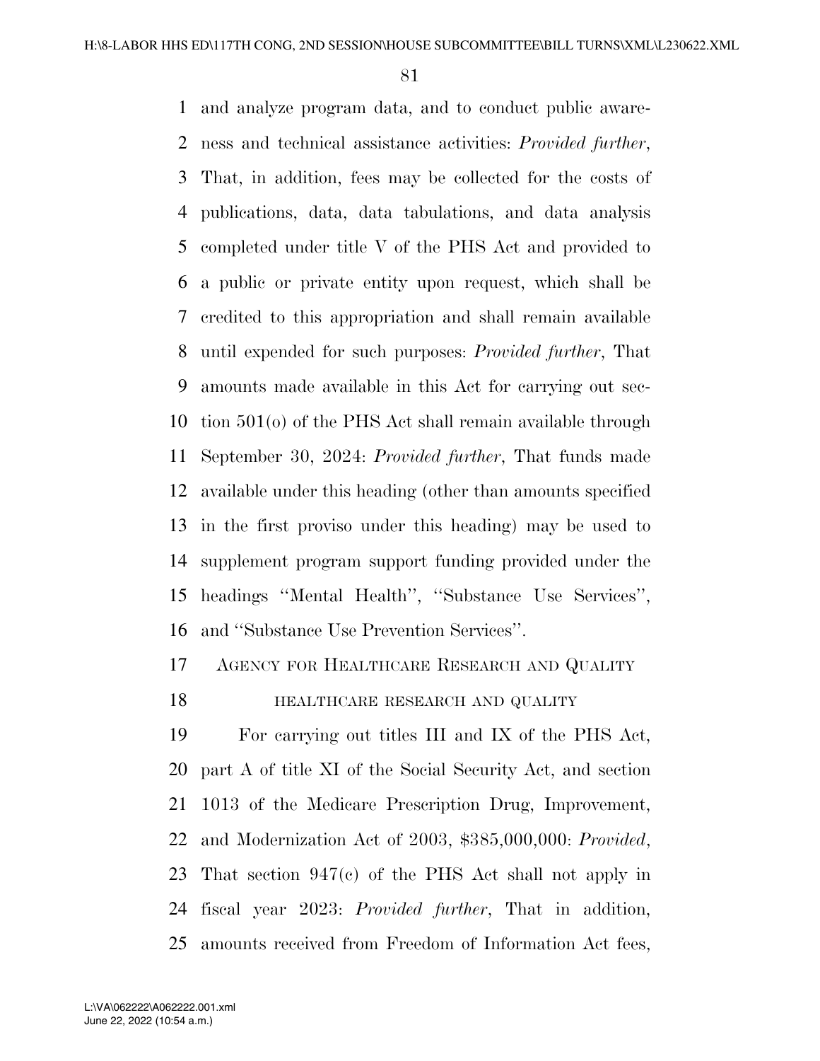and analyze program data, and to conduct public awareness and technical assistance activities: *Provided further*, That, in addition, fees may be collected for the costs of publications, data, data tabulations, and data analysis completed under title V of the PHS Act and provided to a public or private entity upon request, which shall be credited to this appropriation and shall remain available until expended for such purposes: *Provided further*, That amounts made available in this Act for carrying out section 501(o) of the PHS Act shall remain available through September 30, 2024: *Provided further*, That funds made available under this heading (other than amounts specified in the first proviso under this heading) may be used to supplement program support funding provided under the headings ''Mental Health'', ''Substance Use Services'', and ''Substance Use Prevention Services''.

## AGENCY FOR HEALTHCARE RESEARCH AND QUALITY

### HEALTHCARE RESEARCH AND QUALITY

For carrying out titles III and IX of the PHS Act, part A of title XI of the Social Security Act, and section 1013 of the Medicare Prescription Drug, Improvement, and Modernization Act of 2003, $385,000,000: *Provided*, That section 947(c) of the PHS Act shall not apply in fiscal year 2023: *Provided further*, That in addition, amounts received from Freedom of Information Act fees,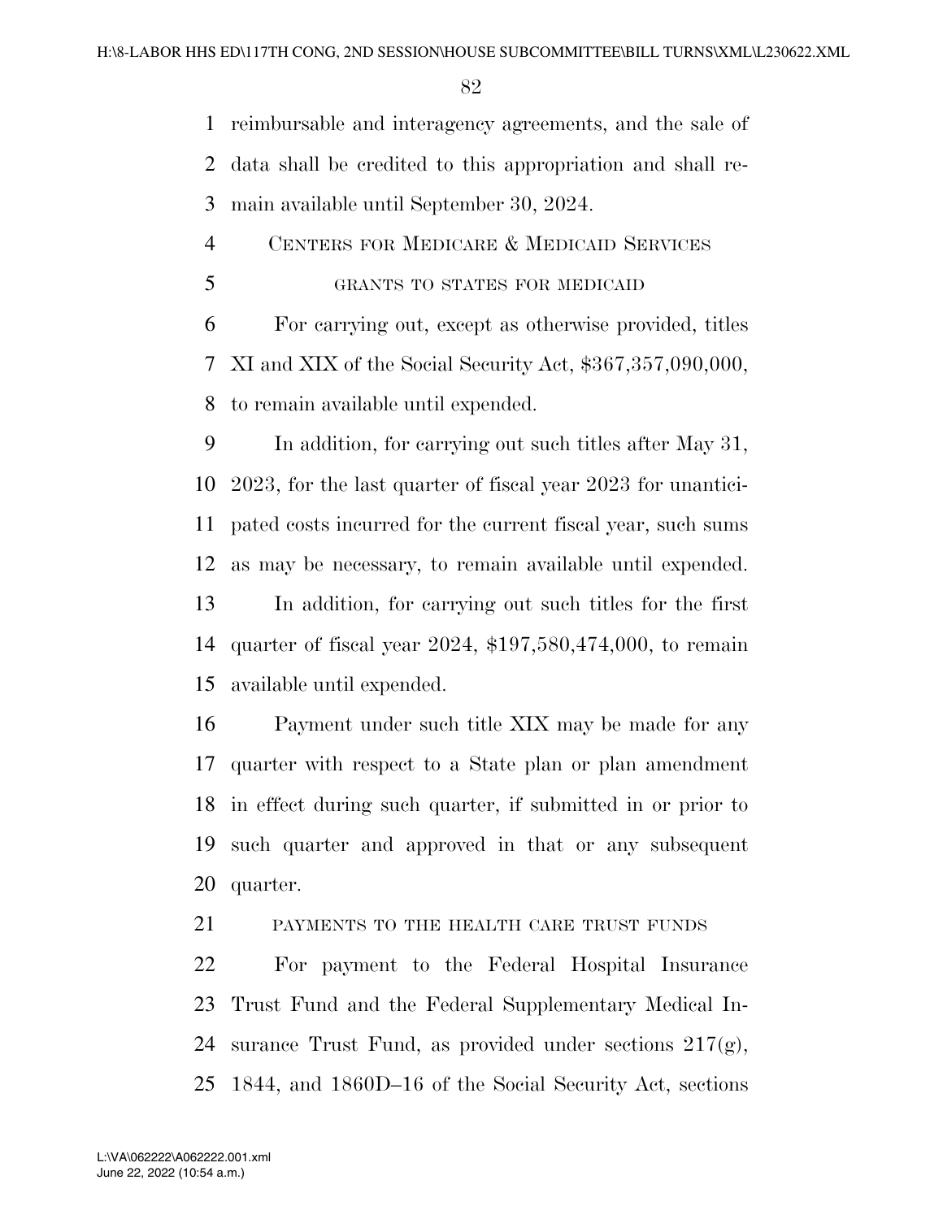reimbursable and interagency agreements, and the sale of data shall be credited to this appropriation and shall remain available until September 30, 2024.

## CENTERS FOR MEDICARE & MEDICAID SERVICES

### GRANTS TO STATES FOR MEDICAID

For carrying out, except as otherwise provided, titles XI and XIX of the Social Security Act, $367,357,090,000, to remain available until expended.

In addition, for carrying out such titles after May 31, 2023, for the last quarter of fiscal year 2023 for unanticipated costs incurred for the current fiscal year, such sums as may be necessary, to remain available until expended.

In addition, for carrying out such titles for the first quarter of fiscal year 2024, $197,580,474,000, to remain available until expended.

Payment under such title XIX may be made for any quarter with respect to a State plan or plan amendment in effect during such quarter, if submitted in or prior to such quarter and approved in that or any subsequent quarter.

### PAYMENTS TO THE HEALTH CARE TRUST FUNDS

For payment to the Federal Hospital Insurance Trust Fund and the Federal Supplementary Medical Insurance Trust Fund, as provided under sections 217(g), 1844, and 1860D–16 of the Social Security Act, sections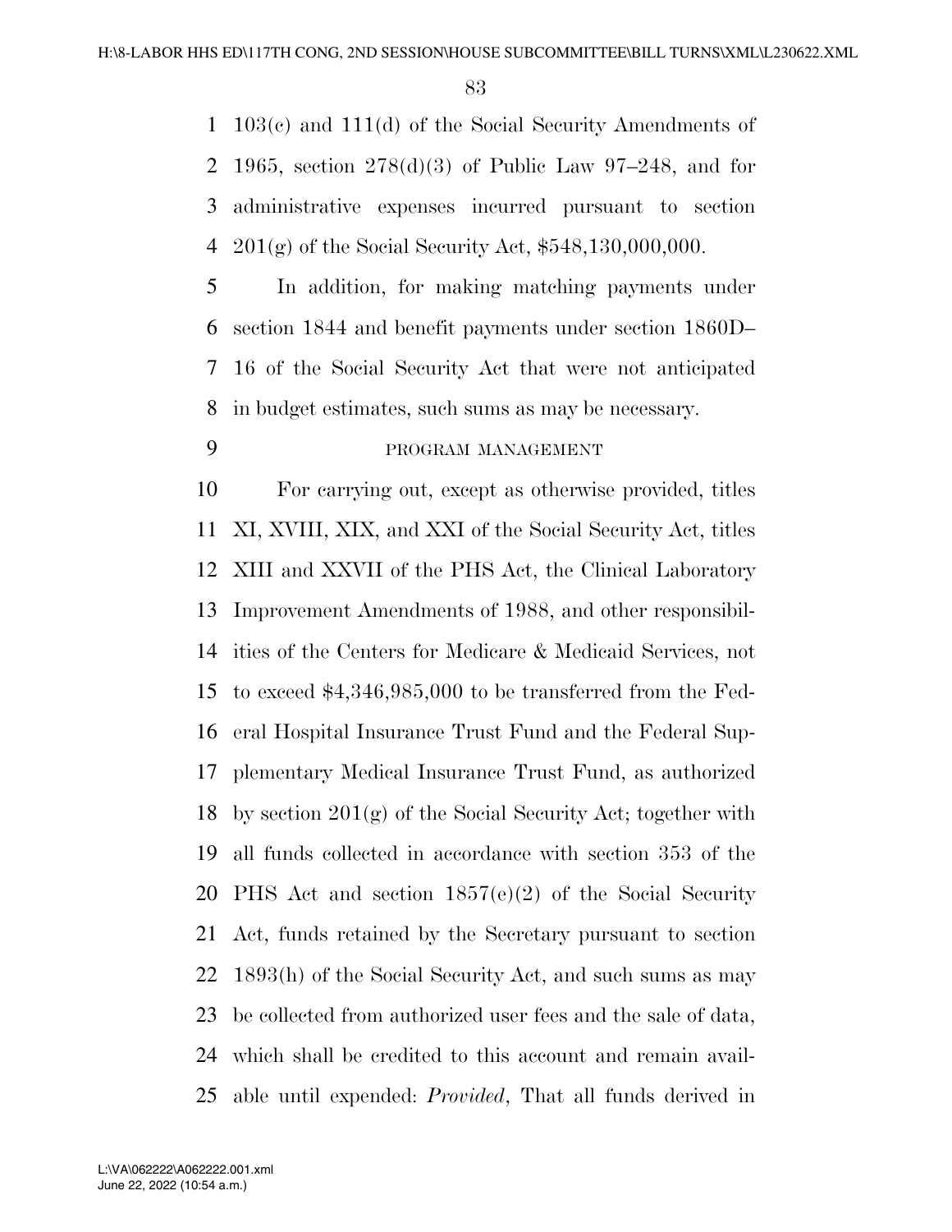103(c) and 111(d) of the Social Security Amendments of 1965, section 278(d)(3) of Public Law 97–248, and for administrative expenses incurred pursuant to section 201(g) of the Social Security Act, $548,130,000,000.

In addition, for making matching payments under section 1844 and benefit payments under section 1860D–16 of the Social Security Act that were not anticipated in budget estimates, such sums as may be necessary.

PROGRAM MANAGEMENT

For carrying out, except as otherwise provided, titles XI, XVIII, XIX, and XXI of the Social Security Act, titles XIII and XXVII of the PHS Act, the Clinical Laboratory Improvement Amendments of 1988, and other responsibilities of the Centers for Medicare & Medicaid Services, not to exceed $4,346,985,000 to be transferred from the Federal Hospital Insurance Trust Fund and the Federal Supplementary Medical Insurance Trust Fund, as authorized by section 201(g) of the Social Security Act; together with all funds collected in accordance with section 353 of the PHS Act and section 1857(e)(2) of the Social Security Act, funds retained by the Secretary pursuant to section 1893(h) of the Social Security Act, and such sums as may be collected from authorized user fees and the sale of data, which shall be credited to this account and remain available until expended: *Provided*, That all funds derived in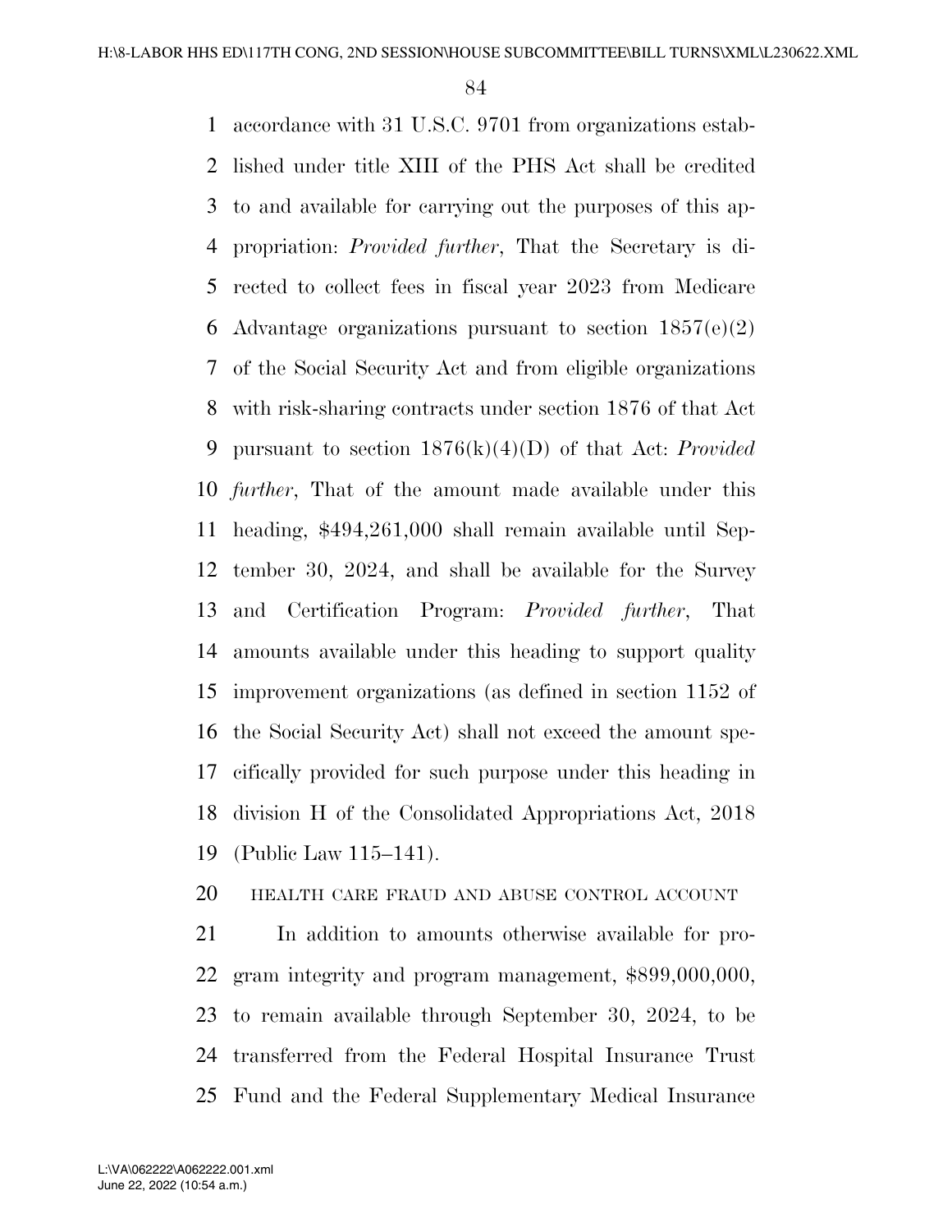accordance with 31 U.S.C. 9701 from organizations established under title XIII of the PHS Act shall be credited to and available for carrying out the purposes of this appropriation: *Provided further*, That the Secretary is directed to collect fees in fiscal year 2023 from Medicare Advantage organizations pursuant to section 1857(e)(2) of the Social Security Act and from eligible organizations with risk-sharing contracts under section 1876 of that Act pursuant to section 1876(k)(4)(D) of that Act: *Provided further*, That of the amount made available under this heading, $494,261,000 shall remain available until September 30, 2024, and shall be available for the Survey and Certification Program: *Provided further*, That amounts available under this heading to support quality improvement organizations (as defined in section 1152 of the Social Security Act) shall not exceed the amount specifically provided for such purpose under this heading in division H of the Consolidated Appropriations Act, 2018 (Public Law 115–141).

HEALTH CARE FRAUD AND ABUSE CONTROL ACCOUNT

In addition to amounts otherwise available for program integrity and program management, $899,000,000, to remain available through September 30, 2024, to be transferred from the Federal Hospital Insurance Trust Fund and the Federal Supplementary Medical Insurance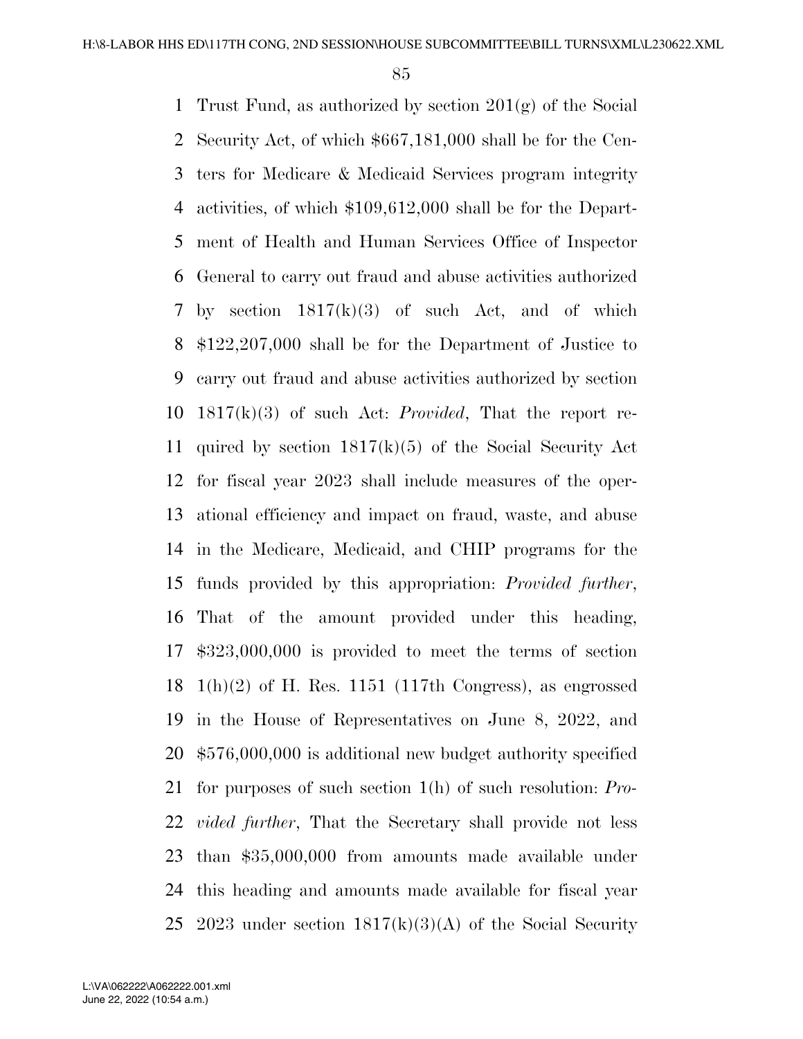Trust Fund, as authorized by section 201(g) of the Social Security Act, of which $667,181,000 shall be for the Centers for Medicare & Medicaid Services program integrity activities, of which $109,612,000 shall be for the Department of Health and Human Services Office of Inspector General to carry out fraud and abuse activities authorized by section 1817(k)(3) of such Act, and of which $122,207,000 shall be for the Department of Justice to carry out fraud and abuse activities authorized by section 1817(k)(3) of such Act: *Provided*, That the report required by section 1817(k)(5) of the Social Security Act for fiscal year 2023 shall include measures of the operational efficiency and impact on fraud, waste, and abuse in the Medicare, Medicaid, and CHIP programs for the funds provided by this appropriation: *Provided further*, That of the amount provided under this heading, $323,000,000 is provided to meet the terms of section 1(h)(2) of H. Res. 1151 (117th Congress), as engrossed in the House of Representatives on June 8, 2022, and $576,000,000 is additional new budget authority specified for purposes of such section 1(h) of such resolution: *Provided further*, That the Secretary shall provide not less than $35,000,000 from amounts made available under this heading and amounts made available for fiscal year 2023 under section 1817(k)(3)(A) of the Social Security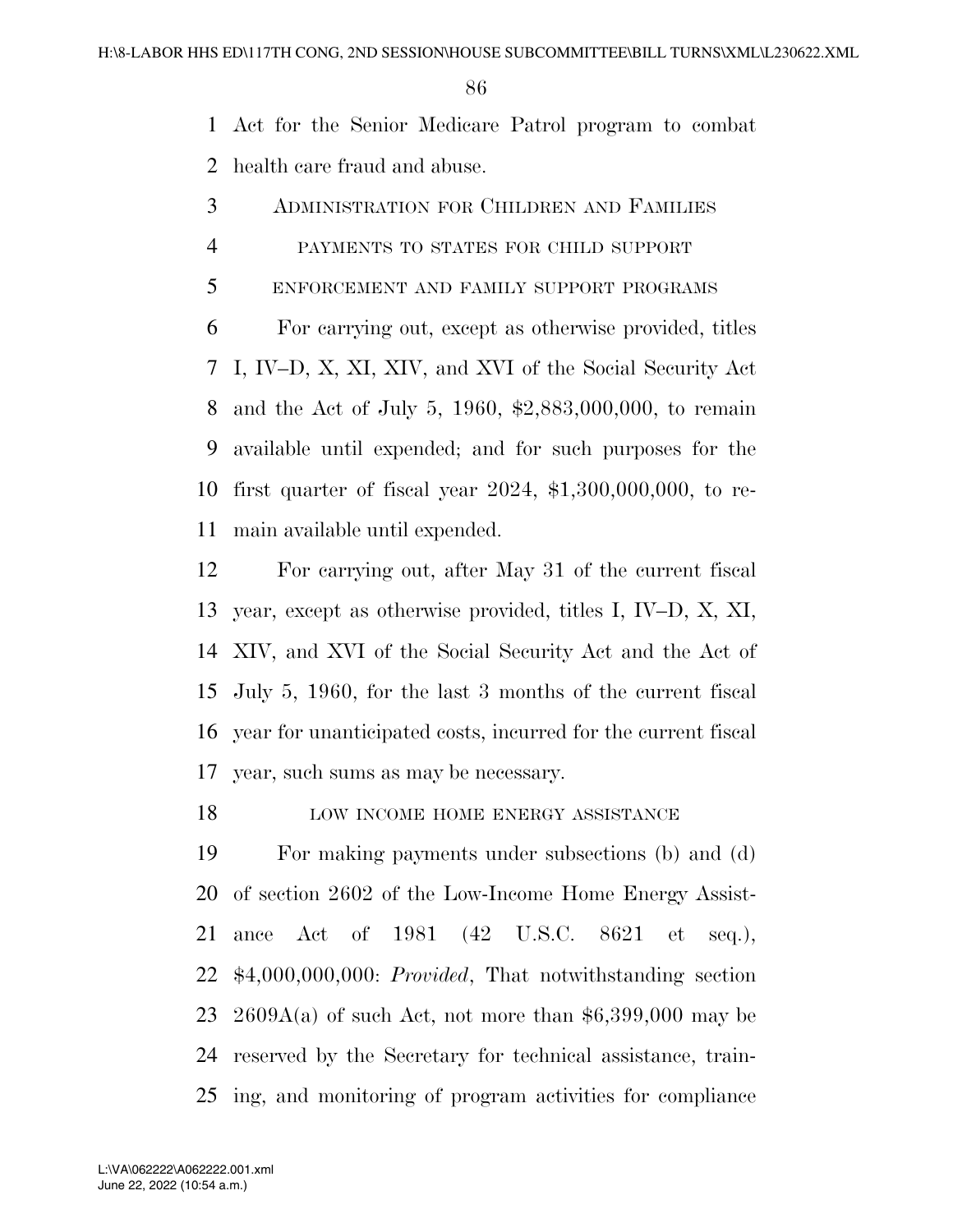Act for the Senior Medicare Patrol program to combat health care fraud and abuse.

## Administration for Children and Families

### payments to states for child support enforcement and family support programs

For carrying out, except as otherwise provided, titles I, IV–D, X, XI, XIV, and XVI of the Social Security Act and the Act of July 5, 1960, $2,883,000,000, to remain available until expended; and for such purposes for the first quarter of fiscal year 2024, $1,300,000,000, to remain available until expended.

For carrying out, after May 31 of the current fiscal year, except as otherwise provided, titles I, IV–D, X, XI, XIV, and XVI of the Social Security Act and the Act of July 5, 1960, for the last 3 months of the current fiscal year for unanticipated costs, incurred for the current fiscal year, such sums as may be necessary.

### low income home energy assistance

For making payments under subsections (b) and (d) of section 2602 of the Low-Income Home Energy Assistance Act of 1981 (42 U.S.C. 8621 et seq.), $4,000,000,000: *Provided*, That notwithstanding section 2609A(a) of such Act, not more than $6,399,000 may be reserved by the Secretary for technical assistance, training, and monitoring of program activities for compliance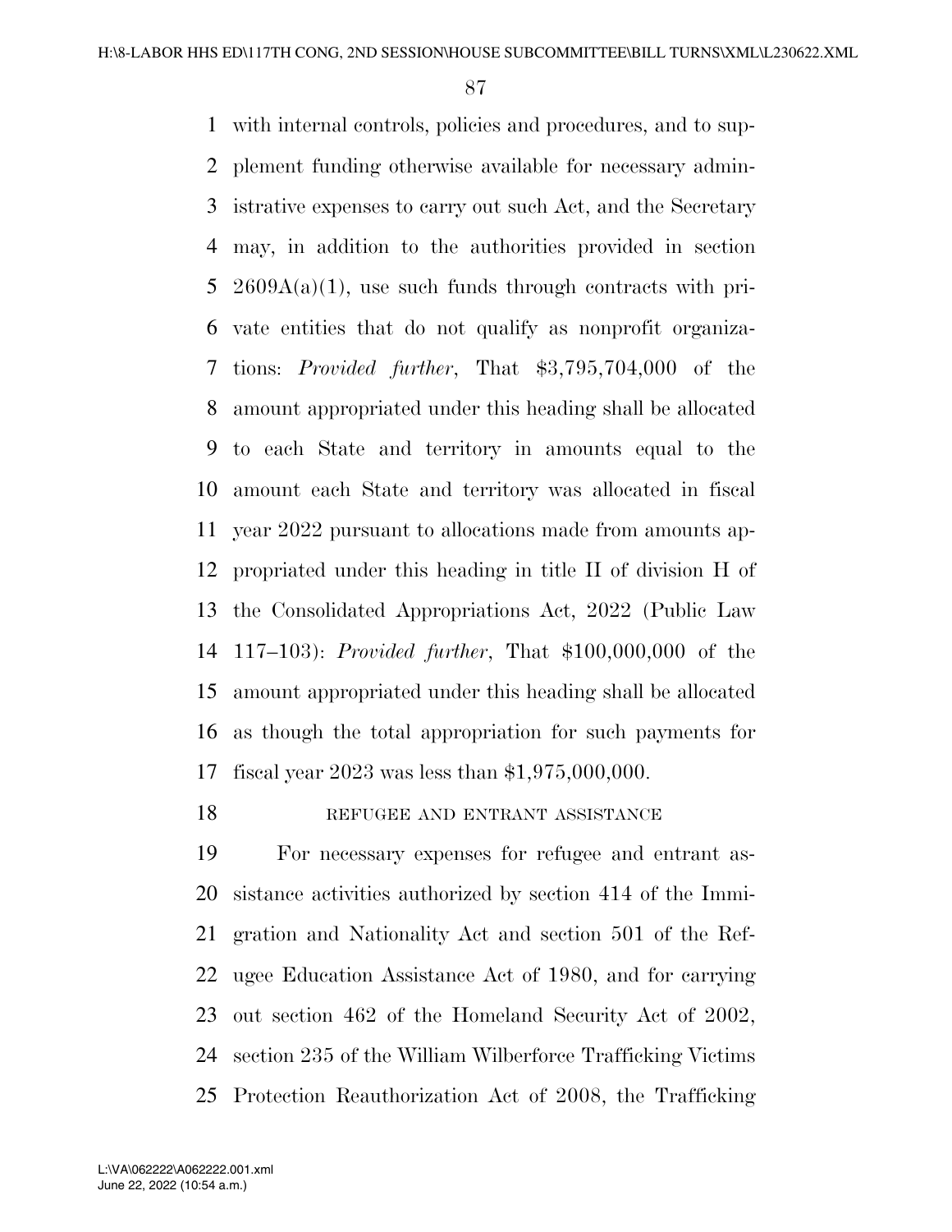with internal controls, policies and procedures, and to supplement funding otherwise available for necessary administrative expenses to carry out such Act, and the Secretary may, in addition to the authorities provided in section 2609A(a)(1), use such funds through contracts with private entities that do not qualify as nonprofit organizations: *Provided further*, That $3,795,704,000 of the amount appropriated under this heading shall be allocated to each State and territory in amounts equal to the amount each State and territory was allocated in fiscal year 2022 pursuant to allocations made from amounts appropriated under this heading in title II of division H of the Consolidated Appropriations Act, 2022 (Public Law 117–103): *Provided further*, That $100,000,000 of the amount appropriated under this heading shall be allocated as though the total appropriation for such payments for fiscal year 2023 was less than $1,975,000,000.

REFUGEE AND ENTRANT ASSISTANCE

For necessary expenses for refugee and entrant assistance activities authorized by section 414 of the Immigration and Nationality Act and section 501 of the Refugee Education Assistance Act of 1980, and for carrying out section 462 of the Homeland Security Act of 2002, section 235 of the William Wilberforce Trafficking Victims Protection Reauthorization Act of 2008, the Trafficking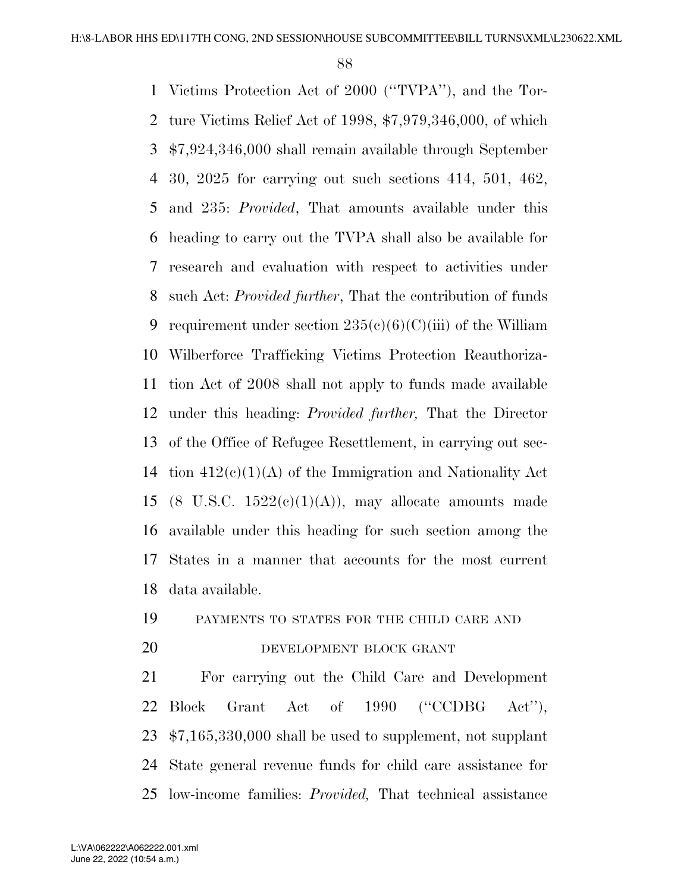Victims Protection Act of 2000 ("TVPA"), and the Torture Victims Relief Act of 1998, $7,979,346,000, of which $7,924,346,000 shall remain available through September 30, 2025 for carrying out such sections 414, 501, 462, and 235: *Provided*, That amounts available under this heading to carry out the TVPA shall also be available for research and evaluation with respect to activities under such Act: *Provided further*, That the contribution of funds requirement under section 235(c)(6)(C)(iii) of the William Wilberforce Trafficking Victims Protection Reauthorization Act of 2008 shall not apply to funds made available under this heading: *Provided further,* That the Director of the Office of Refugee Resettlement, in carrying out section 412(c)(1)(A) of the Immigration and Nationality Act (8 U.S.C. 1522(c)(1)(A)), may allocate amounts made available under this heading for such section among the States in a manner that accounts for the most current data available.

PAYMENTS TO STATES FOR THE CHILD CARE AND DEVELOPMENT BLOCK GRANT

For carrying out the Child Care and Development Block Grant Act of 1990 ("CCDBG Act"), $7,165,330,000 shall be used to supplement, not supplant State general revenue funds for child care assistance for low-income families: *Provided,* That technical assistance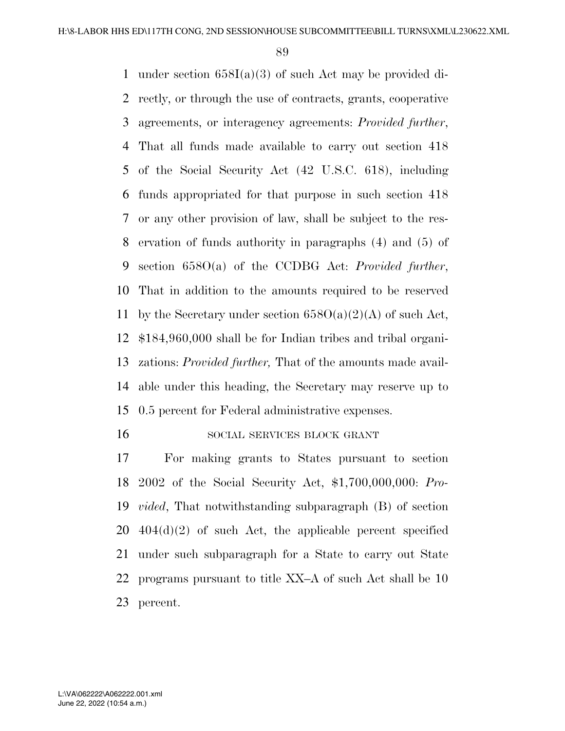under section 658I(a)(3) of such Act may be provided directly, or through the use of contracts, grants, cooperative agreements, or interagency agreements: *Provided further*, That all funds made available to carry out section 418 of the Social Security Act (42 U.S.C. 618), including funds appropriated for that purpose in such section 418 or any other provision of law, shall be subject to the reservation of funds authority in paragraphs (4) and (5) of section 658O(a) of the CCDBG Act: *Provided further*, That in addition to the amounts required to be reserved by the Secretary under section 658O(a)(2)(A) of such Act, $184,960,000 shall be for Indian tribes and tribal organizations: *Provided further,* That of the amounts made available under this heading, the Secretary may reserve up to 0.5 percent for Federal administrative expenses.

SOCIAL SERVICES BLOCK GRANT

For making grants to States pursuant to section 2002 of the Social Security Act, $1,700,000,000: *Provided*, That notwithstanding subparagraph (B) of section 404(d)(2) of such Act, the applicable percent specified under such subparagraph for a State to carry out State programs pursuant to title XX–A of such Act shall be 10 percent.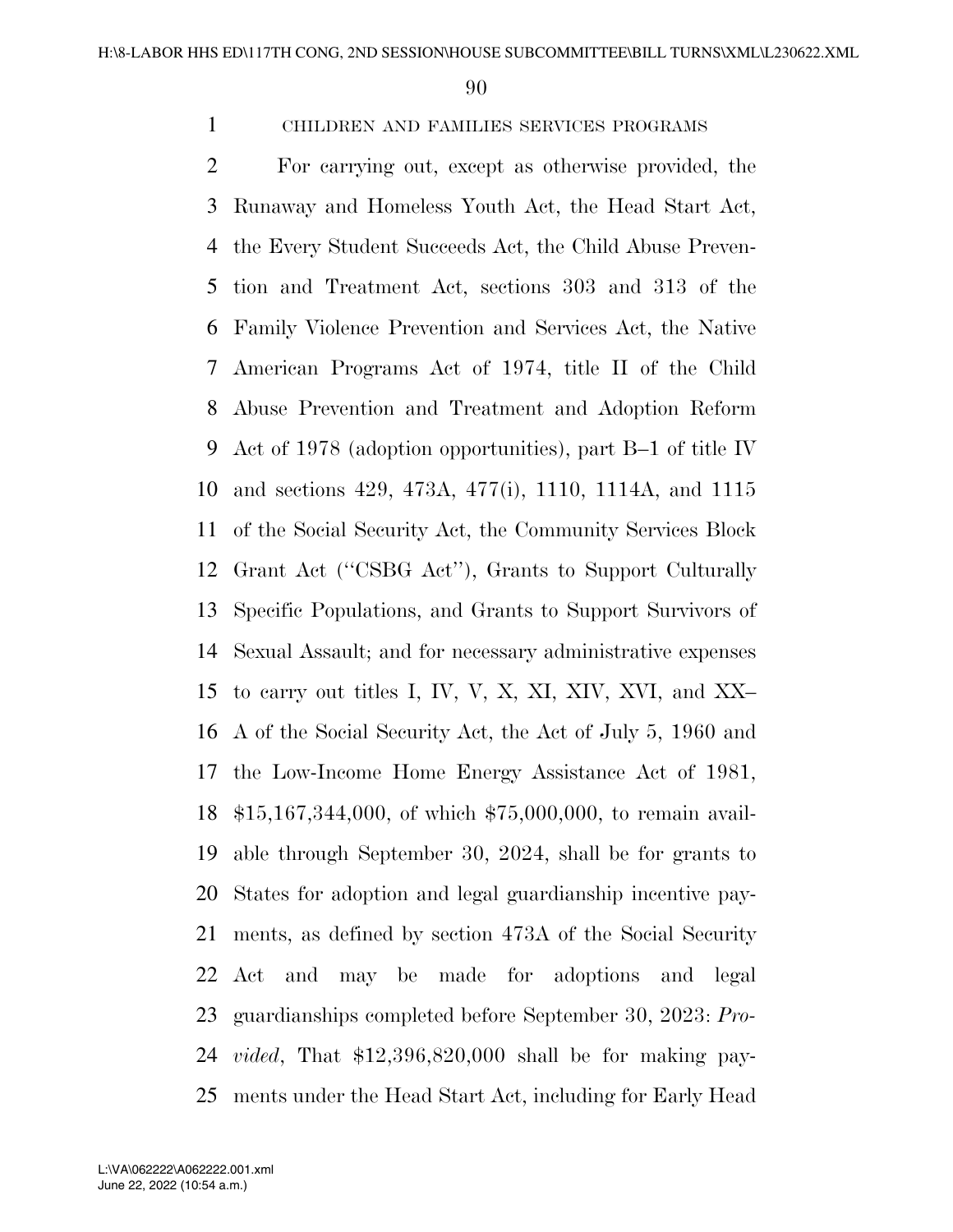CHILDREN AND FAMILIES SERVICES PROGRAMS

For carrying out, except as otherwise provided, the Runaway and Homeless Youth Act, the Head Start Act, the Every Student Succeeds Act, the Child Abuse Prevention and Treatment Act, sections 303 and 313 of the Family Violence Prevention and Services Act, the Native American Programs Act of 1974, title II of the Child Abuse Prevention and Treatment and Adoption Reform Act of 1978 (adoption opportunities), part B–1 of title IV and sections 429, 473A, 477(i), 1110, 1114A, and 1115 of the Social Security Act, the Community Services Block Grant Act (''CSBG Act''), Grants to Support Culturally Specific Populations, and Grants to Support Survivors of Sexual Assault; and for necessary administrative expenses to carry out titles I, IV, V, X, XI, XIV, XVI, and XX–A of the Social Security Act, the Act of July 5, 1960 and the Low-Income Home Energy Assistance Act of 1981, $15,167,344,000, of which $75,000,000, to remain available through September 30, 2024, shall be for grants to States for adoption and legal guardianship incentive payments, as defined by section 473A of the Social Security Act and may be made for adoptions and legal guardianships completed before September 30, 2023: *Provided*, That $12,396,820,000 shall be for making payments under the Head Start Act, including for Early Head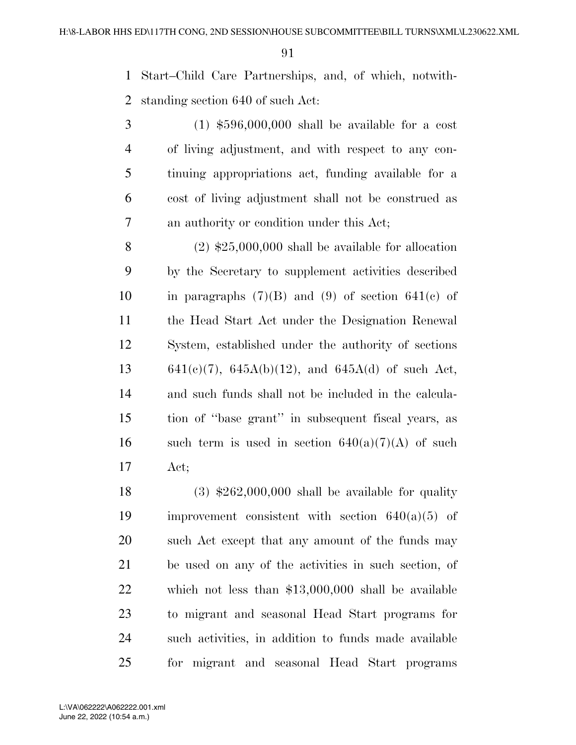Start–Child Care Partnerships, and, of which, notwithstanding section 640 of such Act:

(1) $596,000,000 shall be available for a cost of living adjustment, and with respect to any continuing appropriations act, funding available for a cost of living adjustment shall not be construed as an authority or condition under this Act;

(2) $25,000,000 shall be available for allocation by the Secretary to supplement activities described in paragraphs (7)(B) and (9) of section 641(c) of the Head Start Act under the Designation Renewal System, established under the authority of sections 641(c)(7), 645A(b)(12), and 645A(d) of such Act, and such funds shall not be included in the calculation of ''base grant'' in subsequent fiscal years, as such term is used in section 640(a)(7)(A) of such Act;

(3) $262,000,000 shall be available for quality improvement consistent with section 640(a)(5) of such Act except that any amount of the funds may be used on any of the activities in such section, of which not less than $13,000,000 shall be available to migrant and seasonal Head Start programs for such activities, in addition to funds made available for migrant and seasonal Head Start programs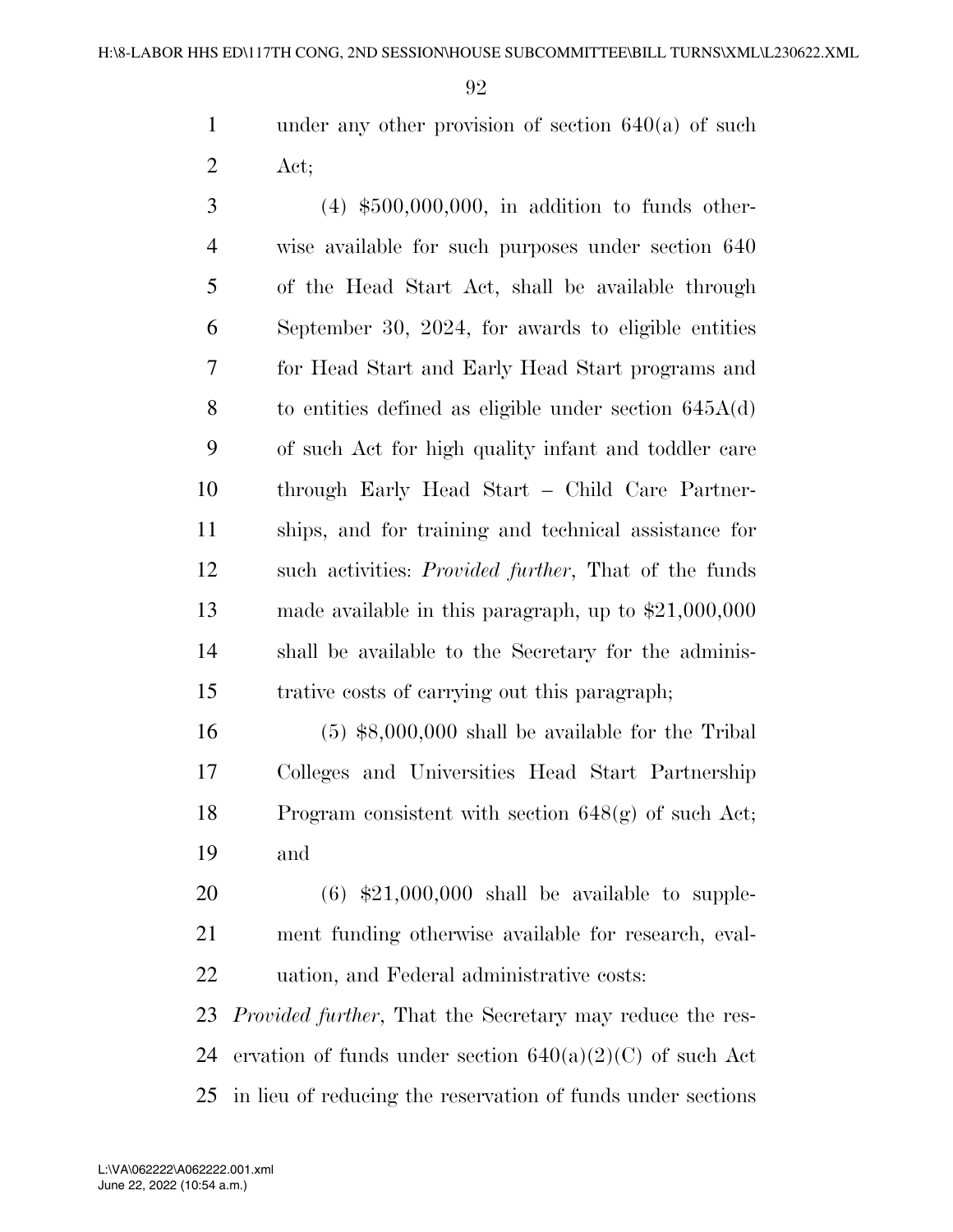under any other provision of section 640(a) of such Act;

(4) $500,000,000, in addition to funds otherwise available for such purposes under section 640 of the Head Start Act, shall be available through September 30, 2024, for awards to eligible entities for Head Start and Early Head Start programs and to entities defined as eligible under section 645A(d) of such Act for high quality infant and toddler care through Early Head Start – Child Care Partnerships, and for training and technical assistance for such activities: *Provided further*, That of the funds made available in this paragraph, up to $21,000,000 shall be available to the Secretary for the administrative costs of carrying out this paragraph;

(5) $8,000,000 shall be available for the Tribal Colleges and Universities Head Start Partnership Program consistent with section 648(g) of such Act; and

(6) $21,000,000 shall be available to supplement funding otherwise available for research, evaluation, and Federal administrative costs:

*Provided further*, That the Secretary may reduce the reservation of funds under section 640(a)(2)(C) of such Act in lieu of reducing the reservation of funds under sections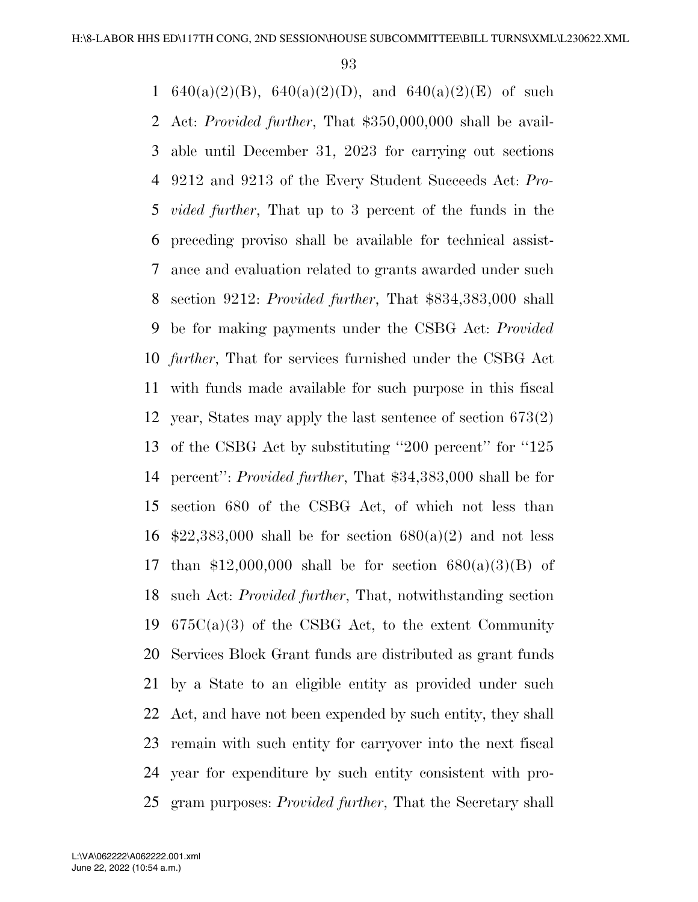640(a)(2)(B), 640(a)(2)(D), and 640(a)(2)(E) of such Act: *Provided further*, That $350,000,000 shall be available until December 31, 2023 for carrying out sections 9212 and 9213 of the Every Student Succeeds Act: *Provided further*, That up to 3 percent of the funds in the preceding proviso shall be available for technical assistance and evaluation related to grants awarded under such section 9212: *Provided further*, That $834,383,000 shall be for making payments under the CSBG Act: *Provided further*, That for services furnished under the CSBG Act with funds made available for such purpose in this fiscal year, States may apply the last sentence of section 673(2) of the CSBG Act by substituting ''200 percent'' for ''125 percent'': *Provided further*, That $34,383,000 shall be for section 680 of the CSBG Act, of which not less than $22,383,000 shall be for section 680(a)(2) and not less than $12,000,000 shall be for section 680(a)(3)(B) of such Act: *Provided further*, That, notwithstanding section 675C(a)(3) of the CSBG Act, to the extent Community Services Block Grant funds are distributed as grant funds by a State to an eligible entity as provided under such Act, and have not been expended by such entity, they shall remain with such entity for carryover into the next fiscal year for expenditure by such entity consistent with program purposes: *Provided further*, That the Secretary shall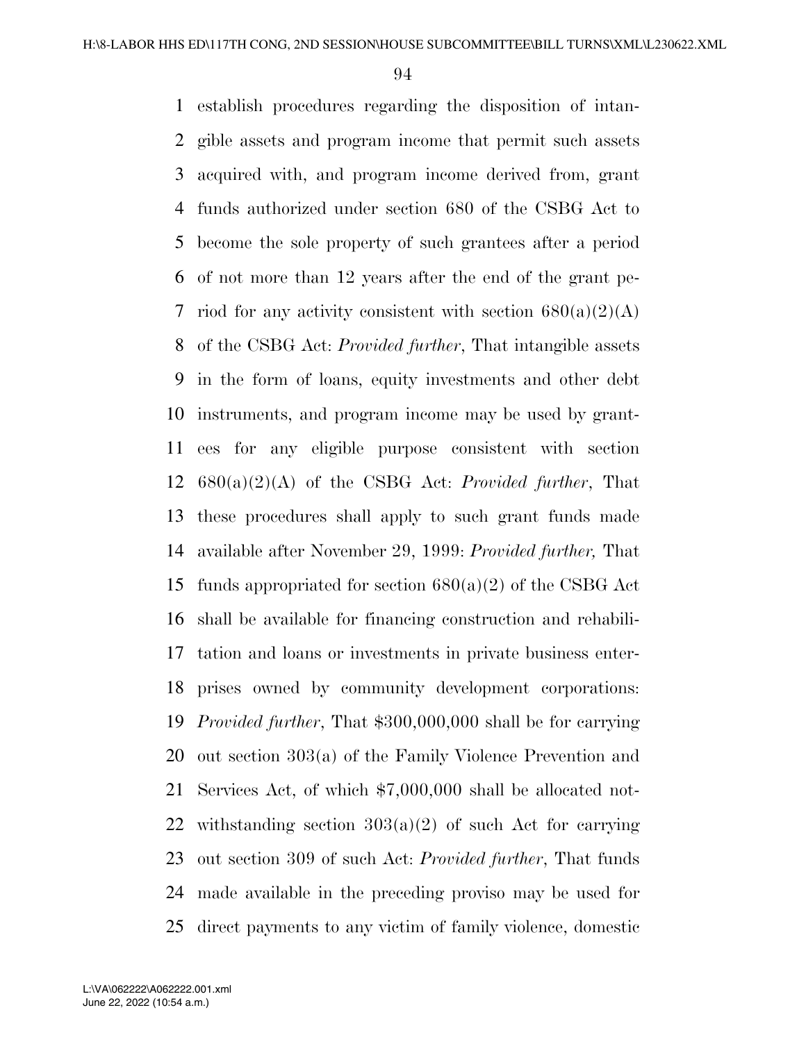establish procedures regarding the disposition of intangible assets and program income that permit such assets acquired with, and program income derived from, grant funds authorized under section 680 of the CSBG Act to become the sole property of such grantees after a period of not more than 12 years after the end of the grant period for any activity consistent with section 680(a)(2)(A) of the CSBG Act: *Provided further*, That intangible assets in the form of loans, equity investments and other debt instruments, and program income may be used by grantees for any eligible purpose consistent with section 680(a)(2)(A) of the CSBG Act: *Provided further*, That these procedures shall apply to such grant funds made available after November 29, 1999: *Provided further,* That funds appropriated for section 680(a)(2) of the CSBG Act shall be available for financing construction and rehabilitation and loans or investments in private business enterprises owned by community development corporations: *Provided further*, That $300,000,000 shall be for carrying out section 303(a) of the Family Violence Prevention and Services Act, of which $7,000,000 shall be allocated notwithstanding section 303(a)(2) of such Act for carrying out section 309 of such Act: *Provided further*, That funds made available in the preceding proviso may be used for direct payments to any victim of family violence, domestic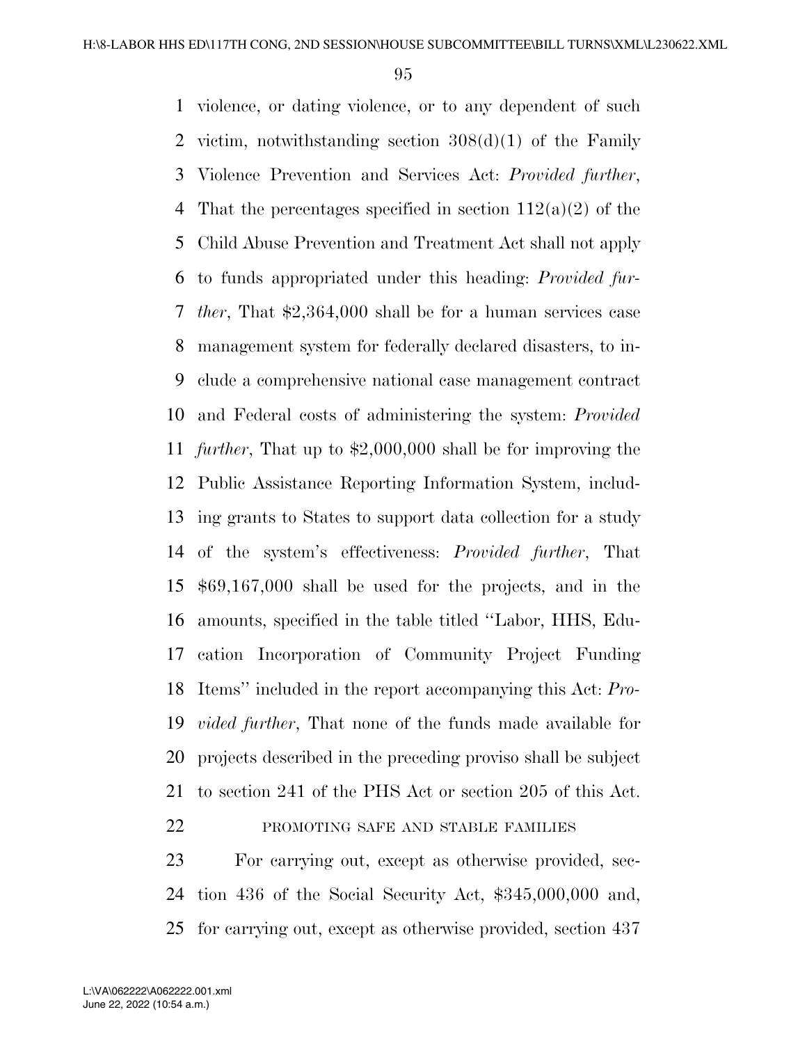violence, or dating violence, or to any dependent of such victim, notwithstanding section 308(d)(1) of the Family Violence Prevention and Services Act: *Provided further*, That the percentages specified in section 112(a)(2) of the Child Abuse Prevention and Treatment Act shall not apply to funds appropriated under this heading: *Provided further*, That $2,364,000 shall be for a human services case management system for federally declared disasters, to include a comprehensive national case management contract and Federal costs of administering the system: *Provided further*, That up to $2,000,000 shall be for improving the Public Assistance Reporting Information System, including grants to States to support data collection for a study of the system's effectiveness: *Provided further*, That $69,167,000 shall be used for the projects, and in the amounts, specified in the table titled ''Labor, HHS, Education Incorporation of Community Project Funding Items'' included in the report accompanying this Act: *Provided further*, That none of the funds made available for projects described in the preceding proviso shall be subject to section 241 of the PHS Act or section 205 of this Act.

PROMOTING SAFE AND STABLE FAMILIES

For carrying out, except as otherwise provided, section 436 of the Social Security Act, $345,000,000 and, for carrying out, except as otherwise provided, section 437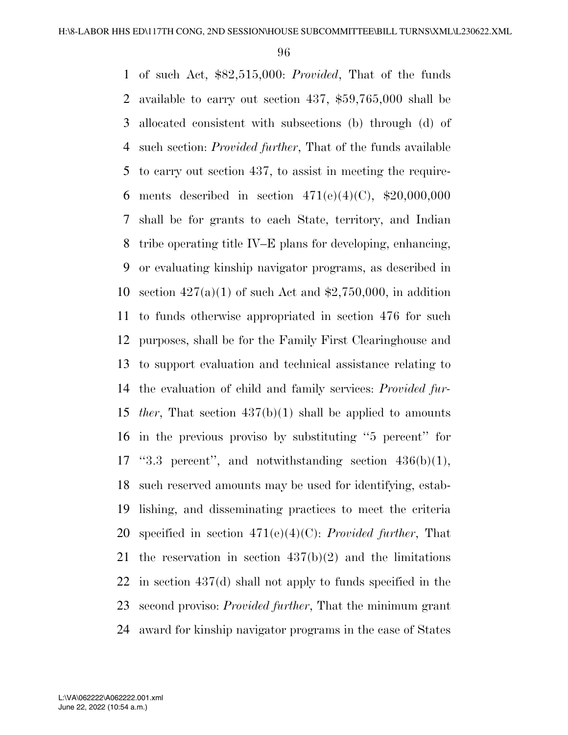of such Act, $82,515,000: *Provided*, That of the funds available to carry out section 437, $59,765,000 shall be allocated consistent with subsections (b) through (d) of such section: *Provided further*, That of the funds available to carry out section 437, to assist in meeting the requirements described in section 471(e)(4)(C), $20,000,000 shall be for grants to each State, territory, and Indian tribe operating title IV–E plans for developing, enhancing, or evaluating kinship navigator programs, as described in section 427(a)(1) of such Act and $2,750,000, in addition to funds otherwise appropriated in section 476 for such purposes, shall be for the Family First Clearinghouse and to support evaluation and technical assistance relating to the evaluation of child and family services: *Provided further*, That section 437(b)(1) shall be applied to amounts in the previous proviso by substituting ''5 percent'' for ''3.3 percent'', and notwithstanding section 436(b)(1), such reserved amounts may be used for identifying, establishing, and disseminating practices to meet the criteria specified in section 471(e)(4)(C): *Provided further*, That the reservation in section 437(b)(2) and the limitations in section 437(d) shall not apply to funds specified in the second proviso: *Provided further*, That the minimum grant award for kinship navigator programs in the case of States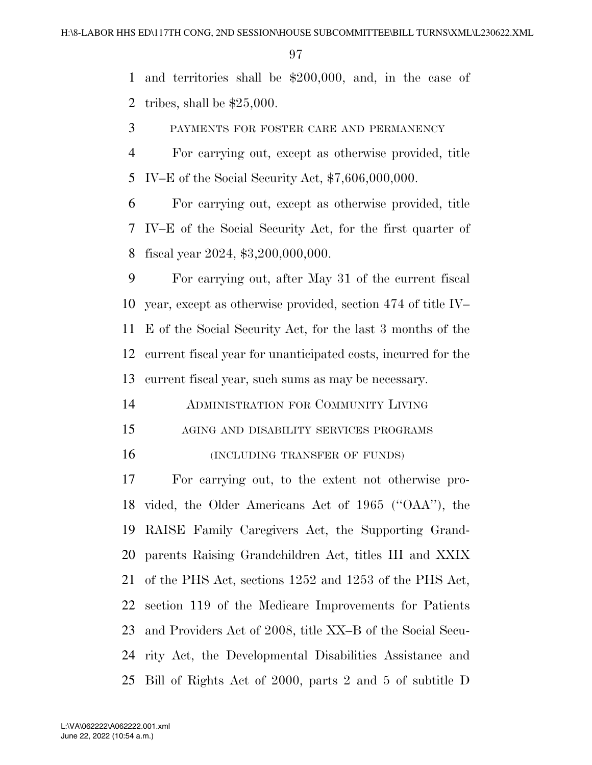and territories shall be $200,000, and, in the case of tribes, shall be $25,000.

PAYMENTS FOR FOSTER CARE AND PERMANENCY

For carrying out, except as otherwise provided, title IV–E of the Social Security Act, $7,606,000,000.

For carrying out, except as otherwise provided, title IV–E of the Social Security Act, for the first quarter of fiscal year 2024, $3,200,000,000.

For carrying out, after May 31 of the current fiscal year, except as otherwise provided, section 474 of title IV–E of the Social Security Act, for the last 3 months of the current fiscal year for unanticipated costs, incurred for the current fiscal year, such sums as may be necessary.

ADMINISTRATION FOR COMMUNITY LIVING

AGING AND DISABILITY SERVICES PROGRAMS

(INCLUDING TRANSFER OF FUNDS)

For carrying out, to the extent not otherwise provided, the Older Americans Act of 1965 (''OAA''), the RAISE Family Caregivers Act, the Supporting Grandparents Raising Grandchildren Act, titles III and XXIX of the PHS Act, sections 1252 and 1253 of the PHS Act, section 119 of the Medicare Improvements for Patients and Providers Act of 2008, title XX–B of the Social Security Act, the Developmental Disabilities Assistance and Bill of Rights Act of 2000, parts 2 and 5 of subtitle D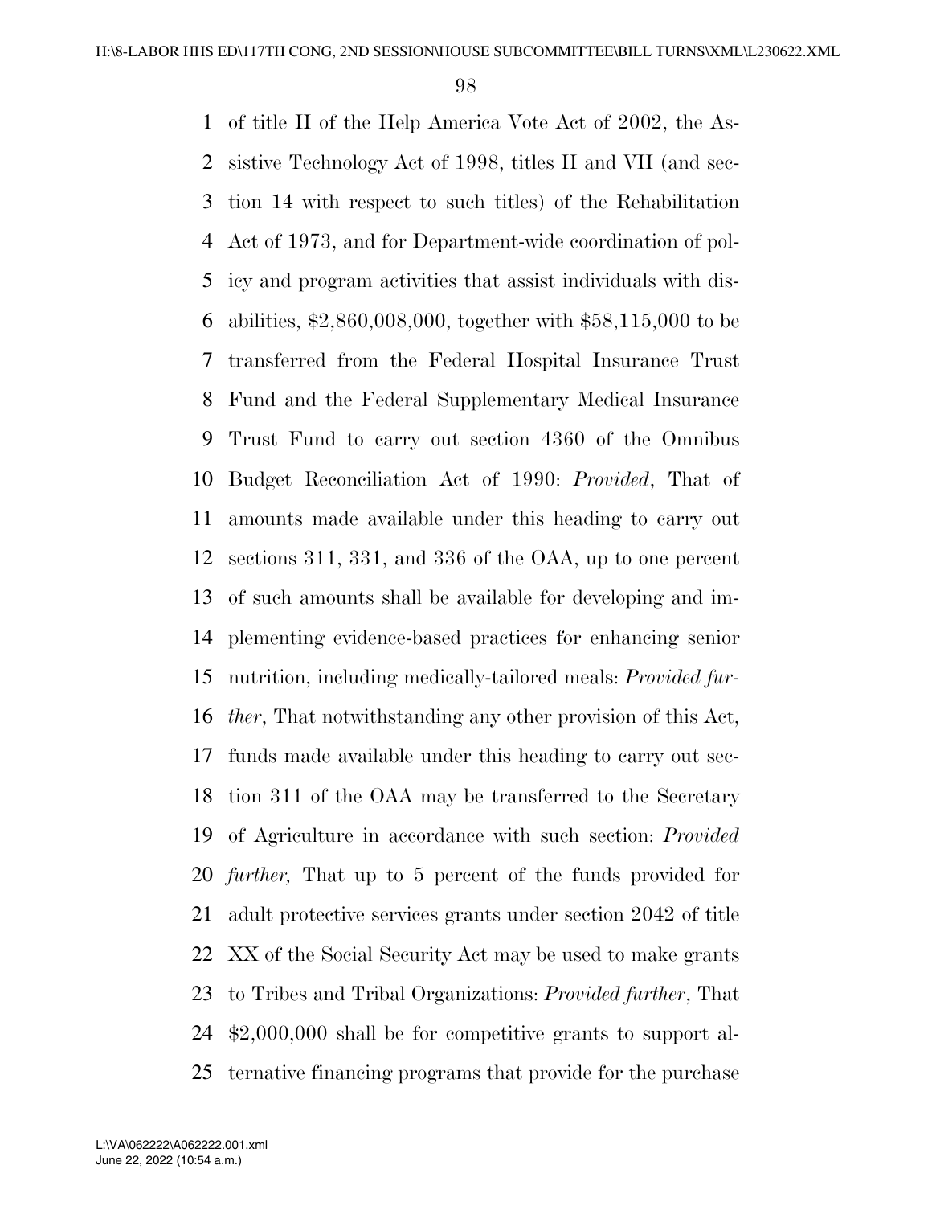of title II of the Help America Vote Act of 2002, the Assistive Technology Act of 1998, titles II and VII (and section 14 with respect to such titles) of the Rehabilitation Act of 1973, and for Department-wide coordination of policy and program activities that assist individuals with disabilities, $2,860,008,000, together with $58,115,000 to be transferred from the Federal Hospital Insurance Trust Fund and the Federal Supplementary Medical Insurance Trust Fund to carry out section 4360 of the Omnibus Budget Reconciliation Act of 1990: *Provided*, That of amounts made available under this heading to carry out sections 311, 331, and 336 of the OAA, up to one percent of such amounts shall be available for developing and implementing evidence-based practices for enhancing senior nutrition, including medically-tailored meals: *Provided further*, That notwithstanding any other provision of this Act, funds made available under this heading to carry out section 311 of the OAA may be transferred to the Secretary of Agriculture in accordance with such section: *Provided further,* That up to 5 percent of the funds provided for adult protective services grants under section 2042 of title XX of the Social Security Act may be used to make grants to Tribes and Tribal Organizations: *Provided further*, That $2,000,000 shall be for competitive grants to support alternative financing programs that provide for the purchase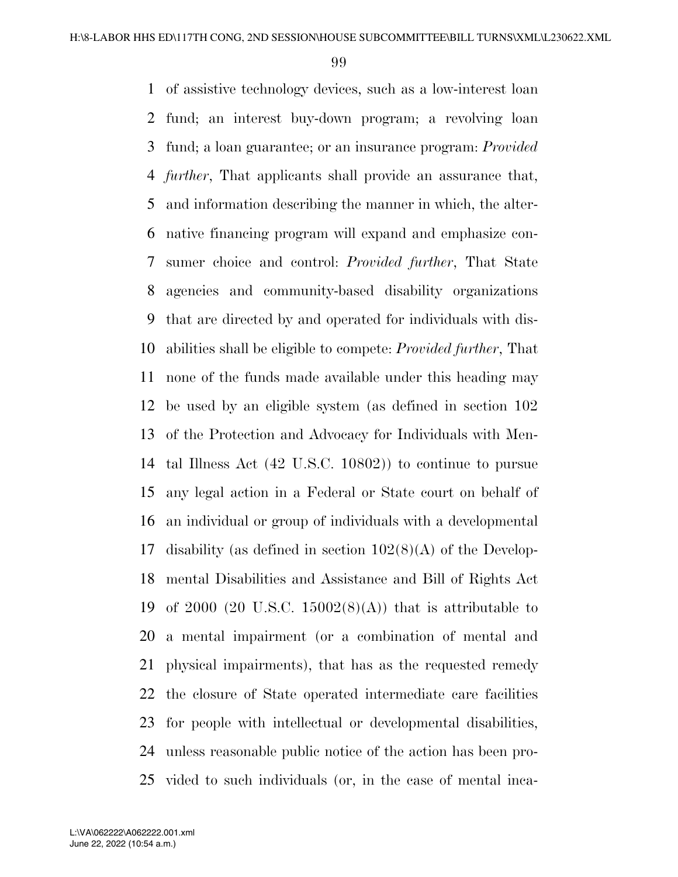of assistive technology devices, such as a low-interest loan fund; an interest buy-down program; a revolving loan fund; a loan guarantee; or an insurance program: *Provided further*, That applicants shall provide an assurance that, and information describing the manner in which, the alternative financing program will expand and emphasize consumer choice and control: *Provided further*, That State agencies and community-based disability organizations that are directed by and operated for individuals with disabilities shall be eligible to compete: *Provided further*, That none of the funds made available under this heading may be used by an eligible system (as defined in section 102 of the Protection and Advocacy for Individuals with Mental Illness Act (42 U.S.C. 10802)) to continue to pursue any legal action in a Federal or State court on behalf of an individual or group of individuals with a developmental disability (as defined in section 102(8)(A) of the Developmental Disabilities and Assistance and Bill of Rights Act of 2000 (20 U.S.C. 15002(8)(A)) that is attributable to a mental impairment (or a combination of mental and physical impairments), that has as the requested remedy the closure of State operated intermediate care facilities for people with intellectual or developmental disabilities, unless reasonable public notice of the action has been provided to such individuals (or, in the case of mental inca-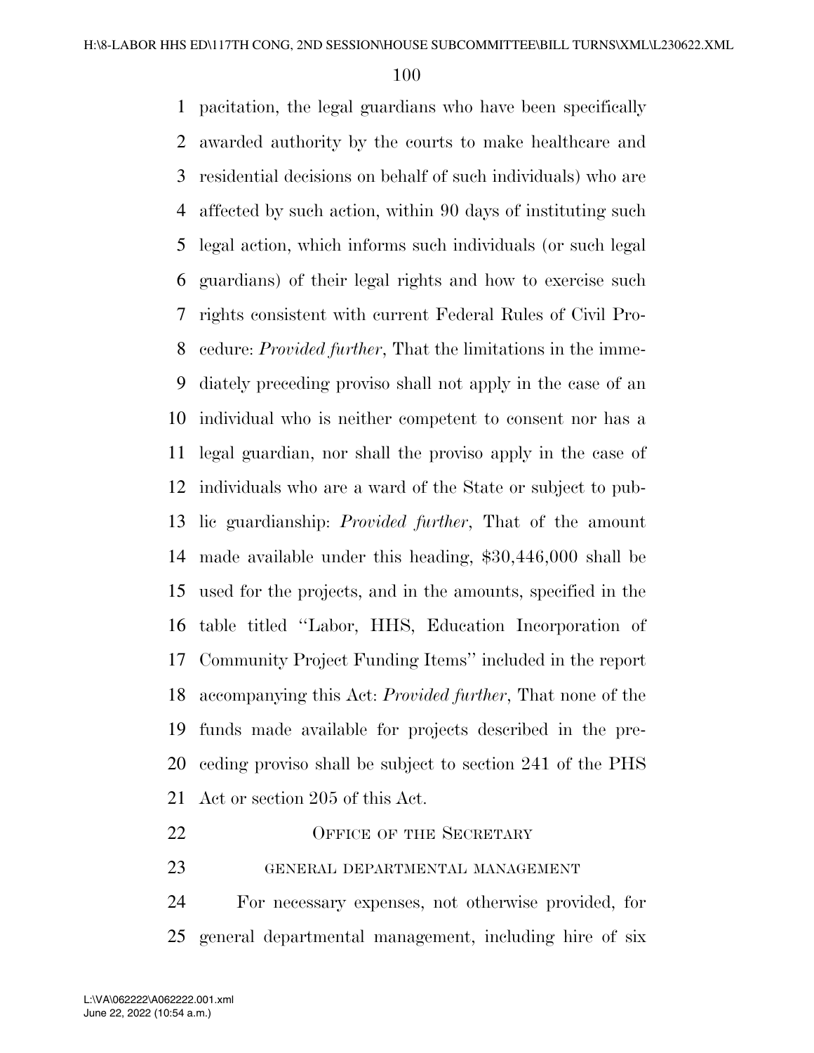pacitation, the legal guardians who have been specifically awarded authority by the courts to make healthcare and residential decisions on behalf of such individuals) who are affected by such action, within 90 days of instituting such legal action, which informs such individuals (or such legal guardians) of their legal rights and how to exercise such rights consistent with current Federal Rules of Civil Procedure: *Provided further*, That the limitations in the immediately preceding proviso shall not apply in the case of an individual who is neither competent to consent nor has a legal guardian, nor shall the proviso apply in the case of individuals who are a ward of the State or subject to public guardianship: *Provided further*, That of the amount made available under this heading, $30,446,000 shall be used for the projects, and in the amounts, specified in the table titled ''Labor, HHS, Education Incorporation of Community Project Funding Items'' included in the report accompanying this Act: *Provided further*, That none of the funds made available for projects described in the preceding proviso shall be subject to section 241 of the PHS Act or section 205 of this Act.

## OFFICE OF THE SECRETARY

### GENERAL DEPARTMENTAL MANAGEMENT

For necessary expenses, not otherwise provided, for general departmental management, including hire of six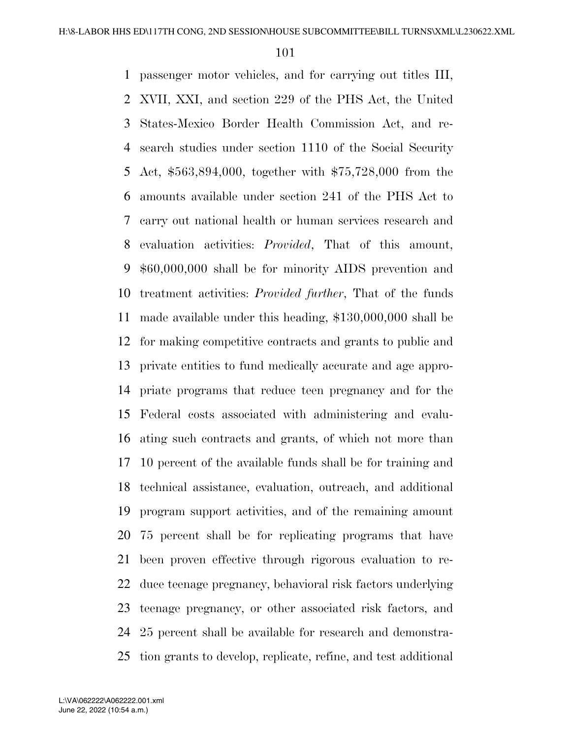passenger motor vehicles, and for carrying out titles III, XVII, XXI, and section 229 of the PHS Act, the United States-Mexico Border Health Commission Act, and research studies under section 1110 of the Social Security Act, $563,894,000, together with $75,728,000 from the amounts available under section 241 of the PHS Act to carry out national health or human services research and evaluation activities: *Provided*, That of this amount, $60,000,000 shall be for minority AIDS prevention and treatment activities: *Provided further*, That of the funds made available under this heading, $130,000,000 shall be for making competitive contracts and grants to public and private entities to fund medically accurate and age appropriate programs that reduce teen pregnancy and for the Federal costs associated with administering and evaluating such contracts and grants, of which not more than 10 percent of the available funds shall be for training and technical assistance, evaluation, outreach, and additional program support activities, and of the remaining amount 75 percent shall be for replicating programs that have been proven effective through rigorous evaluation to reduce teenage pregnancy, behavioral risk factors underlying teenage pregnancy, or other associated risk factors, and 25 percent shall be available for research and demonstration grants to develop, replicate, refine, and test additional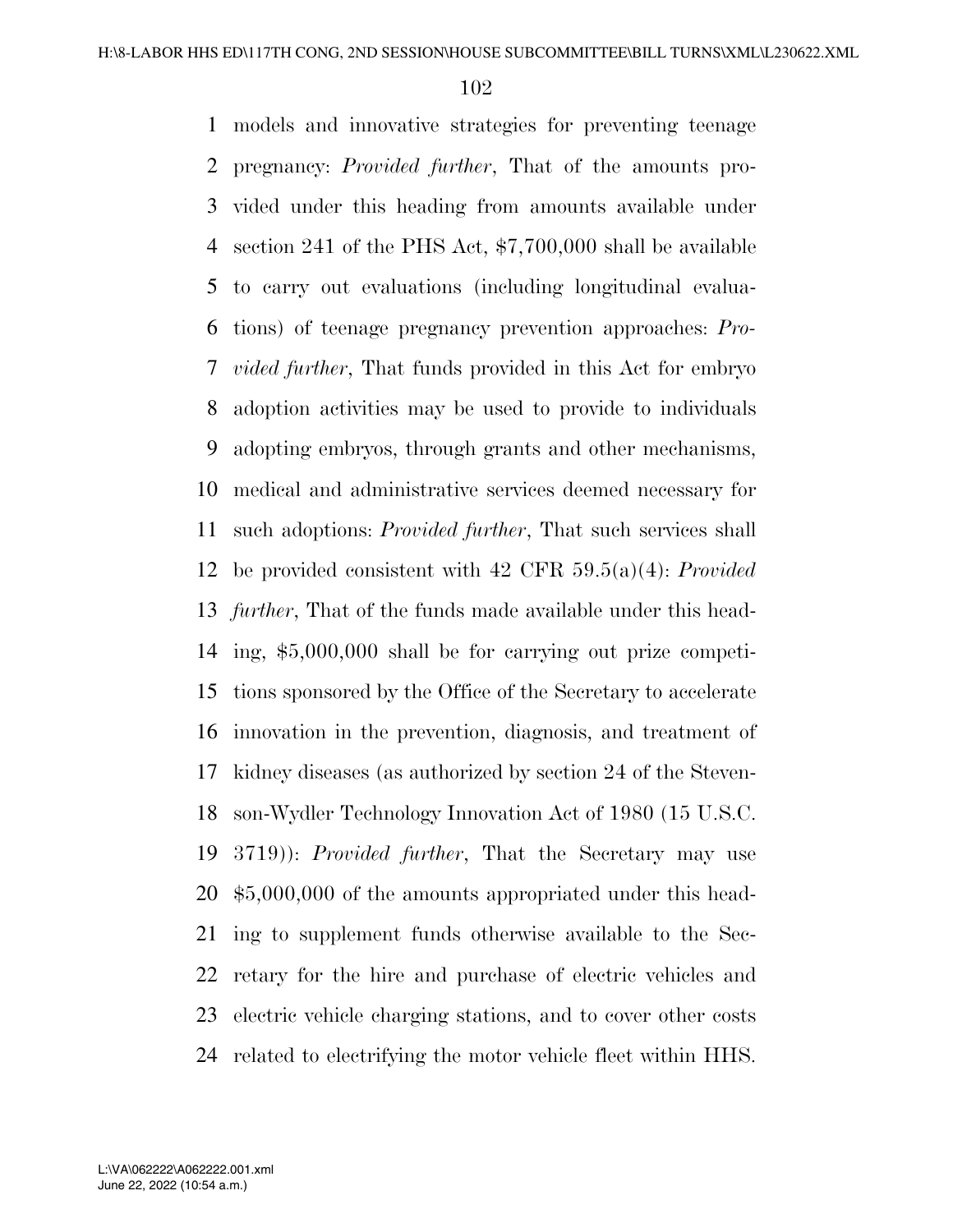models and innovative strategies for preventing teenage pregnancy: *Provided further*, That of the amounts provided under this heading from amounts available under section 241 of the PHS Act, $7,700,000 shall be available to carry out evaluations (including longitudinal evaluations) of teenage pregnancy prevention approaches: *Provided further*, That funds provided in this Act for embryo adoption activities may be used to provide to individuals adopting embryos, through grants and other mechanisms, medical and administrative services deemed necessary for such adoptions: *Provided further*, That such services shall be provided consistent with 42 CFR 59.5(a)(4): *Provided further*, That of the funds made available under this heading, $5,000,000 shall be for carrying out prize competitions sponsored by the Office of the Secretary to accelerate innovation in the prevention, diagnosis, and treatment of kidney diseases (as authorized by section 24 of the Stevenson-Wydler Technology Innovation Act of 1980 (15 U.S.C. 3719)): *Provided further*, That the Secretary may use $5,000,000 of the amounts appropriated under this heading to supplement funds otherwise available to the Secretary for the hire and purchase of electric vehicles and electric vehicle charging stations, and to cover other costs related to electrifying the motor vehicle fleet within HHS.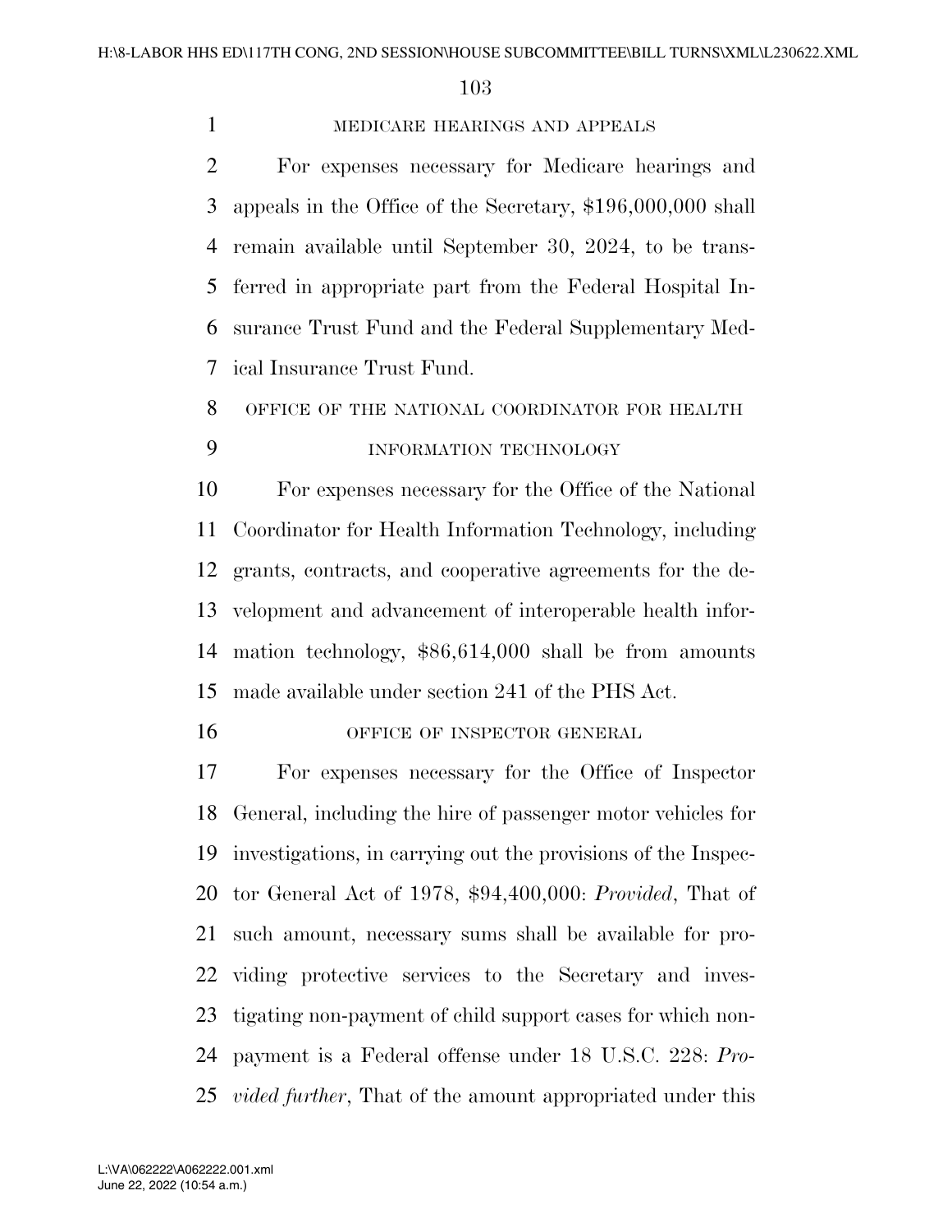MEDICARE HEARINGS AND APPEALS

For expenses necessary for Medicare hearings and appeals in the Office of the Secretary, $196,000,000 shall remain available until September 30, 2024, to be transferred in appropriate part from the Federal Hospital Insurance Trust Fund and the Federal Supplementary Medical Insurance Trust Fund.

OFFICE OF THE NATIONAL COORDINATOR FOR HEALTH INFORMATION TECHNOLOGY

For expenses necessary for the Office of the National Coordinator for Health Information Technology, including grants, contracts, and cooperative agreements for the development and advancement of interoperable health information technology, $86,614,000 shall be from amounts made available under section 241 of the PHS Act.

OFFICE OF INSPECTOR GENERAL

For expenses necessary for the Office of Inspector General, including the hire of passenger motor vehicles for investigations, in carrying out the provisions of the Inspector General Act of 1978, $94,400,000: *Provided*, That of such amount, necessary sums shall be available for providing protective services to the Secretary and investigating non-payment of child support cases for which non-payment is a Federal offense under 18 U.S.C. 228: *Provided further*, That of the amount appropriated under this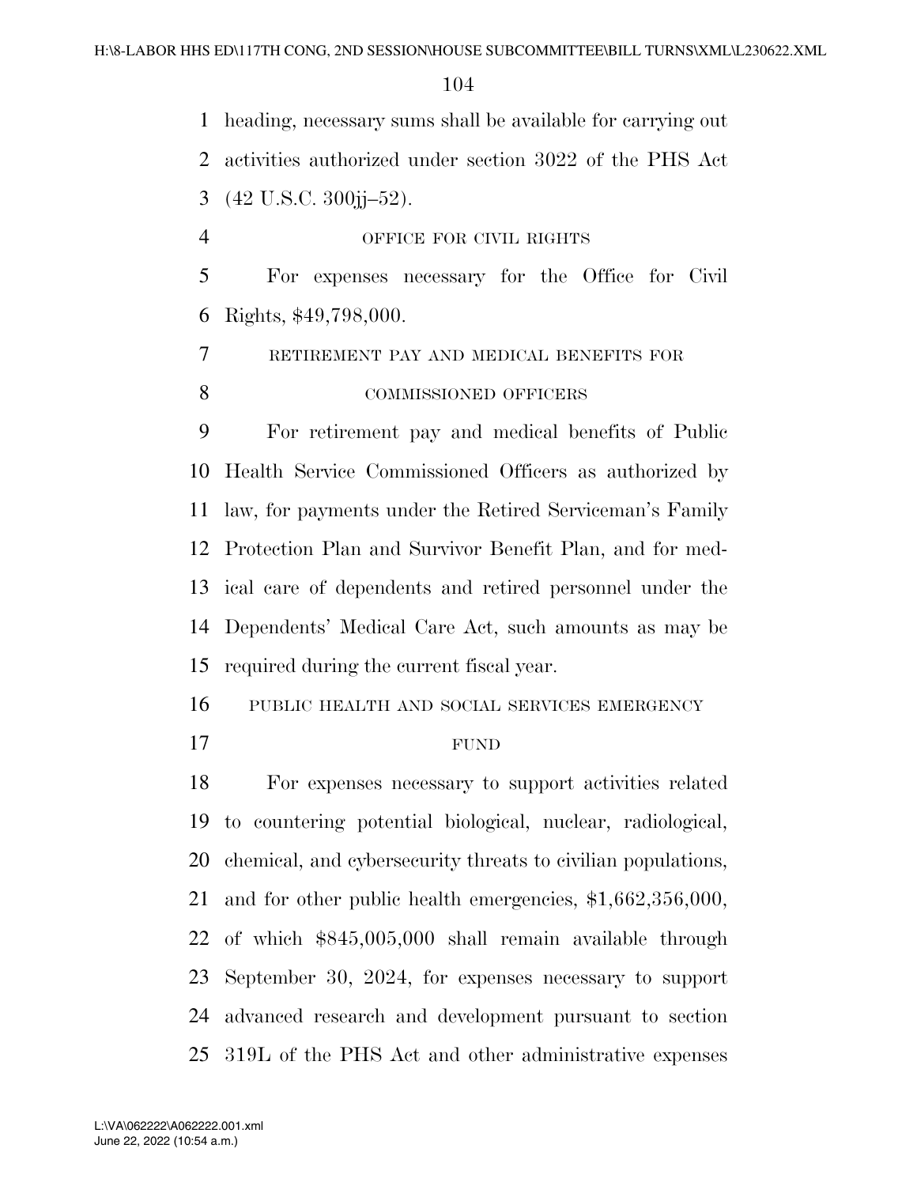heading, necessary sums shall be available for carrying out activities authorized under section 3022 of the PHS Act (42 U.S.C. 300jj–52).

OFFICE FOR CIVIL RIGHTS

For expenses necessary for the Office for Civil Rights, $49,798,000.

RETIREMENT PAY AND MEDICAL BENEFITS FOR COMMISSIONED OFFICERS

For retirement pay and medical benefits of Public Health Service Commissioned Officers as authorized by law, for payments under the Retired Serviceman's Family Protection Plan and Survivor Benefit Plan, and for medical care of dependents and retired personnel under the Dependents' Medical Care Act, such amounts as may be required during the current fiscal year.

PUBLIC HEALTH AND SOCIAL SERVICES EMERGENCY FUND

For expenses necessary to support activities related to countering potential biological, nuclear, radiological, chemical, and cybersecurity threats to civilian populations, and for other public health emergencies, $1,662,356,000, of which $845,005,000 shall remain available through September 30, 2024, for expenses necessary to support advanced research and development pursuant to section 319L of the PHS Act and other administrative expenses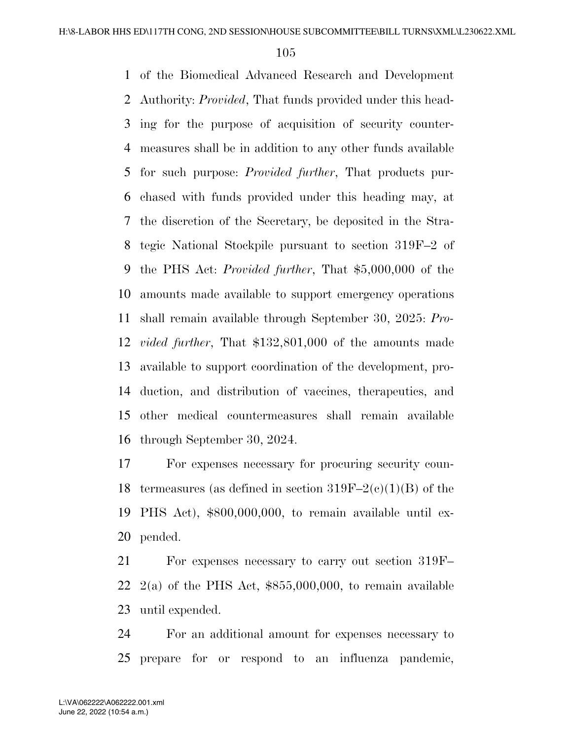of the Biomedical Advanced Research and Development Authority: *Provided*, That funds provided under this heading for the purpose of acquisition of security countermeasures shall be in addition to any other funds available for such purpose: *Provided further*, That products purchased with funds provided under this heading may, at the discretion of the Secretary, be deposited in the Strategic National Stockpile pursuant to section 319F–2 of the PHS Act: *Provided further*, That $5,000,000 of the amounts made available to support emergency operations shall remain available through September 30, 2025: *Provided further*, That $132,801,000 of the amounts made available to support coordination of the development, production, and distribution of vaccines, therapeutics, and other medical countermeasures shall remain available through September 30, 2024.

For expenses necessary for procuring security countermeasures (as defined in section 319F–2(c)(1)(B) of the PHS Act), $800,000,000, to remain available until expended.

For expenses necessary to carry out section 319F–2(a) of the PHS Act, $855,000,000, to remain available until expended.

For an additional amount for expenses necessary to prepare for or respond to an influenza pandemic,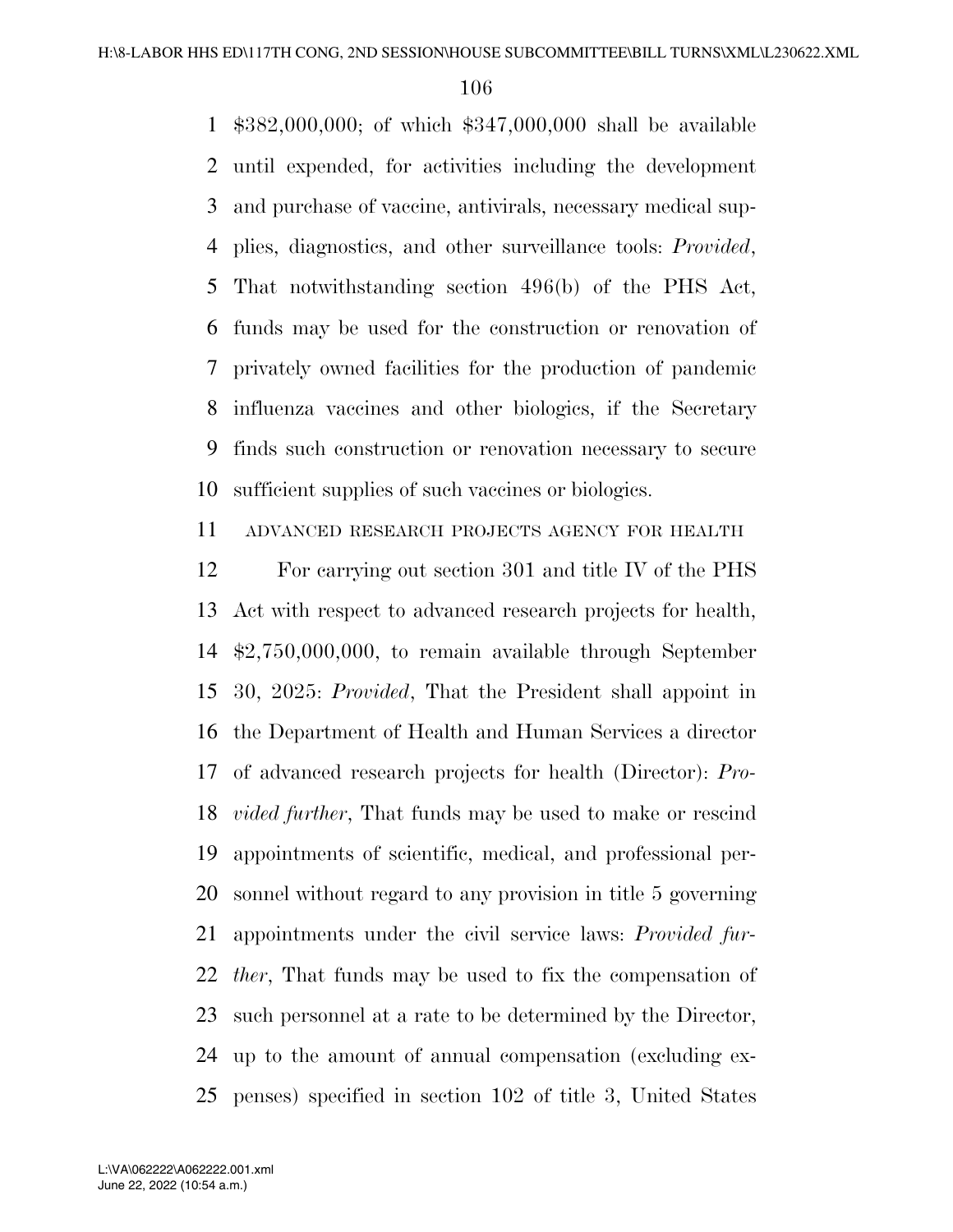$382,000,000; of which $347,000,000 shall be available until expended, for activities including the development and purchase of vaccine, antivirals, necessary medical supplies, diagnostics, and other surveillance tools: *Provided*, That notwithstanding section 496(b) of the PHS Act, funds may be used for the construction or renovation of privately owned facilities for the production of pandemic influenza vaccines and other biologics, if the Secretary finds such construction or renovation necessary to secure sufficient supplies of such vaccines or biologics.

ADVANCED RESEARCH PROJECTS AGENCY FOR HEALTH

For carrying out section 301 and title IV of the PHS Act with respect to advanced research projects for health, $2,750,000,000, to remain available through September 30, 2025: *Provided*, That the President shall appoint in the Department of Health and Human Services a director of advanced research projects for health (Director): *Provided further*, That funds may be used to make or rescind appointments of scientific, medical, and professional personnel without regard to any provision in title 5 governing appointments under the civil service laws: *Provided further*, That funds may be used to fix the compensation of such personnel at a rate to be determined by the Director, up to the amount of annual compensation (excluding expenses) specified in section 102 of title 3, United States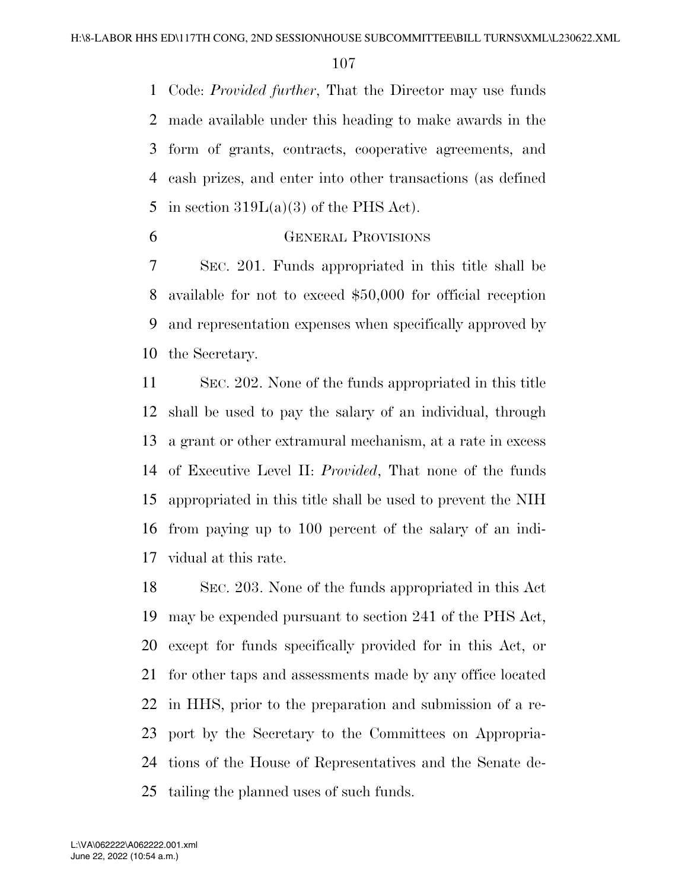Code: *Provided further*, That the Director may use funds made available under this heading to make awards in the form of grants, contracts, cooperative agreements, and cash prizes, and enter into other transactions (as defined in section 319L(a)(3) of the PHS Act).

GENERAL PROVISIONS

SEC. 201. Funds appropriated in this title shall be available for not to exceed $50,000 for official reception and representation expenses when specifically approved by the Secretary.

SEC. 202. None of the funds appropriated in this title shall be used to pay the salary of an individual, through a grant or other extramural mechanism, at a rate in excess of Executive Level II: *Provided*, That none of the funds appropriated in this title shall be used to prevent the NIH from paying up to 100 percent of the salary of an individual at this rate.

SEC. 203. None of the funds appropriated in this Act may be expended pursuant to section 241 of the PHS Act, except for funds specifically provided for in this Act, or for other taps and assessments made by any office located in HHS, prior to the preparation and submission of a report by the Secretary to the Committees on Appropriations of the House of Representatives and the Senate detailing the planned uses of such funds.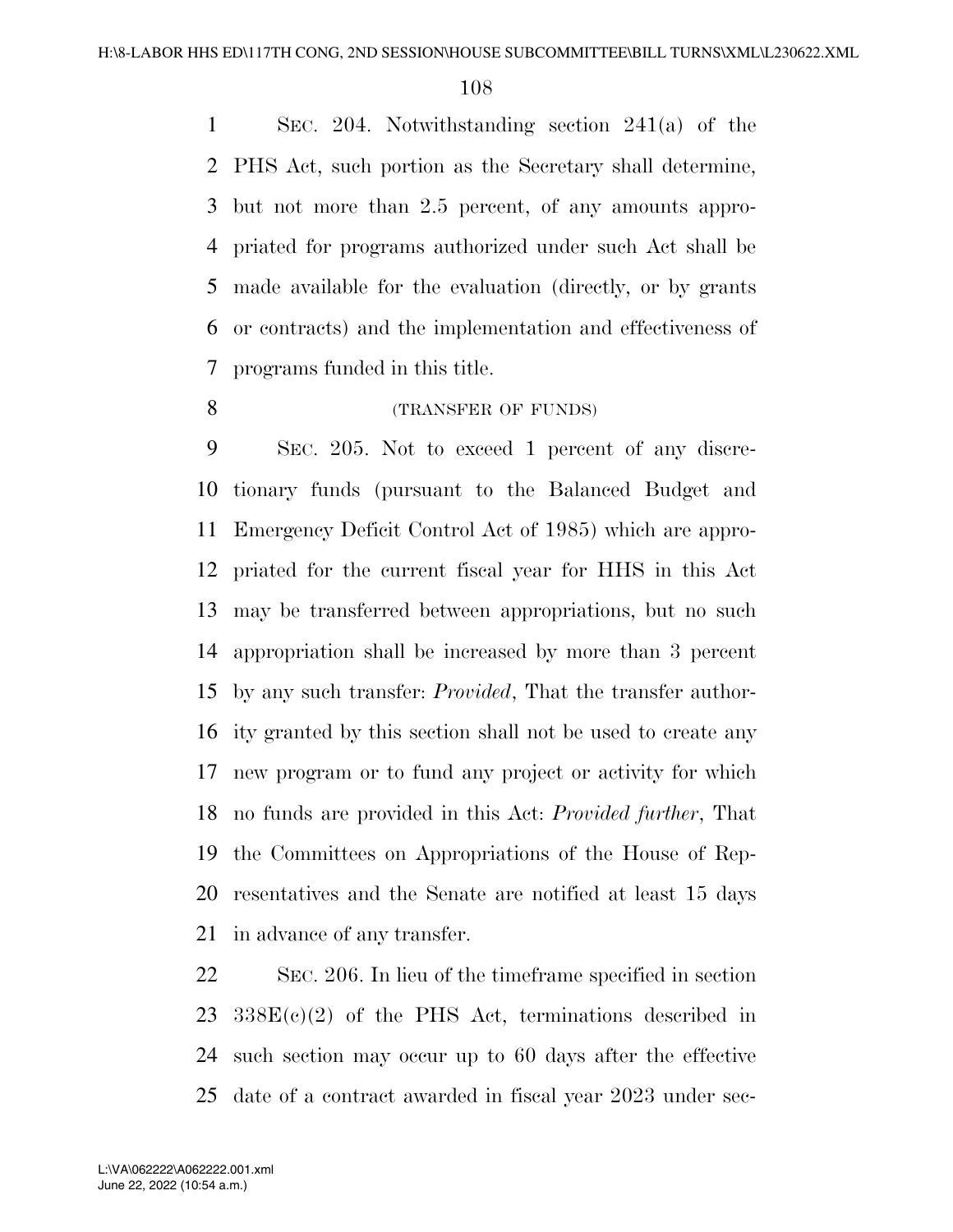SEC. 204. Notwithstanding section 241(a) of the PHS Act, such portion as the Secretary shall determine, but not more than 2.5 percent, of any amounts appropriated for programs authorized under such Act shall be made available for the evaluation (directly, or by grants or contracts) and the implementation and effectiveness of programs funded in this title.

(TRANSFER OF FUNDS)

SEC. 205. Not to exceed 1 percent of any discretionary funds (pursuant to the Balanced Budget and Emergency Deficit Control Act of 1985) which are appropriated for the current fiscal year for HHS in this Act may be transferred between appropriations, but no such appropriation shall be increased by more than 3 percent by any such transfer: *Provided*, That the transfer authority granted by this section shall not be used to create any new program or to fund any project or activity for which no funds are provided in this Act: *Provided further*, That the Committees on Appropriations of the House of Representatives and the Senate are notified at least 15 days in advance of any transfer.

SEC. 206. In lieu of the timeframe specified in section 338E(c)(2) of the PHS Act, terminations described in such section may occur up to 60 days after the effective date of a contract awarded in fiscal year 2023 under sec-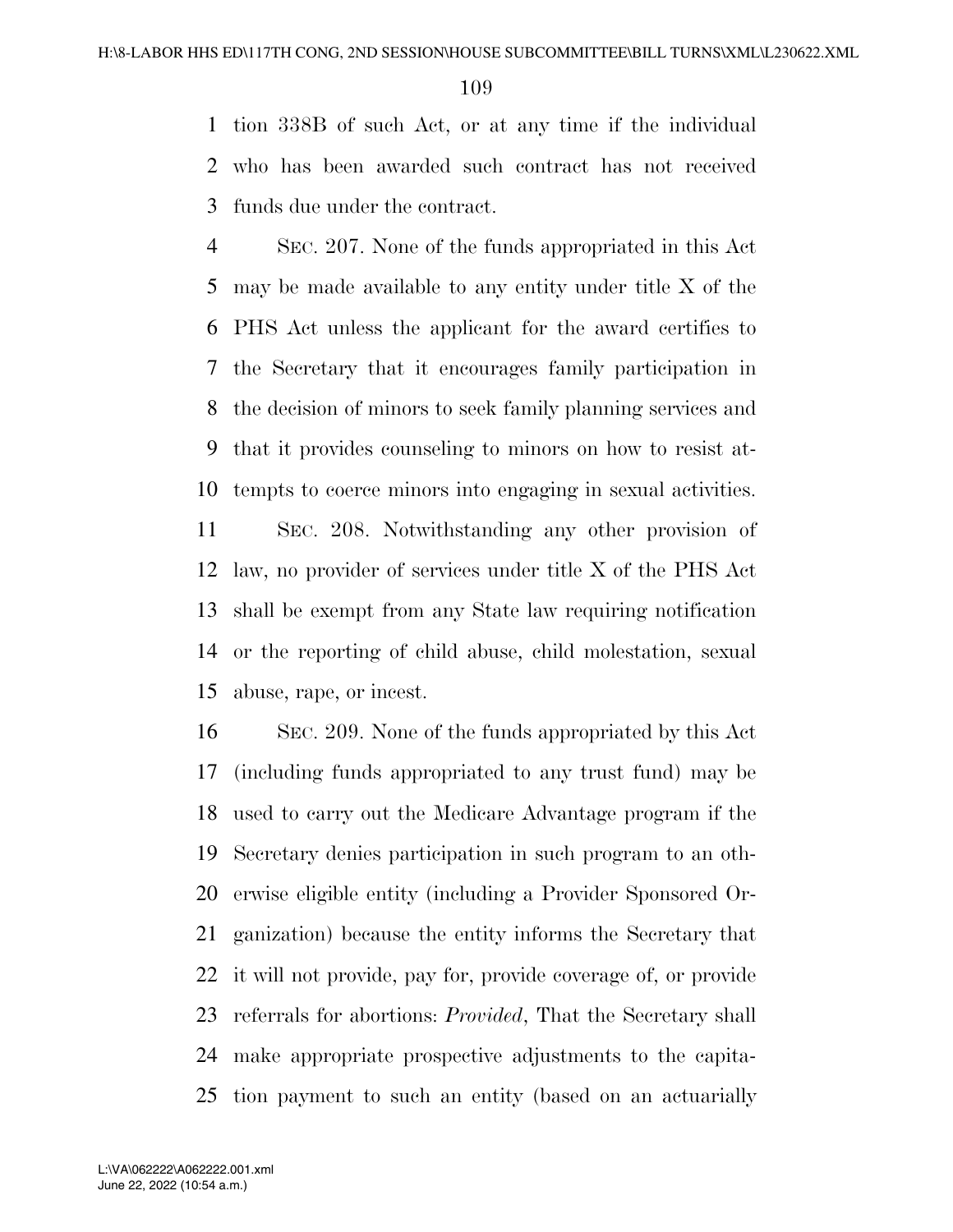tion 338B of such Act, or at any time if the individual who has been awarded such contract has not received funds due under the contract.

SEC. 207. None of the funds appropriated in this Act may be made available to any entity under title X of the PHS Act unless the applicant for the award certifies to the Secretary that it encourages family participation in the decision of minors to seek family planning services and that it provides counseling to minors on how to resist attempts to coerce minors into engaging in sexual activities.

SEC. 208. Notwithstanding any other provision of law, no provider of services under title X of the PHS Act shall be exempt from any State law requiring notification or the reporting of child abuse, child molestation, sexual abuse, rape, or incest.

SEC. 209. None of the funds appropriated by this Act (including funds appropriated to any trust fund) may be used to carry out the Medicare Advantage program if the Secretary denies participation in such program to an otherwise eligible entity (including a Provider Sponsored Organization) because the entity informs the Secretary that it will not provide, pay for, provide coverage of, or provide referrals for abortions: *Provided*, That the Secretary shall make appropriate prospective adjustments to the capitation payment to such an entity (based on an actuarially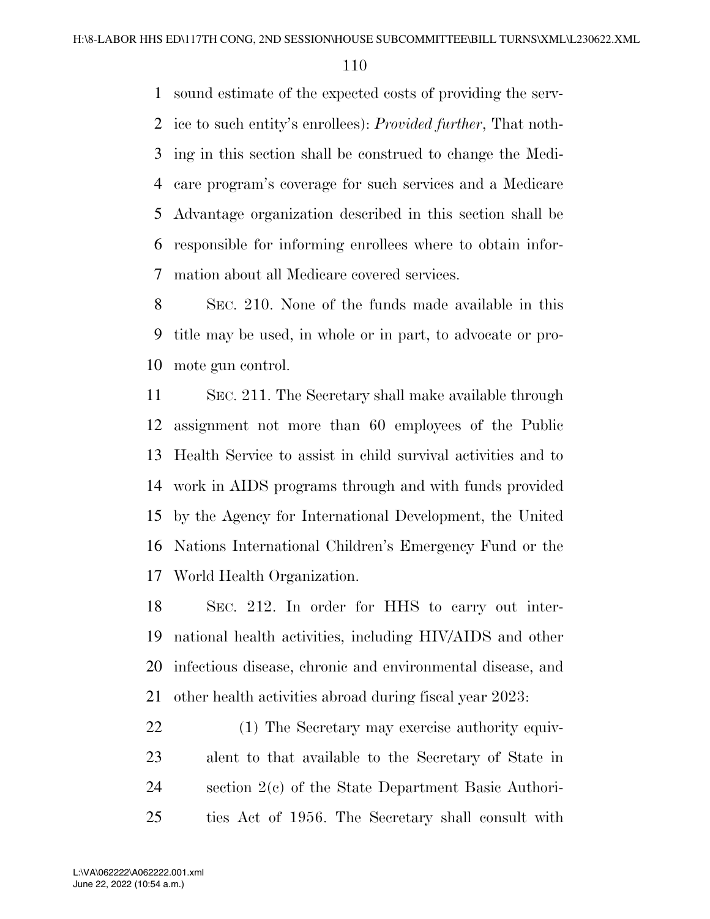sound estimate of the expected costs of providing the service to such entity's enrollees): *Provided further*, That nothing in this section shall be construed to change the Medicare program's coverage for such services and a Medicare Advantage organization described in this section shall be responsible for informing enrollees where to obtain information about all Medicare covered services.

SEC. 210. None of the funds made available in this title may be used, in whole or in part, to advocate or promote gun control.

SEC. 211. The Secretary shall make available through assignment not more than 60 employees of the Public Health Service to assist in child survival activities and to work in AIDS programs through and with funds provided by the Agency for International Development, the United Nations International Children's Emergency Fund or the World Health Organization.

SEC. 212. In order for HHS to carry out international health activities, including HIV/AIDS and other infectious disease, chronic and environmental disease, and other health activities abroad during fiscal year 2023:

(1) The Secretary may exercise authority equivalent to that available to the Secretary of State in section 2(c) of the State Department Basic Authorities Act of 1956. The Secretary shall consult with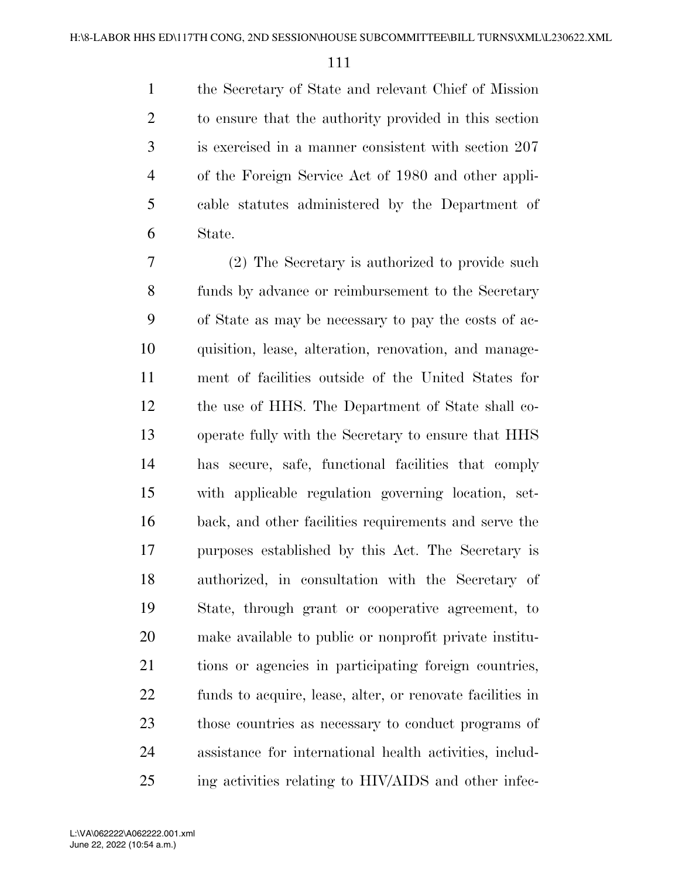the Secretary of State and relevant Chief of Mission to ensure that the authority provided in this section is exercised in a manner consistent with section 207 of the Foreign Service Act of 1980 and other applicable statutes administered by the Department of State.

(2) The Secretary is authorized to provide such funds by advance or reimbursement to the Secretary of State as may be necessary to pay the costs of acquisition, lease, alteration, renovation, and management of facilities outside of the United States for the use of HHS. The Department of State shall cooperate fully with the Secretary to ensure that HHS has secure, safe, functional facilities that comply with applicable regulation governing location, setback, and other facilities requirements and serve the purposes established by this Act. The Secretary is authorized, in consultation with the Secretary of State, through grant or cooperative agreement, to make available to public or nonprofit private institutions or agencies in participating foreign countries, funds to acquire, lease, alter, or renovate facilities in those countries as necessary to conduct programs of assistance for international health activities, including activities relating to HIV/AIDS and other infec-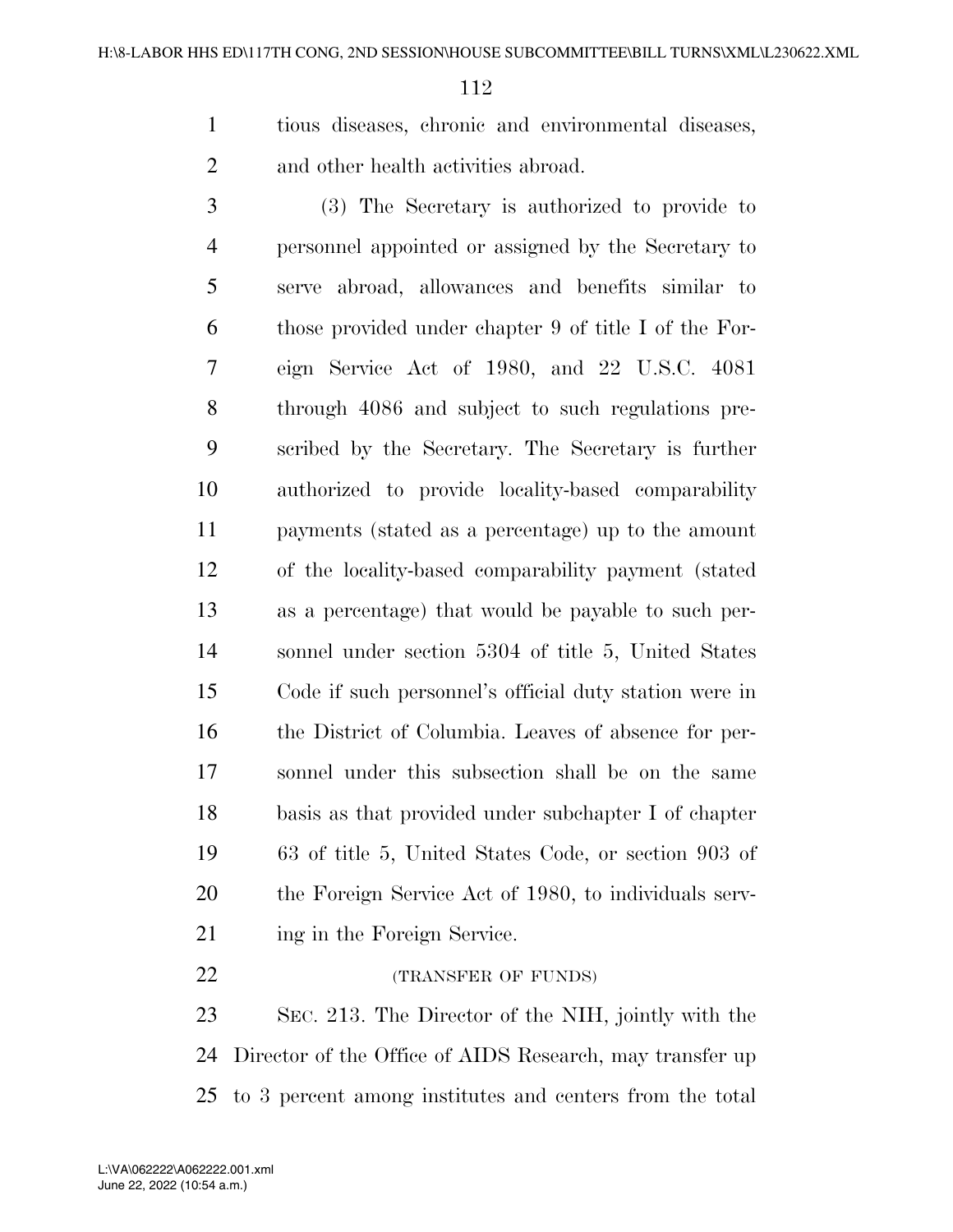tious diseases, chronic and environmental diseases, and other health activities abroad.

(3) The Secretary is authorized to provide to personnel appointed or assigned by the Secretary to serve abroad, allowances and benefits similar to those provided under chapter 9 of title I of the Foreign Service Act of 1980, and 22 U.S.C. 4081 through 4086 and subject to such regulations prescribed by the Secretary. The Secretary is further authorized to provide locality-based comparability payments (stated as a percentage) up to the amount of the locality-based comparability payment (stated as a percentage) that would be payable to such personnel under section 5304 of title 5, United States Code if such personnel's official duty station were in the District of Columbia. Leaves of absence for personnel under this subsection shall be on the same basis as that provided under subchapter I of chapter 63 of title 5, United States Code, or section 903 of the Foreign Service Act of 1980, to individuals serving in the Foreign Service.

(TRANSFER OF FUNDS)

SEC. 213. The Director of the NIH, jointly with the Director of the Office of AIDS Research, may transfer up to 3 percent among institutes and centers from the total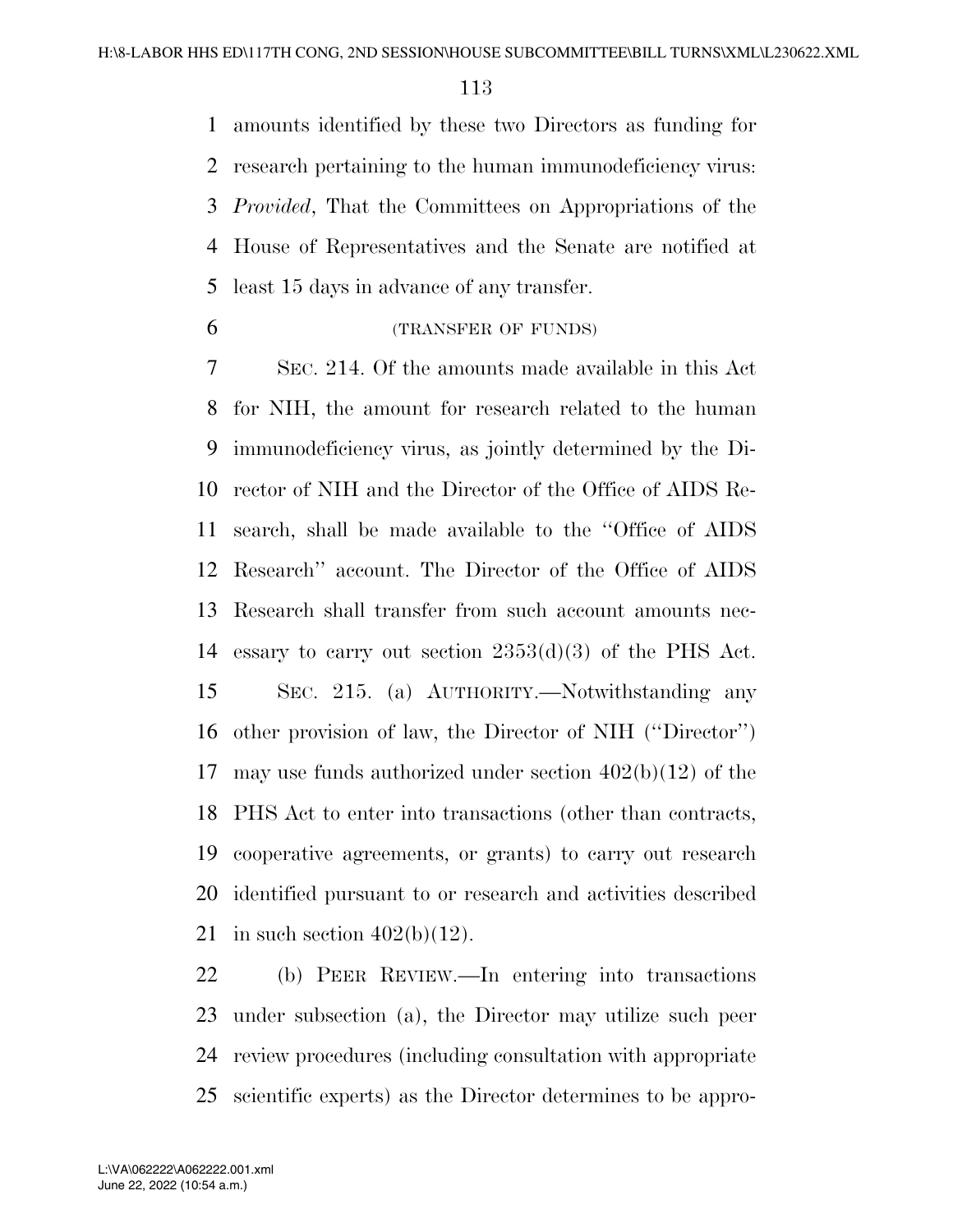amounts identified by these two Directors as funding for research pertaining to the human immunodeficiency virus: *Provided*, That the Committees on Appropriations of the House of Representatives and the Senate are notified at least 15 days in advance of any transfer.

(TRANSFER OF FUNDS)

SEC. 214. Of the amounts made available in this Act for NIH, the amount for research related to the human immunodeficiency virus, as jointly determined by the Director of NIH and the Director of the Office of AIDS Research, shall be made available to the ''Office of AIDS Research'' account. The Director of the Office of AIDS Research shall transfer from such account amounts necessary to carry out section 2353(d)(3) of the PHS Act.

SEC. 215. (a) AUTHORITY.—Notwithstanding any other provision of law, the Director of NIH (''Director'') may use funds authorized under section 402(b)(12) of the PHS Act to enter into transactions (other than contracts, cooperative agreements, or grants) to carry out research identified pursuant to or research and activities described in such section 402(b)(12).

(b) PEER REVIEW.—In entering into transactions under subsection (a), the Director may utilize such peer review procedures (including consultation with appropriate scientific experts) as the Director determines to be appro-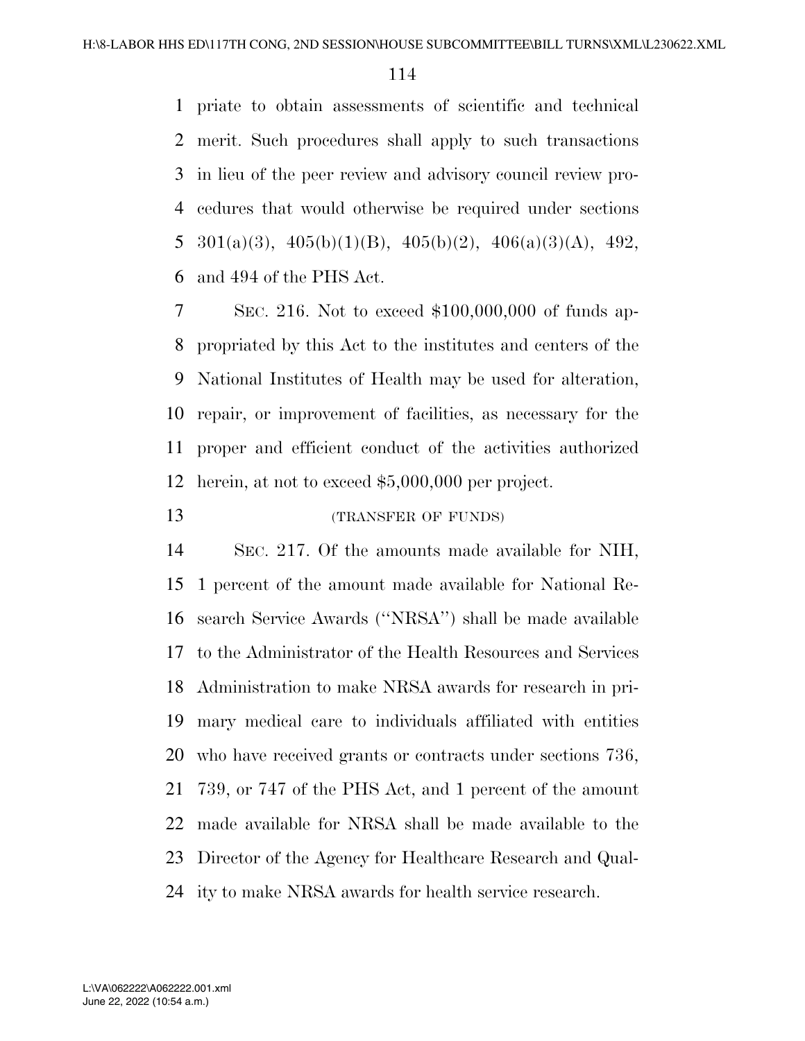priate to obtain assessments of scientific and technical merit. Such procedures shall apply to such transactions in lieu of the peer review and advisory council review procedures that would otherwise be required under sections 301(a)(3), 405(b)(1)(B), 405(b)(2), 406(a)(3)(A), 492, and 494 of the PHS Act.

SEC. 216. Not to exceed $100,000,000 of funds appropriated by this Act to the institutes and centers of the National Institutes of Health may be used for alteration, repair, or improvement of facilities, as necessary for the proper and efficient conduct of the activities authorized herein, at not to exceed $5,000,000 per project.

(TRANSFER OF FUNDS)

SEC. 217. Of the amounts made available for NIH, 1 percent of the amount made available for National Research Service Awards (''NRSA'') shall be made available to the Administrator of the Health Resources and Services Administration to make NRSA awards for research in primary medical care to individuals affiliated with entities who have received grants or contracts under sections 736, 739, or 747 of the PHS Act, and 1 percent of the amount made available for NRSA shall be made available to the Director of the Agency for Healthcare Research and Quality to make NRSA awards for health service research.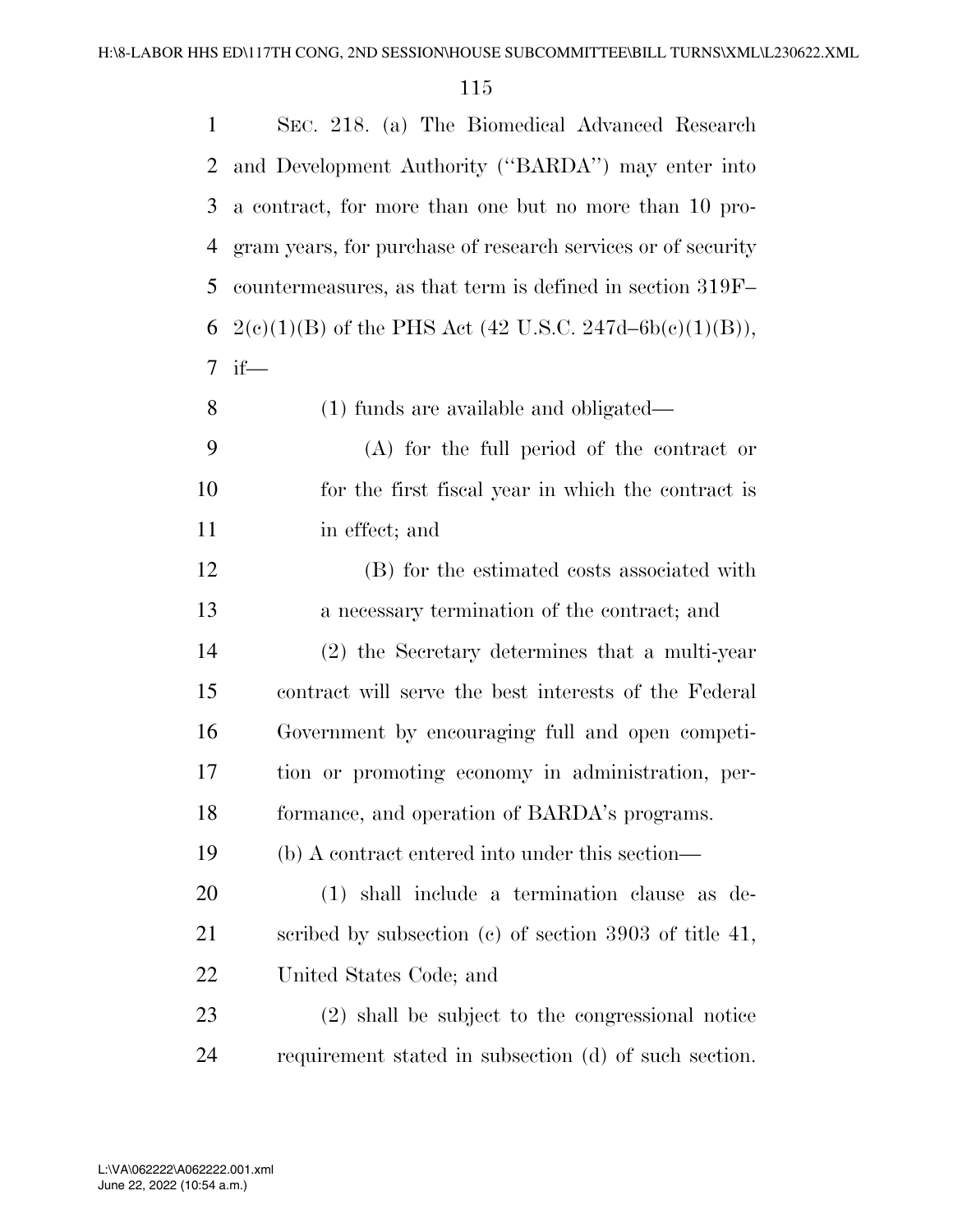SEC. 218. (a) The Biomedical Advanced Research and Development Authority ("BARDA") may enter into a contract, for more than one but no more than 10 program years, for purchase of research services or of security countermeasures, as that term is defined in section 319F–2(c)(1)(B) of the PHS Act (42 U.S.C. 247d–6b(c)(1)(B)), if—

(1) funds are available and obligated—

(A) for the full period of the contract or for the first fiscal year in which the contract is in effect; and

(B) for the estimated costs associated with a necessary termination of the contract; and

(2) the Secretary determines that a multi-year contract will serve the best interests of the Federal Government by encouraging full and open competition or promoting economy in administration, performance, and operation of BARDA's programs.

(b) A contract entered into under this section—

(1) shall include a termination clause as described by subsection (c) of section 3903 of title 41, United States Code; and

(2) shall be subject to the congressional notice requirement stated in subsection (d) of such section.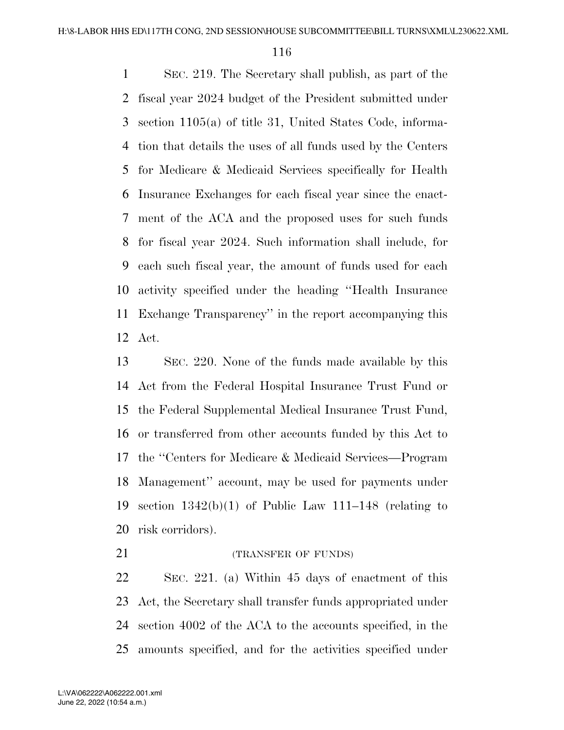SEC. 219. The Secretary shall publish, as part of the fiscal year 2024 budget of the President submitted under section 1105(a) of title 31, United States Code, information that details the uses of all funds used by the Centers for Medicare & Medicaid Services specifically for Health Insurance Exchanges for each fiscal year since the enactment of the ACA and the proposed uses for such funds for fiscal year 2024. Such information shall include, for each such fiscal year, the amount of funds used for each activity specified under the heading ''Health Insurance Exchange Transparency'' in the report accompanying this Act.

SEC. 220. None of the funds made available by this Act from the Federal Hospital Insurance Trust Fund or the Federal Supplemental Medical Insurance Trust Fund, or transferred from other accounts funded by this Act to the ''Centers for Medicare & Medicaid Services—Program Management'' account, may be used for payments under section 1342(b)(1) of Public Law 111–148 (relating to risk corridors).

(TRANSFER OF FUNDS)

SEC. 221. (a) Within 45 days of enactment of this Act, the Secretary shall transfer funds appropriated under section 4002 of the ACA to the accounts specified, in the amounts specified, and for the activities specified under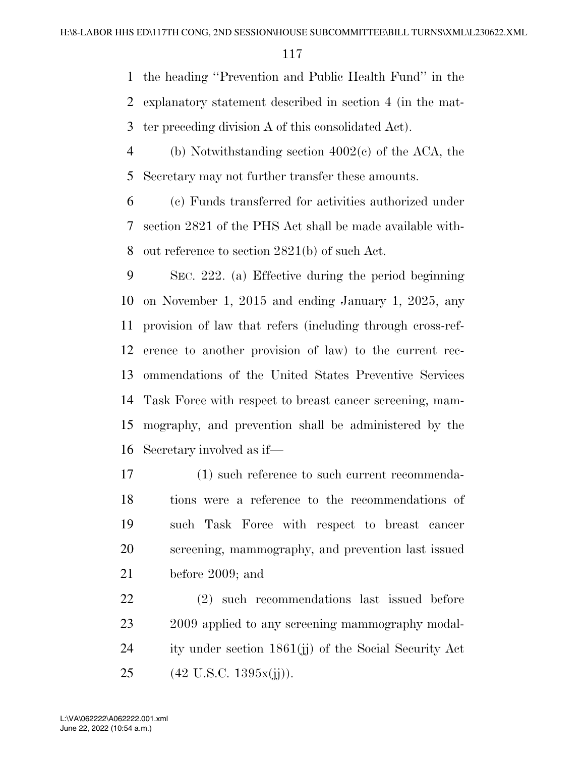the heading ''Prevention and Public Health Fund'' in the explanatory statement described in section 4 (in the matter preceding division A of this consolidated Act).

(b) Notwithstanding section 4002(c) of the ACA, the Secretary may not further transfer these amounts.

(c) Funds transferred for activities authorized under section 2821 of the PHS Act shall be made available without reference to section 2821(b) of such Act.

SEC. 222. (a) Effective during the period beginning on November 1, 2015 and ending January 1, 2025, any provision of law that refers (including through cross-reference to another provision of law) to the current recommendations of the United States Preventive Services Task Force with respect to breast cancer screening, mammography, and prevention shall be administered by the Secretary involved as if—

(1) such reference to such current recommendations were a reference to the recommendations of such Task Force with respect to breast cancer screening, mammography, and prevention last issued before 2009; and

(2) such recommendations last issued before 2009 applied to any screening mammography modality under section 1861(jj) of the Social Security Act (42 U.S.C. 1395x(jj)).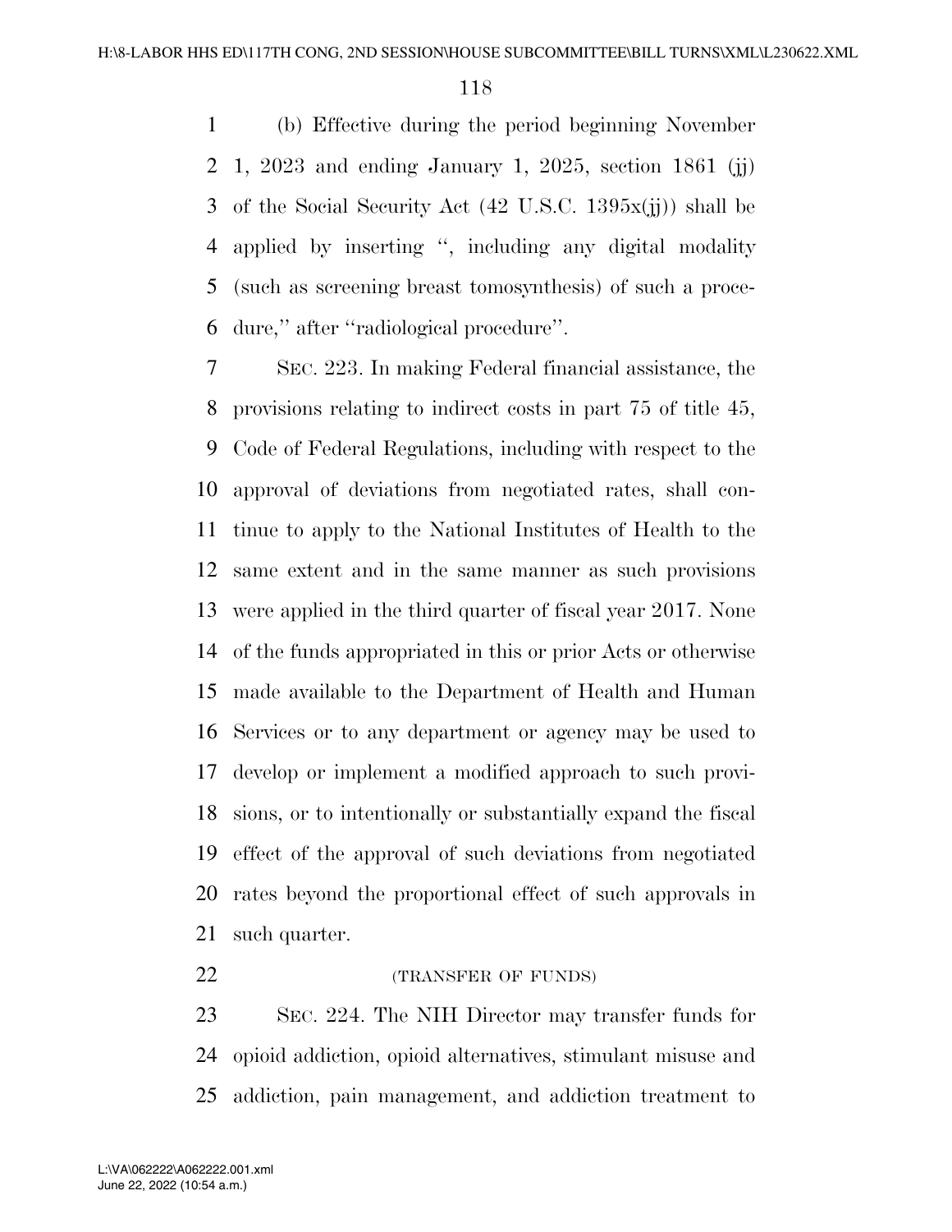(b) Effective during the period beginning November 1, 2023 and ending January 1, 2025, section 1861 (jj) of the Social Security Act (42 U.S.C. 1395x(jj)) shall be applied by inserting '', including any digital modality (such as screening breast tomosynthesis) of such a procedure,'' after ''radiological procedure''.

SEC. 223. In making Federal financial assistance, the provisions relating to indirect costs in part 75 of title 45, Code of Federal Regulations, including with respect to the approval of deviations from negotiated rates, shall continue to apply to the National Institutes of Health to the same extent and in the same manner as such provisions were applied in the third quarter of fiscal year 2017. None of the funds appropriated in this or prior Acts or otherwise made available to the Department of Health and Human Services or to any department or agency may be used to develop or implement a modified approach to such provisions, or to intentionally or substantially expand the fiscal effect of the approval of such deviations from negotiated rates beyond the proportional effect of such approvals in such quarter.

(TRANSFER OF FUNDS)

SEC. 224. The NIH Director may transfer funds for opioid addiction, opioid alternatives, stimulant misuse and addiction, pain management, and addiction treatment to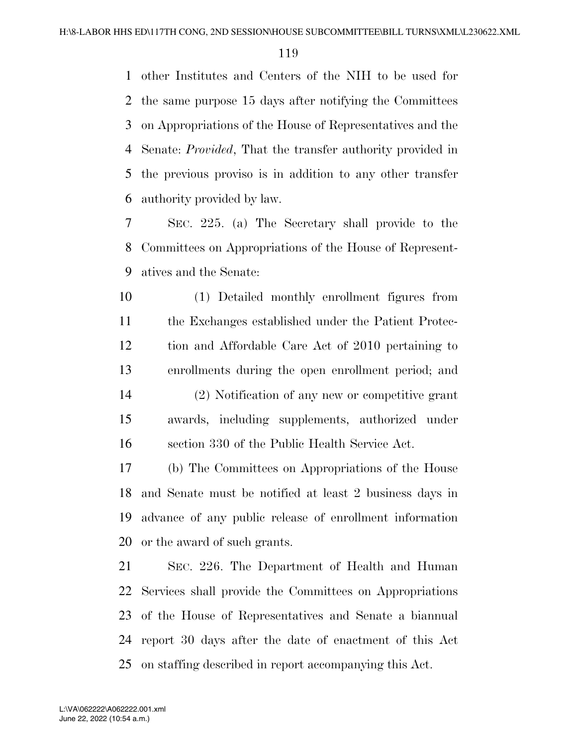other Institutes and Centers of the NIH to be used for the same purpose 15 days after notifying the Committees on Appropriations of the House of Representatives and the Senate: *Provided*, That the transfer authority provided in the previous proviso is in addition to any other transfer authority provided by law.

SEC. 225. (a) The Secretary shall provide to the Committees on Appropriations of the House of Representatives and the Senate:

(1) Detailed monthly enrollment figures from the Exchanges established under the Patient Protection and Affordable Care Act of 2010 pertaining to enrollments during the open enrollment period; and

(2) Notification of any new or competitive grant awards, including supplements, authorized under section 330 of the Public Health Service Act.

(b) The Committees on Appropriations of the House and Senate must be notified at least 2 business days in advance of any public release of enrollment information or the award of such grants.

SEC. 226. The Department of Health and Human Services shall provide the Committees on Appropriations of the House of Representatives and Senate a biannual report 30 days after the date of enactment of this Act on staffing described in report accompanying this Act.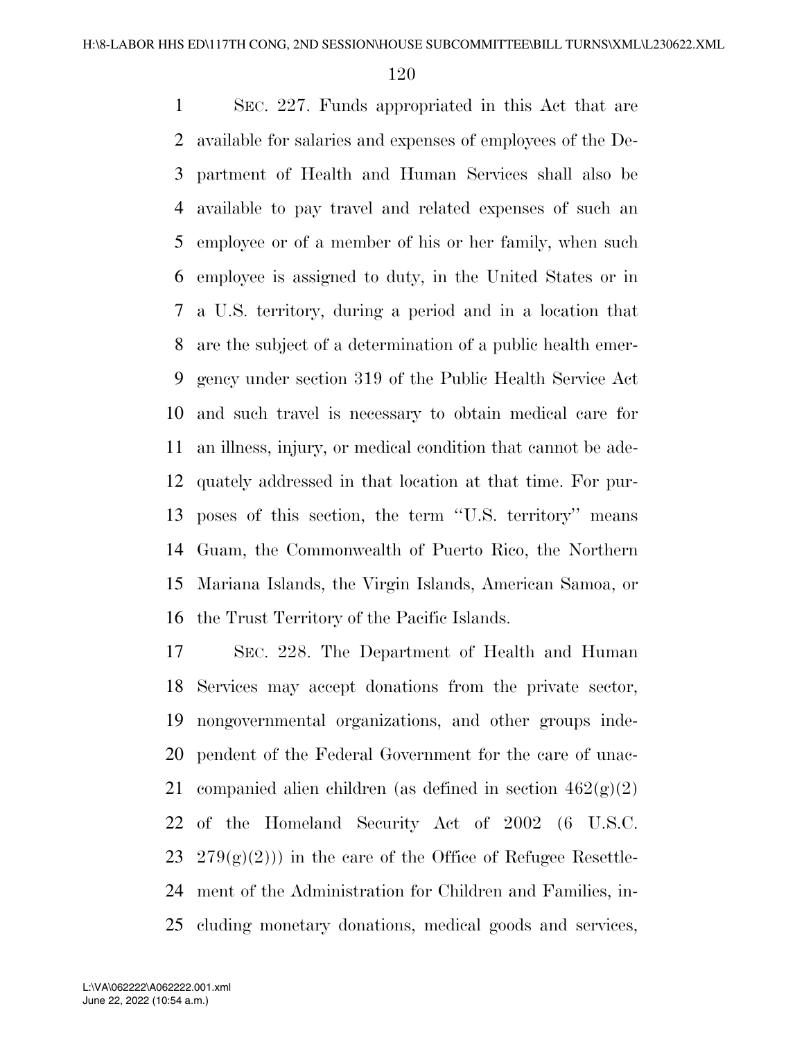SEC. 227. Funds appropriated in this Act that are available for salaries and expenses of employees of the Department of Health and Human Services shall also be available to pay travel and related expenses of such an employee or of a member of his or her family, when such employee is assigned to duty, in the United States or in a U.S. territory, during a period and in a location that are the subject of a determination of a public health emergency under section 319 of the Public Health Service Act and such travel is necessary to obtain medical care for an illness, injury, or medical condition that cannot be adequately addressed in that location at that time. For purposes of this section, the term "U.S. territory" means Guam, the Commonwealth of Puerto Rico, the Northern Mariana Islands, the Virgin Islands, American Samoa, or the Trust Territory of the Pacific Islands.

SEC. 228. The Department of Health and Human Services may accept donations from the private sector, nongovernmental organizations, and other groups independent of the Federal Government for the care of unaccompanied alien children (as defined in section 462(g)(2) of the Homeland Security Act of 2002 (6 U.S.C. 279(g)(2))) in the care of the Office of Refugee Resettlement of the Administration for Children and Families, including monetary donations, medical goods and services,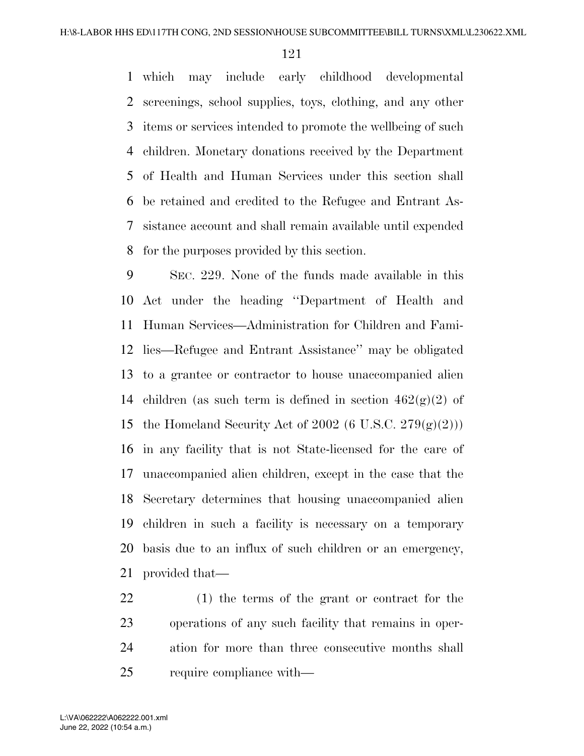which may include early childhood developmental screenings, school supplies, toys, clothing, and any other items or services intended to promote the wellbeing of such children. Monetary donations received by the Department of Health and Human Services under this section shall be retained and credited to the Refugee and Entrant Assistance account and shall remain available until expended for the purposes provided by this section.

SEC. 229. None of the funds made available in this Act under the heading ''Department of Health and Human Services—Administration for Children and Families—Refugee and Entrant Assistance'' may be obligated to a grantee or contractor to house unaccompanied alien children (as such term is defined in section 462(g)(2) of the Homeland Security Act of 2002 (6 U.S.C. 279(g)(2))) in any facility that is not State-licensed for the care of unaccompanied alien children, except in the case that the Secretary determines that housing unaccompanied alien children in such a facility is necessary on a temporary basis due to an influx of such children or an emergency, provided that—

(1) the terms of the grant or contract for the operations of any such facility that remains in operation for more than three consecutive months shall require compliance with—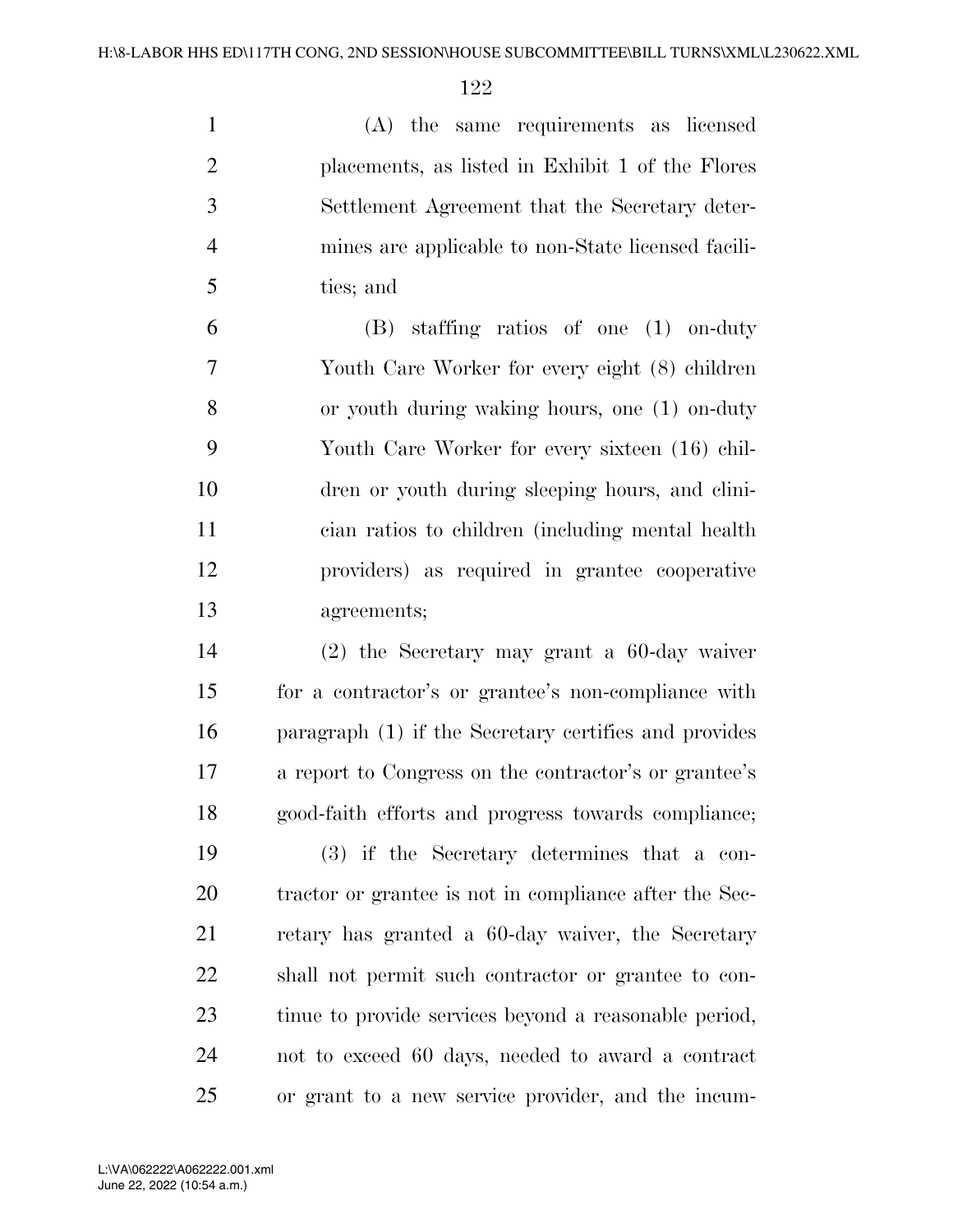(A) the same requirements as licensed placements, as listed in Exhibit 1 of the Flores Settlement Agreement that the Secretary determines are applicable to non-State licensed facilities; and

(B) staffing ratios of one (1) on-duty Youth Care Worker for every eight (8) children or youth during waking hours, one (1) on-duty Youth Care Worker for every sixteen (16) children or youth during sleeping hours, and clinician ratios to children (including mental health providers) as required in grantee cooperative agreements;

(2) the Secretary may grant a 60-day waiver for a contractor's or grantee's non-compliance with paragraph (1) if the Secretary certifies and provides a report to Congress on the contractor's or grantee's good-faith efforts and progress towards compliance;

(3) if the Secretary determines that a contractor or grantee is not in compliance after the Secretary has granted a 60-day waiver, the Secretary shall not permit such contractor or grantee to continue to provide services beyond a reasonable period, not to exceed 60 days, needed to award a contract or grant to a new service provider, and the incum-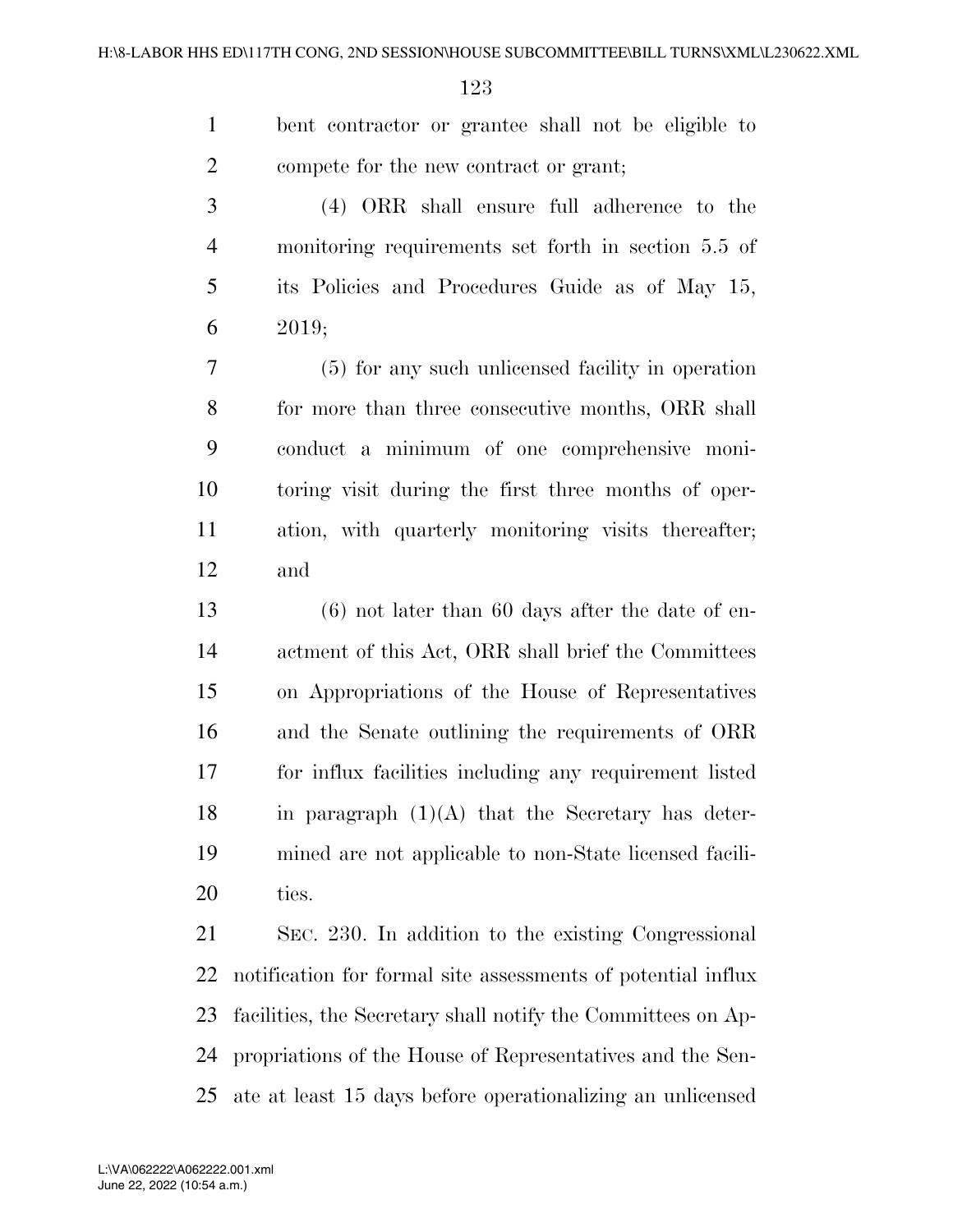bent contractor or grantee shall not be eligible to compete for the new contract or grant;

(4) ORR shall ensure full adherence to the monitoring requirements set forth in section 5.5 of its Policies and Procedures Guide as of May 15, 2019;

(5) for any such unlicensed facility in operation for more than three consecutive months, ORR shall conduct a minimum of one comprehensive monitoring visit during the first three months of operation, with quarterly monitoring visits thereafter; and

(6) not later than 60 days after the date of enactment of this Act, ORR shall brief the Committees on Appropriations of the House of Representatives and the Senate outlining the requirements of ORR for influx facilities including any requirement listed in paragraph (1)(A) that the Secretary has determined are not applicable to non-State licensed facilities.

SEC. 230. In addition to the existing Congressional notification for formal site assessments of potential influx facilities, the Secretary shall notify the Committees on Appropriations of the House of Representatives and the Senate at least 15 days before operationalizing an unlicensed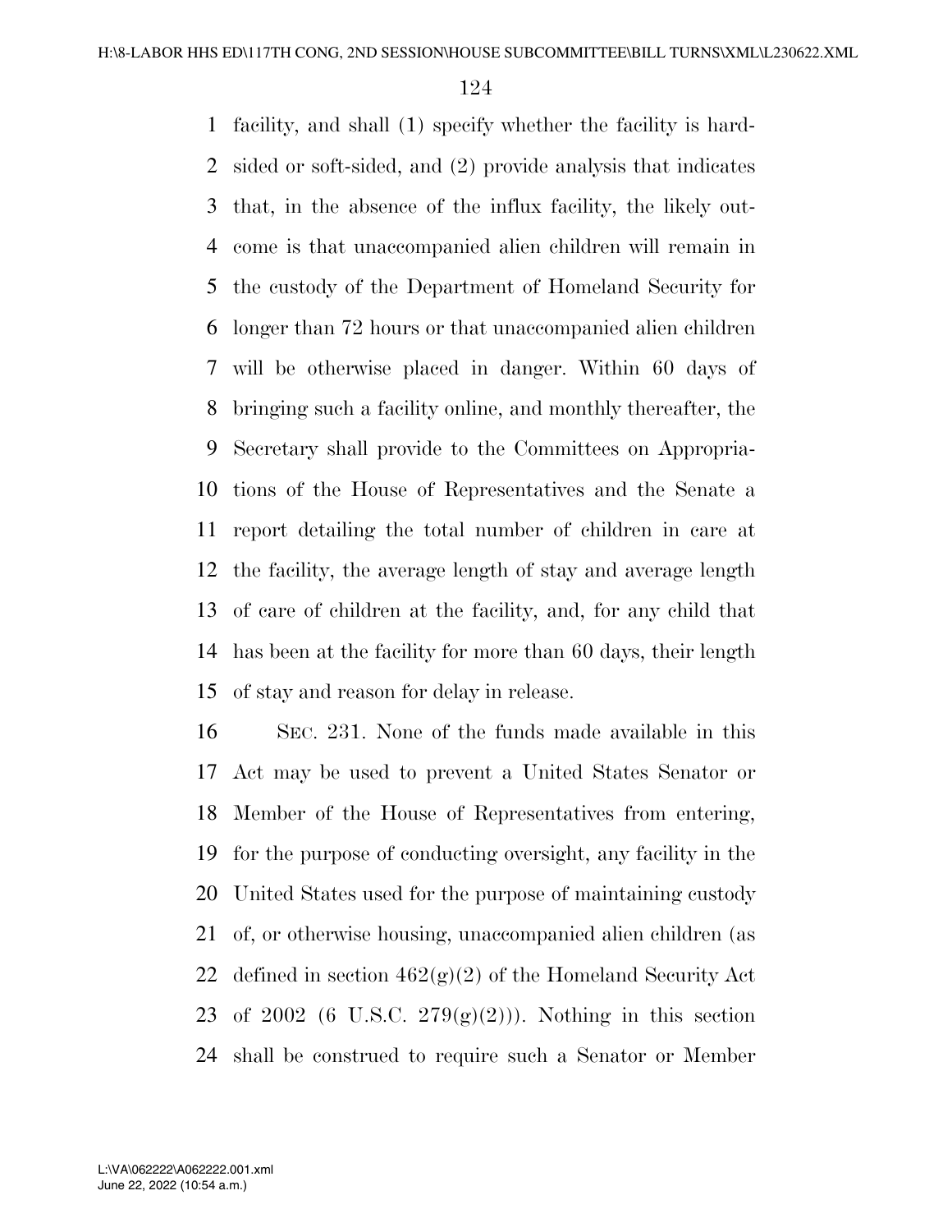facility, and shall (1) specify whether the facility is hard-sided or soft-sided, and (2) provide analysis that indicates that, in the absence of the influx facility, the likely outcome is that unaccompanied alien children will remain in the custody of the Department of Homeland Security for longer than 72 hours or that unaccompanied alien children will be otherwise placed in danger. Within 60 days of bringing such a facility online, and monthly thereafter, the Secretary shall provide to the Committees on Appropriations of the House of Representatives and the Senate a report detailing the total number of children in care at the facility, the average length of stay and average length of care of children at the facility, and, for any child that has been at the facility for more than 60 days, their length of stay and reason for delay in release.

SEC. 231. None of the funds made available in this Act may be used to prevent a United States Senator or Member of the House of Representatives from entering, for the purpose of conducting oversight, any facility in the United States used for the purpose of maintaining custody of, or otherwise housing, unaccompanied alien children (as defined in section 462(g)(2) of the Homeland Security Act of 2002 (6 U.S.C. 279(g)(2))). Nothing in this section shall be construed to require such a Senator or Member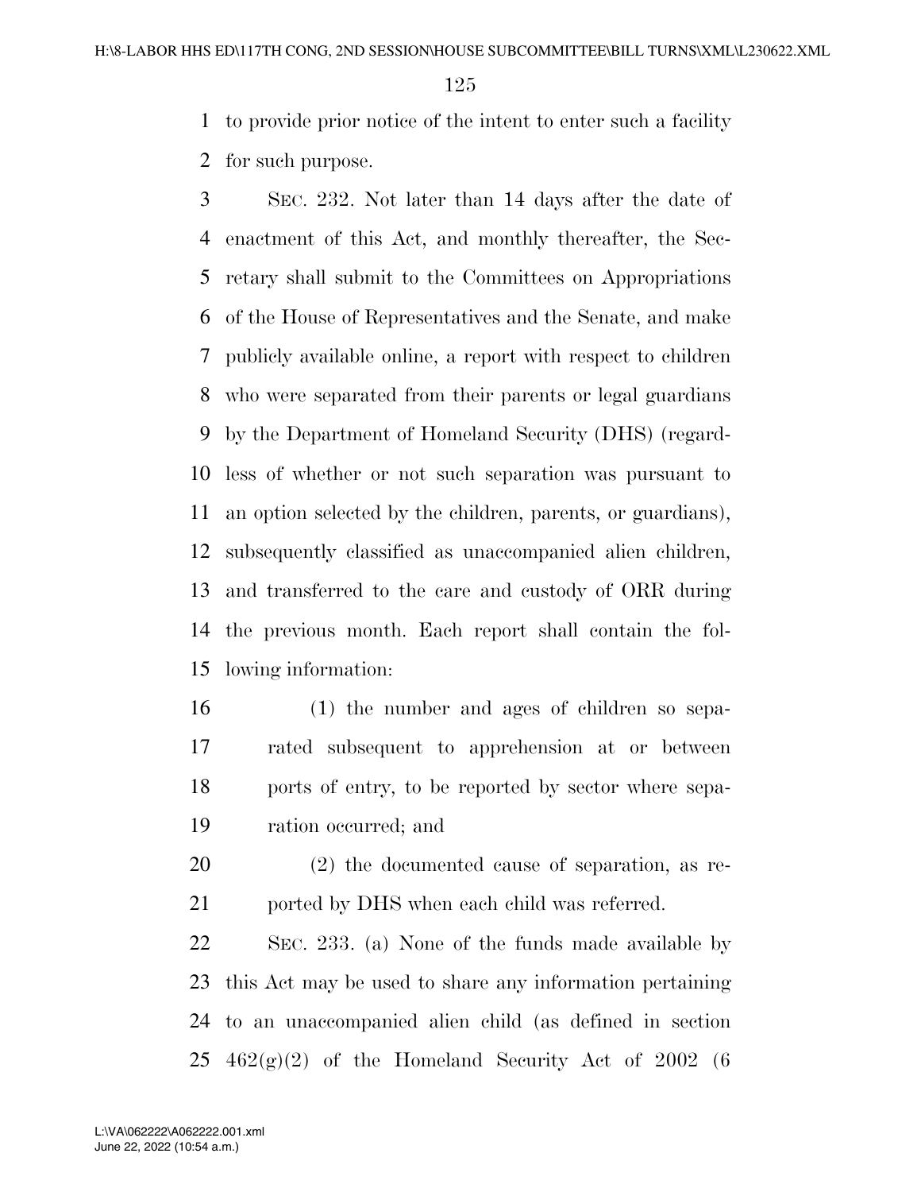to provide prior notice of the intent to enter such a facility for such purpose.

SEC. 232. Not later than 14 days after the date of enactment of this Act, and monthly thereafter, the Secretary shall submit to the Committees on Appropriations of the House of Representatives and the Senate, and make publicly available online, a report with respect to children who were separated from their parents or legal guardians by the Department of Homeland Security (DHS) (regardless of whether or not such separation was pursuant to an option selected by the children, parents, or guardians), subsequently classified as unaccompanied alien children, and transferred to the care and custody of ORR during the previous month. Each report shall contain the following information:

(1) the number and ages of children so separated subsequent to apprehension at or between ports of entry, to be reported by sector where separation occurred; and

(2) the documented cause of separation, as reported by DHS when each child was referred.

SEC. 233. (a) None of the funds made available by this Act may be used to share any information pertaining to an unaccompanied alien child (as defined in section 462(g)(2) of the Homeland Security Act of 2002 (6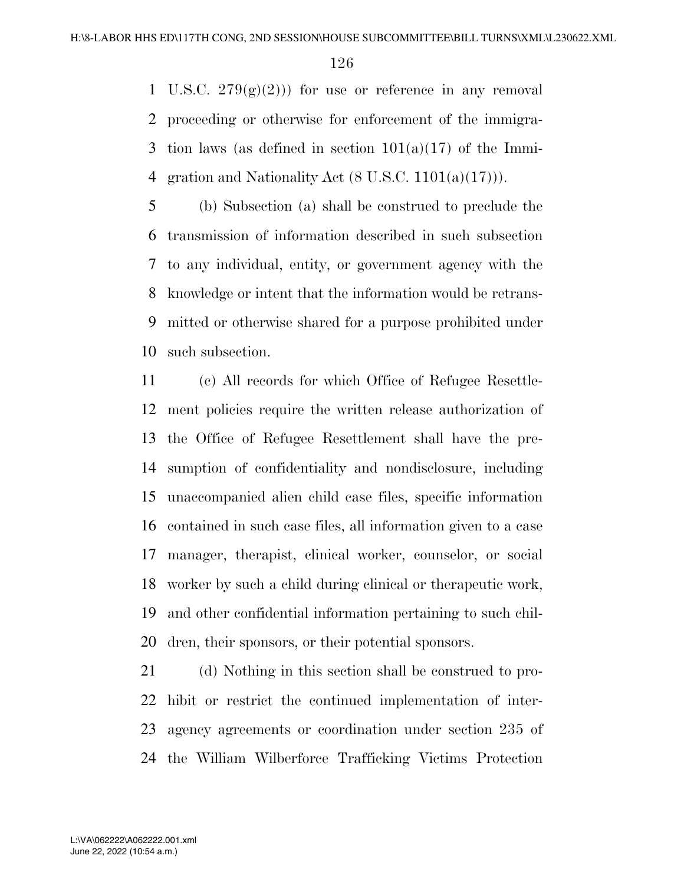U.S.C. 279(g)(2))) for use or reference in any removal proceeding or otherwise for enforcement of the immigration laws (as defined in section 101(a)(17) of the Immigration and Nationality Act (8 U.S.C. 1101(a)(17))).

(b) Subsection (a) shall be construed to preclude the transmission of information described in such subsection to any individual, entity, or government agency with the knowledge or intent that the information would be retransmitted or otherwise shared for a purpose prohibited under such subsection.

(c) All records for which Office of Refugee Resettlement policies require the written release authorization of the Office of Refugee Resettlement shall have the presumption of confidentiality and nondisclosure, including unaccompanied alien child case files, specific information contained in such case files, all information given to a case manager, therapist, clinical worker, counselor, or social worker by such a child during clinical or therapeutic work, and other confidential information pertaining to such children, their sponsors, or their potential sponsors.

(d) Nothing in this section shall be construed to prohibit or restrict the continued implementation of interagency agreements or coordination under section 235 of the William Wilberforce Trafficking Victims Protection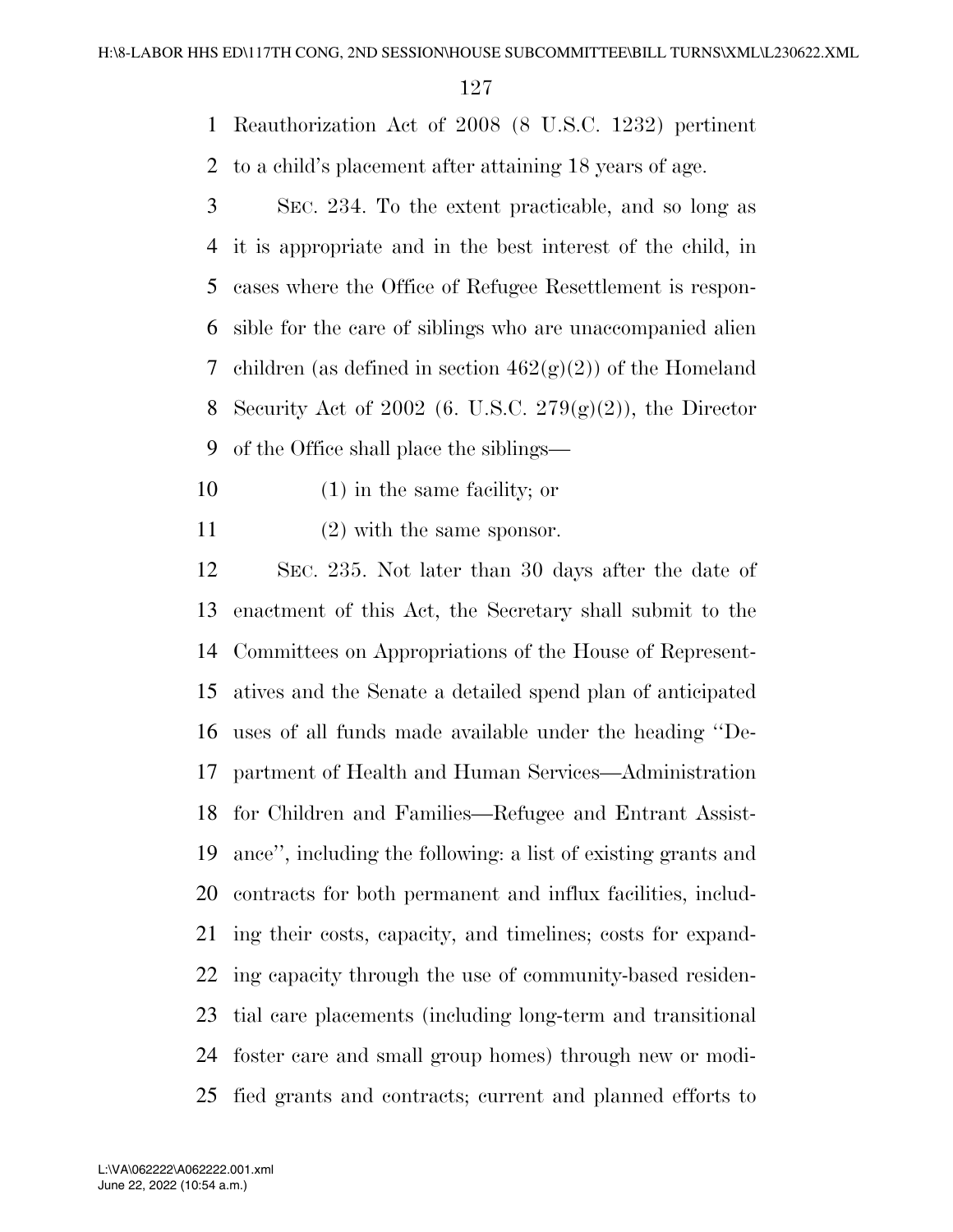Reauthorization Act of 2008 (8 U.S.C. 1232) pertinent to a child's placement after attaining 18 years of age.

SEC. 234. To the extent practicable, and so long as it is appropriate and in the best interest of the child, in cases where the Office of Refugee Resettlement is responsible for the care of siblings who are unaccompanied alien children (as defined in section 462(g)(2)) of the Homeland Security Act of 2002 (6. U.S.C. 279(g)(2)), the Director of the Office shall place the siblings—

(1) in the same facility; or

(2) with the same sponsor.

SEC. 235. Not later than 30 days after the date of enactment of this Act, the Secretary shall submit to the Committees on Appropriations of the House of Representatives and the Senate a detailed spend plan of anticipated uses of all funds made available under the heading ''Department of Health and Human Services—Administration for Children and Families—Refugee and Entrant Assistance'', including the following: a list of existing grants and contracts for both permanent and influx facilities, including their costs, capacity, and timelines; costs for expanding capacity through the use of community-based residential care placements (including long-term and transitional foster care and small group homes) through new or modified grants and contracts; current and planned efforts to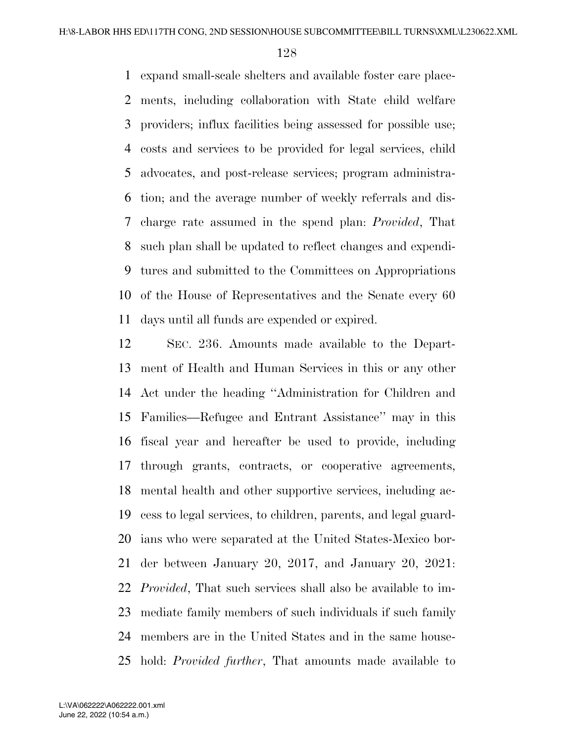expand small-scale shelters and available foster care placements, including collaboration with State child welfare providers; influx facilities being assessed for possible use; costs and services to be provided for legal services, child advocates, and post-release services; program administration; and the average number of weekly referrals and discharge rate assumed in the spend plan: *Provided*, That such plan shall be updated to reflect changes and expenditures and submitted to the Committees on Appropriations of the House of Representatives and the Senate every 60 days until all funds are expended or expired.

SEC. 236. Amounts made available to the Department of Health and Human Services in this or any other Act under the heading ''Administration for Children and Families—Refugee and Entrant Assistance'' may in this fiscal year and hereafter be used to provide, including through grants, contracts, or cooperative agreements, mental health and other supportive services, including access to legal services, to children, parents, and legal guardians who were separated at the United States-Mexico border between January 20, 2017, and January 20, 2021: *Provided*, That such services shall also be available to immediate family members of such individuals if such family members are in the United States and in the same household: *Provided further*, That amounts made available to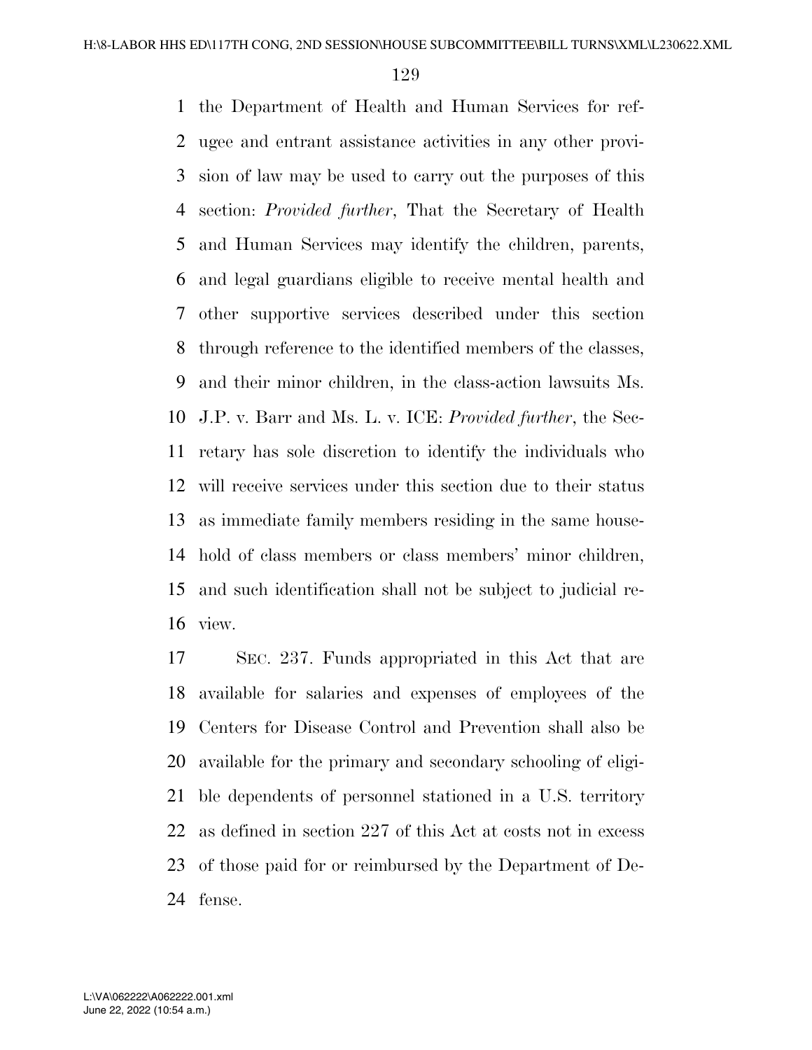the Department of Health and Human Services for refugee and entrant assistance activities in any other provision of law may be used to carry out the purposes of this section: *Provided further*, That the Secretary of Health and Human Services may identify the children, parents, and legal guardians eligible to receive mental health and other supportive services described under this section through reference to the identified members of the classes, and their minor children, in the class-action lawsuits Ms. J.P. v. Barr and Ms. L. v. ICE: *Provided further*, the Secretary has sole discretion to identify the individuals who will receive services under this section due to their status as immediate family members residing in the same household of class members or class members' minor children, and such identification shall not be subject to judicial review.

SEC. 237. Funds appropriated in this Act that are available for salaries and expenses of employees of the Centers for Disease Control and Prevention shall also be available for the primary and secondary schooling of eligible dependents of personnel stationed in a U.S. territory as defined in section 227 of this Act at costs not in excess of those paid for or reimbursed by the Department of Defense.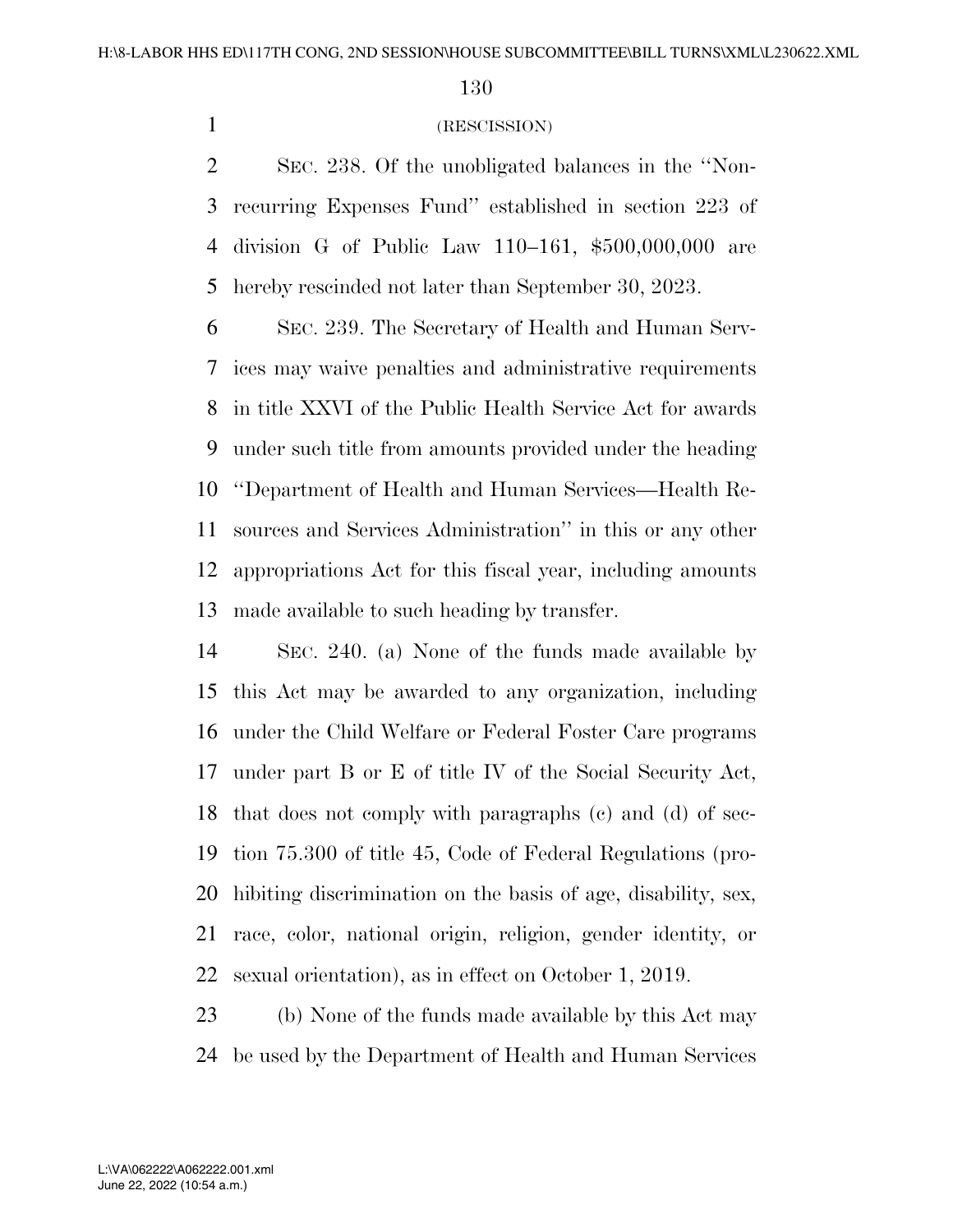(RESCISSION)

SEC. 238. Of the unobligated balances in the ''Non-recurring Expenses Fund'' established in section 223 of division G of Public Law 110–161, $500,000,000 are hereby rescinded not later than September 30, 2023.

SEC. 239. The Secretary of Health and Human Services may waive penalties and administrative requirements in title XXVI of the Public Health Service Act for awards under such title from amounts provided under the heading ''Department of Health and Human Services—Health Resources and Services Administration'' in this or any other appropriations Act for this fiscal year, including amounts made available to such heading by transfer.

SEC. 240. (a) None of the funds made available by this Act may be awarded to any organization, including under the Child Welfare or Federal Foster Care programs under part B or E of title IV of the Social Security Act, that does not comply with paragraphs (c) and (d) of section 75.300 of title 45, Code of Federal Regulations (prohibiting discrimination on the basis of age, disability, sex, race, color, national origin, religion, gender identity, or sexual orientation), as in effect on October 1, 2019.

(b) None of the funds made available by this Act may be used by the Department of Health and Human Services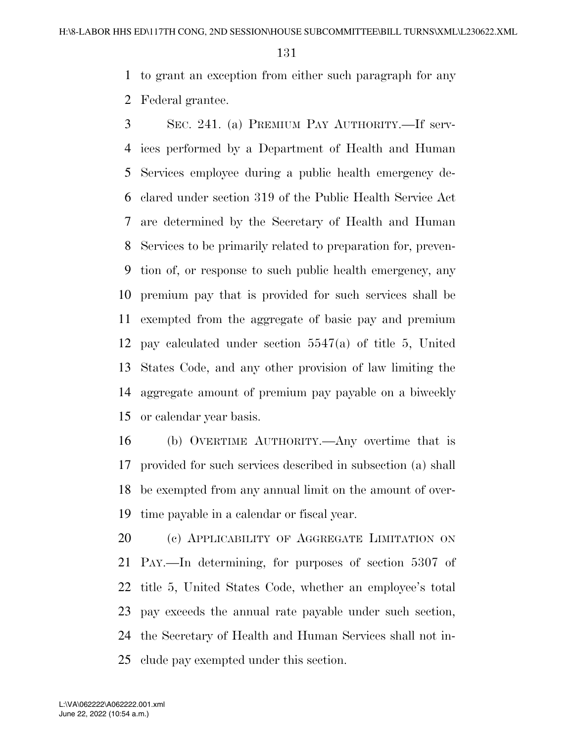to grant an exception from either such paragraph for any Federal grantee.

SEC. 241. (a) PREMIUM PAY AUTHORITY.—If services performed by a Department of Health and Human Services employee during a public health emergency declared under section 319 of the Public Health Service Act are determined by the Secretary of Health and Human Services to be primarily related to preparation for, prevention of, or response to such public health emergency, any premium pay that is provided for such services shall be exempted from the aggregate of basic pay and premium pay calculated under section 5547(a) of title 5, United States Code, and any other provision of law limiting the aggregate amount of premium pay payable on a biweekly or calendar year basis.

(b) OVERTIME AUTHORITY.—Any overtime that is provided for such services described in subsection (a) shall be exempted from any annual limit on the amount of overtime payable in a calendar or fiscal year.

(c) APPLICABILITY OF AGGREGATE LIMITATION ON PAY.—In determining, for purposes of section 5307 of title 5, United States Code, whether an employee's total pay exceeds the annual rate payable under such section, the Secretary of Health and Human Services shall not include pay exempted under this section.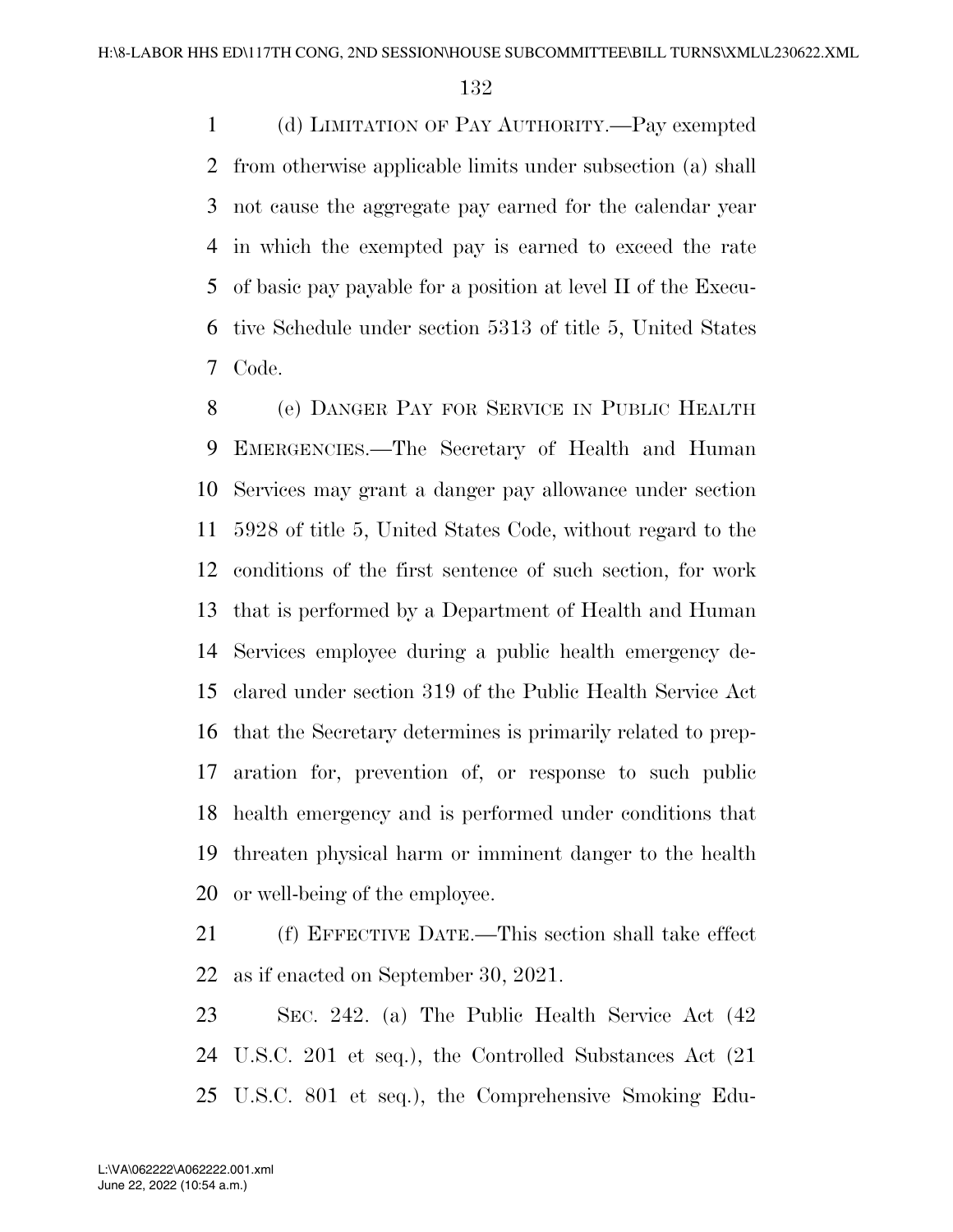(d) LIMITATION OF PAY AUTHORITY.—Pay exempted from otherwise applicable limits under subsection (a) shall not cause the aggregate pay earned for the calendar year in which the exempted pay is earned to exceed the rate of basic pay payable for a position at level II of the Executive Schedule under section 5313 of title 5, United States Code.

(e) DANGER PAY FOR SERVICE IN PUBLIC HEALTH EMERGENCIES.—The Secretary of Health and Human Services may grant a danger pay allowance under section 5928 of title 5, United States Code, without regard to the conditions of the first sentence of such section, for work that is performed by a Department of Health and Human Services employee during a public health emergency declared under section 319 of the Public Health Service Act that the Secretary determines is primarily related to preparation for, prevention of, or response to such public health emergency and is performed under conditions that threaten physical harm or imminent danger to the health or well-being of the employee.

(f) EFFECTIVE DATE.—This section shall take effect as if enacted on September 30, 2021.

SEC. 242. (a) The Public Health Service Act (42 U.S.C. 201 et seq.), the Controlled Substances Act (21 U.S.C. 801 et seq.), the Comprehensive Smoking Edu-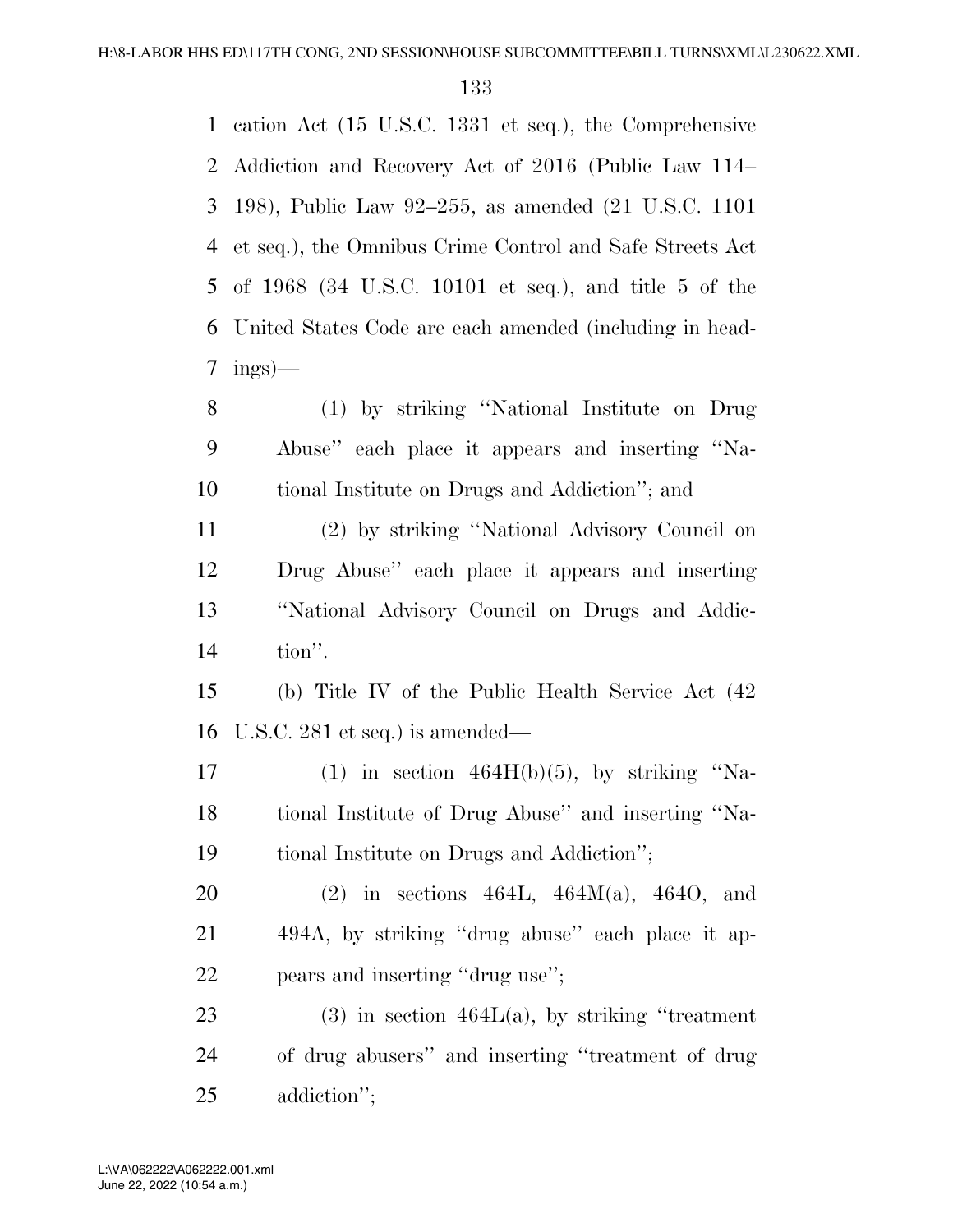cation Act (15 U.S.C. 1331 et seq.), the Comprehensive Addiction and Recovery Act of 2016 (Public Law 114–198), Public Law 92–255, as amended (21 U.S.C. 1101 et seq.), the Omnibus Crime Control and Safe Streets Act of 1968 (34 U.S.C. 10101 et seq.), and title 5 of the United States Code are each amended (including in headings)—

(1) by striking ''National Institute on Drug Abuse'' each place it appears and inserting ''National Institute on Drugs and Addiction''; and

(2) by striking ''National Advisory Council on Drug Abuse'' each place it appears and inserting ''National Advisory Council on Drugs and Addiction''.

(b) Title IV of the Public Health Service Act (42 U.S.C. 281 et seq.) is amended—

(1) in section 464H(b)(5), by striking ''National Institute of Drug Abuse'' and inserting ''National Institute on Drugs and Addiction'';

(2) in sections 464L, 464M(a), 464O, and 494A, by striking ''drug abuse'' each place it appears and inserting ''drug use'';

(3) in section 464L(a), by striking ''treatment of drug abusers'' and inserting ''treatment of drug addiction'';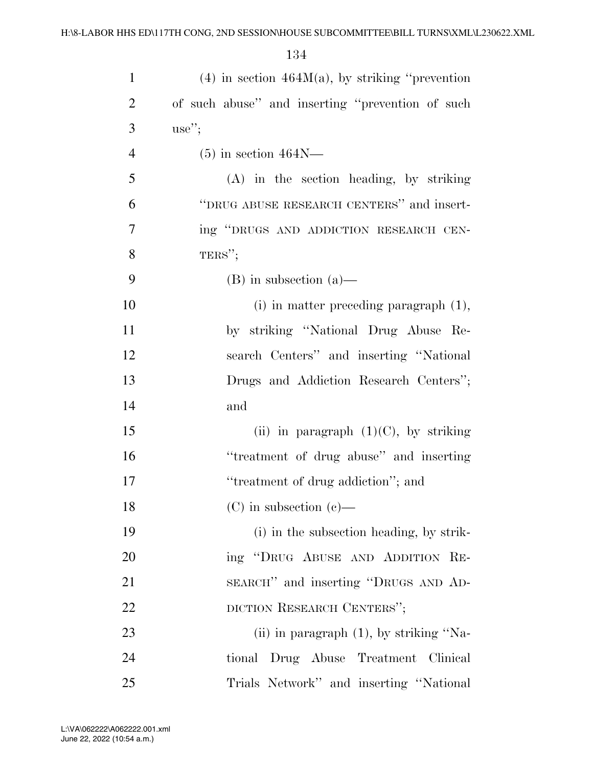(4) in section 464M(a), by striking "prevention of such abuse" and inserting "prevention of such use";

(5) in section 464N—

(A) in the section heading, by striking "DRUG ABUSE RESEARCH CENTERS" and inserting "DRUGS AND ADDICTION RESEARCH CENTERS";

(B) in subsection (a)—

(i) in matter preceding paragraph (1), by striking "National Drug Abuse Research Centers" and inserting "National Drugs and Addiction Research Centers"; and

(ii) in paragraph (1)(C), by striking "treatment of drug abuse" and inserting "treatment of drug addiction"; and

(C) in subsection (c)—

(i) in the subsection heading, by striking "DRUG ABUSE AND ADDITION RESEARCH" and inserting "DRUGS AND ADDICTION RESEARCH CENTERS";

(ii) in paragraph (1), by striking "National Drug Abuse Treatment Clinical Trials Network" and inserting "National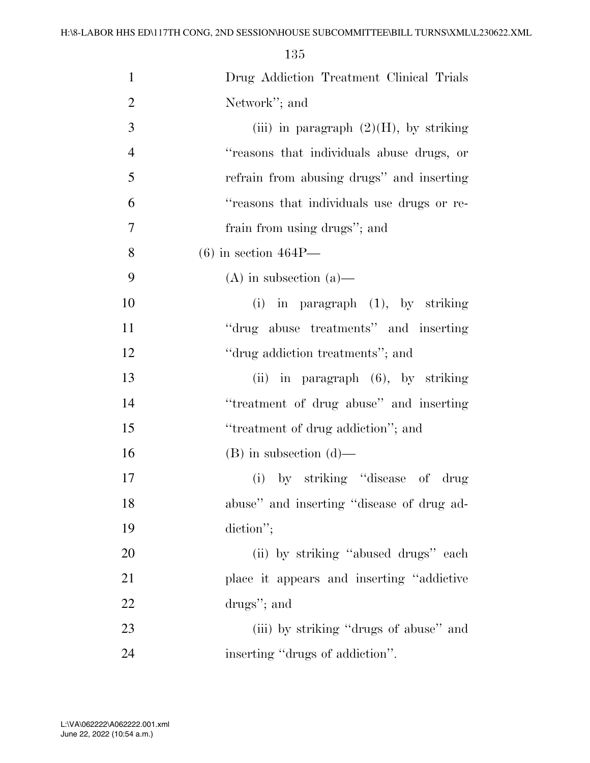Drug Addiction Treatment Clinical Trials Network''; and

(iii) in paragraph (2)(H), by striking ''reasons that individuals abuse drugs, or refrain from abusing drugs'' and inserting ''reasons that individuals use drugs or refrain from using drugs''; and

(6) in section 464P—

(A) in subsection (a)—

(i) in paragraph (1), by striking ''drug abuse treatments'' and inserting ''drug addiction treatments''; and

(ii) in paragraph (6), by striking ''treatment of drug abuse'' and inserting ''treatment of drug addiction''; and

(B) in subsection (d)—

(i) by striking ''disease of drug abuse'' and inserting ''disease of drug addiction'';

(ii) by striking ''abused drugs'' each place it appears and inserting ''addictive drugs''; and

(iii) by striking ''drugs of abuse'' and inserting ''drugs of addiction''.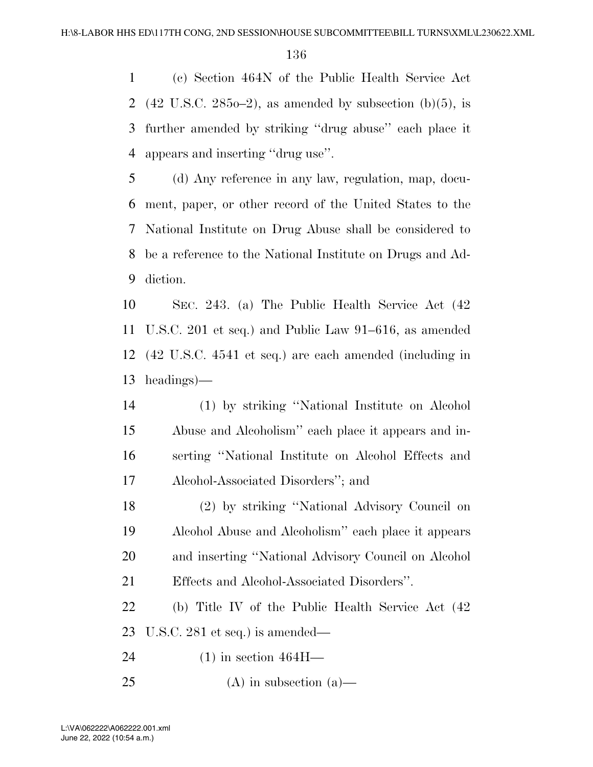(c) Section 464N of the Public Health Service Act (42 U.S.C. 285o–2), as amended by subsection (b)(5), is further amended by striking ''drug abuse'' each place it appears and inserting ''drug use''.

(d) Any reference in any law, regulation, map, document, paper, or other record of the United States to the National Institute on Drug Abuse shall be considered to be a reference to the National Institute on Drugs and Addiction.

SEC. 243. (a) The Public Health Service Act (42 U.S.C. 201 et seq.) and Public Law 91–616, as amended (42 U.S.C. 4541 et seq.) are each amended (including in headings)—

(1) by striking ''National Institute on Alcohol Abuse and Alcoholism'' each place it appears and inserting ''National Institute on Alcohol Effects and Alcohol-Associated Disorders''; and

(2) by striking ''National Advisory Council on Alcohol Abuse and Alcoholism'' each place it appears and inserting ''National Advisory Council on Alcohol Effects and Alcohol-Associated Disorders''.

(b) Title IV of the Public Health Service Act (42 U.S.C. 281 et seq.) is amended—

(1) in section 464H—

(A) in subsection (a)—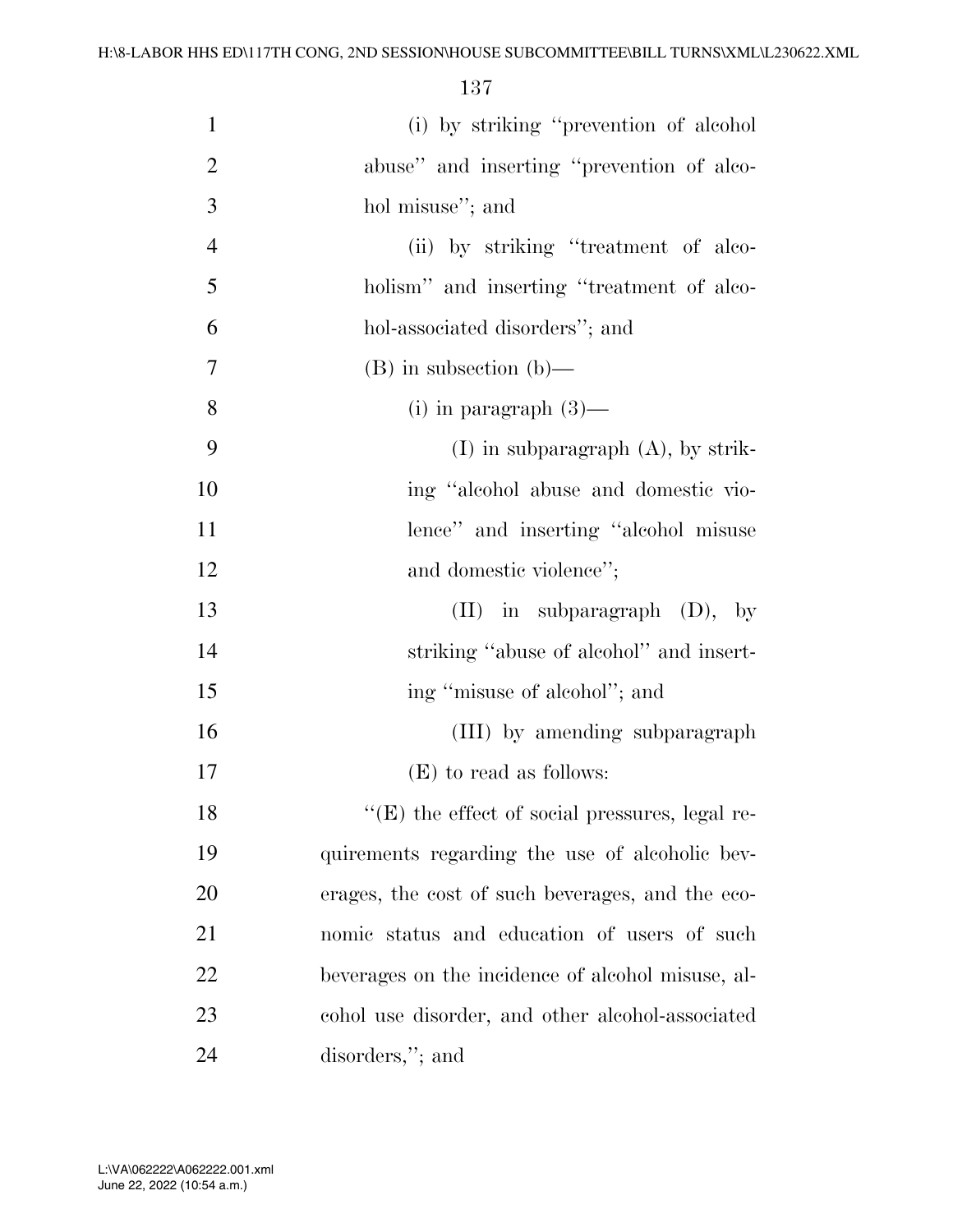(i) by striking "prevention of alcohol abuse" and inserting "prevention of alcohol misuse"; and

(ii) by striking "treatment of alcoholism" and inserting "treatment of alcohol-associated disorders"; and

(B) in subsection (b)—

(i) in paragraph (3)—

(I) in subparagraph (A), by striking "alcohol abuse and domestic violence" and inserting "alcohol misuse and domestic violence";

(II) in subparagraph (D), by striking "abuse of alcohol" and inserting "misuse of alcohol"; and

(III) by amending subparagraph (E) to read as follows:

"(E) the effect of social pressures, legal requirements regarding the use of alcoholic beverages, the cost of such beverages, and the economic status and education of users of such beverages on the incidence of alcohol misuse, alcohol use disorder, and other alcohol-associated disorders,"; and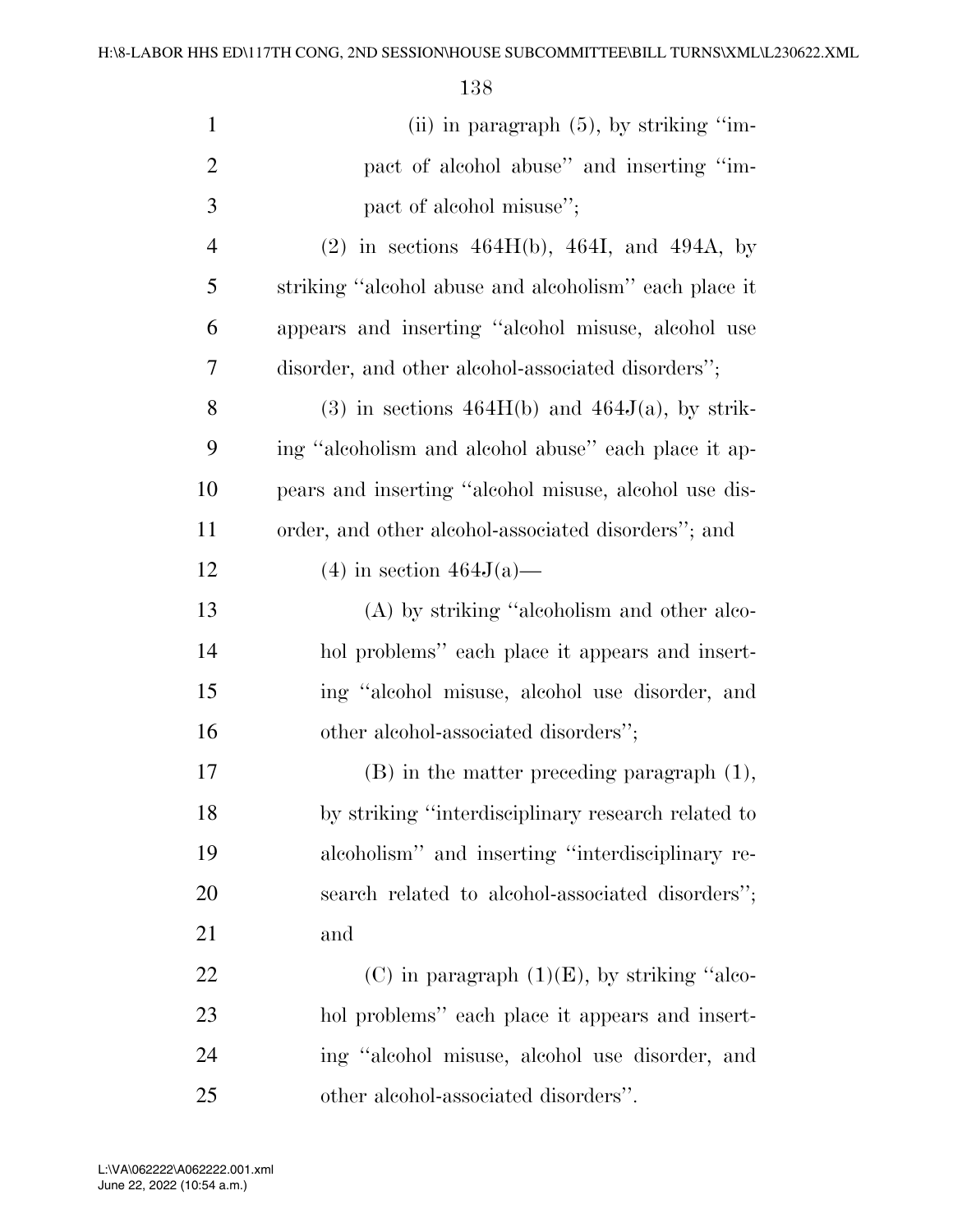(ii) in paragraph (5), by striking ''impact of alcohol abuse'' and inserting ''impact of alcohol misuse'';

(2) in sections 464H(b), 464I, and 494A, by striking ''alcohol abuse and alcoholism'' each place it appears and inserting ''alcohol misuse, alcohol use disorder, and other alcohol-associated disorders'';

(3) in sections 464H(b) and 464J(a), by striking ''alcoholism and alcohol abuse'' each place it appears and inserting ''alcohol misuse, alcohol use disorder, and other alcohol-associated disorders''; and

(4) in section 464J(a)—

(A) by striking ''alcoholism and other alcohol problems'' each place it appears and inserting ''alcohol misuse, alcohol use disorder, and other alcohol-associated disorders'';

(B) in the matter preceding paragraph (1), by striking ''interdisciplinary research related to alcoholism'' and inserting ''interdisciplinary research related to alcohol-associated disorders''; and

(C) in paragraph (1)(E), by striking ''alcohol problems'' each place it appears and inserting ''alcohol misuse, alcohol use disorder, and other alcohol-associated disorders''.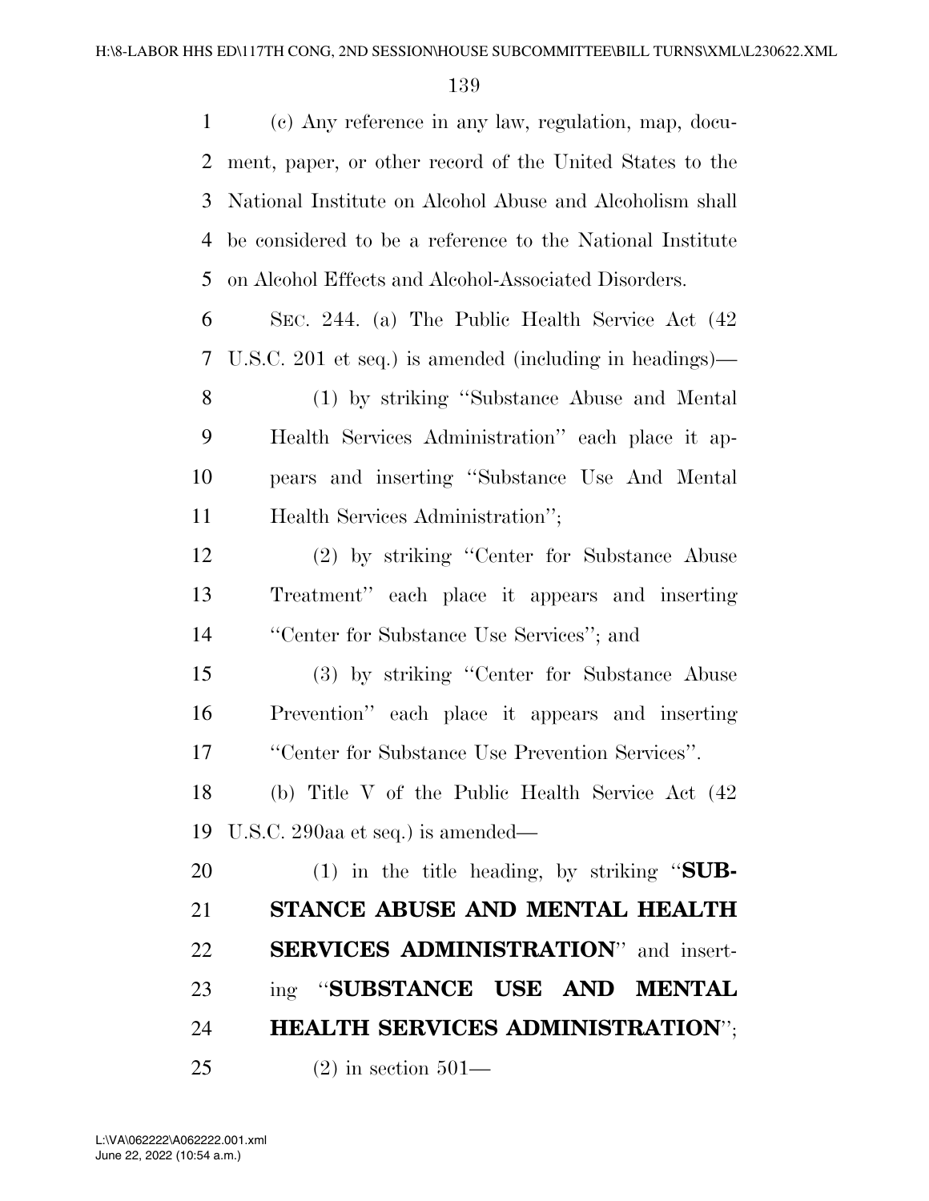(c) Any reference in any law, regulation, map, document, paper, or other record of the United States to the National Institute on Alcohol Abuse and Alcoholism shall be considered to be a reference to the National Institute on Alcohol Effects and Alcohol-Associated Disorders.

SEC. 244. (a) The Public Health Service Act (42 U.S.C. 201 et seq.) is amended (including in headings)—

(1) by striking "Substance Abuse and Mental Health Services Administration" each place it appears and inserting "Substance Use And Mental Health Services Administration";

(2) by striking "Center for Substance Abuse Treatment" each place it appears and inserting "Center for Substance Use Services"; and

(3) by striking "Center for Substance Abuse Prevention" each place it appears and inserting "Center for Substance Use Prevention Services".

(b) Title V of the Public Health Service Act (42 U.S.C. 290aa et seq.) is amended—

(1) in the title heading, by striking "**SUBSTANCE ABUSE AND MENTAL HEALTH SERVICES ADMINISTRATION**" and inserting "**SUBSTANCE USE AND MENTAL HEALTH SERVICES ADMINISTRATION**";

(2) in section 501—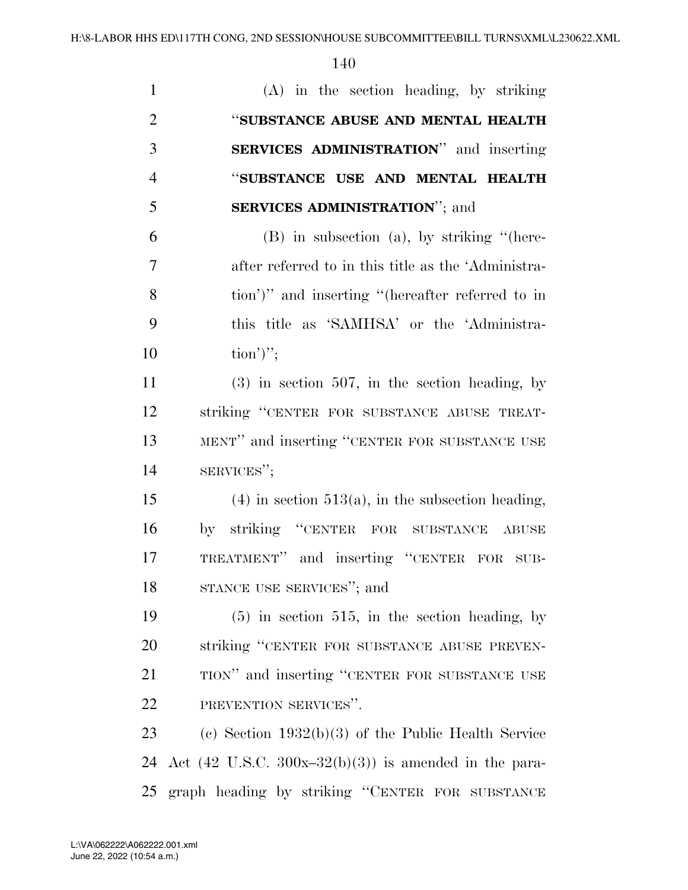(A) in the section heading, by striking "**SUBSTANCE ABUSE AND MENTAL HEALTH SERVICES ADMINISTRATION**" and inserting "**SUBSTANCE USE AND MENTAL HEALTH SERVICES ADMINISTRATION**"; and

(B) in subsection (a), by striking "(hereafter referred to in this title as the 'Administration')" and inserting "(hereafter referred to in this title as 'SAMHSA' or the 'Administration')";

(3) in section 507, in the section heading, by striking "CENTER FOR SUBSTANCE ABUSE TREATMENT" and inserting "CENTER FOR SUBSTANCE USE SERVICES";

(4) in section 513(a), in the subsection heading, by striking "CENTER FOR SUBSTANCE ABUSE TREATMENT" and inserting "CENTER FOR SUBSTANCE USE SERVICES"; and

(5) in section 515, in the section heading, by striking "CENTER FOR SUBSTANCE ABUSE PREVENTION" and inserting "CENTER FOR SUBSTANCE USE PREVENTION SERVICES".

(c) Section 1932(b)(3) of the Public Health Service Act (42 U.S.C. 300x–32(b)(3)) is amended in the paragraph heading by striking "CENTER FOR SUBSTANCE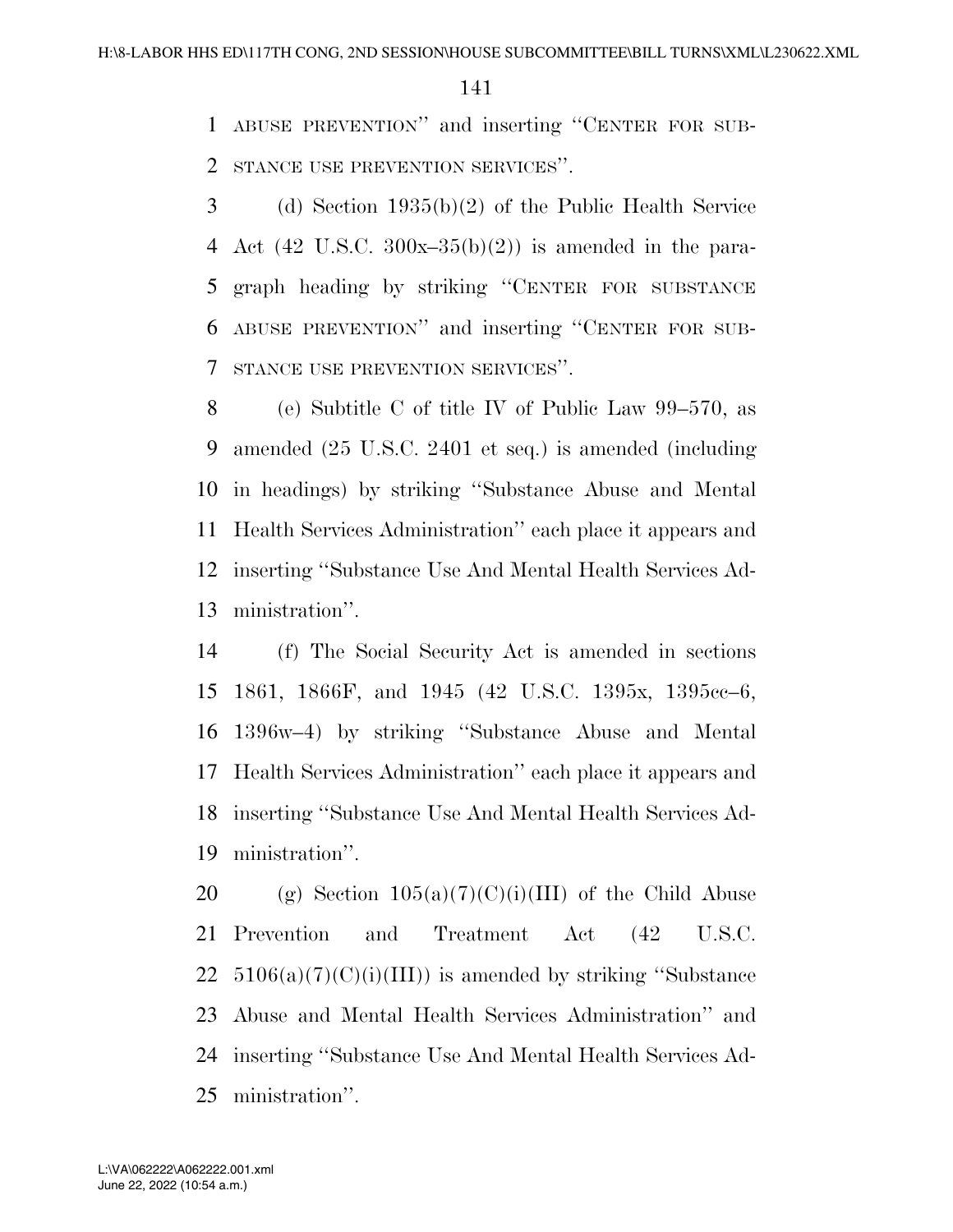ABUSE PREVENTION'' and inserting ''CENTER FOR SUBSTANCE USE PREVENTION SERVICES''.

(d) Section 1935(b)(2) of the Public Health Service Act (42 U.S.C. 300x–35(b)(2)) is amended in the paragraph heading by striking ''CENTER FOR SUBSTANCE ABUSE PREVENTION'' and inserting ''CENTER FOR SUBSTANCE USE PREVENTION SERVICES''.

(e) Subtitle C of title IV of Public Law 99–570, as amended (25 U.S.C. 2401 et seq.) is amended (including in headings) by striking ''Substance Abuse and Mental Health Services Administration'' each place it appears and inserting ''Substance Use And Mental Health Services Administration''.

(f) The Social Security Act is amended in sections 1861, 1866F, and 1945 (42 U.S.C. 1395x, 1395cc–6, 1396w–4) by striking ''Substance Abuse and Mental Health Services Administration'' each place it appears and inserting ''Substance Use And Mental Health Services Administration''.

(g) Section 105(a)(7)(C)(i)(III) of the Child Abuse Prevention and Treatment Act (42 U.S.C. 5106(a)(7)(C)(i)(III)) is amended by striking ''Substance Abuse and Mental Health Services Administration'' and inserting ''Substance Use And Mental Health Services Administration''.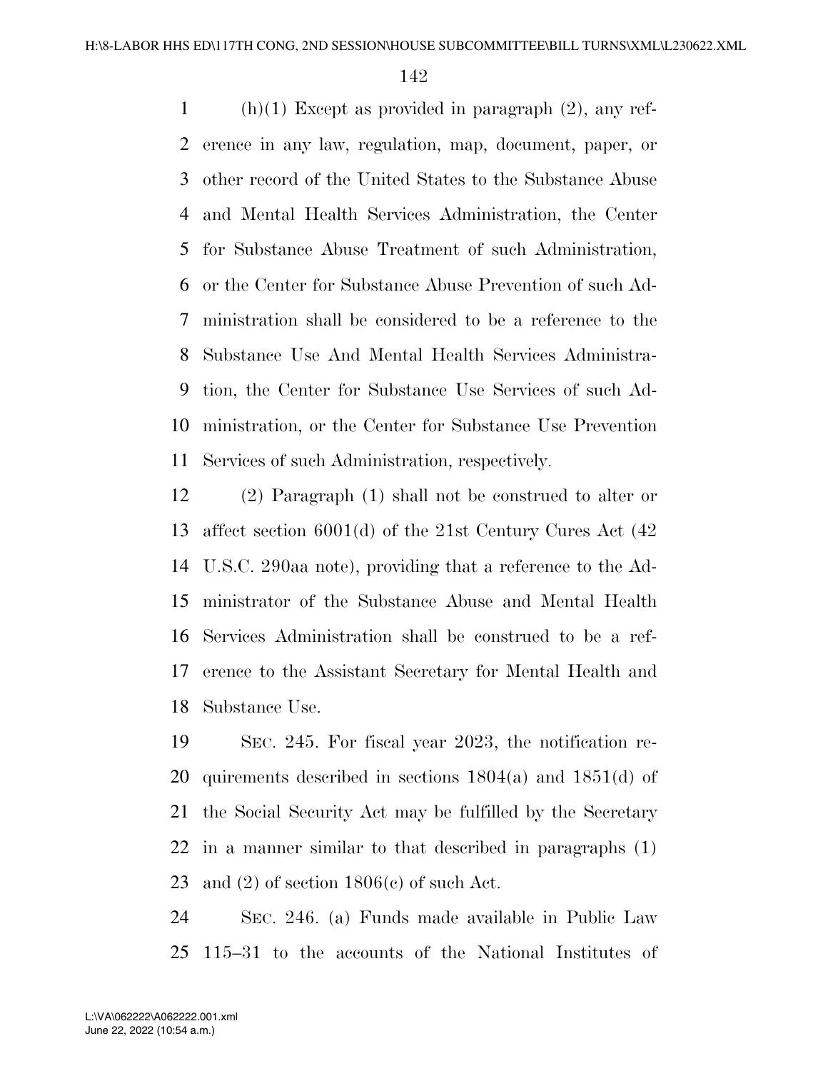(h)(1) Except as provided in paragraph (2), any reference in any law, regulation, map, document, paper, or other record of the United States to the Substance Abuse and Mental Health Services Administration, the Center for Substance Abuse Treatment of such Administration, or the Center for Substance Abuse Prevention of such Administration shall be considered to be a reference to the Substance Use And Mental Health Services Administration, the Center for Substance Use Services of such Administration, or the Center for Substance Use Prevention Services of such Administration, respectively.

(2) Paragraph (1) shall not be construed to alter or affect section 6001(d) of the 21st Century Cures Act (42 U.S.C. 290aa note), providing that a reference to the Administrator of the Substance Abuse and Mental Health Services Administration shall be construed to be a reference to the Assistant Secretary for Mental Health and Substance Use.

SEC. 245. For fiscal year 2023, the notification requirements described in sections 1804(a) and 1851(d) of the Social Security Act may be fulfilled by the Secretary in a manner similar to that described in paragraphs (1) and (2) of section 1806(c) of such Act.

SEC. 246. (a) Funds made available in Public Law 115–31 to the accounts of the National Institutes of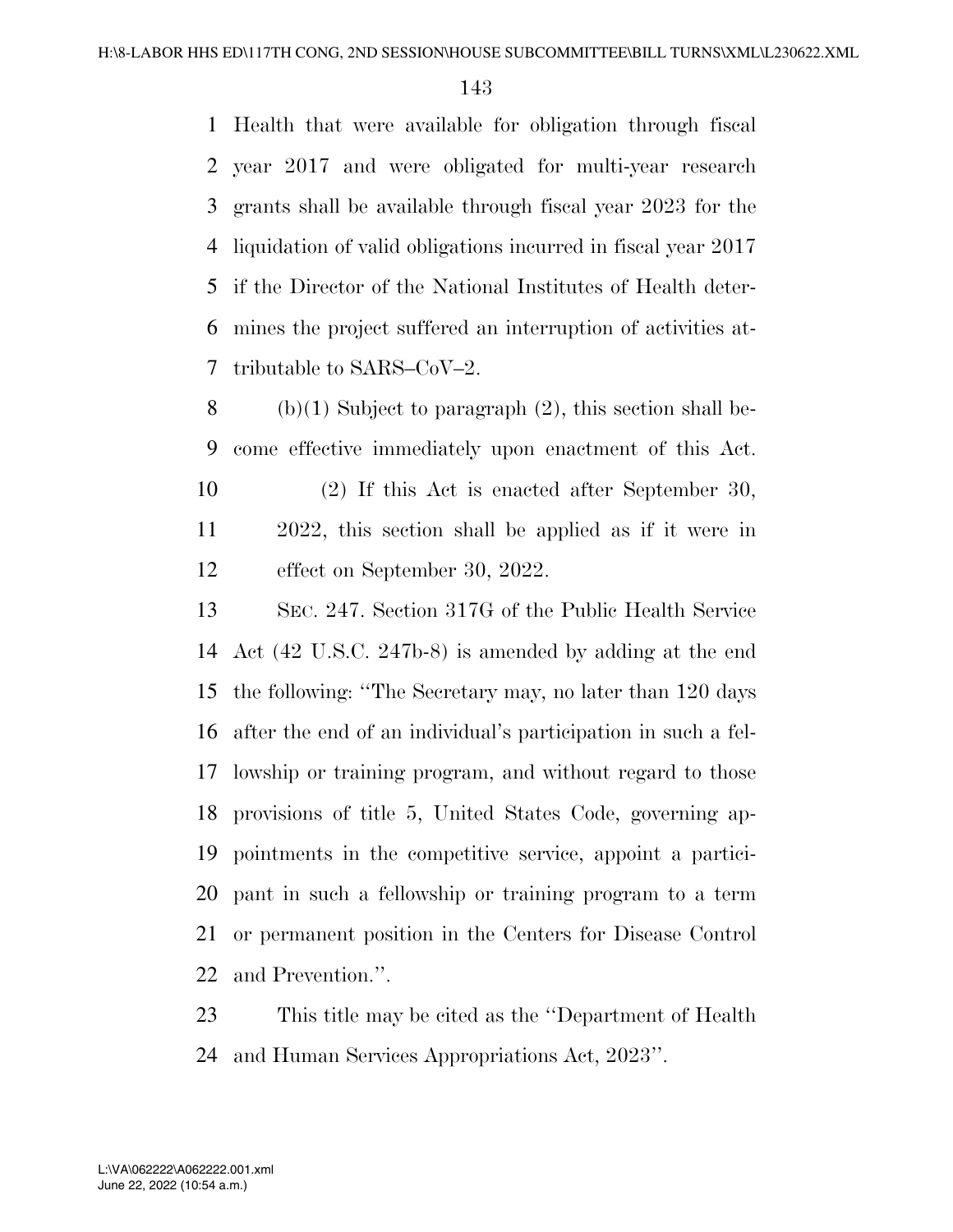Health that were available for obligation through fiscal year 2017 and were obligated for multi-year research grants shall be available through fiscal year 2023 for the liquidation of valid obligations incurred in fiscal year 2017 if the Director of the National Institutes of Health determines the project suffered an interruption of activities attributable to SARS–CoV–2.

(b)(1) Subject to paragraph (2), this section shall become effective immediately upon enactment of this Act.

(2) If this Act is enacted after September 30, 2022, this section shall be applied as if it were in effect on September 30, 2022.

SEC. 247. Section 317G of the Public Health Service Act (42 U.S.C. 247b-8) is amended by adding at the end the following: ''The Secretary may, no later than 120 days after the end of an individual's participation in such a fellowship or training program, and without regard to those provisions of title 5, United States Code, governing appointments in the competitive service, appoint a participant in such a fellowship or training program to a term or permanent position in the Centers for Disease Control and Prevention.''.

This title may be cited as the ''Department of Health and Human Services Appropriations Act, 2023''.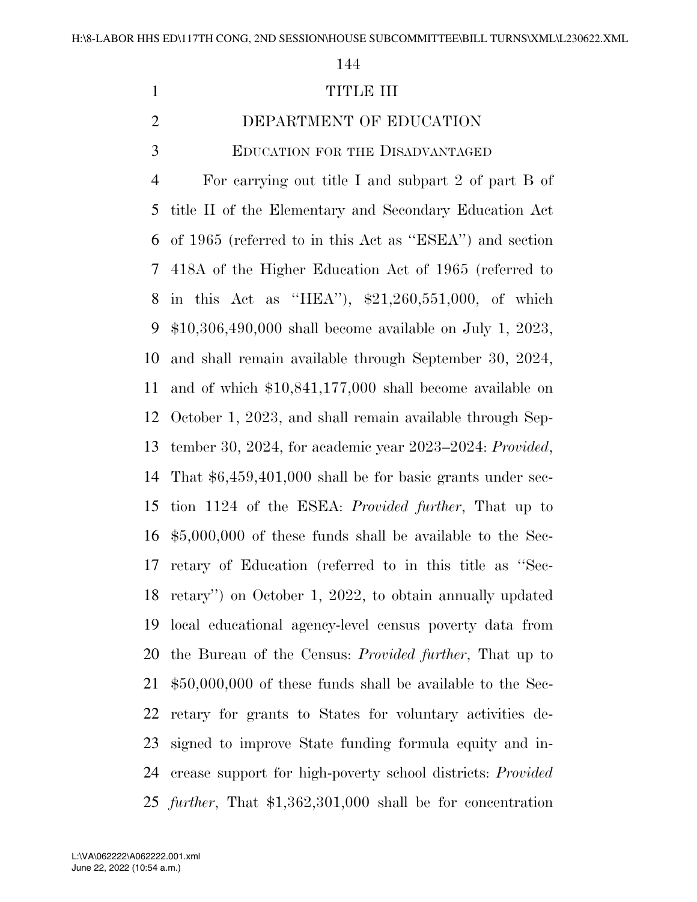# TITLE III

# DEPARTMENT OF EDUCATION

## EDUCATION FOR THE DISADVANTAGED

For carrying out title I and subpart 2 of part B of title II of the Elementary and Secondary Education Act of 1965 (referred to in this Act as ''ESEA'') and section 418A of the Higher Education Act of 1965 (referred to in this Act as ''HEA''), $21,260,551,000, of which $10,306,490,000 shall become available on July 1, 2023, and shall remain available through September 30, 2024, and of which $10,841,177,000 shall become available on October 1, 2023, and shall remain available through September 30, 2024, for academic year 2023–2024: *Provided*, That $6,459,401,000 shall be for basic grants under section 1124 of the ESEA: *Provided further*, That up to $5,000,000 of these funds shall be available to the Secretary of Education (referred to in this title as ''Secretary'') on October 1, 2022, to obtain annually updated local educational agency-level census poverty data from the Bureau of the Census: *Provided further*, That up to $50,000,000 of these funds shall be available to the Secretary for grants to States for voluntary activities designed to improve State funding formula equity and increase support for high-poverty school districts: *Provided further*, That $1,362,301,000 shall be for concentration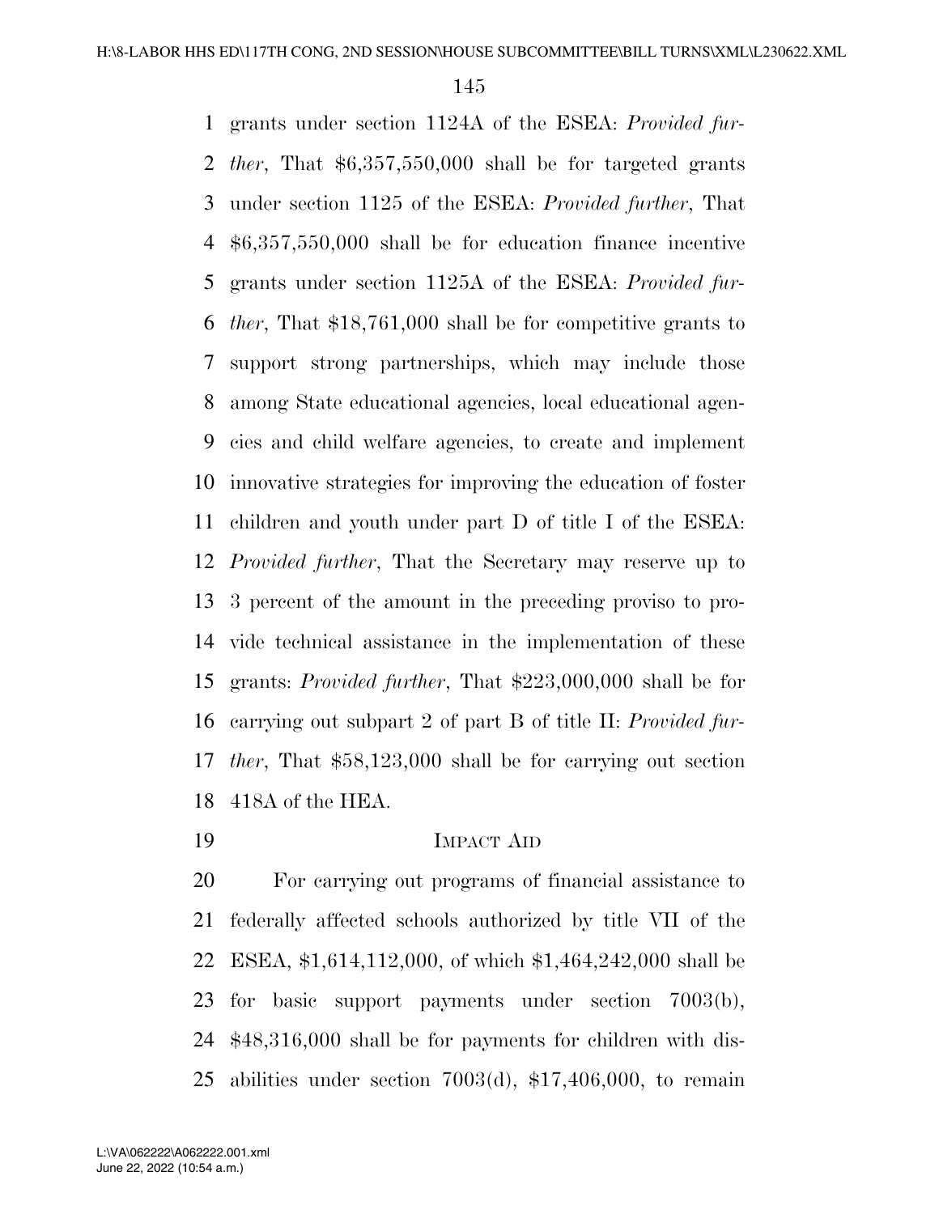grants under section 1124A of the ESEA: *Provided further*, That $6,357,550,000 shall be for targeted grants under section 1125 of the ESEA: *Provided further*, That $6,357,550,000 shall be for education finance incentive grants under section 1125A of the ESEA: *Provided further*, That $18,761,000 shall be for competitive grants to support strong partnerships, which may include those among State educational agencies, local educational agencies and child welfare agencies, to create and implement innovative strategies for improving the education of foster children and youth under part D of title I of the ESEA: *Provided further*, That the Secretary may reserve up to 3 percent of the amount in the preceding proviso to provide technical assistance in the implementation of these grants: *Provided further*, That $223,000,000 shall be for carrying out subpart 2 of part B of title II: *Provided further*, That $58,123,000 shall be for carrying out section 418A of the HEA.

IMPACT AID

For carrying out programs of financial assistance to federally affected schools authorized by title VII of the ESEA, $1,614,112,000, of which $1,464,242,000 shall be for basic support payments under section 7003(b), $48,316,000 shall be for payments for children with disabilities under section 7003(d), $17,406,000, to remain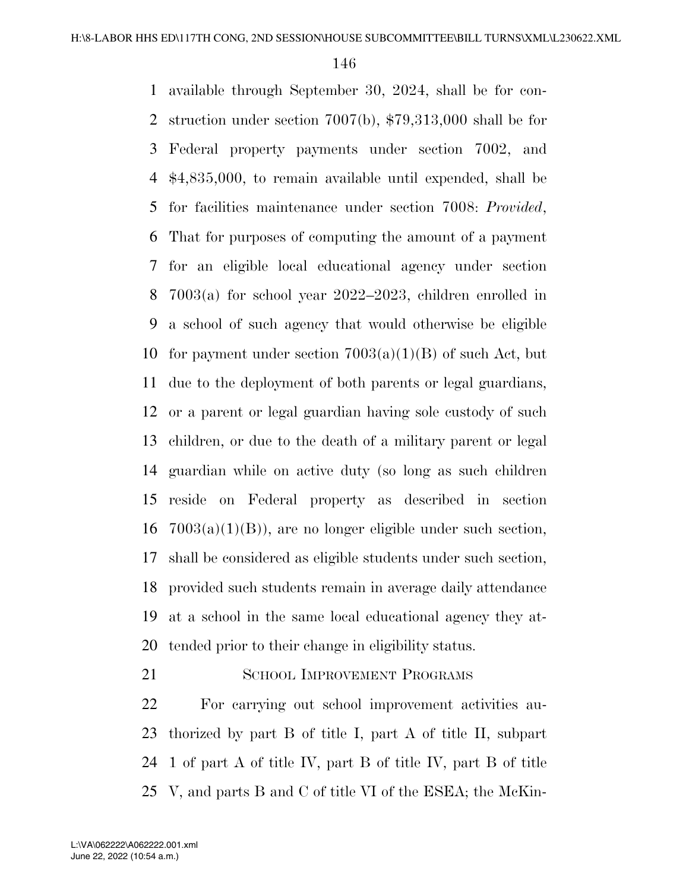available through September 30, 2024, shall be for construction under section 7007(b), $79,313,000 shall be for Federal property payments under section 7002, and $4,835,000, to remain available until expended, shall be for facilities maintenance under section 7008: *Provided*, That for purposes of computing the amount of a payment for an eligible local educational agency under section 7003(a) for school year 2022–2023, children enrolled in a school of such agency that would otherwise be eligible for payment under section 7003(a)(1)(B) of such Act, but due to the deployment of both parents or legal guardians, or a parent or legal guardian having sole custody of such children, or due to the death of a military parent or legal guardian while on active duty (so long as such children reside on Federal property as described in section 7003(a)(1)(B)), are no longer eligible under such section, shall be considered as eligible students under such section, provided such students remain in average daily attendance at a school in the same local educational agency they attended prior to their change in eligibility status.

SCHOOL IMPROVEMENT PROGRAMS

For carrying out school improvement activities authorized by part B of title I, part A of title II, subpart 1 of part A of title IV, part B of title IV, part B of title V, and parts B and C of title VI of the ESEA; the McKin-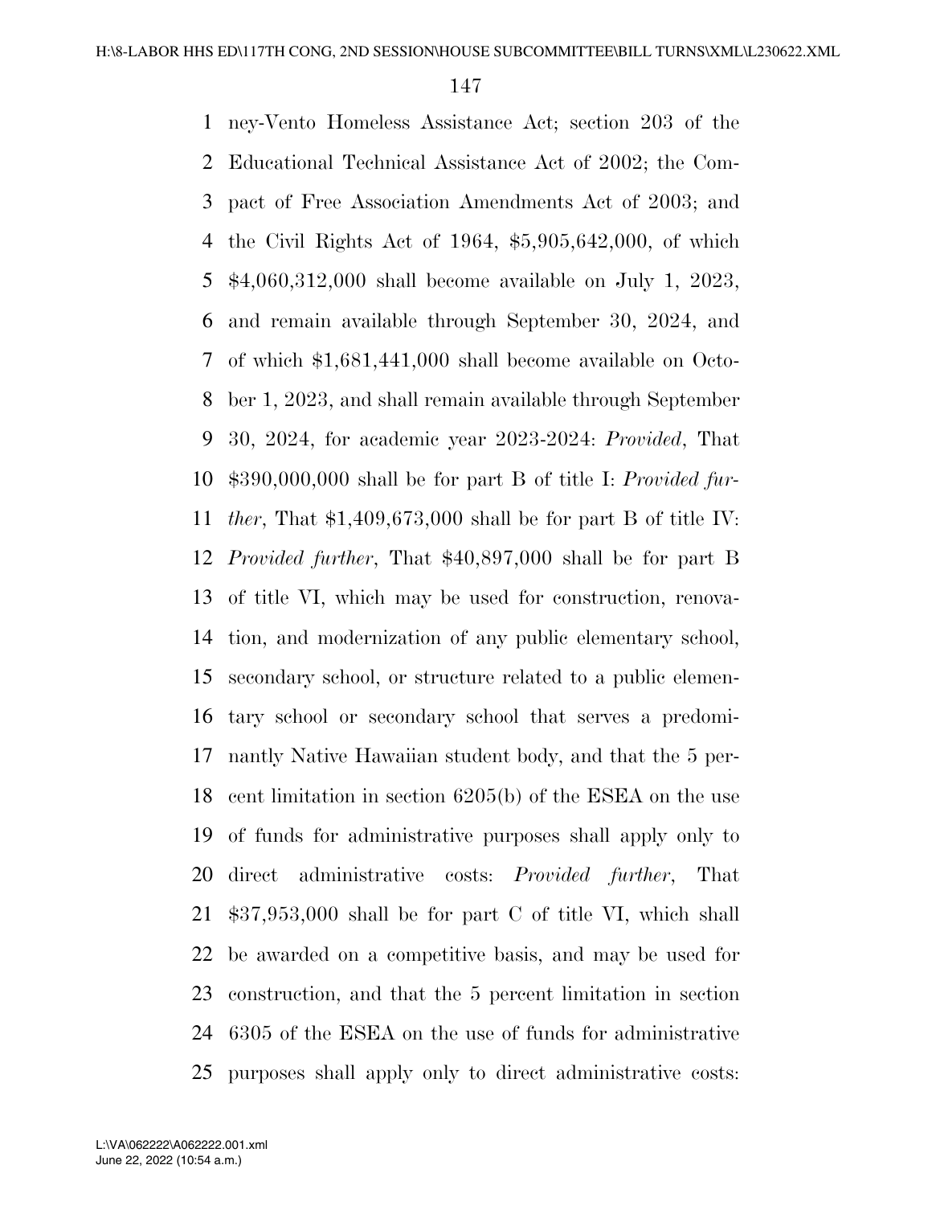ney-Vento Homeless Assistance Act; section 203 of the Educational Technical Assistance Act of 2002; the Compact of Free Association Amendments Act of 2003; and the Civil Rights Act of 1964, $5,905,642,000, of which $4,060,312,000 shall become available on July 1, 2023, and remain available through September 30, 2024, and of which $1,681,441,000 shall become available on October 1, 2023, and shall remain available through September 30, 2024, for academic year 2023-2024: *Provided*, That $390,000,000 shall be for part B of title I: *Provided further*, That $1,409,673,000 shall be for part B of title IV: *Provided further*, That $40,897,000 shall be for part B of title VI, which may be used for construction, renovation, and modernization of any public elementary school, secondary school, or structure related to a public elementary school or secondary school that serves a predominantly Native Hawaiian student body, and that the 5 percent limitation in section 6205(b) of the ESEA on the use of funds for administrative purposes shall apply only to direct administrative costs: *Provided further*, That $37,953,000 shall be for part C of title VI, which shall be awarded on a competitive basis, and may be used for construction, and that the 5 percent limitation in section 6305 of the ESEA on the use of funds for administrative purposes shall apply only to direct administrative costs: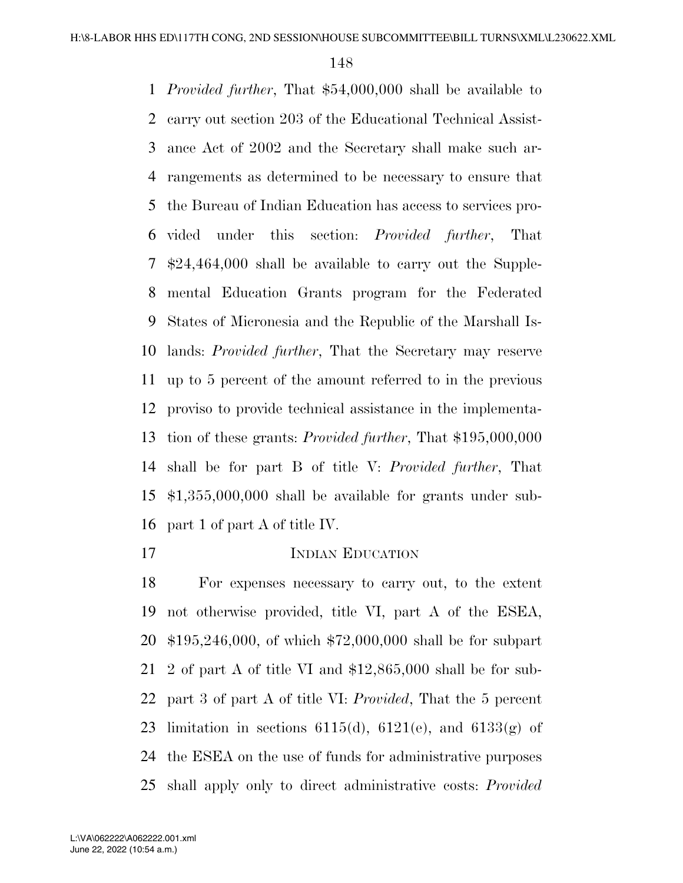*Provided further*, That \$54,000,000 shall be available to carry out section 203 of the Educational Technical Assistance Act of 2002 and the Secretary shall make such arrangements as determined to be necessary to ensure that the Bureau of Indian Education has access to services provided under this section: *Provided further*, That \$24,464,000 shall be available to carry out the Supplemental Education Grants program for the Federated States of Micronesia and the Republic of the Marshall Islands: *Provided further*, That the Secretary may reserve up to 5 percent of the amount referred to in the previous proviso to provide technical assistance in the implementation of these grants: *Provided further*, That \$195,000,000 shall be for part B of title V: *Provided further*, That \$1,355,000,000 shall be available for grants under subpart 1 of part A of title IV.

## INDIAN EDUCATION

For expenses necessary to carry out, to the extent not otherwise provided, title VI, part A of the ESEA, \$195,246,000, of which \$72,000,000 shall be for subpart 2 of part A of title VI and \$12,865,000 shall be for subpart 3 of part A of title VI: *Provided*, That the 5 percent limitation in sections 6115(d), 6121(e), and 6133(g) of the ESEA on the use of funds for administrative purposes shall apply only to direct administrative costs: *Provided*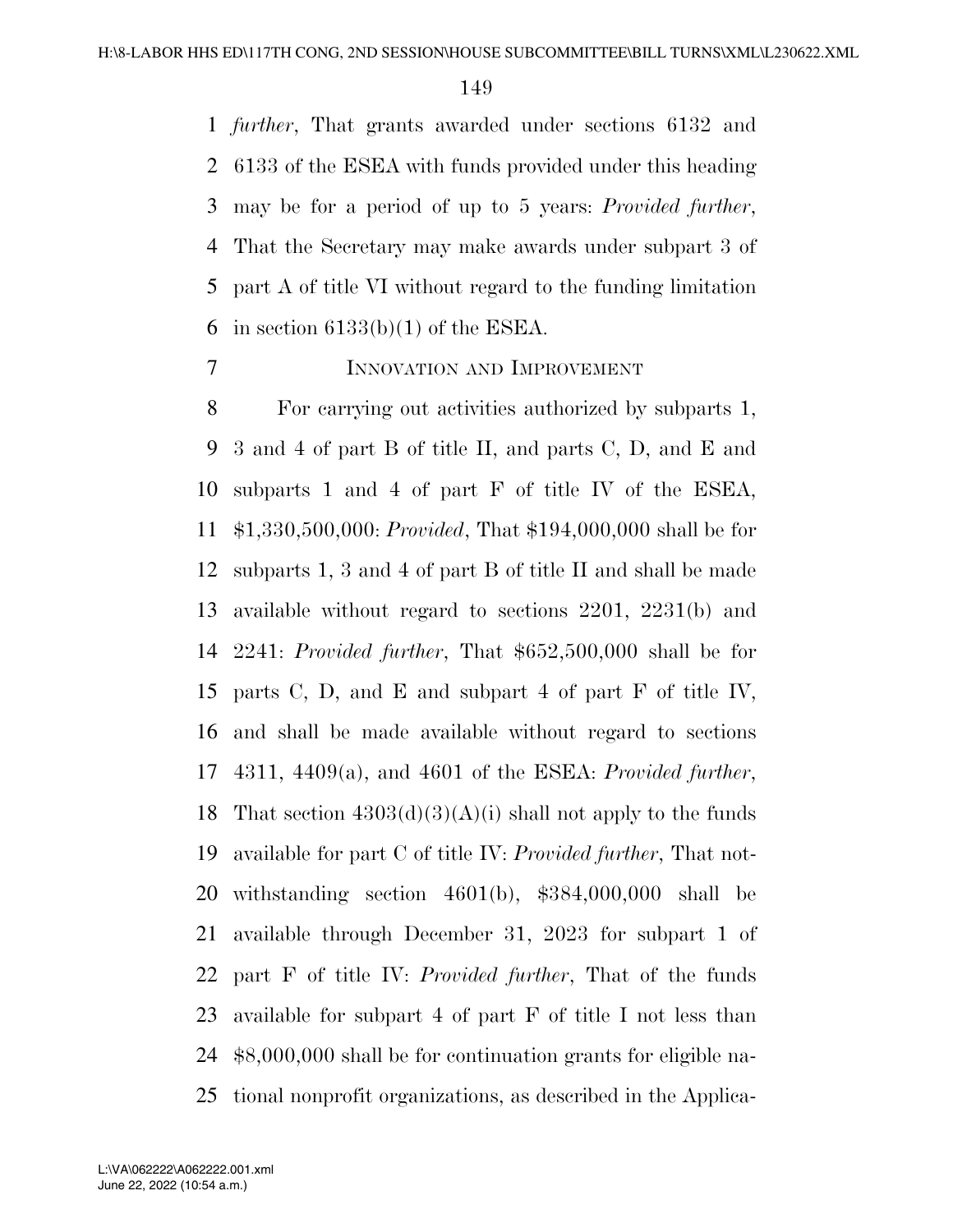*further*, That grants awarded under sections 6132 and 6133 of the ESEA with funds provided under this heading may be for a period of up to 5 years: *Provided further*, That the Secretary may make awards under subpart 3 of part A of title VI without regard to the funding limitation in section 6133(b)(1) of the ESEA.

INNOVATION AND IMPROVEMENT

For carrying out activities authorized by subparts 1, 3 and 4 of part B of title II, and parts C, D, and E and subparts 1 and 4 of part F of title IV of the ESEA, $1,330,500,000: *Provided*, That $194,000,000 shall be for subparts 1, 3 and 4 of part B of title II and shall be made available without regard to sections 2201, 2231(b) and 2241: *Provided further*, That $652,500,000 shall be for parts C, D, and E and subpart 4 of part F of title IV, and shall be made available without regard to sections 4311, 4409(a), and 4601 of the ESEA: *Provided further*, That section 4303(d)(3)(A)(i) shall not apply to the funds available for part C of title IV: *Provided further*, That notwithstanding section 4601(b), $384,000,000 shall be available through December 31, 2023 for subpart 1 of part F of title IV: *Provided further*, That of the funds available for subpart 4 of part F of title I not less than $8,000,000 shall be for continuation grants for eligible national nonprofit organizations, as described in the Applica-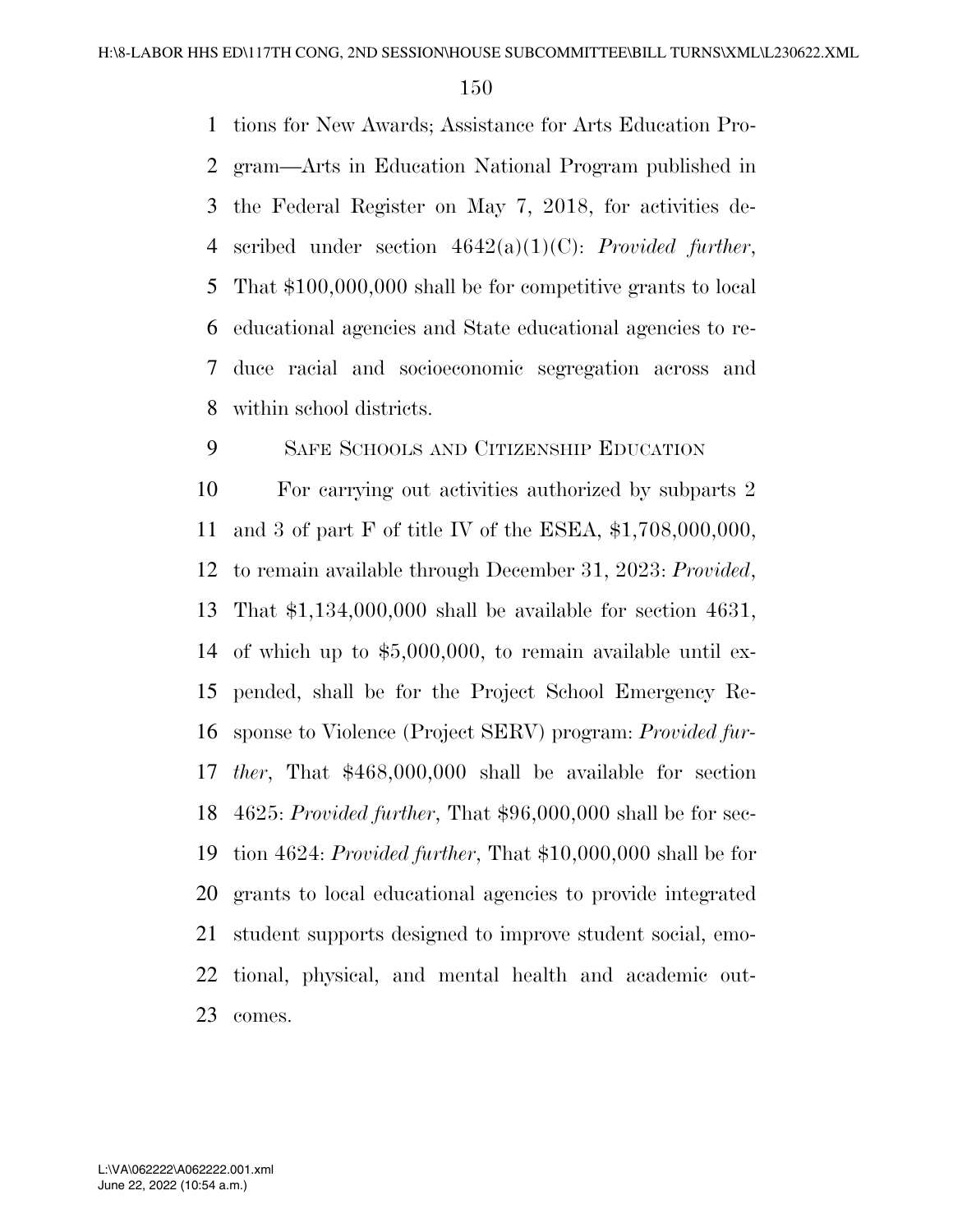tions for New Awards; Assistance for Arts Education Program—Arts in Education National Program published in the Federal Register on May 7, 2018, for activities described under section 4642(a)(1)(C): *Provided further*, That $100,000,000 shall be for competitive grants to local educational agencies and State educational agencies to reduce racial and socioeconomic segregation across and within school districts.

SAFE SCHOOLS AND CITIZENSHIP EDUCATION

For carrying out activities authorized by subparts 2 and 3 of part F of title IV of the ESEA, $1,708,000,000, to remain available through December 31, 2023: *Provided*, That $1,134,000,000 shall be available for section 4631, of which up to $5,000,000, to remain available until expended, shall be for the Project School Emergency Response to Violence (Project SERV) program: *Provided further*, That $468,000,000 shall be available for section 4625: *Provided further*, That $96,000,000 shall be for section 4624: *Provided further*, That $10,000,000 shall be for grants to local educational agencies to provide integrated student supports designed to improve student social, emotional, physical, and mental health and academic outcomes.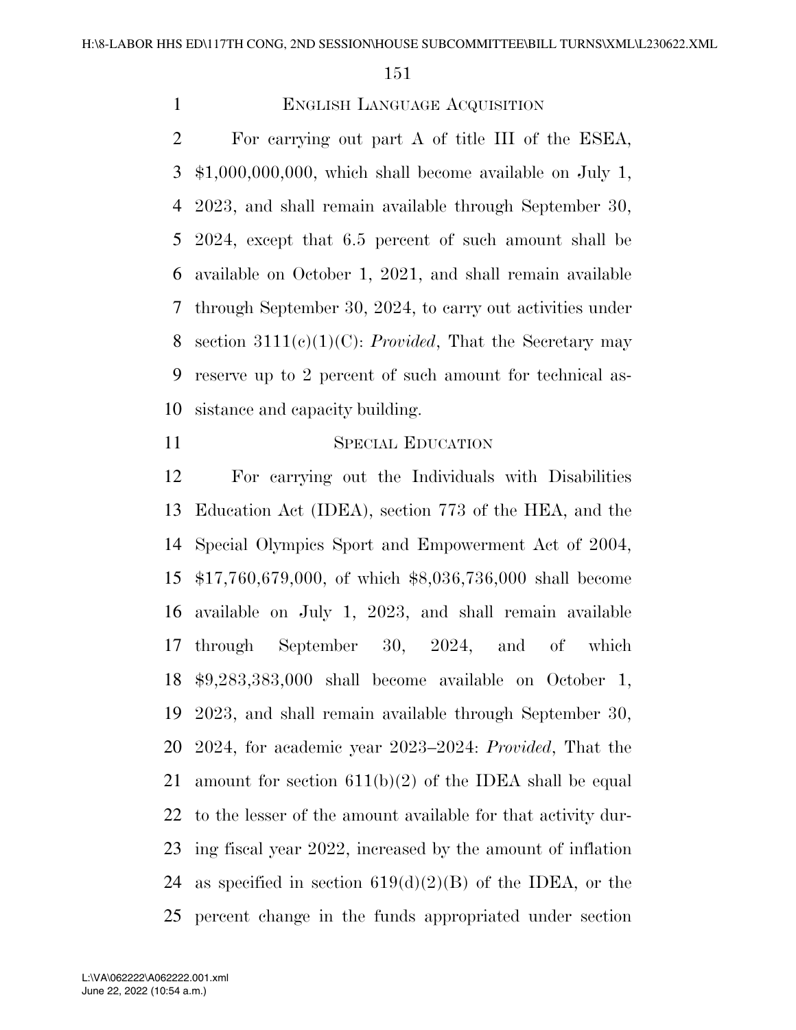## English Language Acquisition

For carrying out part A of title III of the ESEA, $1,000,000,000, which shall become available on July 1, 2023, and shall remain available through September 30, 2024, except that 6.5 percent of such amount shall be available on October 1, 2021, and shall remain available through September 30, 2024, to carry out activities under section 3111(c)(1)(C): *Provided*, That the Secretary may reserve up to 2 percent of such amount for technical assistance and capacity building.

## Special Education

For carrying out the Individuals with Disabilities Education Act (IDEA), section 773 of the HEA, and the Special Olympics Sport and Empowerment Act of 2004, $17,760,679,000, of which $8,036,736,000 shall become available on July 1, 2023, and shall remain available through September 30, 2024, and of which $9,283,383,000 shall become available on October 1, 2023, and shall remain available through September 30, 2024, for academic year 2023–2024: *Provided*, That the amount for section 611(b)(2) of the IDEA shall be equal to the lesser of the amount available for that activity during fiscal year 2022, increased by the amount of inflation as specified in section 619(d)(2)(B) of the IDEA, or the percent change in the funds appropriated under section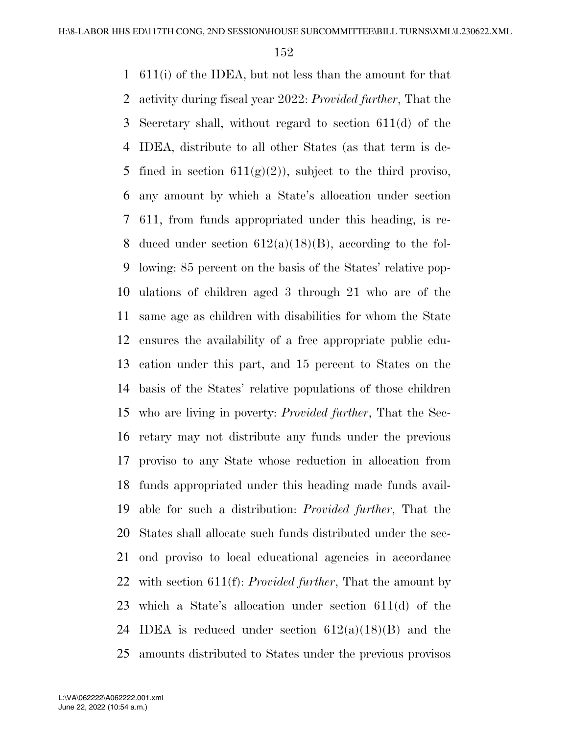611(i) of the IDEA, but not less than the amount for that activity during fiscal year 2022: *Provided further*, That the Secretary shall, without regard to section 611(d) of the IDEA, distribute to all other States (as that term is defined in section 611(g)(2)), subject to the third proviso, any amount by which a State's allocation under section 611, from funds appropriated under this heading, is reduced under section 612(a)(18)(B), according to the following: 85 percent on the basis of the States' relative populations of children aged 3 through 21 who are of the same age as children with disabilities for whom the State ensures the availability of a free appropriate public education under this part, and 15 percent to States on the basis of the States' relative populations of those children who are living in poverty: *Provided further*, That the Secretary may not distribute any funds under the previous proviso to any State whose reduction in allocation from funds appropriated under this heading made funds available for such a distribution: *Provided further*, That the States shall allocate such funds distributed under the second proviso to local educational agencies in accordance with section 611(f): *Provided further*, That the amount by which a State's allocation under section 611(d) of the IDEA is reduced under section 612(a)(18)(B) and the amounts distributed to States under the previous provisos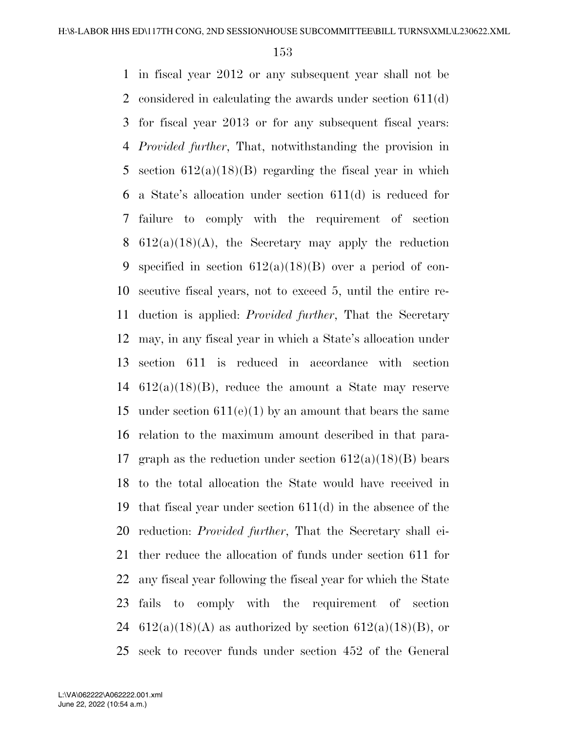in fiscal year 2012 or any subsequent year shall not be considered in calculating the awards under section 611(d) for fiscal year 2013 or for any subsequent fiscal years: *Provided further*, That, notwithstanding the provision in section 612(a)(18)(B) regarding the fiscal year in which a State's allocation under section 611(d) is reduced for failure to comply with the requirement of section 612(a)(18)(A), the Secretary may apply the reduction specified in section 612(a)(18)(B) over a period of consecutive fiscal years, not to exceed 5, until the entire reduction is applied: *Provided further*, That the Secretary may, in any fiscal year in which a State's allocation under section 611 is reduced in accordance with section 612(a)(18)(B), reduce the amount a State may reserve under section 611(e)(1) by an amount that bears the same relation to the maximum amount described in that paragraph as the reduction under section 612(a)(18)(B) bears to the total allocation the State would have received in that fiscal year under section 611(d) in the absence of the reduction: *Provided further*, That the Secretary shall either reduce the allocation of funds under section 611 for any fiscal year following the fiscal year for which the State fails to comply with the requirement of section 612(a)(18)(A) as authorized by section 612(a)(18)(B), or seek to recover funds under section 452 of the General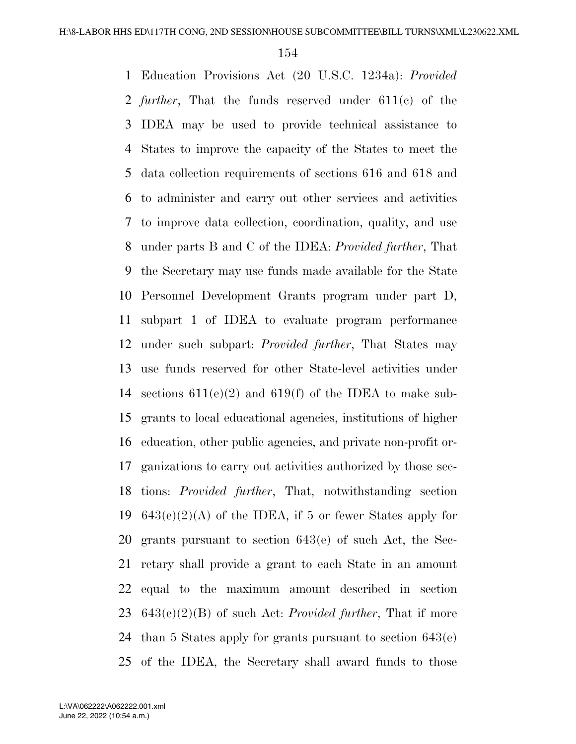Education Provisions Act (20 U.S.C. 1234a): *Provided further*, That the funds reserved under 611(c) of the IDEA may be used to provide technical assistance to States to improve the capacity of the States to meet the data collection requirements of sections 616 and 618 and to administer and carry out other services and activities to improve data collection, coordination, quality, and use under parts B and C of the IDEA: *Provided further*, That the Secretary may use funds made available for the State Personnel Development Grants program under part D, subpart 1 of IDEA to evaluate program performance under such subpart: *Provided further*, That States may use funds reserved for other State-level activities under sections 611(e)(2) and 619(f) of the IDEA to make subgrants to local educational agencies, institutions of higher education, other public agencies, and private non-profit organizations to carry out activities authorized by those sections: *Provided further*, That, notwithstanding section 643(e)(2)(A) of the IDEA, if 5 or fewer States apply for grants pursuant to section 643(e) of such Act, the Secretary shall provide a grant to each State in an amount equal to the maximum amount described in section 643(e)(2)(B) of such Act: *Provided further*, That if more than 5 States apply for grants pursuant to section 643(e) of the IDEA, the Secretary shall award funds to those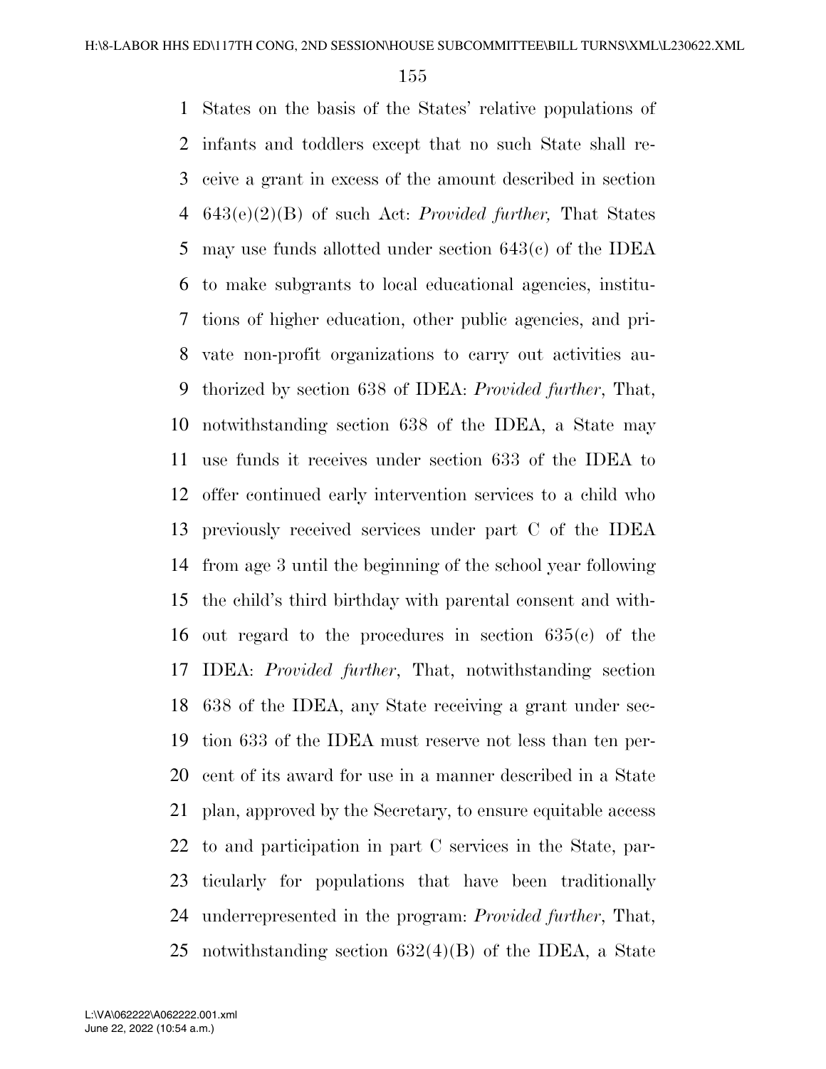States on the basis of the States' relative populations of infants and toddlers except that no such State shall receive a grant in excess of the amount described in section 643(e)(2)(B) of such Act: *Provided further,* That States may use funds allotted under section 643(c) of the IDEA to make subgrants to local educational agencies, institutions of higher education, other public agencies, and private non-profit organizations to carry out activities authorized by section 638 of IDEA: *Provided further*, That, notwithstanding section 638 of the IDEA, a State may use funds it receives under section 633 of the IDEA to offer continued early intervention services to a child who previously received services under part C of the IDEA from age 3 until the beginning of the school year following the child's third birthday with parental consent and without regard to the procedures in section 635(c) of the IDEA: *Provided further*, That, notwithstanding section 638 of the IDEA, any State receiving a grant under section 633 of the IDEA must reserve not less than ten percent of its award for use in a manner described in a State plan, approved by the Secretary, to ensure equitable access to and participation in part C services in the State, particularly for populations that have been traditionally underrepresented in the program: *Provided further*, That, notwithstanding section 632(4)(B) of the IDEA, a State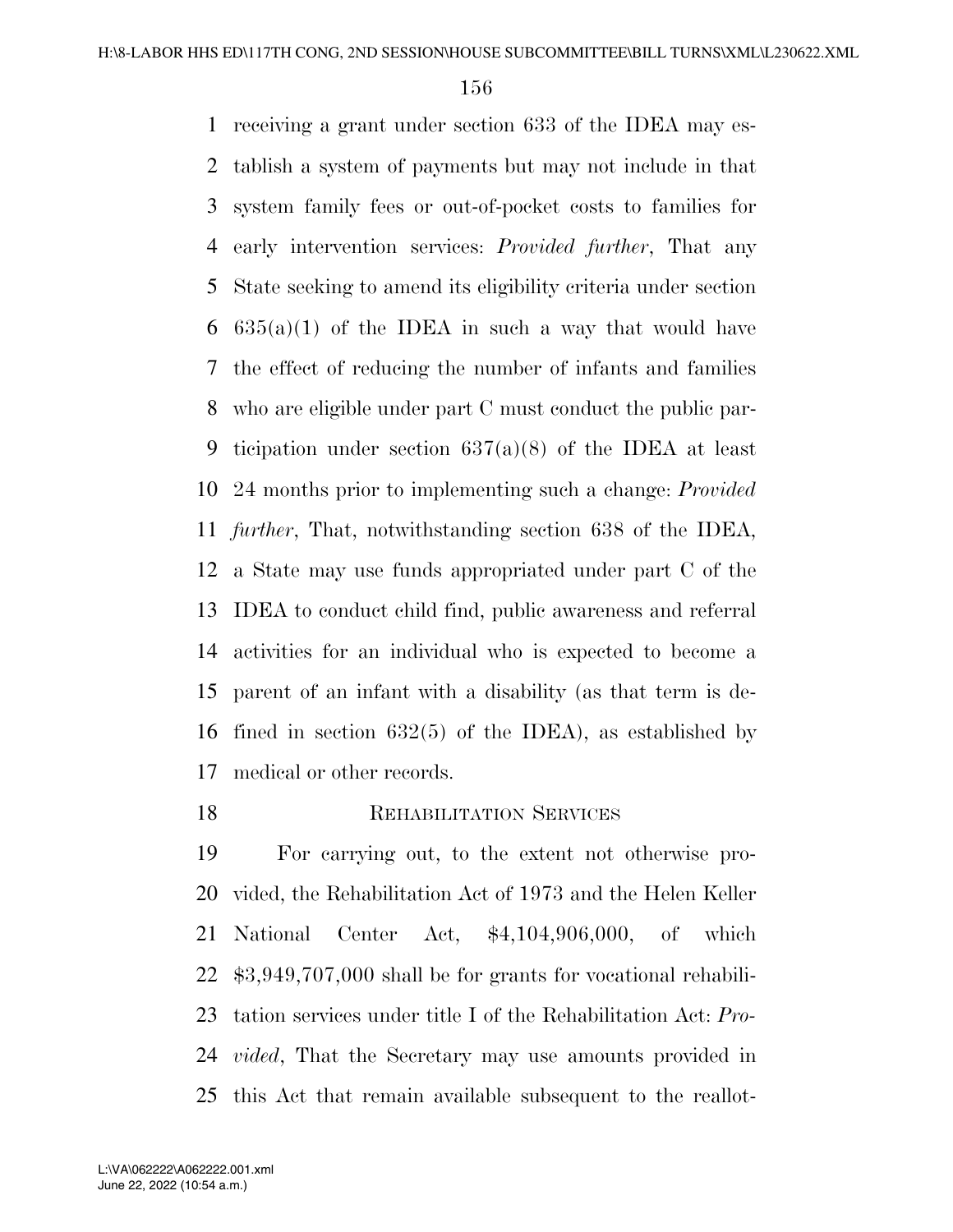receiving a grant under section 633 of the IDEA may establish a system of payments but may not include in that system family fees or out-of-pocket costs to families for early intervention services: *Provided further*, That any State seeking to amend its eligibility criteria under section 635(a)(1) of the IDEA in such a way that would have the effect of reducing the number of infants and families who are eligible under part C must conduct the public participation under section 637(a)(8) of the IDEA at least 24 months prior to implementing such a change: *Provided further*, That, notwithstanding section 638 of the IDEA, a State may use funds appropriated under part C of the IDEA to conduct child find, public awareness and referral activities for an individual who is expected to become a parent of an infant with a disability (as that term is defined in section 632(5) of the IDEA), as established by medical or other records.

REHABILITATION SERVICES

For carrying out, to the extent not otherwise provided, the Rehabilitation Act of 1973 and the Helen Keller National Center Act, $4,104,906,000, of which $3,949,707,000 shall be for grants for vocational rehabilitation services under title I of the Rehabilitation Act: *Provided*, That the Secretary may use amounts provided in this Act that remain available subsequent to the reallot-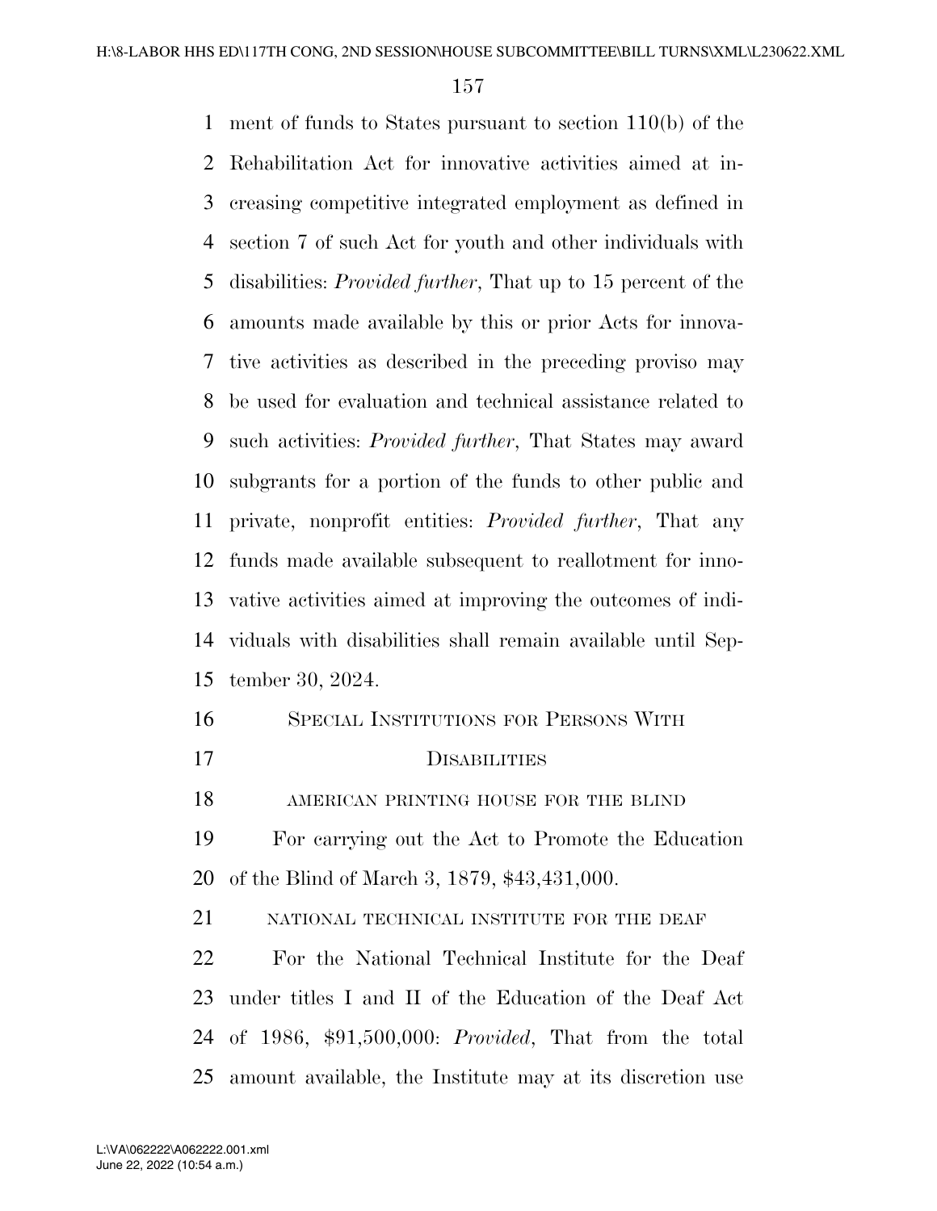ment of funds to States pursuant to section 110(b) of the Rehabilitation Act for innovative activities aimed at increasing competitive integrated employment as defined in section 7 of such Act for youth and other individuals with disabilities: *Provided further*, That up to 15 percent of the amounts made available by this or prior Acts for innovative activities as described in the preceding proviso may be used for evaluation and technical assistance related to such activities: *Provided further*, That States may award subgrants for a portion of the funds to other public and private, nonprofit entities: *Provided further*, That any funds made available subsequent to reallotment for innovative activities aimed at improving the outcomes of individuals with disabilities shall remain available until September 30, 2024.

## SPECIAL INSTITUTIONS FOR PERSONS WITH DISABILITIES

### AMERICAN PRINTING HOUSE FOR THE BLIND

For carrying out the Act to Promote the Education of the Blind of March 3, 1879, $43,431,000.

### NATIONAL TECHNICAL INSTITUTE FOR THE DEAF

For the National Technical Institute for the Deaf under titles I and II of the Education of the Deaf Act of 1986, $91,500,000: *Provided*, That from the total amount available, the Institute may at its discretion use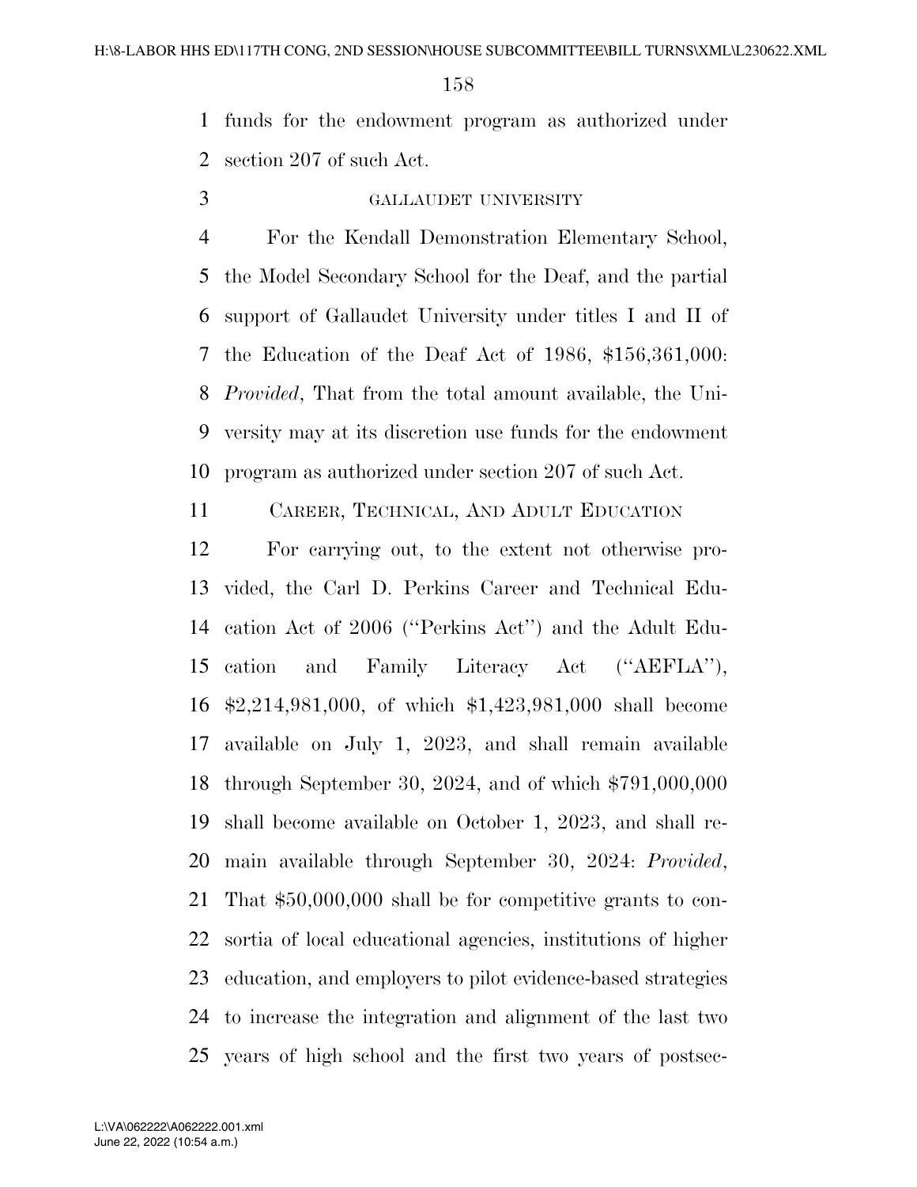funds for the endowment program as authorized under section 207 of such Act.

GALLAUDET UNIVERSITY

For the Kendall Demonstration Elementary School, the Model Secondary School for the Deaf, and the partial support of Gallaudet University under titles I and II of the Education of the Deaf Act of 1986, $156,361,000: *Provided*, That from the total amount available, the University may at its discretion use funds for the endowment program as authorized under section 207 of such Act.

CAREER, TECHNICAL, AND ADULT EDUCATION

For carrying out, to the extent not otherwise provided, the Carl D. Perkins Career and Technical Education Act of 2006 (''Perkins Act'') and the Adult Education and Family Literacy Act (''AEFLA''), $2,214,981,000, of which $1,423,981,000 shall become available on July 1, 2023, and shall remain available through September 30, 2024, and of which $791,000,000 shall become available on October 1, 2023, and shall remain available through September 30, 2024: *Provided*, That $50,000,000 shall be for competitive grants to consortia of local educational agencies, institutions of higher education, and employers to pilot evidence-based strategies to increase the integration and alignment of the last two years of high school and the first two years of postsec-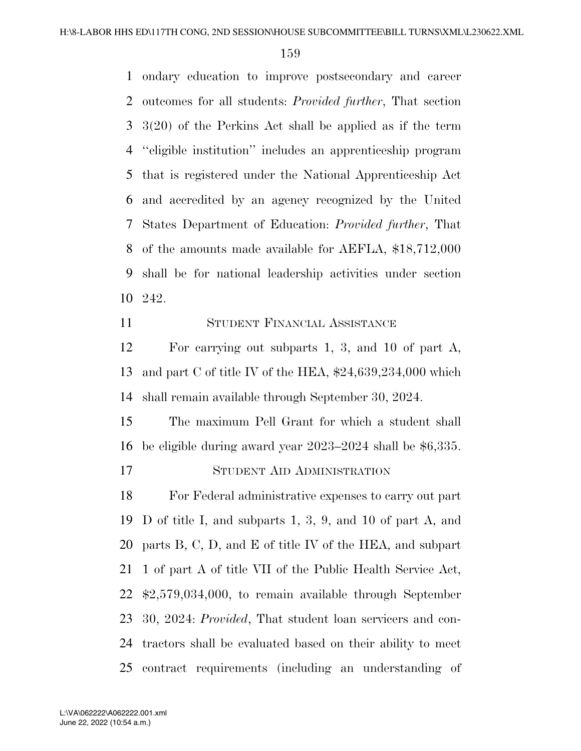ondary education to improve postsecondary and career outcomes for all students: *Provided further*, That section 3(20) of the Perkins Act shall be applied as if the term ''eligible institution'' includes an apprenticeship program that is registered under the National Apprenticeship Act and accredited by an agency recognized by the United States Department of Education: *Provided further*, That of the amounts made available for AEFLA, $18,712,000 shall be for national leadership activities under section 242.

STUDENT FINANCIAL ASSISTANCE

For carrying out subparts 1, 3, and 10 of part A, and part C of title IV of the HEA, $24,639,234,000 which shall remain available through September 30, 2024.

The maximum Pell Grant for which a student shall be eligible during award year 2023–2024 shall be $6,335.

STUDENT AID ADMINISTRATION

For Federal administrative expenses to carry out part D of title I, and subparts 1, 3, 9, and 10 of part A, and parts B, C, D, and E of title IV of the HEA, and subpart 1 of part A of title VII of the Public Health Service Act, $2,579,034,000, to remain available through September 30, 2024: *Provided*, That student loan servicers and contractors shall be evaluated based on their ability to meet contract requirements (including an understanding of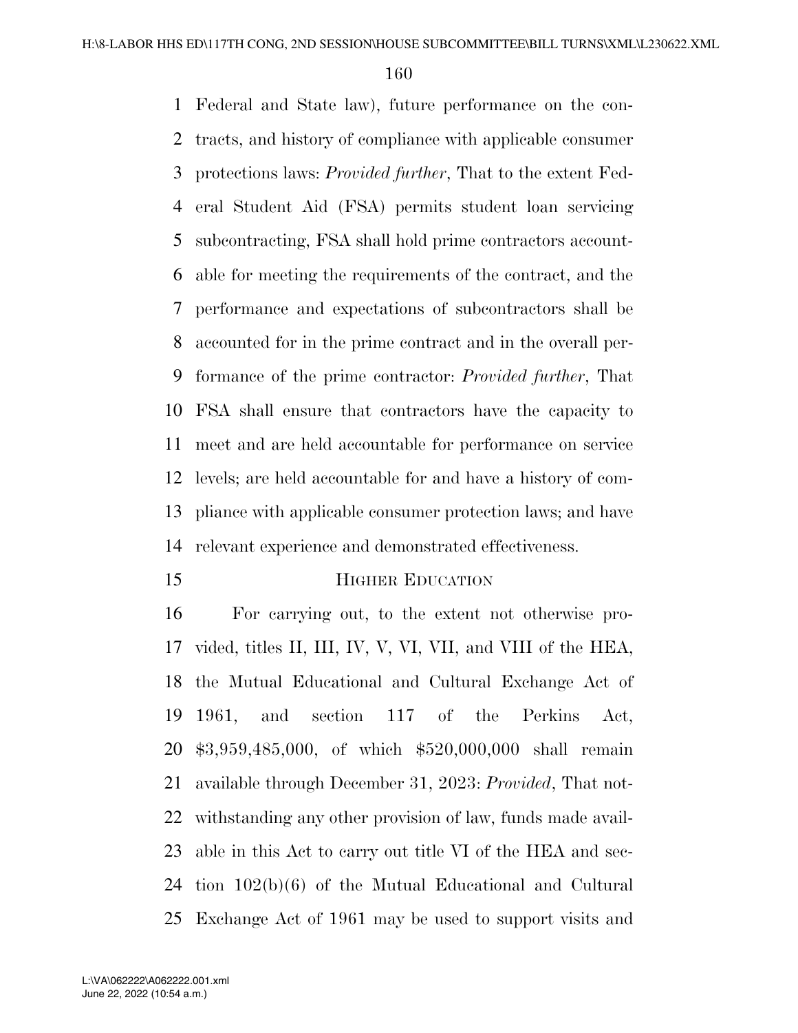Federal and State law), future performance on the contracts, and history of compliance with applicable consumer protections laws: *Provided further*, That to the extent Federal Student Aid (FSA) permits student loan servicing subcontracting, FSA shall hold prime contractors accountable for meeting the requirements of the contract, and the performance and expectations of subcontractors shall be accounted for in the prime contract and in the overall performance of the prime contractor: *Provided further*, That FSA shall ensure that contractors have the capacity to meet and are held accountable for performance on service levels; are held accountable for and have a history of compliance with applicable consumer protection laws; and have relevant experience and demonstrated effectiveness.

## Higher Education

For carrying out, to the extent not otherwise provided, titles II, III, IV, V, VI, VII, and VIII of the HEA, the Mutual Educational and Cultural Exchange Act of 1961, and section 117 of the Perkins Act, \$3,959,485,000, of which \$520,000,000 shall remain available through December 31, 2023: *Provided*, That notwithstanding any other provision of law, funds made available in this Act to carry out title VI of the HEA and section 102(b)(6) of the Mutual Educational and Cultural Exchange Act of 1961 may be used to support visits and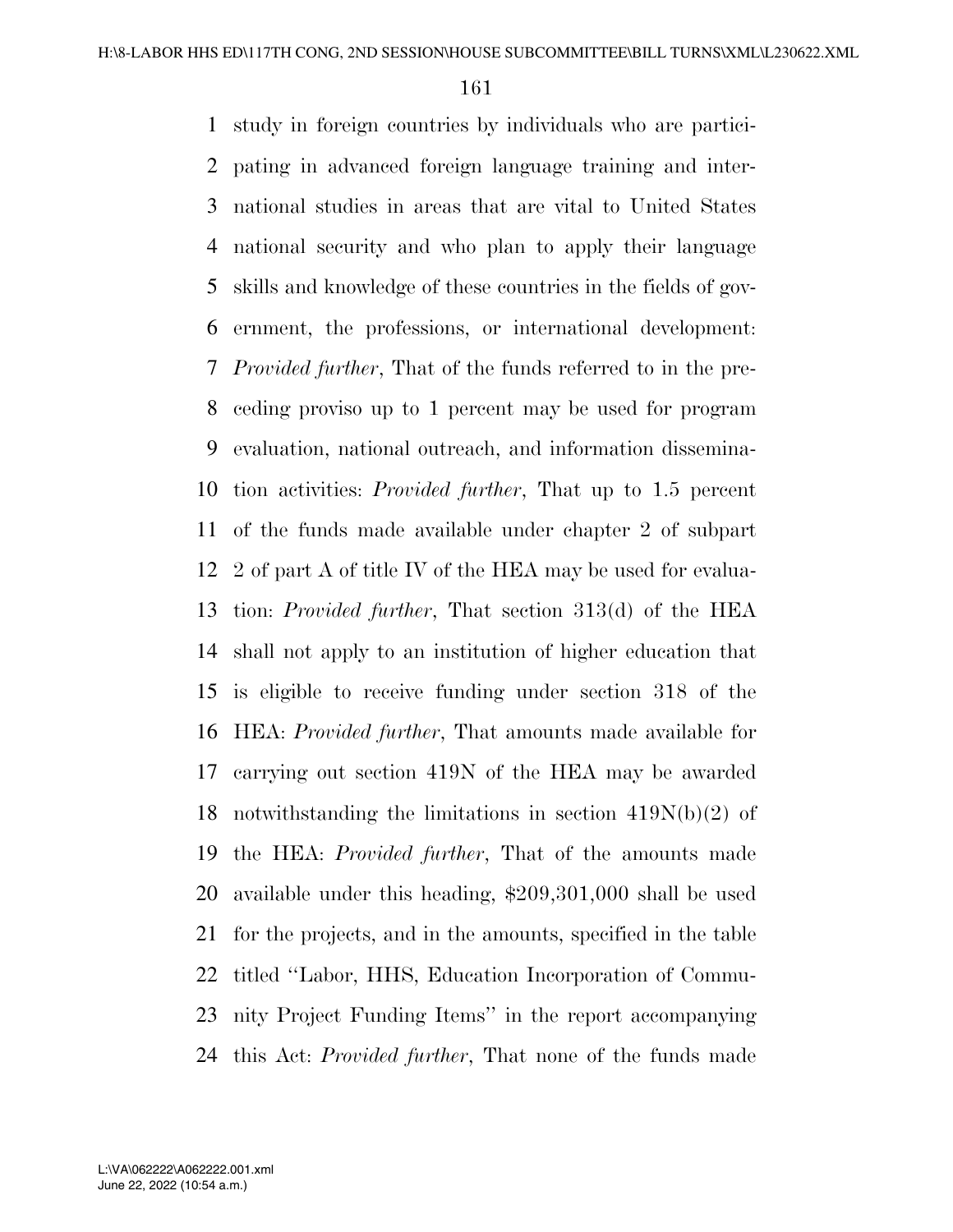study in foreign countries by individuals who are participating in advanced foreign language training and international studies in areas that are vital to United States national security and who plan to apply their language skills and knowledge of these countries in the fields of government, the professions, or international development: *Provided further*, That of the funds referred to in the preceding proviso up to 1 percent may be used for program evaluation, national outreach, and information dissemination activities: *Provided further*, That up to 1.5 percent of the funds made available under chapter 2 of subpart 2 of part A of title IV of the HEA may be used for evaluation: *Provided further*, That section 313(d) of the HEA shall not apply to an institution of higher education that is eligible to receive funding under section 318 of the HEA: *Provided further*, That amounts made available for carrying out section 419N of the HEA may be awarded notwithstanding the limitations in section 419N(b)(2) of the HEA: *Provided further*, That of the amounts made available under this heading, $209,301,000 shall be used for the projects, and in the amounts, specified in the table titled ''Labor, HHS, Education Incorporation of Community Project Funding Items'' in the report accompanying this Act: *Provided further*, That none of the funds made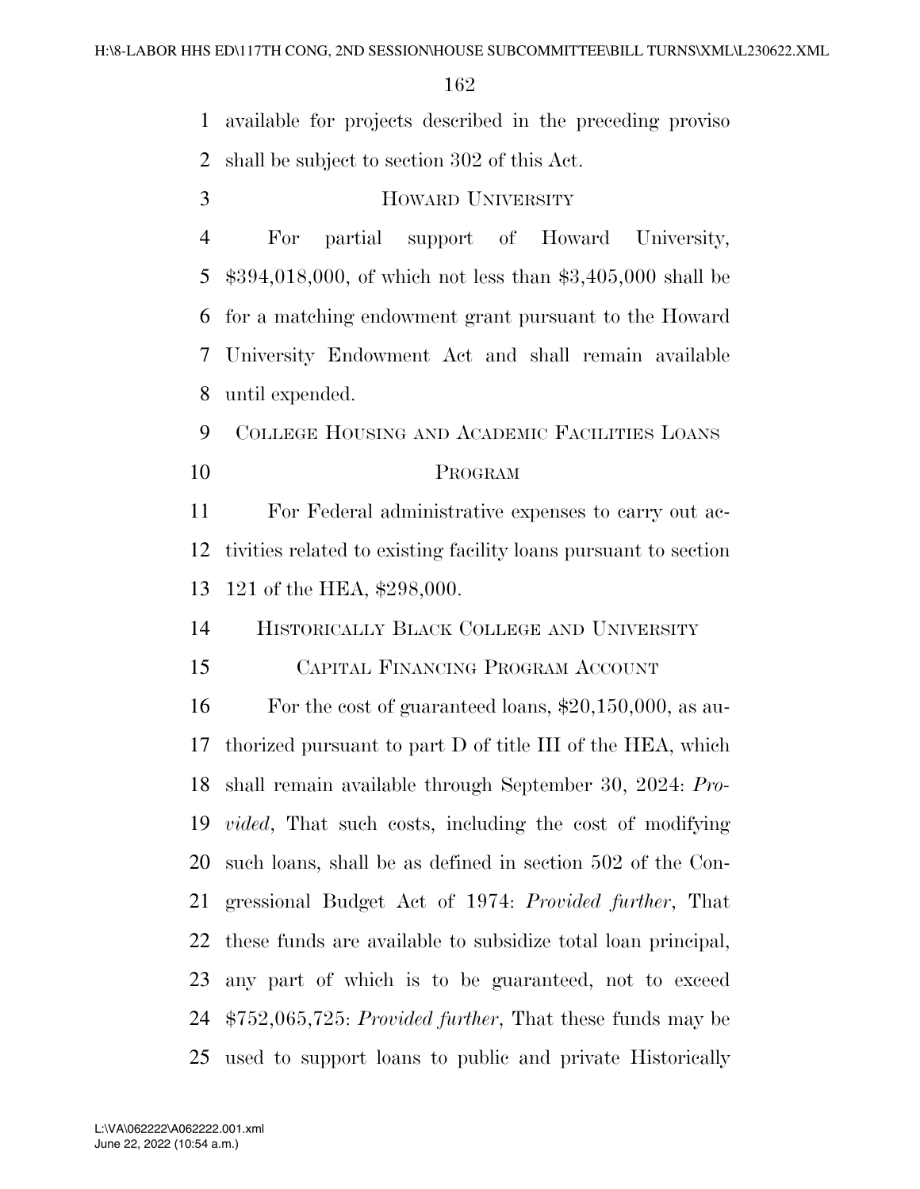available for projects described in the preceding proviso shall be subject to section 302 of this Act.

HOWARD UNIVERSITY

For partial support of Howard University, $394,018,000, of which not less than $3,405,000 shall be for a matching endowment grant pursuant to the Howard University Endowment Act and shall remain available until expended.

COLLEGE HOUSING AND ACADEMIC FACILITIES LOANS PROGRAM

For Federal administrative expenses to carry out activities related to existing facility loans pursuant to section 121 of the HEA, $298,000.

HISTORICALLY BLACK COLLEGE AND UNIVERSITY CAPITAL FINANCING PROGRAM ACCOUNT

For the cost of guaranteed loans, $20,150,000, as authorized pursuant to part D of title III of the HEA, which shall remain available through September 30, 2024: *Provided*, That such costs, including the cost of modifying such loans, shall be as defined in section 502 of the Congressional Budget Act of 1974: *Provided further*, That these funds are available to subsidize total loan principal, any part of which is to be guaranteed, not to exceed $752,065,725: *Provided further*, That these funds may be used to support loans to public and private Historically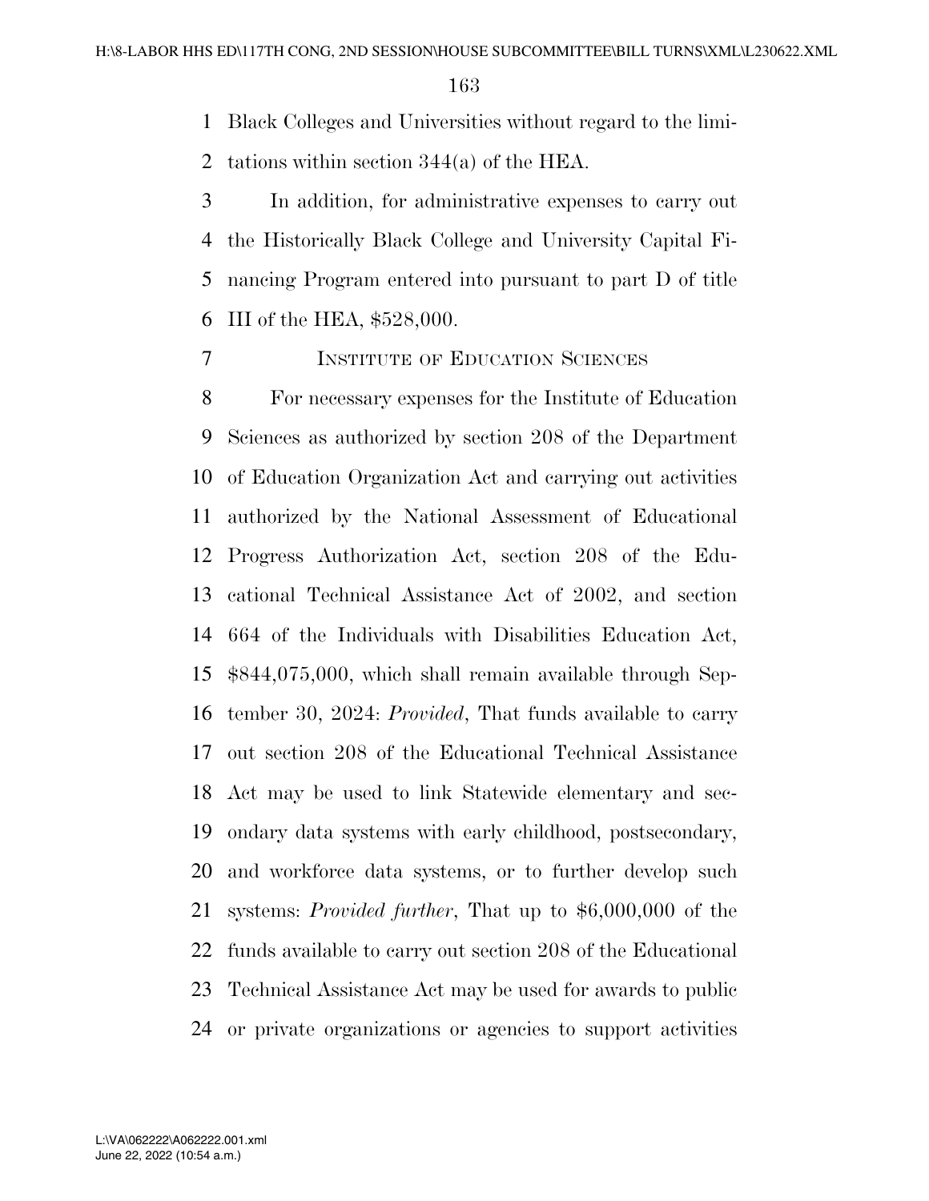Black Colleges and Universities without regard to the limitations within section 344(a) of the HEA.

In addition, for administrative expenses to carry out the Historically Black College and University Capital Financing Program entered into pursuant to part D of title III of the HEA, $528,000.

INSTITUTE OF EDUCATION SCIENCES

For necessary expenses for the Institute of Education Sciences as authorized by section 208 of the Department of Education Organization Act and carrying out activities authorized by the National Assessment of Educational Progress Authorization Act, section 208 of the Educational Technical Assistance Act of 2002, and section 664 of the Individuals with Disabilities Education Act, $844,075,000, which shall remain available through September 30, 2024: *Provided*, That funds available to carry out section 208 of the Educational Technical Assistance Act may be used to link Statewide elementary and secondary data systems with early childhood, postsecondary, and workforce data systems, or to further develop such systems: *Provided further*, That up to $6,000,000 of the funds available to carry out section 208 of the Educational Technical Assistance Act may be used for awards to public or private organizations or agencies to support activities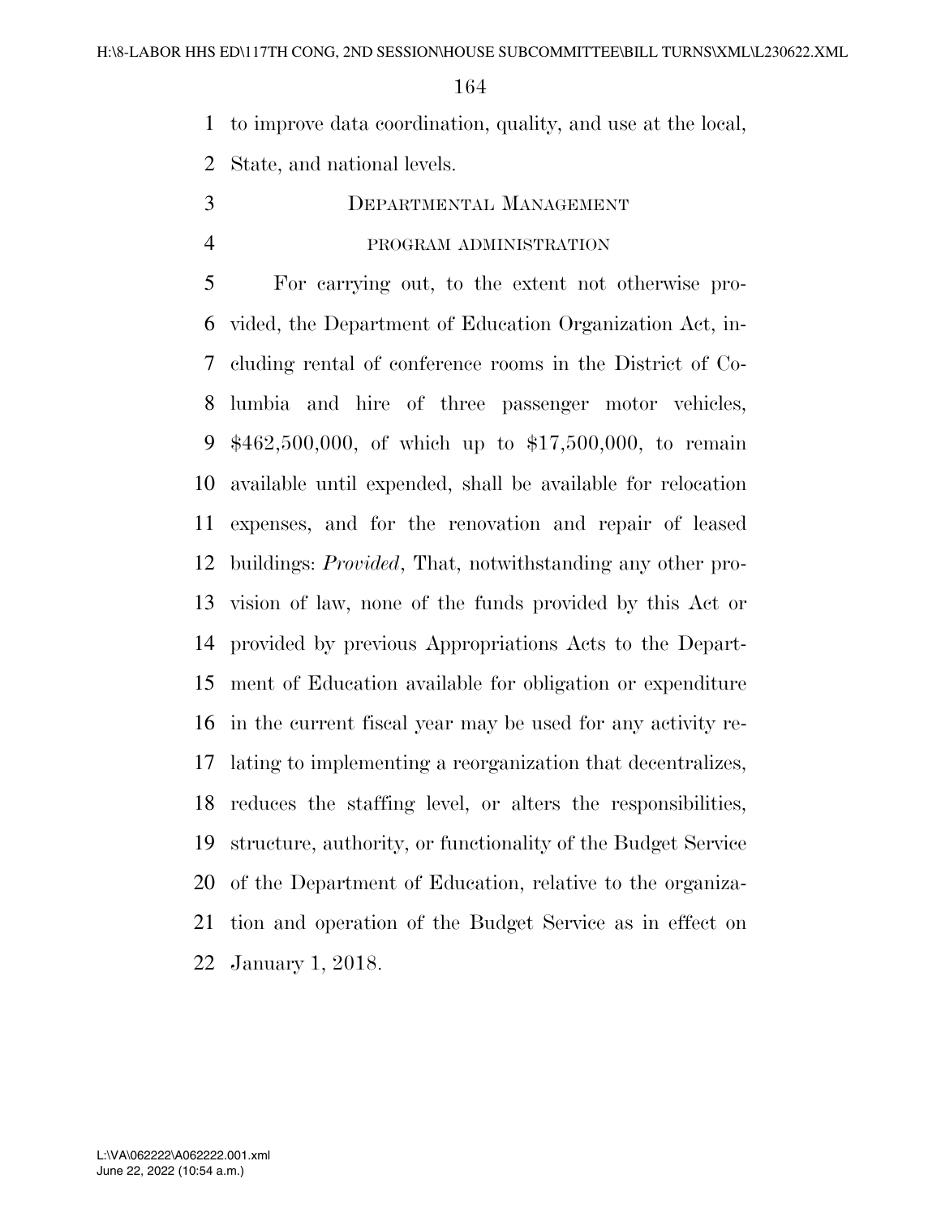to improve data coordination, quality, and use at the local, State, and national levels.

## DEPARTMENTAL MANAGEMENT

### PROGRAM ADMINISTRATION

For carrying out, to the extent not otherwise provided, the Department of Education Organization Act, including rental of conference rooms in the District of Columbia and hire of three passenger motor vehicles, $462,500,000, of which up to $17,500,000, to remain available until expended, shall be available for relocation expenses, and for the renovation and repair of leased buildings: *Provided*, That, notwithstanding any other provision of law, none of the funds provided by this Act or provided by previous Appropriations Acts to the Department of Education available for obligation or expenditure in the current fiscal year may be used for any activity relating to implementing a reorganization that decentralizes, reduces the staffing level, or alters the responsibilities, structure, authority, or functionality of the Budget Service of the Department of Education, relative to the organization and operation of the Budget Service as in effect on January 1, 2018.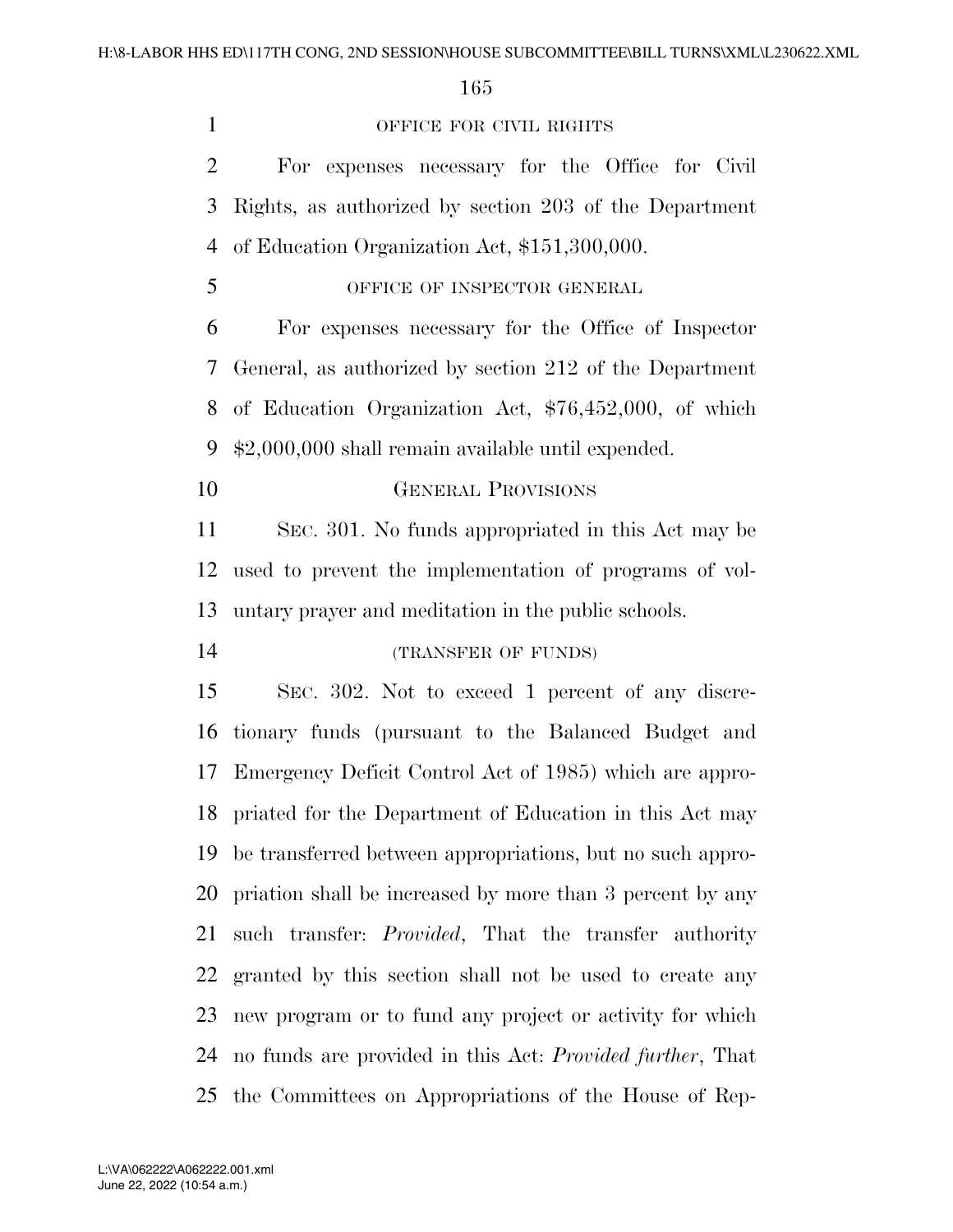OFFICE FOR CIVIL RIGHTS

For expenses necessary for the Office for Civil Rights, as authorized by section 203 of the Department of Education Organization Act, $151,300,000.

OFFICE OF INSPECTOR GENERAL

For expenses necessary for the Office of Inspector General, as authorized by section 212 of the Department of Education Organization Act, $76,452,000, of which $2,000,000 shall remain available until expended.

GENERAL PROVISIONS

SEC. 301. No funds appropriated in this Act may be used to prevent the implementation of programs of voluntary prayer and meditation in the public schools.

(TRANSFER OF FUNDS)

SEC. 302. Not to exceed 1 percent of any discretionary funds (pursuant to the Balanced Budget and Emergency Deficit Control Act of 1985) which are appropriated for the Department of Education in this Act may be transferred between appropriations, but no such appropriation shall be increased by more than 3 percent by any such transfer: *Provided*, That the transfer authority granted by this section shall not be used to create any new program or to fund any project or activity for which no funds are provided in this Act: *Provided further*, That the Committees on Appropriations of the House of Rep-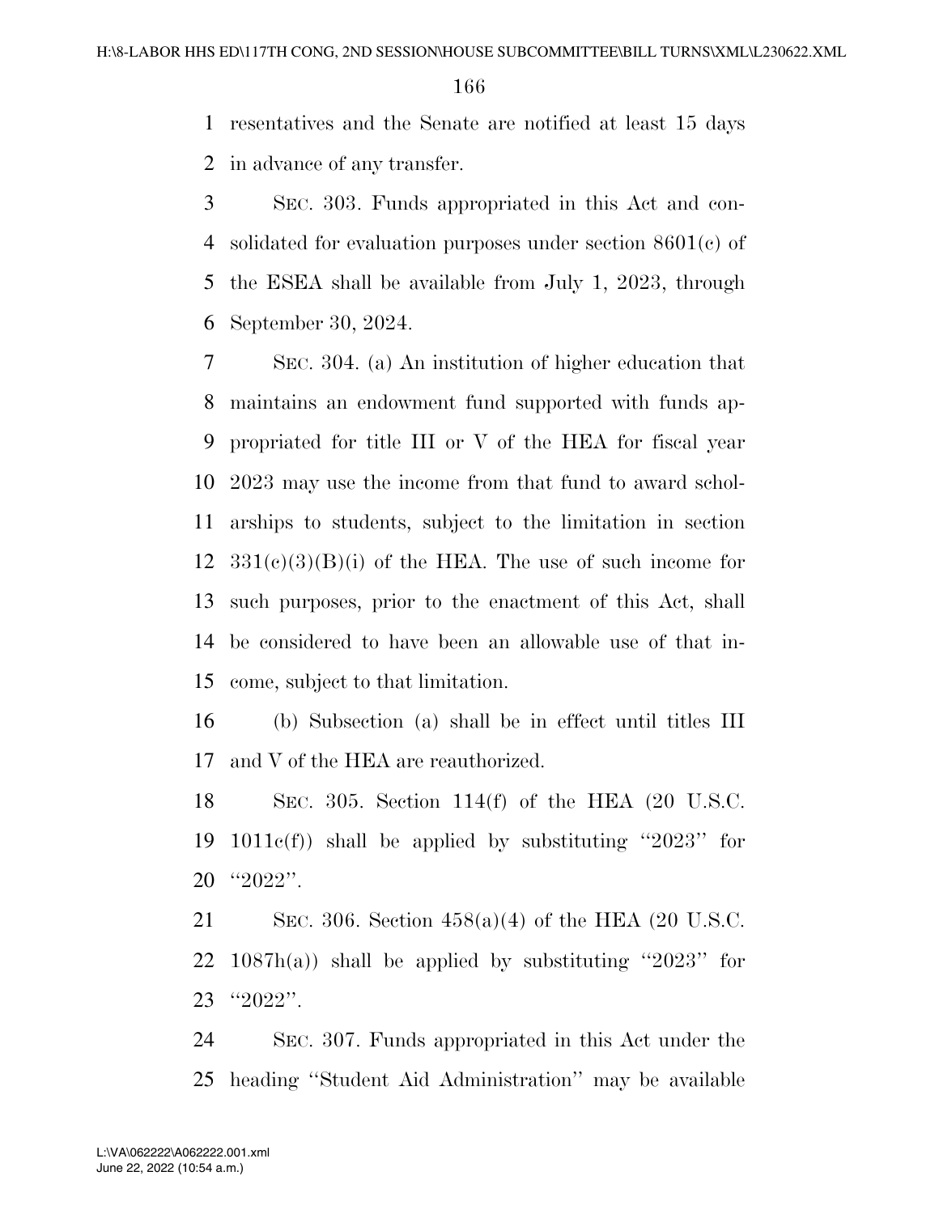resentatives and the Senate are notified at least 15 days in advance of any transfer.

SEC. 303. Funds appropriated in this Act and consolidated for evaluation purposes under section 8601(c) of the ESEA shall be available from July 1, 2023, through September 30, 2024.

SEC. 304. (a) An institution of higher education that maintains an endowment fund supported with funds appropriated for title III or V of the HEA for fiscal year 2023 may use the income from that fund to award scholarships to students, subject to the limitation in section 331(c)(3)(B)(i) of the HEA. The use of such income for such purposes, prior to the enactment of this Act, shall be considered to have been an allowable use of that income, subject to that limitation.

(b) Subsection (a) shall be in effect until titles III and V of the HEA are reauthorized.

SEC. 305. Section 114(f) of the HEA (20 U.S.C. 1011c(f)) shall be applied by substituting ''2023'' for ''2022''.

SEC. 306. Section 458(a)(4) of the HEA (20 U.S.C. 1087h(a)) shall be applied by substituting ''2023'' for ''2022''.

SEC. 307. Funds appropriated in this Act under the heading ''Student Aid Administration'' may be available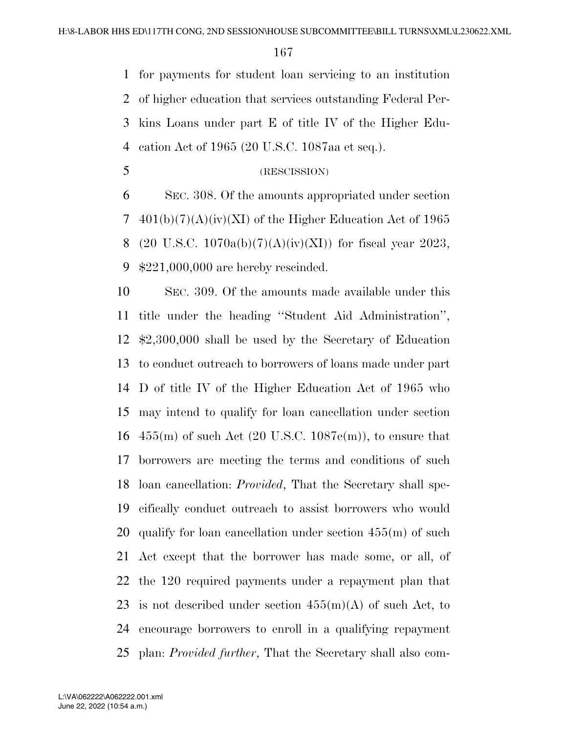for payments for student loan servicing to an institution of higher education that services outstanding Federal Perkins Loans under part E of title IV of the Higher Education Act of 1965 (20 U.S.C. 1087aa et seq.).

(RESCISSION)

SEC. 308. Of the amounts appropriated under section 401(b)(7)(A)(iv)(XI) of the Higher Education Act of 1965 (20 U.S.C. 1070a(b)(7)(A)(iv)(XI)) for fiscal year 2023, $221,000,000 are hereby rescinded.

SEC. 309. Of the amounts made available under this title under the heading ''Student Aid Administration'', $2,300,000 shall be used by the Secretary of Education to conduct outreach to borrowers of loans made under part D of title IV of the Higher Education Act of 1965 who may intend to qualify for loan cancellation under section 455(m) of such Act (20 U.S.C. 1087e(m)), to ensure that borrowers are meeting the terms and conditions of such loan cancellation: *Provided*, That the Secretary shall specifically conduct outreach to assist borrowers who would qualify for loan cancellation under section 455(m) of such Act except that the borrower has made some, or all, of the 120 required payments under a repayment plan that is not described under section 455(m)(A) of such Act, to encourage borrowers to enroll in a qualifying repayment plan: *Provided further*, That the Secretary shall also com-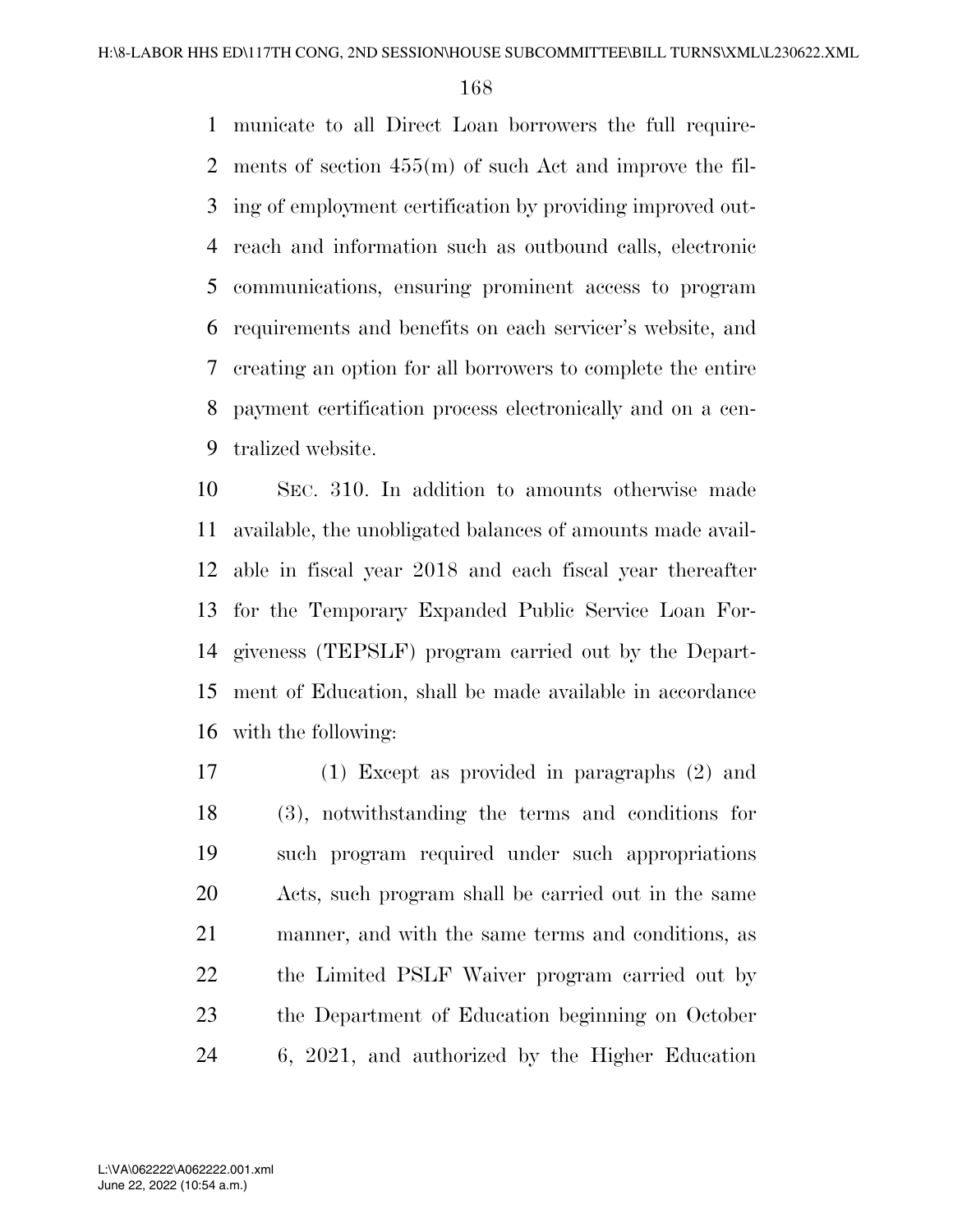municate to all Direct Loan borrowers the full requirements of section 455(m) of such Act and improve the filing of employment certification by providing improved outreach and information such as outbound calls, electronic communications, ensuring prominent access to program requirements and benefits on each servicer's website, and creating an option for all borrowers to complete the entire payment certification process electronically and on a centralized website.

SEC. 310. In addition to amounts otherwise made available, the unobligated balances of amounts made available in fiscal year 2018 and each fiscal year thereafter for the Temporary Expanded Public Service Loan Forgiveness (TEPSLF) program carried out by the Department of Education, shall be made available in accordance with the following:

(1) Except as provided in paragraphs (2) and (3), notwithstanding the terms and conditions for such program required under such appropriations Acts, such program shall be carried out in the same manner, and with the same terms and conditions, as the Limited PSLF Waiver program carried out by the Department of Education beginning on October 6, 2021, and authorized by the Higher Education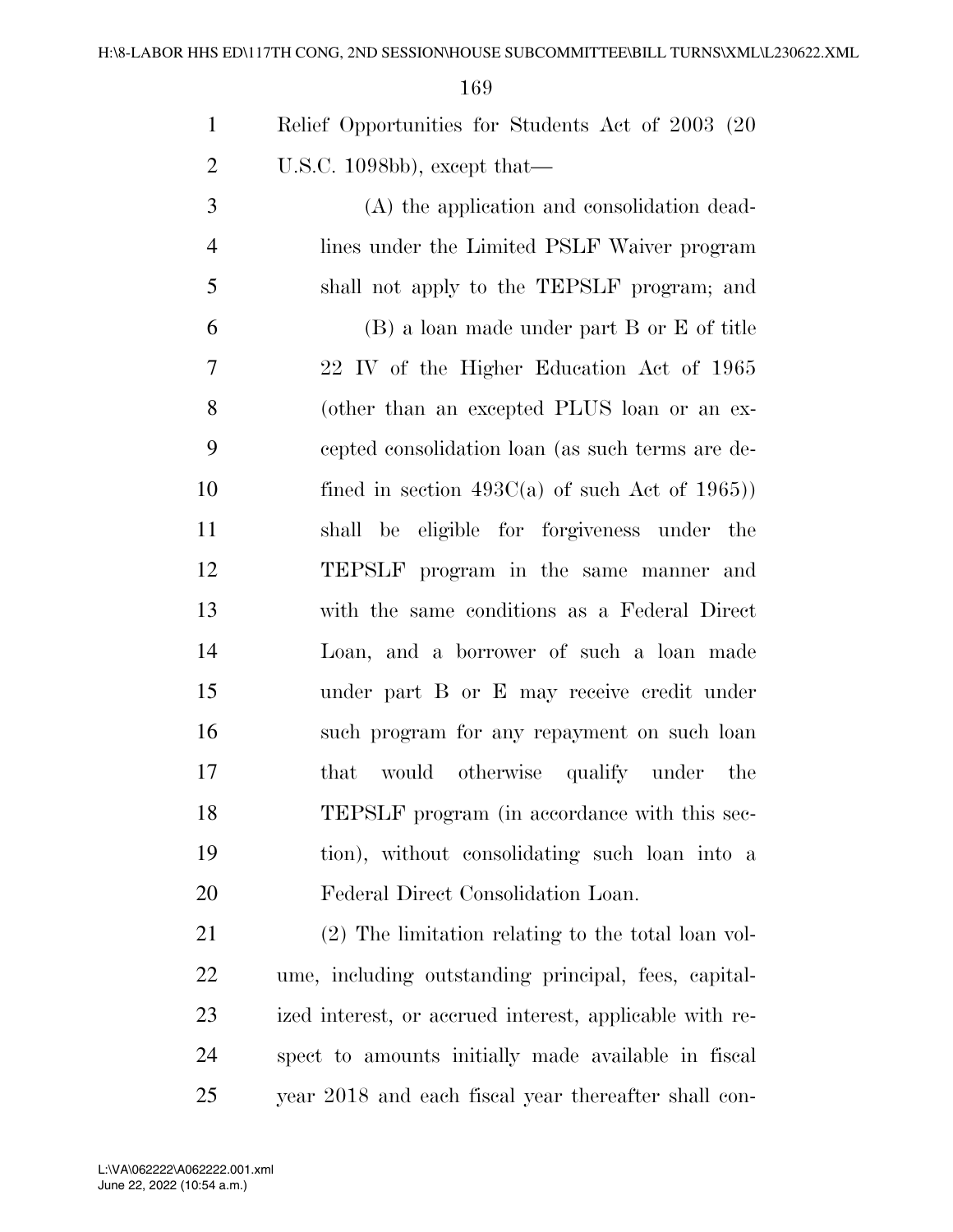Relief Opportunities for Students Act of 2003 (20 U.S.C. 1098bb), except that—

(A) the application and consolidation deadlines under the Limited PSLF Waiver program shall not apply to the TEPSLF program; and

(B) a loan made under part B or E of title 22 IV of the Higher Education Act of 1965 (other than an excepted PLUS loan or an excepted consolidation loan (as such terms are defined in section 493C(a) of such Act of 1965)) shall be eligible for forgiveness under the TEPSLF program in the same manner and with the same conditions as a Federal Direct Loan, and a borrower of such a loan made under part B or E may receive credit under such program for any repayment on such loan that would otherwise qualify under the TEPSLF program (in accordance with this section), without consolidating such loan into a Federal Direct Consolidation Loan.

(2) The limitation relating to the total loan volume, including outstanding principal, fees, capitalized interest, or accrued interest, applicable with respect to amounts initially made available in fiscal year 2018 and each fiscal year thereafter shall con-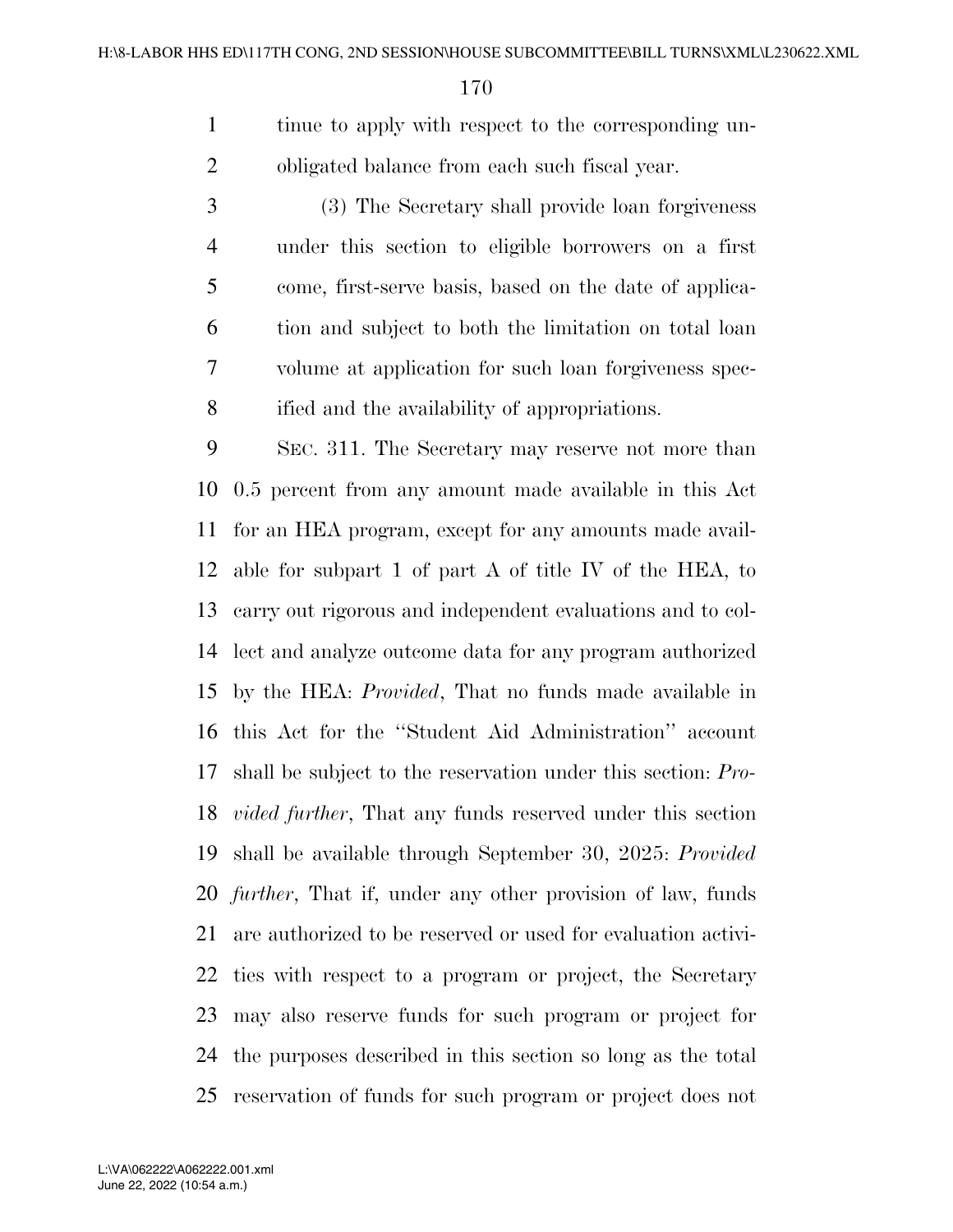tinue to apply with respect to the corresponding unobligated balance from each such fiscal year.

(3) The Secretary shall provide loan forgiveness under this section to eligible borrowers on a first come, first-serve basis, based on the date of application and subject to both the limitation on total loan volume at application for such loan forgiveness specified and the availability of appropriations.

SEC. 311. The Secretary may reserve not more than 0.5 percent from any amount made available in this Act for an HEA program, except for any amounts made available for subpart 1 of part A of title IV of the HEA, to carry out rigorous and independent evaluations and to collect and analyze outcome data for any program authorized by the HEA: *Provided*, That no funds made available in this Act for the "Student Aid Administration" account shall be subject to the reservation under this section: *Provided further*, That any funds reserved under this section shall be available through September 30, 2025: *Provided further*, That if, under any other provision of law, funds are authorized to be reserved or used for evaluation activities with respect to a program or project, the Secretary may also reserve funds for such program or project for the purposes described in this section so long as the total reservation of funds for such program or project does not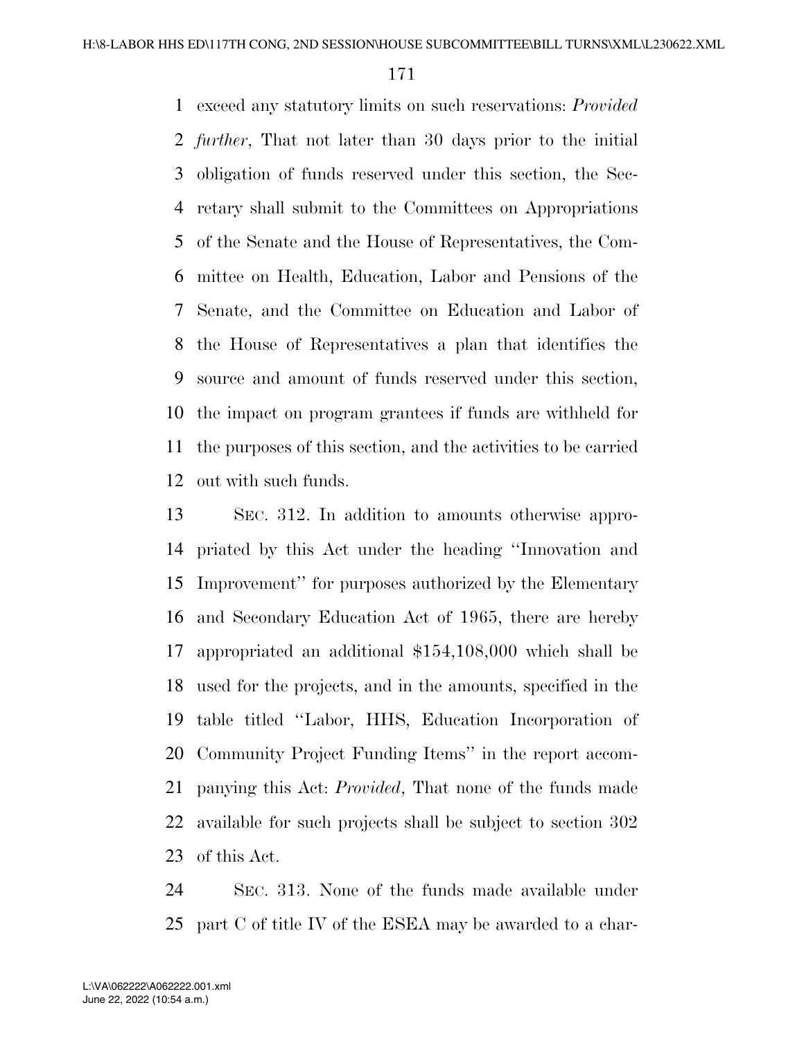exceed any statutory limits on such reservations: *Provided further*, That not later than 30 days prior to the initial obligation of funds reserved under this section, the Secretary shall submit to the Committees on Appropriations of the Senate and the House of Representatives, the Committee on Health, Education, Labor and Pensions of the Senate, and the Committee on Education and Labor of the House of Representatives a plan that identifies the source and amount of funds reserved under this section, the impact on program grantees if funds are withheld for the purposes of this section, and the activities to be carried out with such funds.

SEC. 312. In addition to amounts otherwise appropriated by this Act under the heading ''Innovation and Improvement'' for purposes authorized by the Elementary and Secondary Education Act of 1965, there are hereby appropriated an additional $154,108,000 which shall be used for the projects, and in the amounts, specified in the table titled ''Labor, HHS, Education Incorporation of Community Project Funding Items'' in the report accompanying this Act: *Provided*, That none of the funds made available for such projects shall be subject to section 302 of this Act.

SEC. 313. None of the funds made available under part C of title IV of the ESEA may be awarded to a char-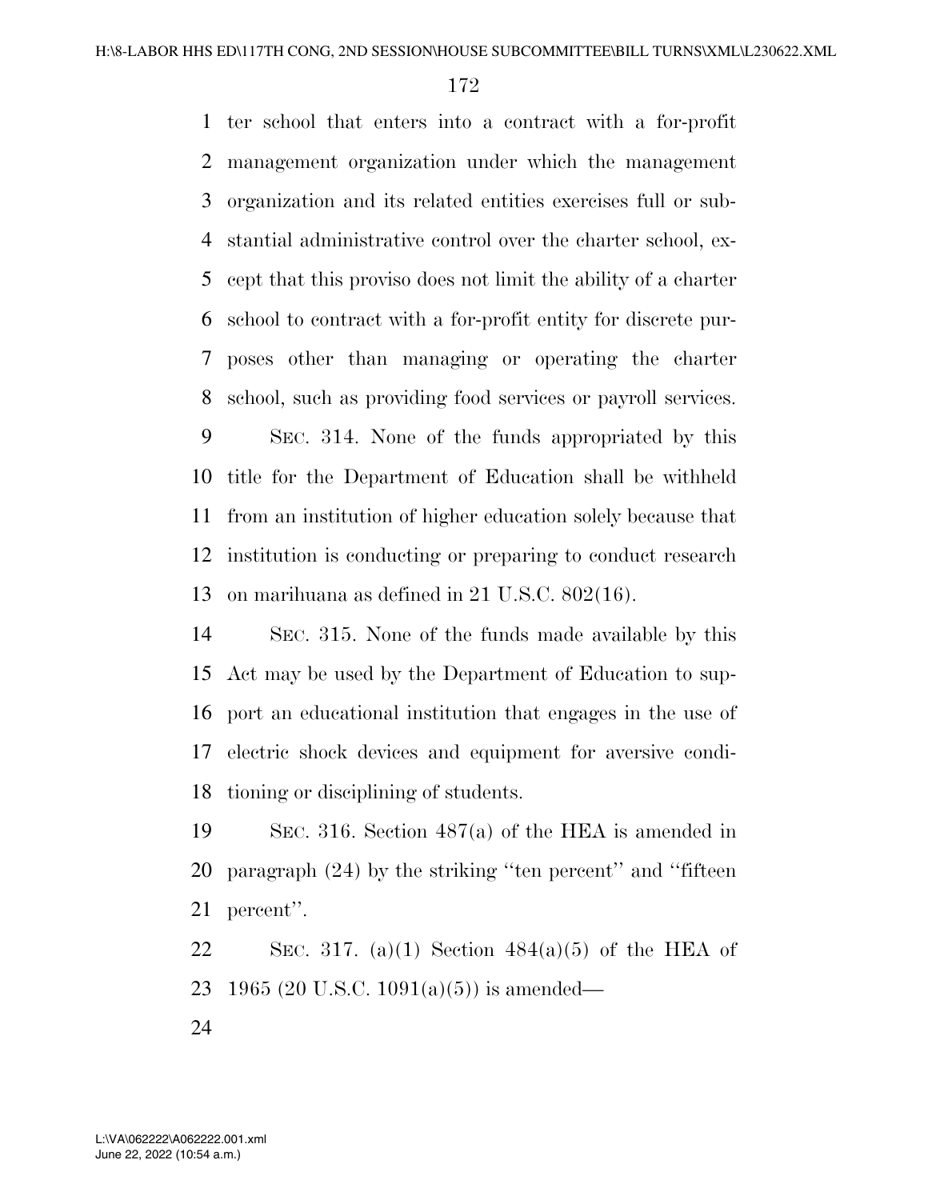ter school that enters into a contract with a for-profit management organization under which the management organization and its related entities exercises full or substantial administrative control over the charter school, except that this proviso does not limit the ability of a charter school to contract with a for-profit entity for discrete purposes other than managing or operating the charter school, such as providing food services or payroll services.

SEC. 314. None of the funds appropriated by this title for the Department of Education shall be withheld from an institution of higher education solely because that institution is conducting or preparing to conduct research on marihuana as defined in 21 U.S.C. 802(16).

SEC. 315. None of the funds made available by this Act may be used by the Department of Education to support an educational institution that engages in the use of electric shock devices and equipment for aversive conditioning or disciplining of students.

SEC. 316. Section 487(a) of the HEA is amended in paragraph (24) by the striking ''ten percent'' and ''fifteen percent''.

SEC. 317. (a)(1) Section 484(a)(5) of the HEA of 1965 (20 U.S.C. 1091(a)(5)) is amended—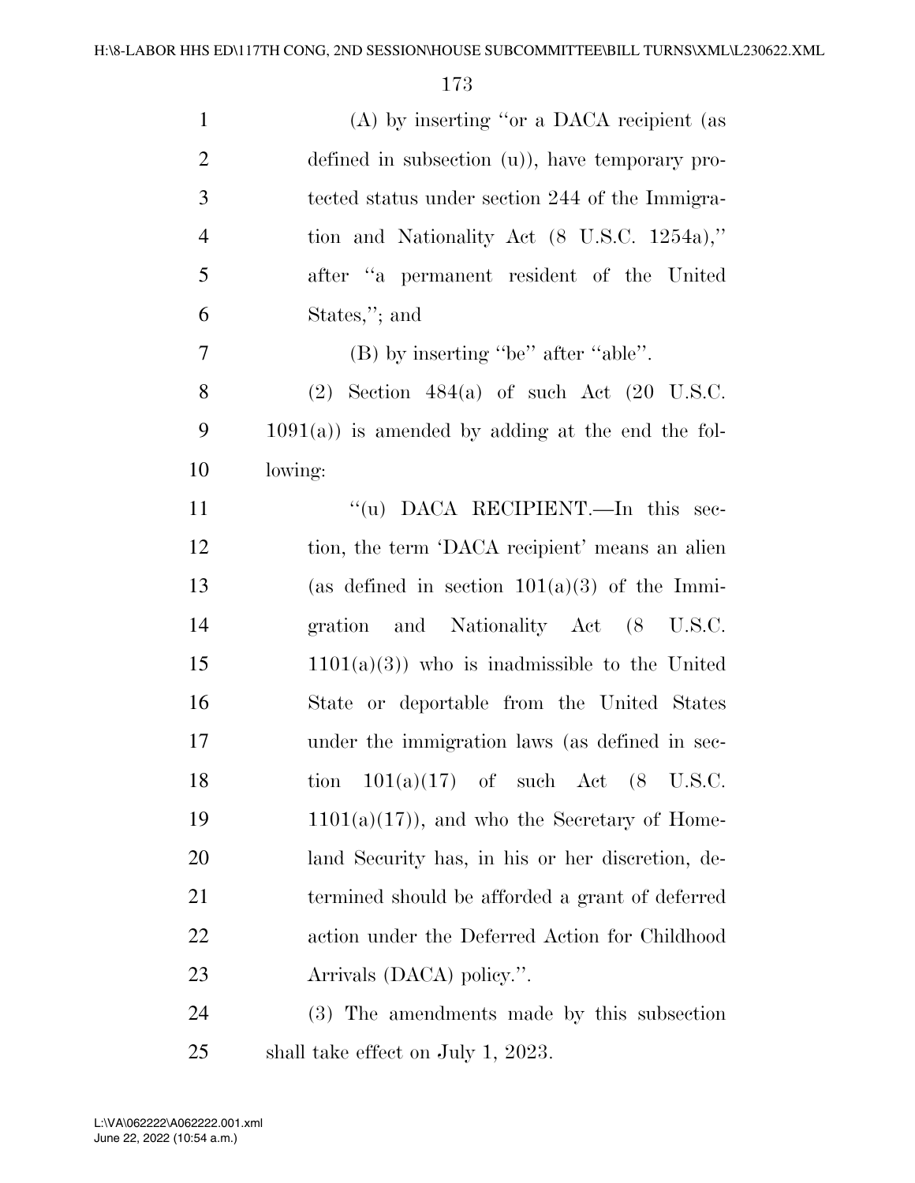(A) by inserting "or a DACA recipient (as defined in subsection (u)), have temporary protected status under section 244 of the Immigration and Nationality Act (8 U.S.C. 1254a)," after "a permanent resident of the United States,"; and

(B) by inserting "be" after "able".

(2) Section 484(a) of such Act (20 U.S.C. 1091(a)) is amended by adding at the end the following:

"(u) DACA RECIPIENT.—In this section, the term 'DACA recipient' means an alien (as defined in section 101(a)(3) of the Immigration and Nationality Act (8 U.S.C. 1101(a)(3)) who is inadmissible to the United State or deportable from the United States under the immigration laws (as defined in section 101(a)(17) of such Act (8 U.S.C. 1101(a)(17)), and who the Secretary of Homeland Security has, in his or her discretion, determined should be afforded a grant of deferred action under the Deferred Action for Childhood Arrivals (DACA) policy.".

(3) The amendments made by this subsection shall take effect on July 1, 2023.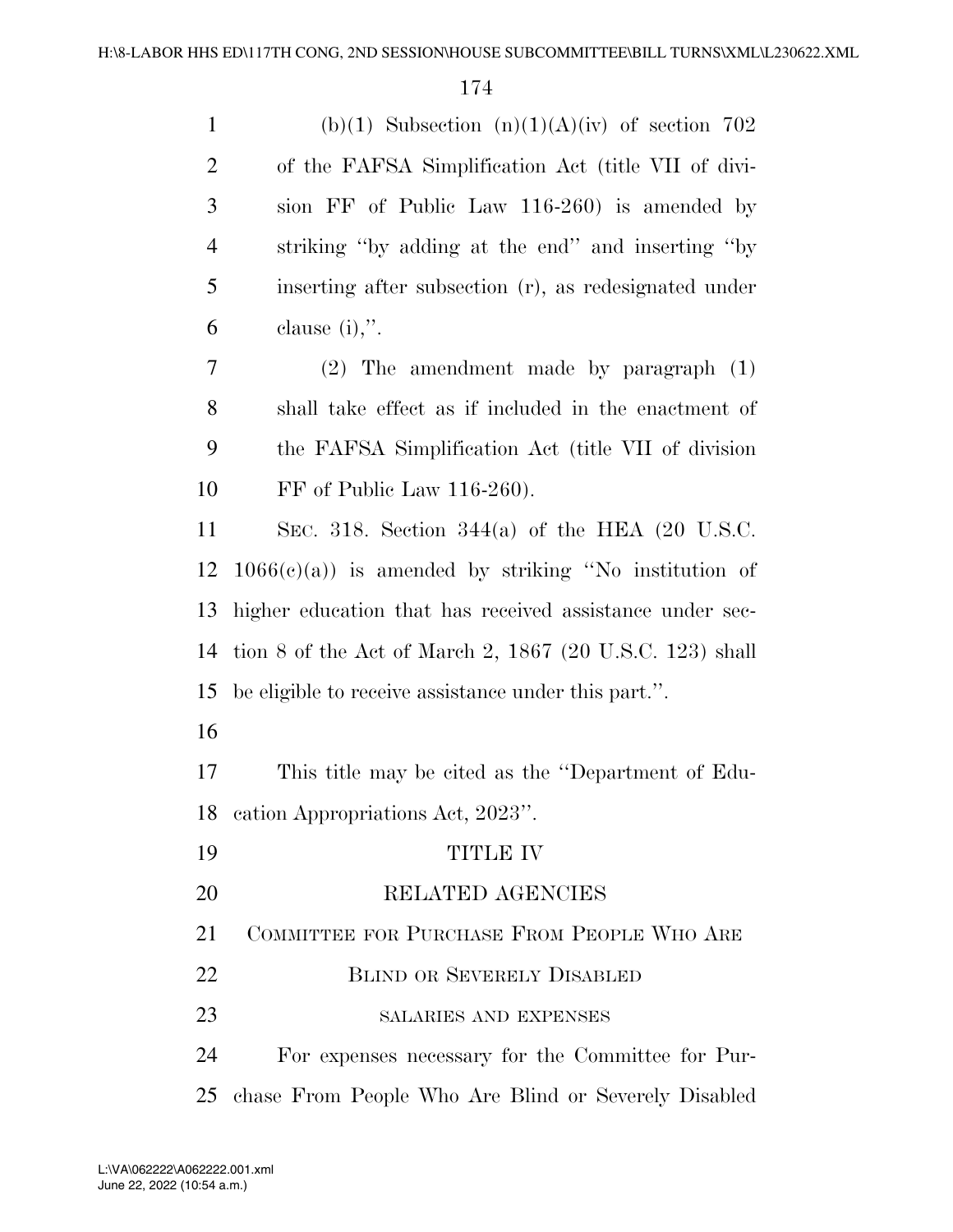(b)(1) Subsection (n)(1)(A)(iv) of section 702 of the FAFSA Simplification Act (title VII of division FF of Public Law 116-260) is amended by striking ''by adding at the end'' and inserting ''by inserting after subsection (r), as redesignated under clause (i),''.

(2) The amendment made by paragraph (1) shall take effect as if included in the enactment of the FAFSA Simplification Act (title VII of division FF of Public Law 116-260).

SEC. 318. Section 344(a) of the HEA (20 U.S.C. 1066(c)(a)) is amended by striking ''No institution of higher education that has received assistance under section 8 of the Act of March 2, 1867 (20 U.S.C. 123) shall be eligible to receive assistance under this part.''.

This title may be cited as the ''Department of Education Appropriations Act, 2023''.

# TITLE IV

# RELATED AGENCIES

## COMMITTEE FOR PURCHASE FROM PEOPLE WHO ARE BLIND OR SEVERELY DISABLED

### SALARIES AND EXPENSES

For expenses necessary for the Committee for Purchase From People Who Are Blind or Severely Disabled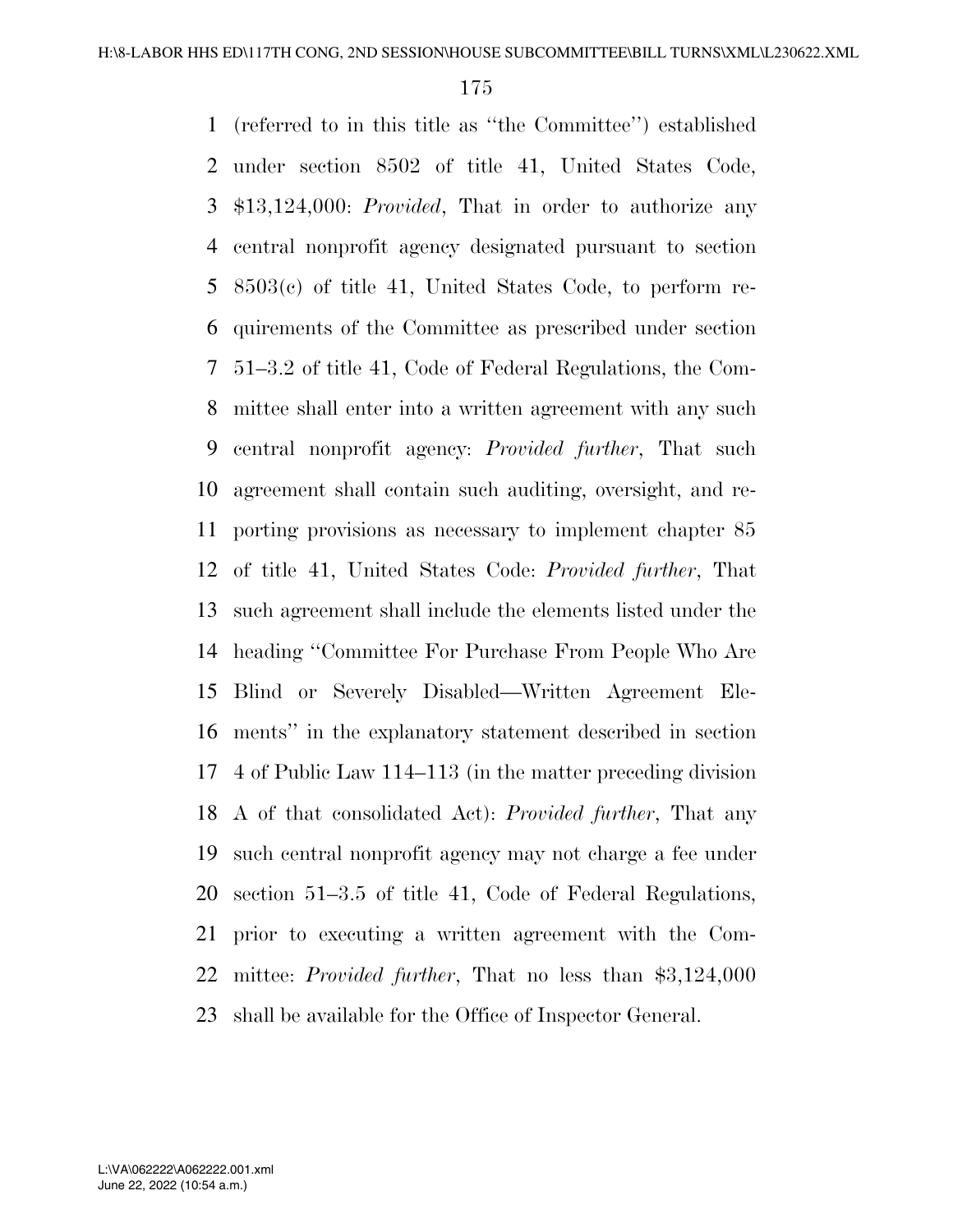(referred to in this title as "the Committee") established under section 8502 of title 41, United States Code, $13,124,000: *Provided*, That in order to authorize any central nonprofit agency designated pursuant to section 8503(c) of title 41, United States Code, to perform requirements of the Committee as prescribed under section 51–3.2 of title 41, Code of Federal Regulations, the Committee shall enter into a written agreement with any such central nonprofit agency: *Provided further*, That such agreement shall contain such auditing, oversight, and reporting provisions as necessary to implement chapter 85 of title 41, United States Code: *Provided further*, That such agreement shall include the elements listed under the heading "Committee For Purchase From People Who Are Blind or Severely Disabled—Written Agreement Elements" in the explanatory statement described in section 4 of Public Law 114–113 (in the matter preceding division A of that consolidated Act): *Provided further*, That any such central nonprofit agency may not charge a fee under section 51–3.5 of title 41, Code of Federal Regulations, prior to executing a written agreement with the Committee: *Provided further*, That no less than $3,124,000 shall be available for the Office of Inspector General.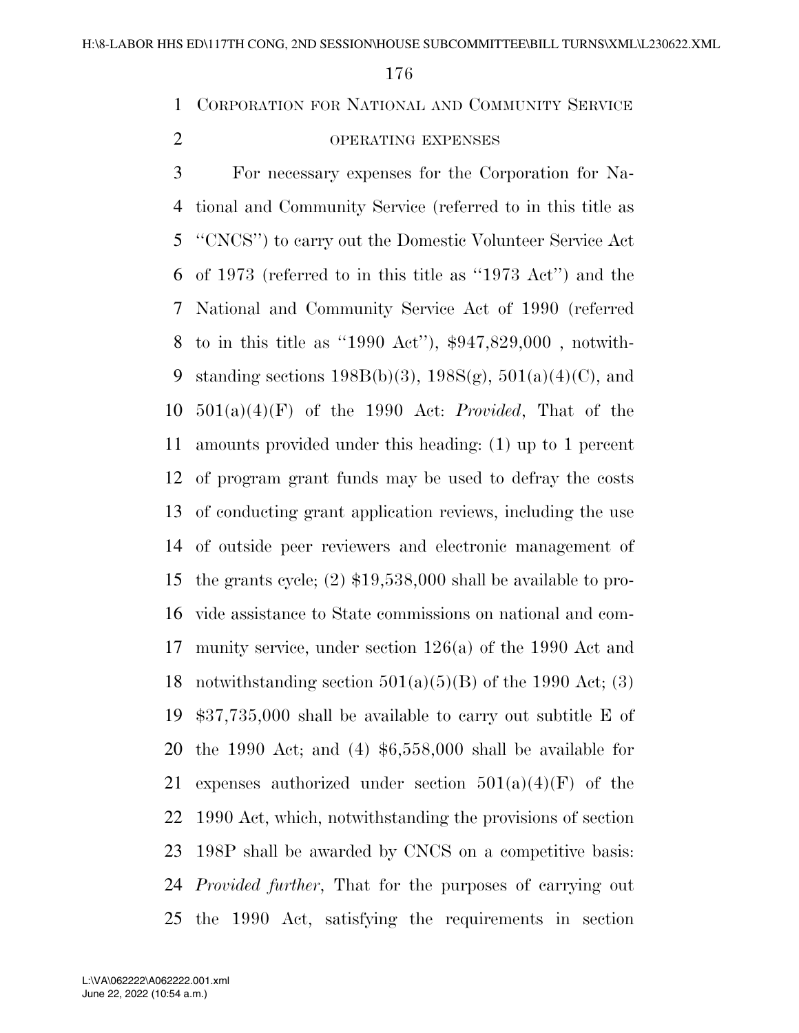CORPORATION FOR NATIONAL AND COMMUNITY SERVICE

OPERATING EXPENSES

For necessary expenses for the Corporation for National and Community Service (referred to in this title as ''CNCS'') to carry out the Domestic Volunteer Service Act of 1973 (referred to in this title as ''1973 Act'') and the National and Community Service Act of 1990 (referred to in this title as ''1990 Act''), $947,829,000 , notwithstanding sections 198B(b)(3), 198S(g), 501(a)(4)(C), and 501(a)(4)(F) of the 1990 Act: *Provided*, That of the amounts provided under this heading: (1) up to 1 percent of program grant funds may be used to defray the costs of conducting grant application reviews, including the use of outside peer reviewers and electronic management of the grants cycle; (2) $19,538,000 shall be available to provide assistance to State commissions on national and community service, under section 126(a) of the 1990 Act and notwithstanding section 501(a)(5)(B) of the 1990 Act; (3) $37,735,000 shall be available to carry out subtitle E of the 1990 Act; and (4) $6,558,000 shall be available for expenses authorized under section 501(a)(4)(F) of the 1990 Act, which, notwithstanding the provisions of section 198P shall be awarded by CNCS on a competitive basis: *Provided further*, That for the purposes of carrying out the 1990 Act, satisfying the requirements in section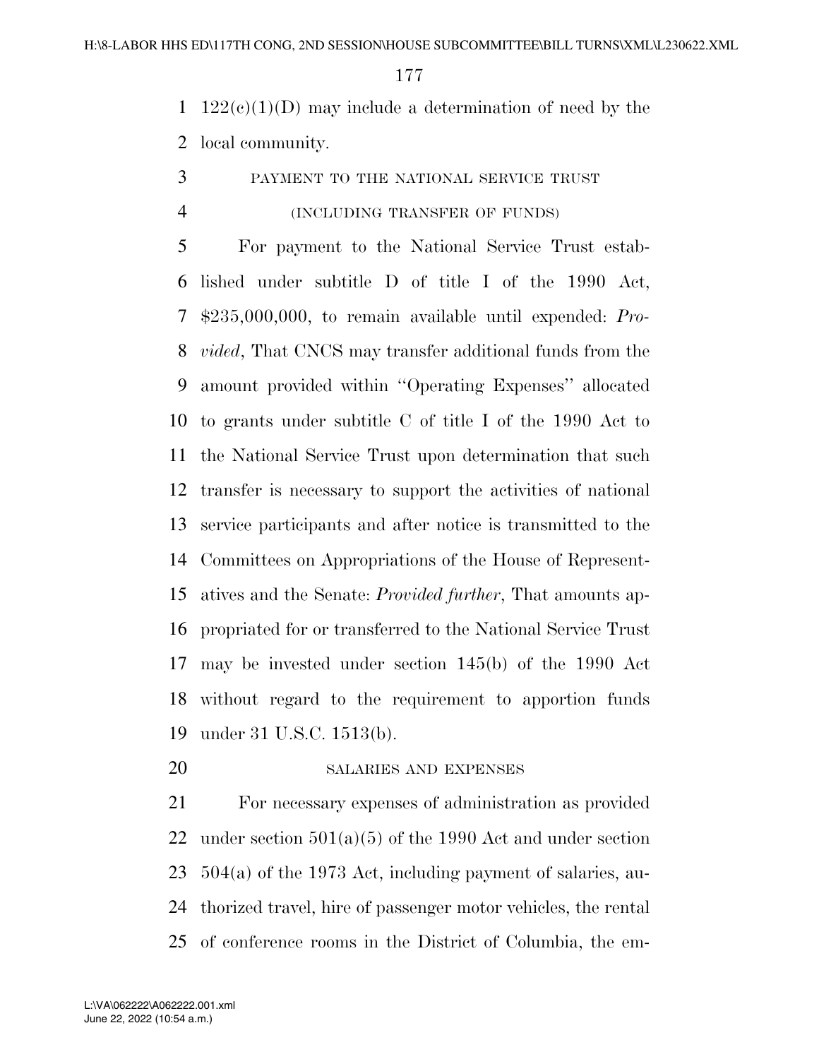122(c)(1)(D) may include a determination of need by the local community.

PAYMENT TO THE NATIONAL SERVICE TRUST

(INCLUDING TRANSFER OF FUNDS)

For payment to the National Service Trust established under subtitle D of title I of the 1990 Act, $235,000,000, to remain available until expended: *Provided*, That CNCS may transfer additional funds from the amount provided within ''Operating Expenses'' allocated to grants under subtitle C of title I of the 1990 Act to the National Service Trust upon determination that such transfer is necessary to support the activities of national service participants and after notice is transmitted to the Committees on Appropriations of the House of Representatives and the Senate: *Provided further*, That amounts appropriated for or transferred to the National Service Trust may be invested under section 145(b) of the 1990 Act without regard to the requirement to apportion funds under 31 U.S.C. 1513(b).

SALARIES AND EXPENSES

For necessary expenses of administration as provided under section 501(a)(5) of the 1990 Act and under section 504(a) of the 1973 Act, including payment of salaries, authorized travel, hire of passenger motor vehicles, the rental of conference rooms in the District of Columbia, the em-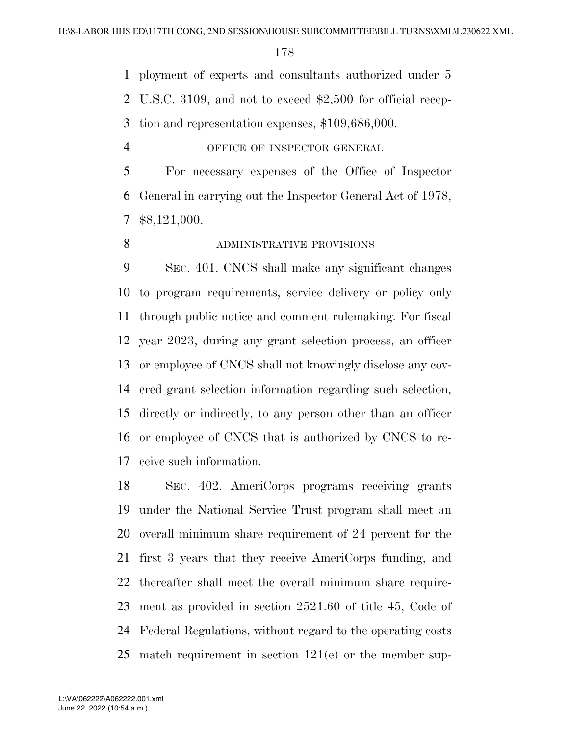ployment of experts and consultants authorized under 5 U.S.C. 3109, and not to exceed $2,500 for official reception and representation expenses, $109,686,000.

OFFICE OF INSPECTOR GENERAL

For necessary expenses of the Office of Inspector General in carrying out the Inspector General Act of 1978, $8,121,000.

ADMINISTRATIVE PROVISIONS

SEC. 401. CNCS shall make any significant changes to program requirements, service delivery or policy only through public notice and comment rulemaking. For fiscal year 2023, during any grant selection process, an officer or employee of CNCS shall not knowingly disclose any covered grant selection information regarding such selection, directly or indirectly, to any person other than an officer or employee of CNCS that is authorized by CNCS to receive such information.

SEC. 402. AmeriCorps programs receiving grants under the National Service Trust program shall meet an overall minimum share requirement of 24 percent for the first 3 years that they receive AmeriCorps funding, and thereafter shall meet the overall minimum share requirement as provided in section 2521.60 of title 45, Code of Federal Regulations, without regard to the operating costs match requirement in section 121(e) or the member sup-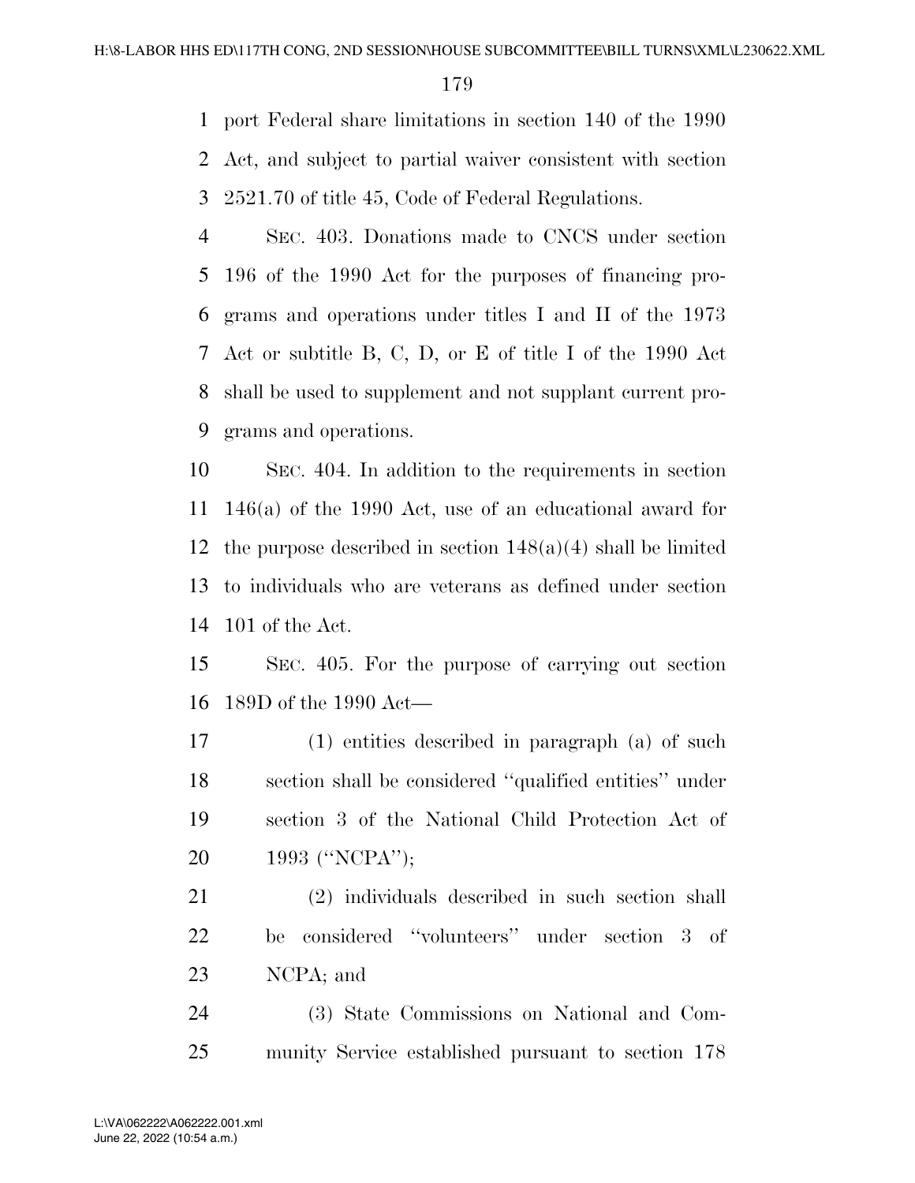port Federal share limitations in section 140 of the 1990 Act, and subject to partial waiver consistent with section 2521.70 of title 45, Code of Federal Regulations.

SEC. 403. Donations made to CNCS under section 196 of the 1990 Act for the purposes of financing programs and operations under titles I and II of the 1973 Act or subtitle B, C, D, or E of title I of the 1990 Act shall be used to supplement and not supplant current programs and operations.

SEC. 404. In addition to the requirements in section 146(a) of the 1990 Act, use of an educational award for the purpose described in section 148(a)(4) shall be limited to individuals who are veterans as defined under section 101 of the Act.

SEC. 405. For the purpose of carrying out section 189D of the 1990 Act—

(1) entities described in paragraph (a) of such section shall be considered ''qualified entities'' under section 3 of the National Child Protection Act of 1993 (''NCPA'');

(2) individuals described in such section shall be considered ''volunteers'' under section 3 of NCPA; and

(3) State Commissions on National and Community Service established pursuant to section 178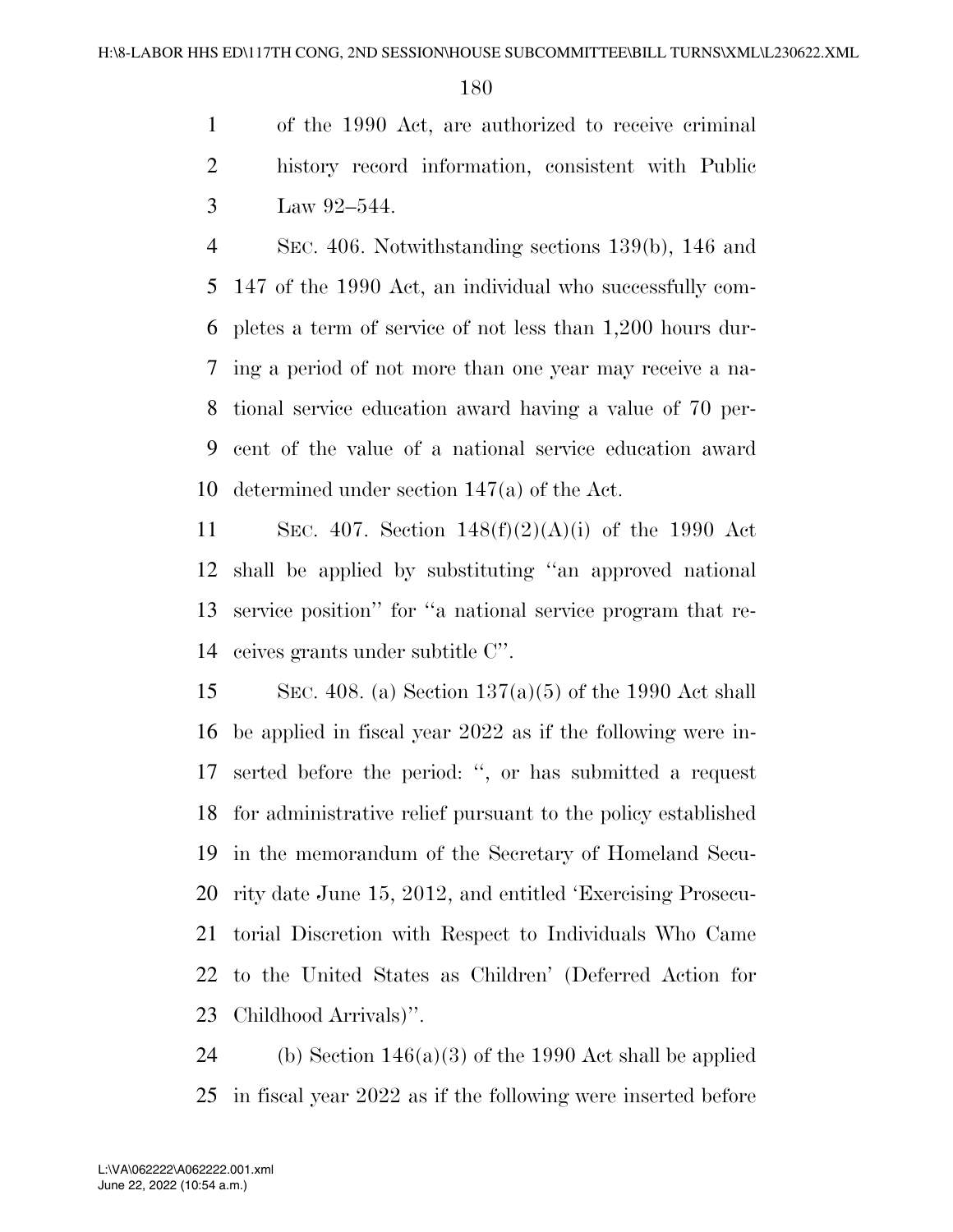of the 1990 Act, are authorized to receive criminal history record information, consistent with Public Law 92–544.

SEC. 406. Notwithstanding sections 139(b), 146 and 147 of the 1990 Act, an individual who successfully completes a term of service of not less than 1,200 hours during a period of not more than one year may receive a national service education award having a value of 70 percent of the value of a national service education award determined under section 147(a) of the Act.

SEC. 407. Section 148(f)(2)(A)(i) of the 1990 Act shall be applied by substituting ''an approved national service position'' for ''a national service program that receives grants under subtitle C''.

SEC. 408. (a) Section 137(a)(5) of the 1990 Act shall be applied in fiscal year 2022 as if the following were inserted before the period: '', or has submitted a request for administrative relief pursuant to the policy established in the memorandum of the Secretary of Homeland Security date June 15, 2012, and entitled 'Exercising Prosecutorial Discretion with Respect to Individuals Who Came to the United States as Children' (Deferred Action for Childhood Arrivals)''.

(b) Section 146(a)(3) of the 1990 Act shall be applied in fiscal year 2022 as if the following were inserted before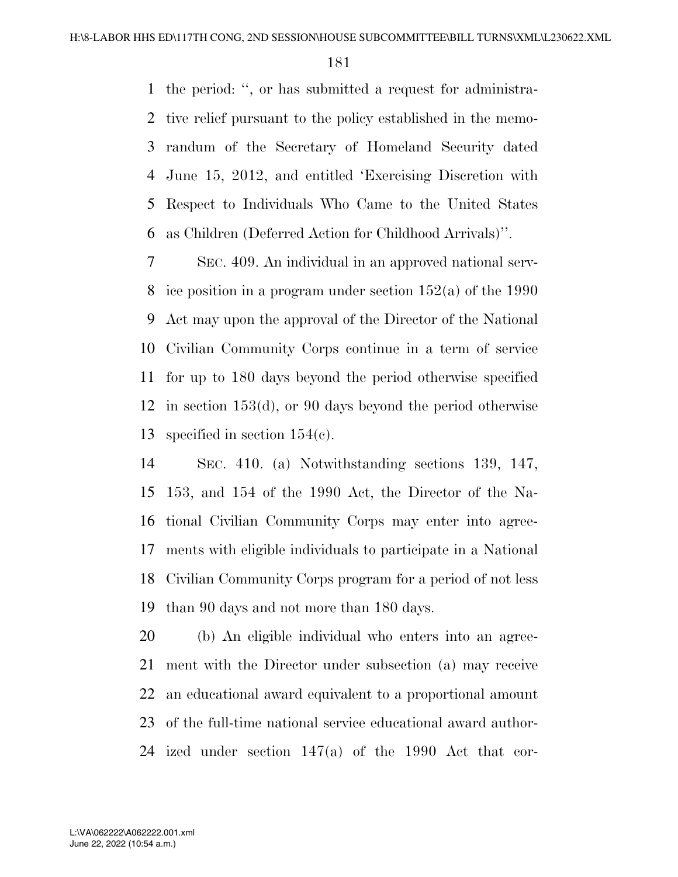the period: ", or has submitted a request for administrative relief pursuant to the policy established in the memorandum of the Secretary of Homeland Security dated June 15, 2012, and entitled 'Exercising Discretion with Respect to Individuals Who Came to the United States as Children (Deferred Action for Childhood Arrivals)".

SEC. 409. An individual in an approved national service position in a program under section 152(a) of the 1990 Act may upon the approval of the Director of the National Civilian Community Corps continue in a term of service for up to 180 days beyond the period otherwise specified in section 153(d), or 90 days beyond the period otherwise specified in section 154(c).

SEC. 410. (a) Notwithstanding sections 139, 147, 153, and 154 of the 1990 Act, the Director of the National Civilian Community Corps may enter into agreements with eligible individuals to participate in a National Civilian Community Corps program for a period of not less than 90 days and not more than 180 days.

(b) An eligible individual who enters into an agreement with the Director under subsection (a) may receive an educational award equivalent to a proportional amount of the full-time national service educational award authorized under section 147(a) of the 1990 Act that cor-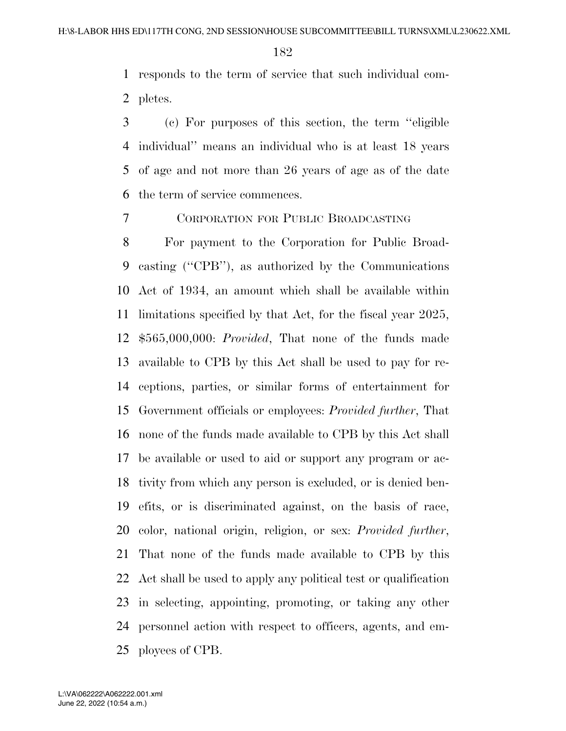responds to the term of service that such individual completes.

(c) For purposes of this section, the term ''eligible individual'' means an individual who is at least 18 years of age and not more than 26 years of age as of the date the term of service commences.

CORPORATION FOR PUBLIC BROADCASTING

For payment to the Corporation for Public Broadcasting (''CPB''), as authorized by the Communications Act of 1934, an amount which shall be available within limitations specified by that Act, for the fiscal year 2025, $565,000,000: *Provided*, That none of the funds made available to CPB by this Act shall be used to pay for receptions, parties, or similar forms of entertainment for Government officials or employees: *Provided further*, That none of the funds made available to CPB by this Act shall be available or used to aid or support any program or activity from which any person is excluded, or is denied benefits, or is discriminated against, on the basis of race, color, national origin, religion, or sex: *Provided further*, That none of the funds made available to CPB by this Act shall be used to apply any political test or qualification in selecting, appointing, promoting, or taking any other personnel action with respect to officers, agents, and employees of CPB.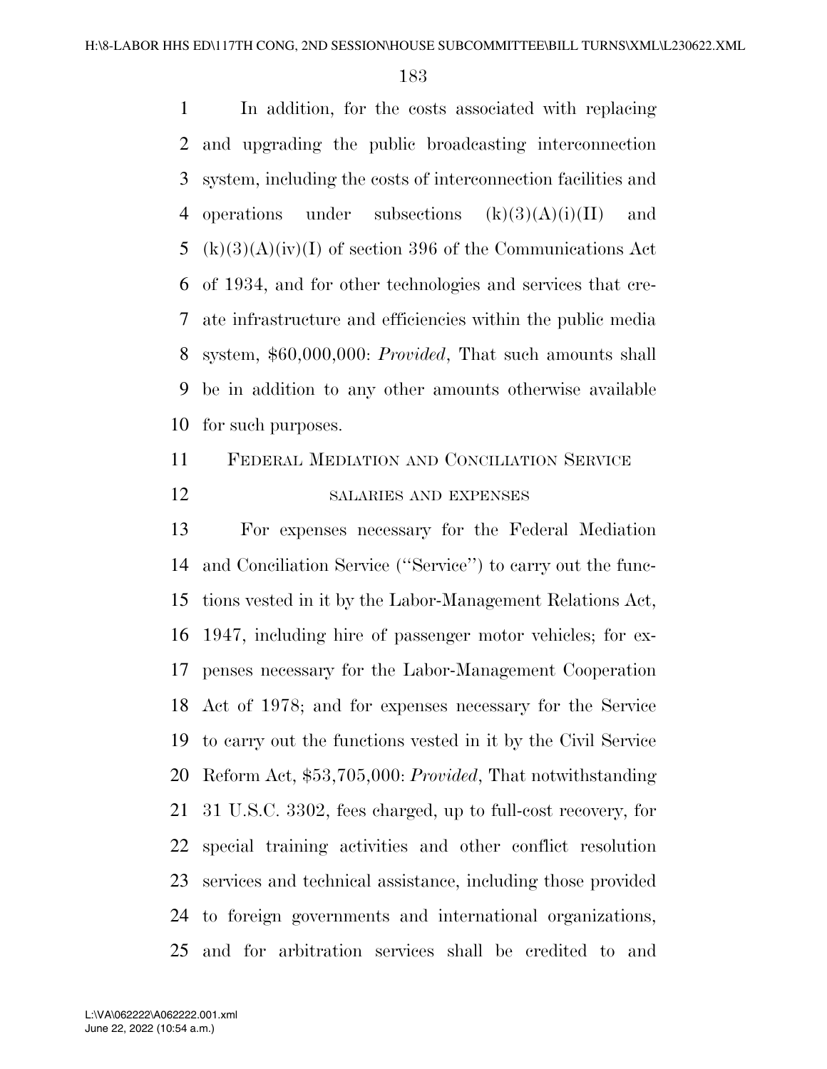In addition, for the costs associated with replacing and upgrading the public broadcasting interconnection system, including the costs of interconnection facilities and operations under subsections (k)(3)(A)(i)(II) and (k)(3)(A)(iv)(I) of section 396 of the Communications Act of 1934, and for other technologies and services that create infrastructure and efficiencies within the public media system, $60,000,000: *Provided*, That such amounts shall be in addition to any other amounts otherwise available for such purposes.

## Federal Mediation and Conciliation Service

### salaries and expenses

For expenses necessary for the Federal Mediation and Conciliation Service (''Service'') to carry out the functions vested in it by the Labor-Management Relations Act, 1947, including hire of passenger motor vehicles; for expenses necessary for the Labor-Management Cooperation Act of 1978; and for expenses necessary for the Service to carry out the functions vested in it by the Civil Service Reform Act, $53,705,000: *Provided*, That notwithstanding 31 U.S.C. 3302, fees charged, up to full-cost recovery, for special training activities and other conflict resolution services and technical assistance, including those provided to foreign governments and international organizations, and for arbitration services shall be credited to and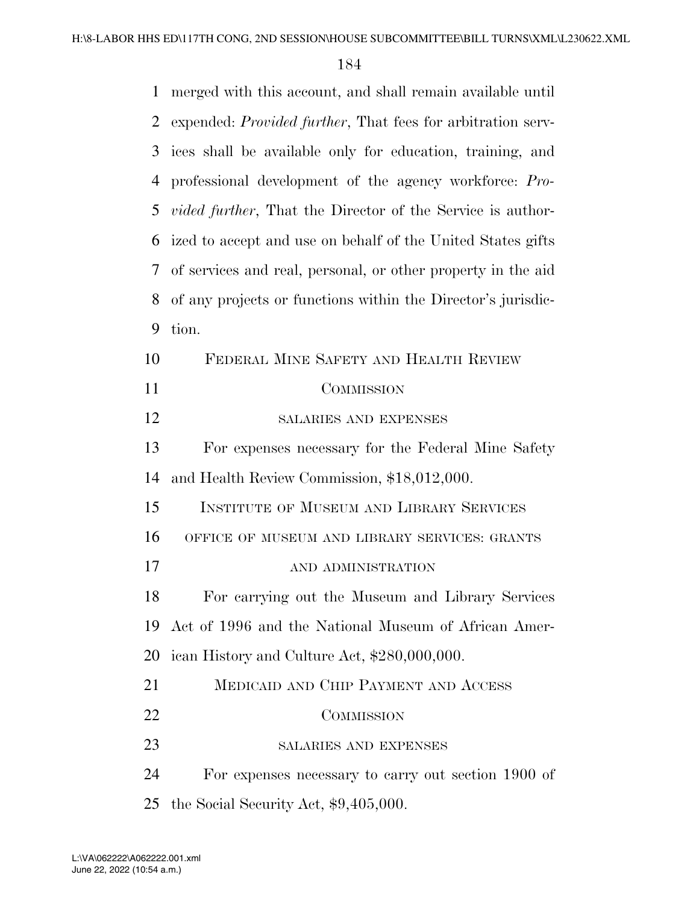merged with this account, and shall remain available until expended: *Provided further*, That fees for arbitration services shall be available only for education, training, and professional development of the agency workforce: *Provided further*, That the Director of the Service is authorized to accept and use on behalf of the United States gifts of services and real, personal, or other property in the aid of any projects or functions within the Director's jurisdiction.

## FEDERAL MINE SAFETY AND HEALTH REVIEW COMMISSION

### SALARIES AND EXPENSES

For expenses necessary for the Federal Mine Safety and Health Review Commission, $18,012,000.

## INSTITUTE OF MUSEUM AND LIBRARY SERVICES

### OFFICE OF MUSEUM AND LIBRARY SERVICES: GRANTS AND ADMINISTRATION

For carrying out the Museum and Library Services Act of 1996 and the National Museum of African American History and Culture Act, $280,000,000.

## MEDICAID AND CHIP PAYMENT AND ACCESS COMMISSION

### SALARIES AND EXPENSES

For expenses necessary to carry out section 1900 of the Social Security Act, $9,405,000.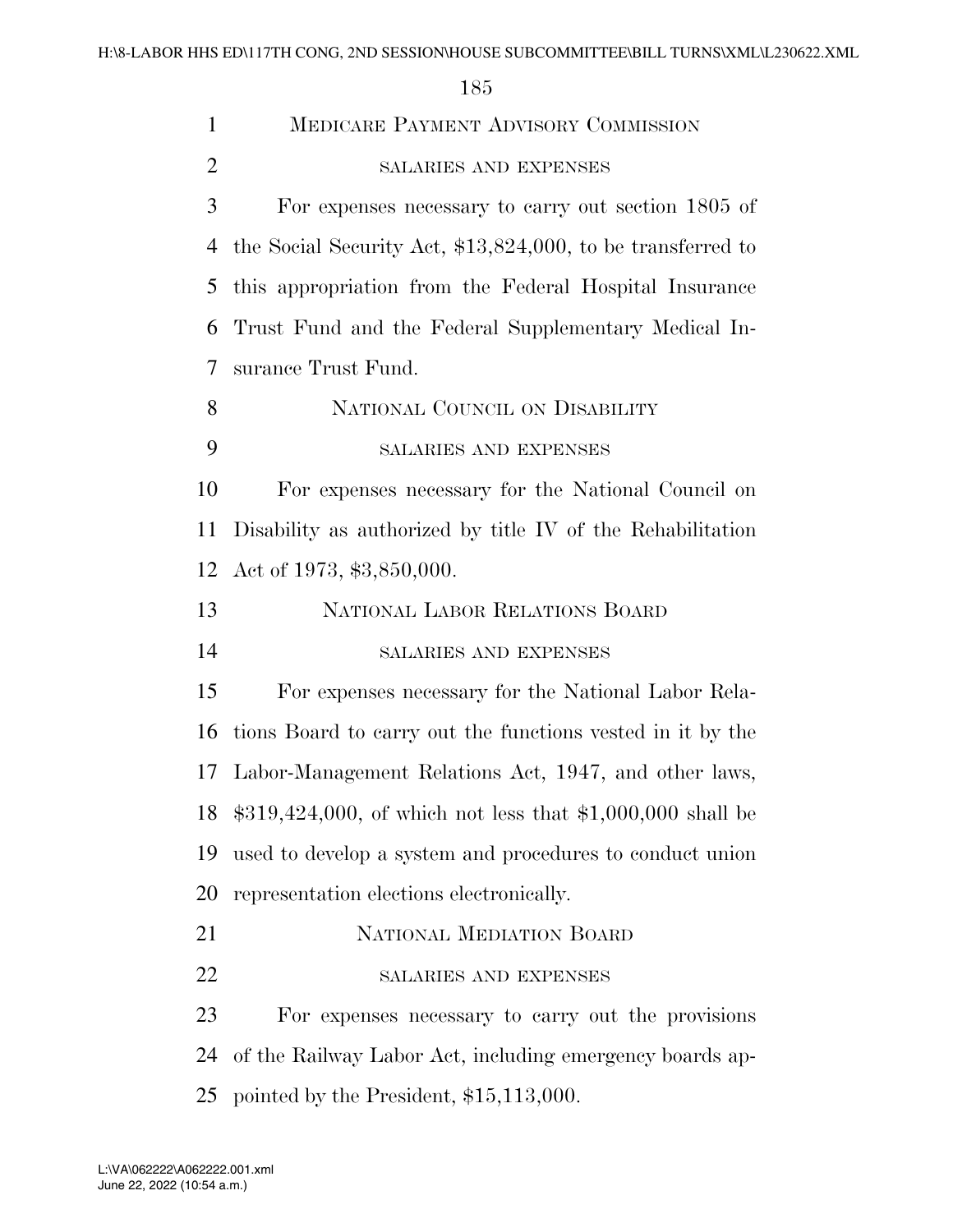## MEDICARE PAYMENT ADVISORY COMMISSION

### SALARIES AND EXPENSES

For expenses necessary to carry out section 1805 of the Social Security Act, $13,824,000, to be transferred to this appropriation from the Federal Hospital Insurance Trust Fund and the Federal Supplementary Medical Insurance Trust Fund.

## NATIONAL COUNCIL ON DISABILITY

### SALARIES AND EXPENSES

For expenses necessary for the National Council on Disability as authorized by title IV of the Rehabilitation Act of 1973, $3,850,000.

## NATIONAL LABOR RELATIONS BOARD

### SALARIES AND EXPENSES

For expenses necessary for the National Labor Relations Board to carry out the functions vested in it by the Labor-Management Relations Act, 1947, and other laws, $319,424,000, of which not less that $1,000,000 shall be used to develop a system and procedures to conduct union representation elections electronically.

## NATIONAL MEDIATION BOARD

### SALARIES AND EXPENSES

For expenses necessary to carry out the provisions of the Railway Labor Act, including emergency boards appointed by the President, $15,113,000.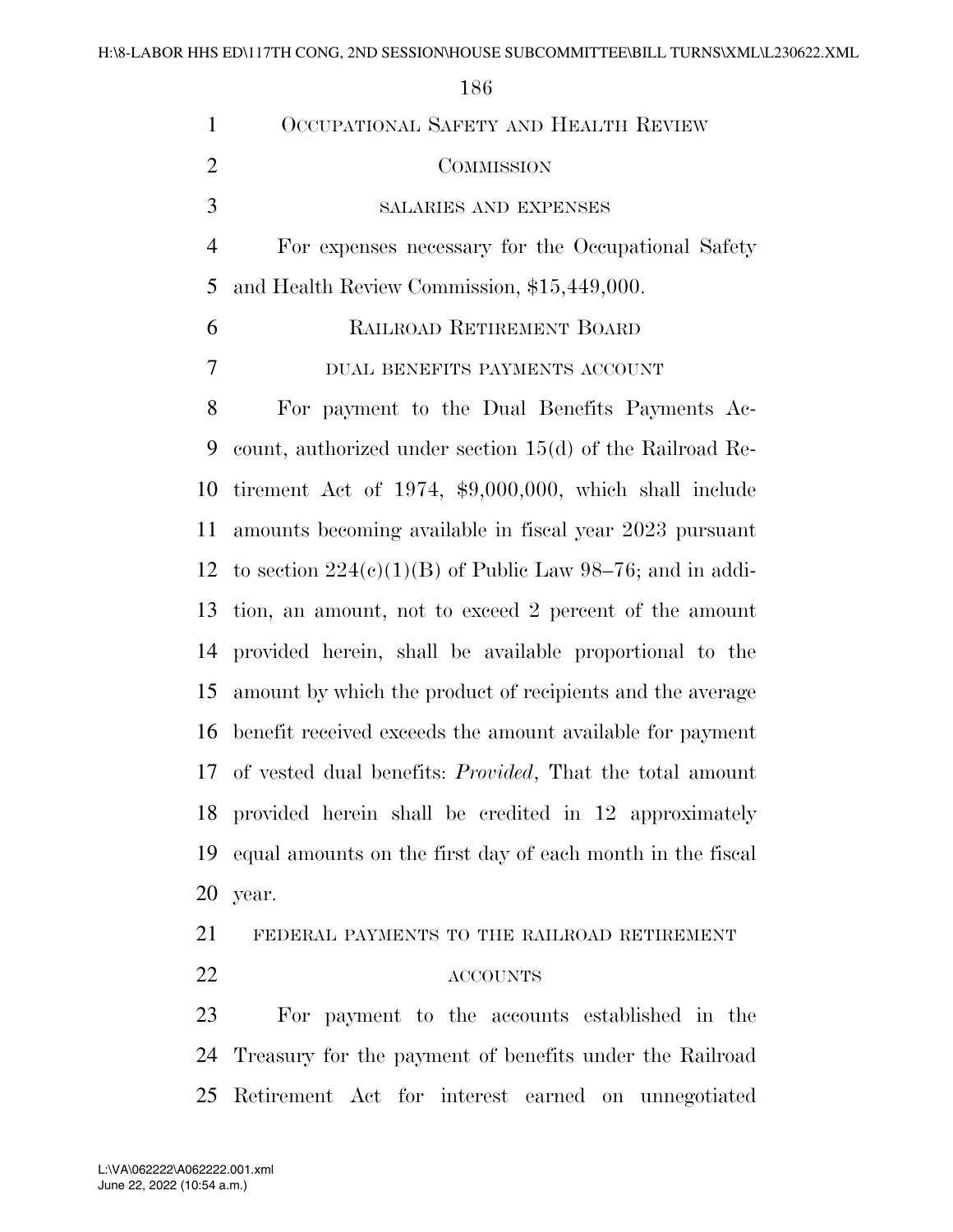## Occupational Safety and Health Review Commission

### salaries and expenses

For expenses necessary for the Occupational Safety and Health Review Commission, $15,449,000.

## Railroad Retirement Board

### dual benefits payments account

For payment to the Dual Benefits Payments Account, authorized under section 15(d) of the Railroad Retirement Act of 1974, $9,000,000, which shall include amounts becoming available in fiscal year 2023 pursuant to section 224(c)(1)(B) of Public Law 98–76; and in addition, an amount, not to exceed 2 percent of the amount provided herein, shall be available proportional to the amount by which the product of recipients and the average benefit received exceeds the amount available for payment of vested dual benefits: *Provided*, That the total amount provided herein shall be credited in 12 approximately equal amounts on the first day of each month in the fiscal year.

### federal payments to the railroad retirement accounts

For payment to the accounts established in the Treasury for the payment of benefits under the Railroad Retirement Act for interest earned on unnegotiated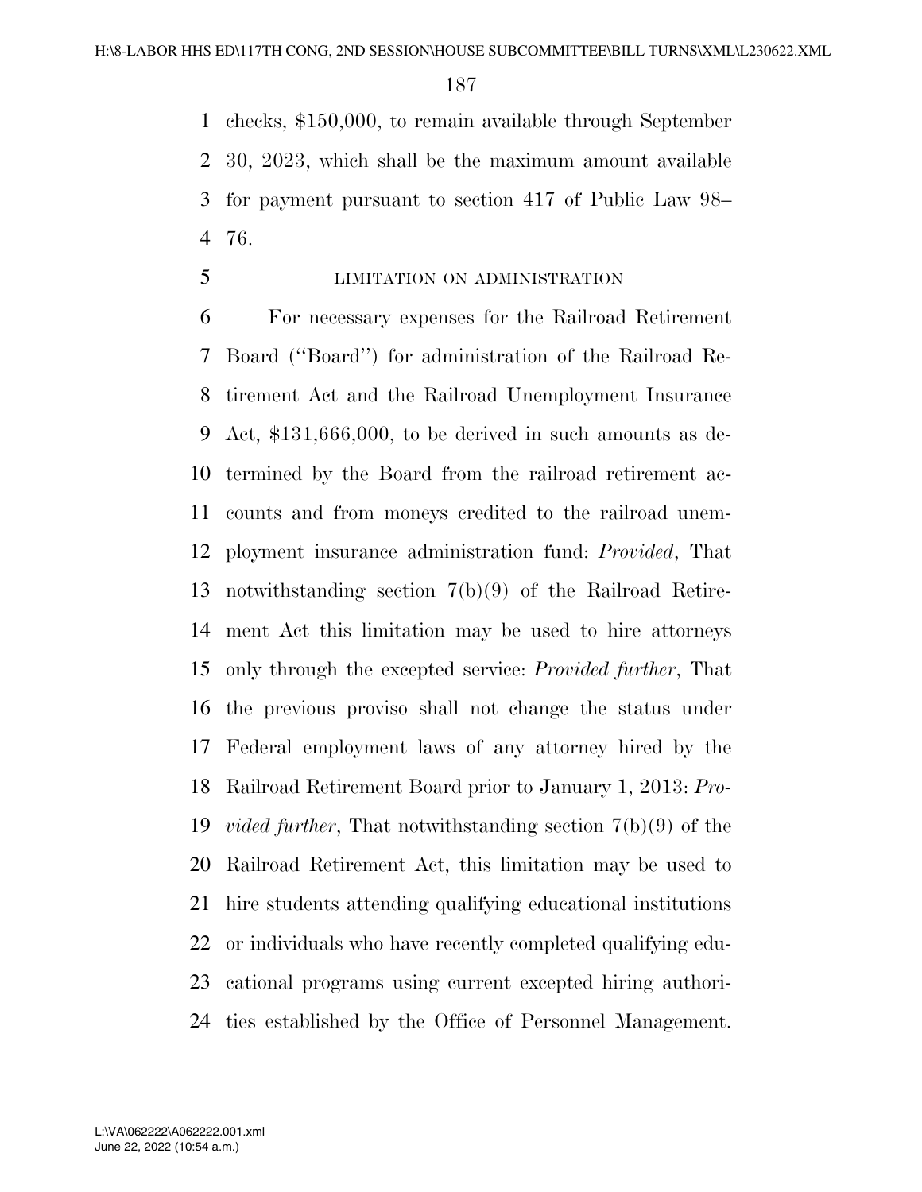checks, $150,000, to remain available through September 30, 2023, which shall be the maximum amount available for payment pursuant to section 417 of Public Law 98–76.

LIMITATION ON ADMINISTRATION

For necessary expenses for the Railroad Retirement Board (''Board'') for administration of the Railroad Retirement Act and the Railroad Unemployment Insurance Act, $131,666,000, to be derived in such amounts as determined by the Board from the railroad retirement accounts and from moneys credited to the railroad unemployment insurance administration fund: *Provided*, That notwithstanding section 7(b)(9) of the Railroad Retirement Act this limitation may be used to hire attorneys only through the excepted service: *Provided further*, That the previous proviso shall not change the status under Federal employment laws of any attorney hired by the Railroad Retirement Board prior to January 1, 2013: *Provided further*, That notwithstanding section 7(b)(9) of the Railroad Retirement Act, this limitation may be used to hire students attending qualifying educational institutions or individuals who have recently completed qualifying educational programs using current excepted hiring authorities established by the Office of Personnel Management.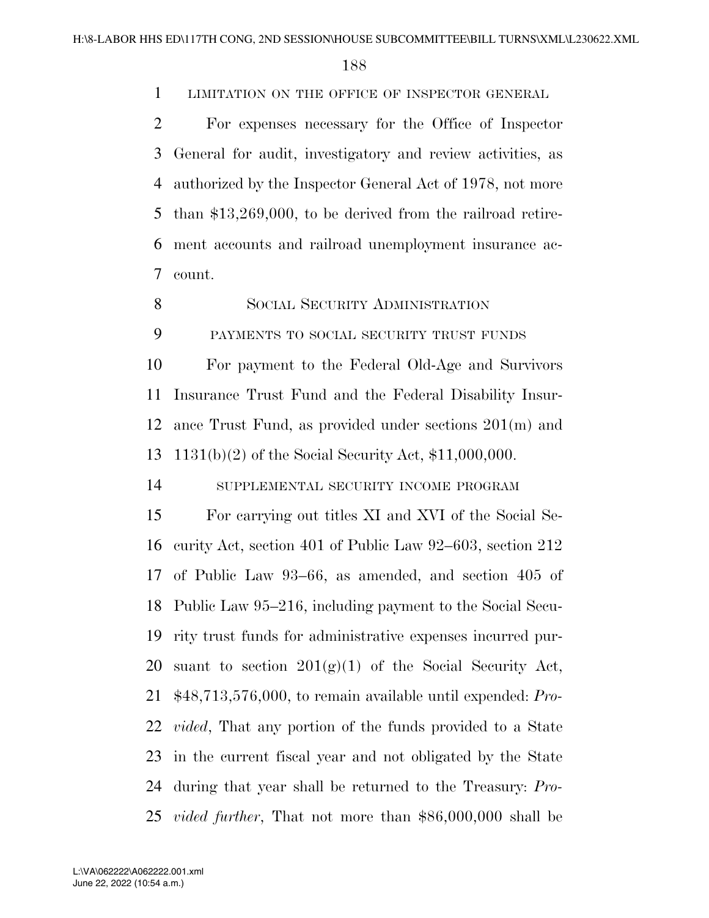LIMITATION ON THE OFFICE OF INSPECTOR GENERAL

For expenses necessary for the Office of Inspector General for audit, investigatory and review activities, as authorized by the Inspector General Act of 1978, not more than $13,269,000, to be derived from the railroad retirement accounts and railroad unemployment insurance account.

## SOCIAL SECURITY ADMINISTRATION

PAYMENTS TO SOCIAL SECURITY TRUST FUNDS

For payment to the Federal Old-Age and Survivors Insurance Trust Fund and the Federal Disability Insurance Trust Fund, as provided under sections 201(m) and 1131(b)(2) of the Social Security Act, $11,000,000.

SUPPLEMENTAL SECURITY INCOME PROGRAM

For carrying out titles XI and XVI of the Social Security Act, section 401 of Public Law 92–603, section 212 of Public Law 93–66, as amended, and section 405 of Public Law 95–216, including payment to the Social Security trust funds for administrative expenses incurred pursuant to section 201(g)(1) of the Social Security Act, $48,713,576,000, to remain available until expended: *Provided*, That any portion of the funds provided to a State in the current fiscal year and not obligated by the State during that year shall be returned to the Treasury: *Provided further*, That not more than $86,000,000 shall be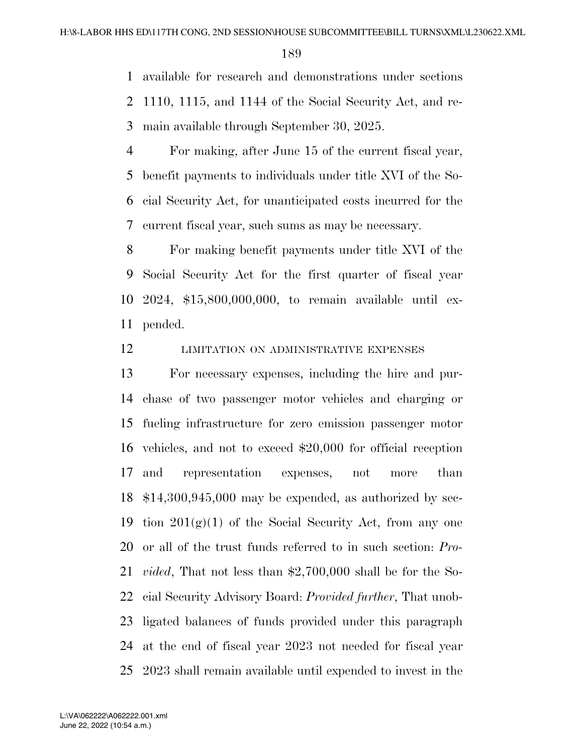available for research and demonstrations under sections 1110, 1115, and 1144 of the Social Security Act, and remain available through September 30, 2025.

For making, after June 15 of the current fiscal year, benefit payments to individuals under title XVI of the Social Security Act, for unanticipated costs incurred for the current fiscal year, such sums as may be necessary.

For making benefit payments under title XVI of the Social Security Act for the first quarter of fiscal year 2024, $15,800,000,000, to remain available until expended.

LIMITATION ON ADMINISTRATIVE EXPENSES

For necessary expenses, including the hire and purchase of two passenger motor vehicles and charging or fueling infrastructure for zero emission passenger motor vehicles, and not to exceed $20,000 for official reception and representation expenses, not more than $14,300,945,000 may be expended, as authorized by section 201(g)(1) of the Social Security Act, from any one or all of the trust funds referred to in such section: *Provided*, That not less than $2,700,000 shall be for the Social Security Advisory Board: *Provided further*, That unobligated balances of funds provided under this paragraph at the end of fiscal year 2023 not needed for fiscal year 2023 shall remain available until expended to invest in the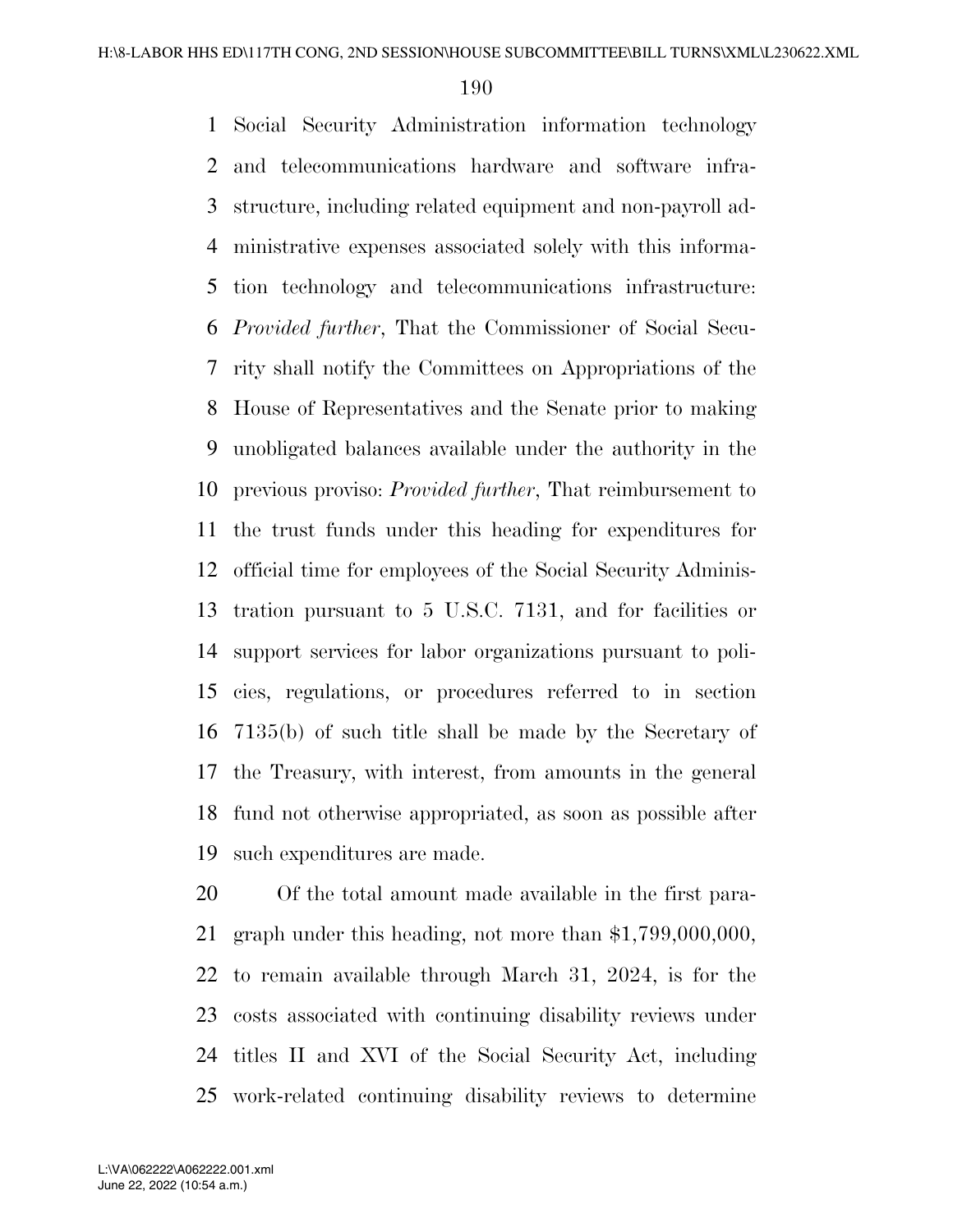Social Security Administration information technology and telecommunications hardware and software infrastructure, including related equipment and non-payroll administrative expenses associated solely with this information technology and telecommunications infrastructure: *Provided further*, That the Commissioner of Social Security shall notify the Committees on Appropriations of the House of Representatives and the Senate prior to making unobligated balances available under the authority in the previous proviso: *Provided further*, That reimbursement to the trust funds under this heading for expenditures for official time for employees of the Social Security Administration pursuant to 5 U.S.C. 7131, and for facilities or support services for labor organizations pursuant to policies, regulations, or procedures referred to in section 7135(b) of such title shall be made by the Secretary of the Treasury, with interest, from amounts in the general fund not otherwise appropriated, as soon as possible after such expenditures are made.

Of the total amount made available in the first paragraph under this heading, not more than $1,799,000,000, to remain available through March 31, 2024, is for the costs associated with continuing disability reviews under titles II and XVI of the Social Security Act, including work-related continuing disability reviews to determine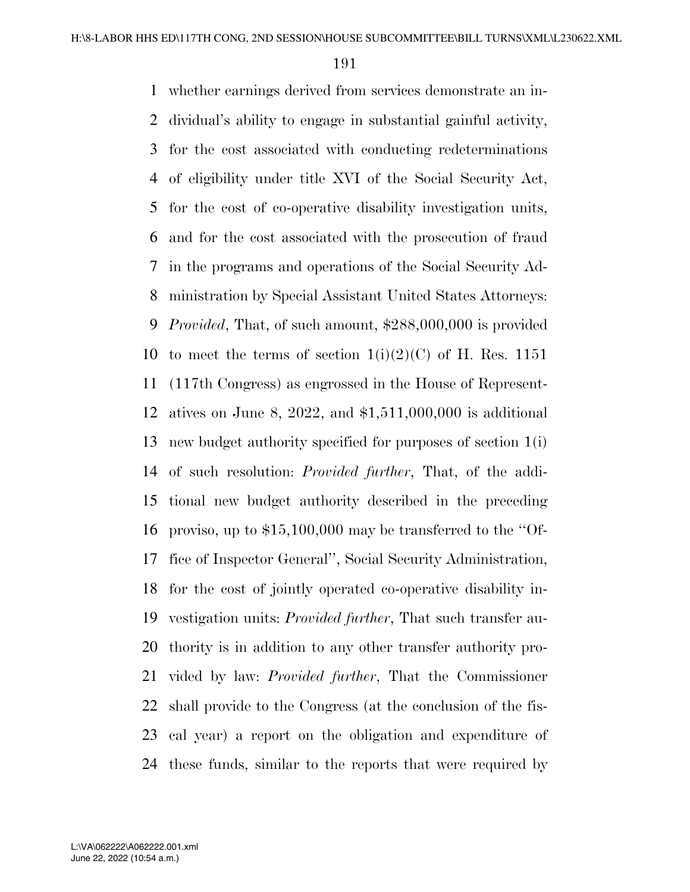whether earnings derived from services demonstrate an individual's ability to engage in substantial gainful activity, for the cost associated with conducting redeterminations of eligibility under title XVI of the Social Security Act, for the cost of co-operative disability investigation units, and for the cost associated with the prosecution of fraud in the programs and operations of the Social Security Administration by Special Assistant United States Attorneys: *Provided*, That, of such amount, $288,000,000 is provided to meet the terms of section 1(i)(2)(C) of H. Res. 1151 (117th Congress) as engrossed in the House of Representatives on June 8, 2022, and $1,511,000,000 is additional new budget authority specified for purposes of section 1(i) of such resolution: *Provided further*, That, of the additional new budget authority described in the preceding proviso, up to $15,100,000 may be transferred to the ''Office of Inspector General'', Social Security Administration, for the cost of jointly operated co-operative disability investigation units: *Provided further*, That such transfer authority is in addition to any other transfer authority provided by law: *Provided further*, That the Commissioner shall provide to the Congress (at the conclusion of the fiscal year) a report on the obligation and expenditure of these funds, similar to the reports that were required by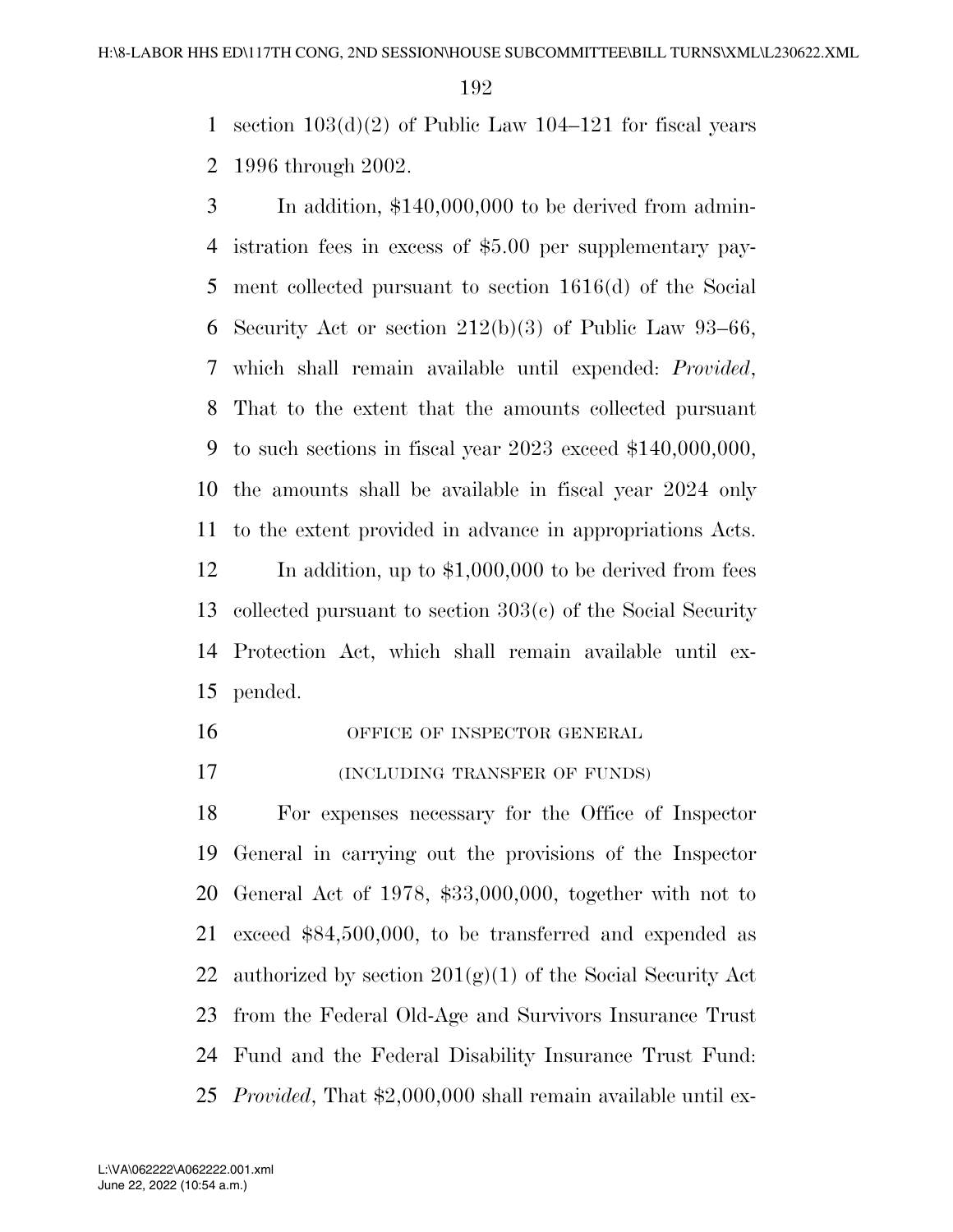section 103(d)(2) of Public Law 104–121 for fiscal years 1996 through 2002.

In addition, $140,000,000 to be derived from administration fees in excess of $5.00 per supplementary payment collected pursuant to section 1616(d) of the Social Security Act or section 212(b)(3) of Public Law 93–66, which shall remain available until expended: *Provided*, That to the extent that the amounts collected pursuant to such sections in fiscal year 2023 exceed $140,000,000, the amounts shall be available in fiscal year 2024 only to the extent provided in advance in appropriations Acts.

In addition, up to $1,000,000 to be derived from fees collected pursuant to section 303(c) of the Social Security Protection Act, which shall remain available until expended.

OFFICE OF INSPECTOR GENERAL

(INCLUDING TRANSFER OF FUNDS)

For expenses necessary for the Office of Inspector General in carrying out the provisions of the Inspector General Act of 1978, $33,000,000, together with not to exceed $84,500,000, to be transferred and expended as authorized by section 201(g)(1) of the Social Security Act from the Federal Old-Age and Survivors Insurance Trust Fund and the Federal Disability Insurance Trust Fund: *Provided*, That $2,000,000 shall remain available until ex-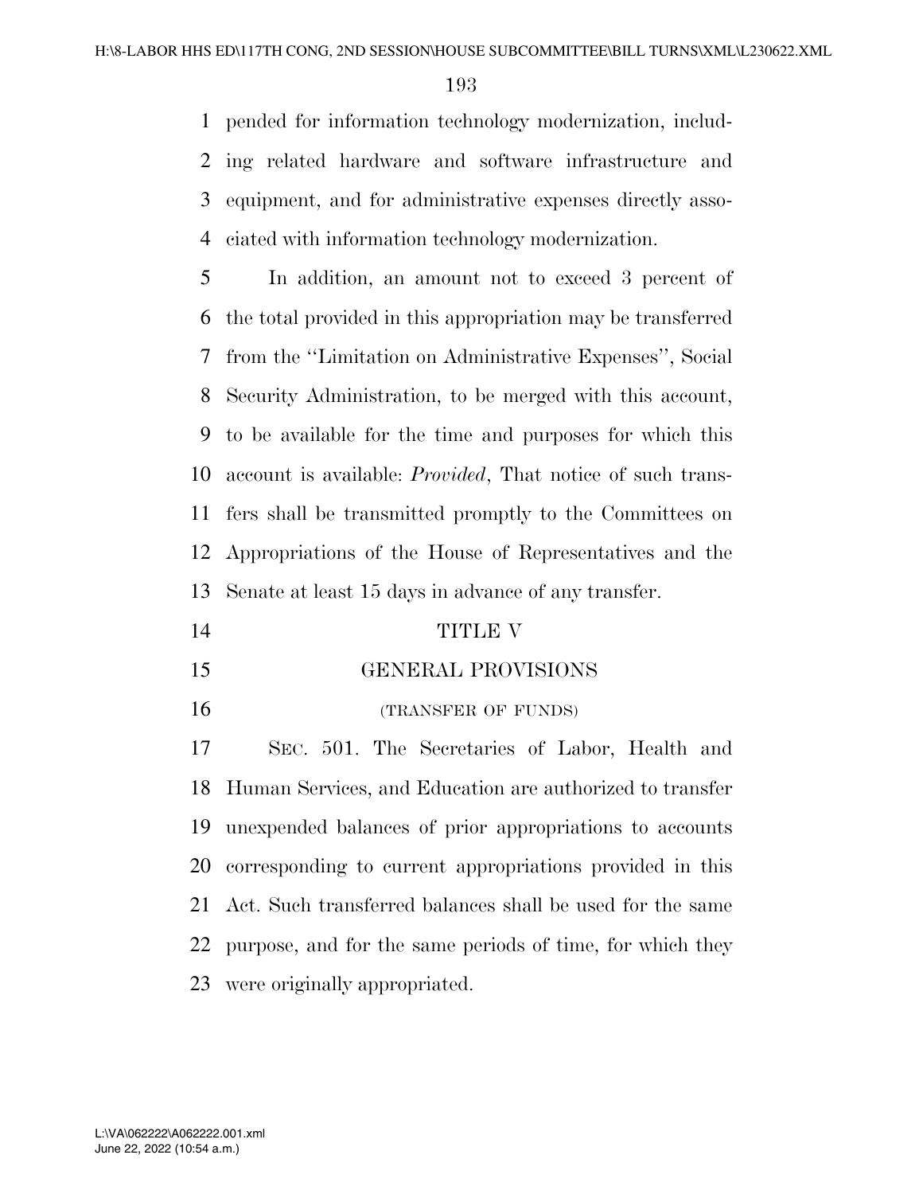pended for information technology modernization, including related hardware and software infrastructure and equipment, and for administrative expenses directly associated with information technology modernization.

In addition, an amount not to exceed 3 percent of the total provided in this appropriation may be transferred from the ''Limitation on Administrative Expenses'', Social Security Administration, to be merged with this account, to be available for the time and purposes for which this account is available: *Provided*, That notice of such transfers shall be transmitted promptly to the Committees on Appropriations of the House of Representatives and the Senate at least 15 days in advance of any transfer.

# TITLE V

## GENERAL PROVISIONS

(TRANSFER OF FUNDS)

SEC. 501. The Secretaries of Labor, Health and Human Services, and Education are authorized to transfer unexpended balances of prior appropriations to accounts corresponding to current appropriations provided in this Act. Such transferred balances shall be used for the same purpose, and for the same periods of time, for which they were originally appropriated.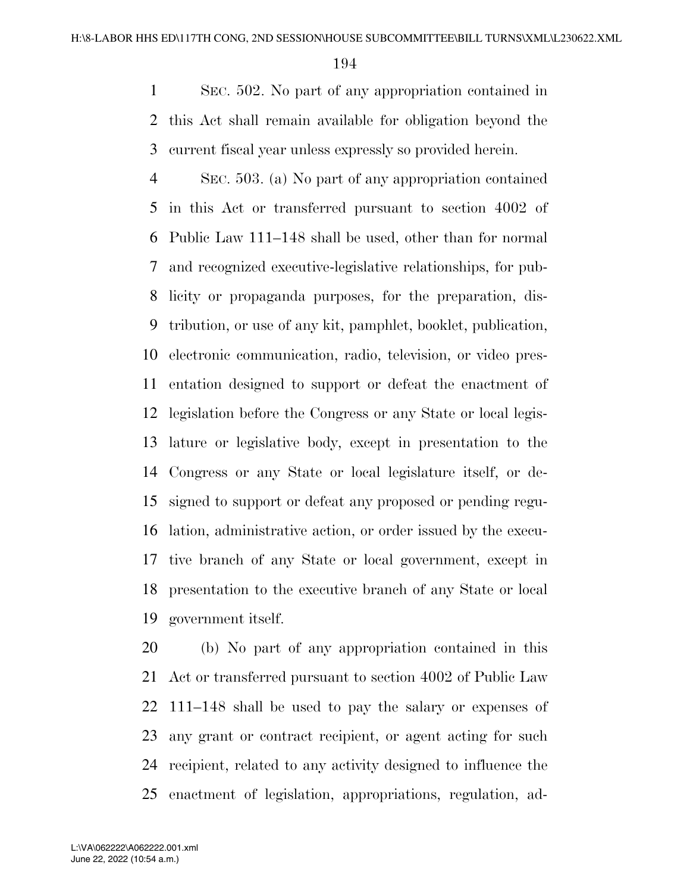SEC. 502. No part of any appropriation contained in this Act shall remain available for obligation beyond the current fiscal year unless expressly so provided herein.

SEC. 503. (a) No part of any appropriation contained in this Act or transferred pursuant to section 4002 of Public Law 111–148 shall be used, other than for normal and recognized executive-legislative relationships, for publicity or propaganda purposes, for the preparation, distribution, or use of any kit, pamphlet, booklet, publication, electronic communication, radio, television, or video presentation designed to support or defeat the enactment of legislation before the Congress or any State or local legislature or legislative body, except in presentation to the Congress or any State or local legislature itself, or designed to support or defeat any proposed or pending regulation, administrative action, or order issued by the executive branch of any State or local government, except in presentation to the executive branch of any State or local government itself.

(b) No part of any appropriation contained in this Act or transferred pursuant to section 4002 of Public Law 111–148 shall be used to pay the salary or expenses of any grant or contract recipient, or agent acting for such recipient, related to any activity designed to influence the enactment of legislation, appropriations, regulation, ad-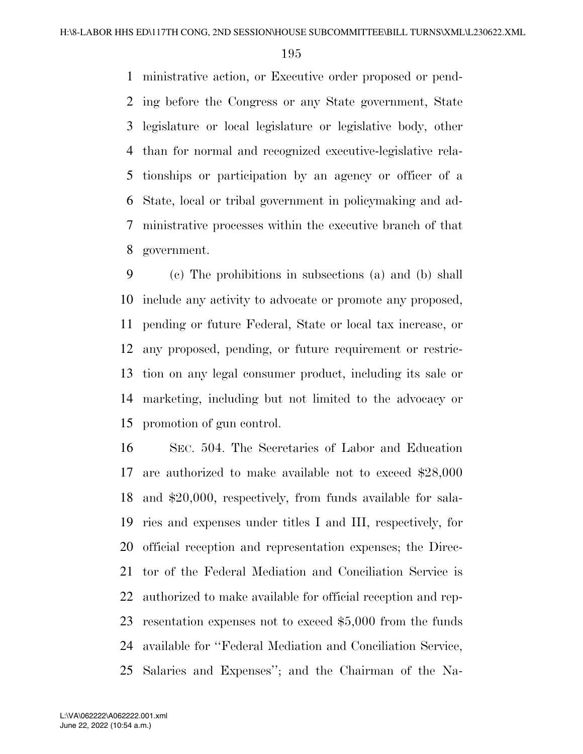ministrative action, or Executive order proposed or pending before the Congress or any State government, State legislature or local legislature or legislative body, other than for normal and recognized executive-legislative relationships or participation by an agency or officer of a State, local or tribal government in policymaking and administrative processes within the executive branch of that government.

(c) The prohibitions in subsections (a) and (b) shall include any activity to advocate or promote any proposed, pending or future Federal, State or local tax increase, or any proposed, pending, or future requirement or restriction on any legal consumer product, including its sale or marketing, including but not limited to the advocacy or promotion of gun control.

SEC. 504. The Secretaries of Labor and Education are authorized to make available not to exceed $28,000 and $20,000, respectively, from funds available for salaries and expenses under titles I and III, respectively, for official reception and representation expenses; the Director of the Federal Mediation and Conciliation Service is authorized to make available for official reception and representation expenses not to exceed $5,000 from the funds available for ''Federal Mediation and Conciliation Service, Salaries and Expenses''; and the Chairman of the Na-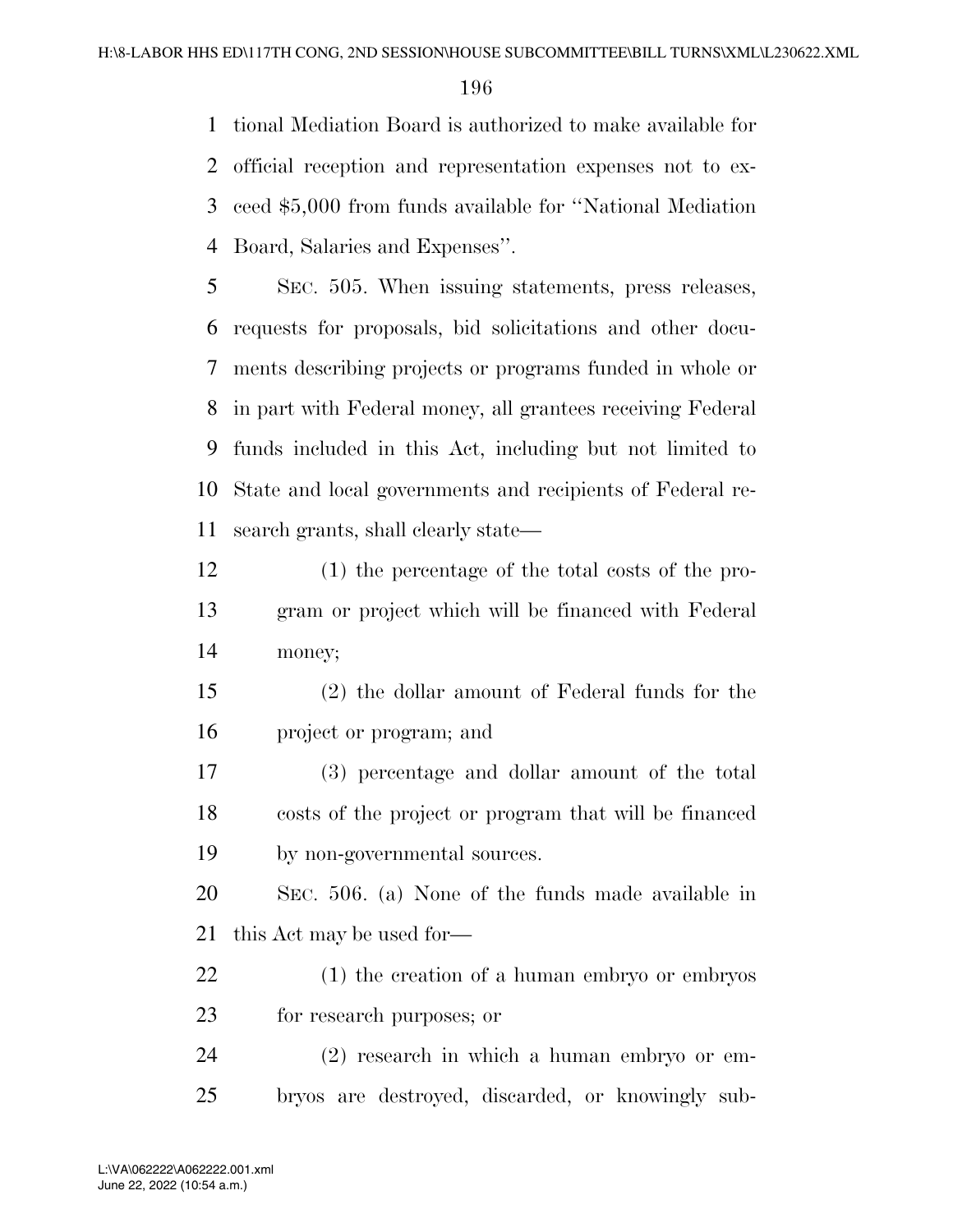tional Mediation Board is authorized to make available for official reception and representation expenses not to exceed $5,000 from funds available for ''National Mediation Board, Salaries and Expenses''.

SEC. 505. When issuing statements, press releases, requests for proposals, bid solicitations and other documents describing projects or programs funded in whole or in part with Federal money, all grantees receiving Federal funds included in this Act, including but not limited to State and local governments and recipients of Federal research grants, shall clearly state—

(1) the percentage of the total costs of the program or project which will be financed with Federal money;

(2) the dollar amount of Federal funds for the project or program; and

(3) percentage and dollar amount of the total costs of the project or program that will be financed by non-governmental sources.

SEC. 506. (a) None of the funds made available in this Act may be used for—

(1) the creation of a human embryo or embryos for research purposes; or

(2) research in which a human embryo or embryos are destroyed, discarded, or knowingly sub-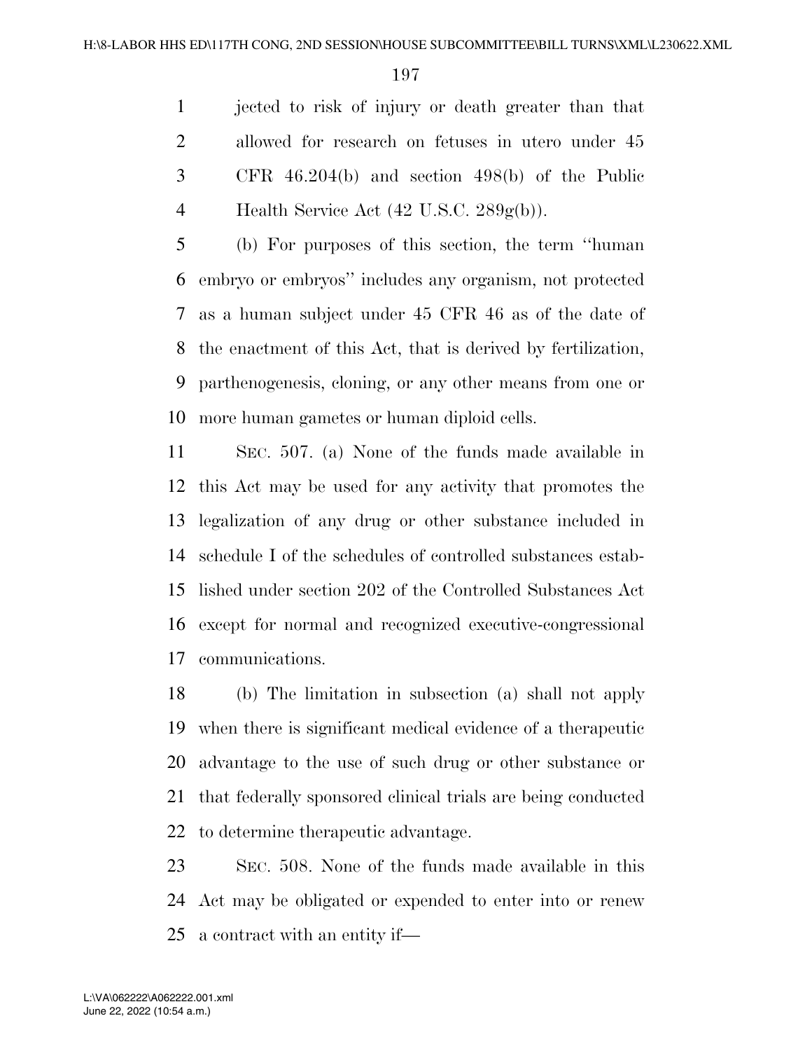jected to risk of injury or death greater than that allowed for research on fetuses in utero under 45 CFR 46.204(b) and section 498(b) of the Public Health Service Act (42 U.S.C. 289g(b)).

(b) For purposes of this section, the term ''human embryo or embryos'' includes any organism, not protected as a human subject under 45 CFR 46 as of the date of the enactment of this Act, that is derived by fertilization, parthenogenesis, cloning, or any other means from one or more human gametes or human diploid cells.

SEC. 507. (a) None of the funds made available in this Act may be used for any activity that promotes the legalization of any drug or other substance included in schedule I of the schedules of controlled substances established under section 202 of the Controlled Substances Act except for normal and recognized executive-congressional communications.

(b) The limitation in subsection (a) shall not apply when there is significant medical evidence of a therapeutic advantage to the use of such drug or other substance or that federally sponsored clinical trials are being conducted to determine therapeutic advantage.

SEC. 508. None of the funds made available in this Act may be obligated or expended to enter into or renew a contract with an entity if—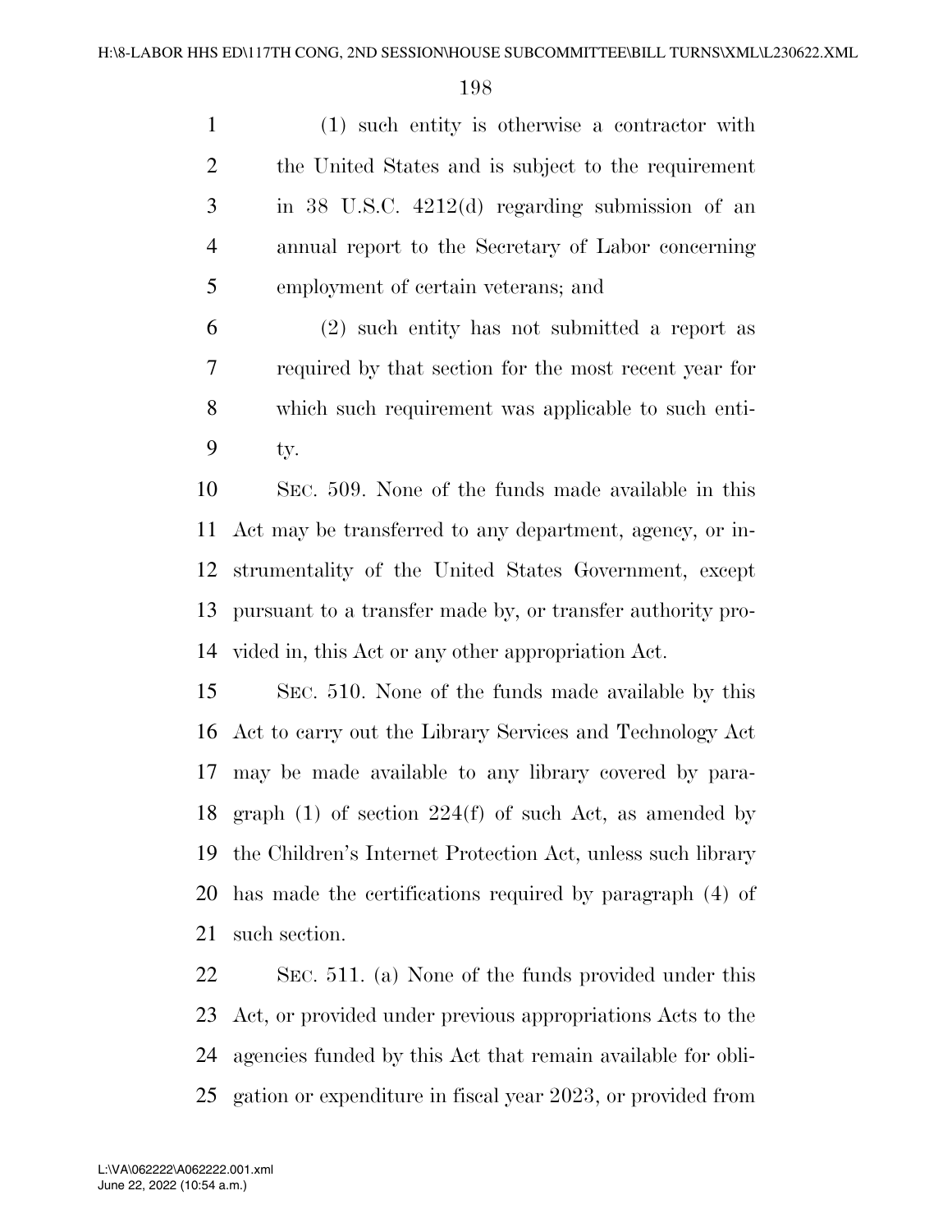(1) such entity is otherwise a contractor with the United States and is subject to the requirement in 38 U.S.C. 4212(d) regarding submission of an annual report to the Secretary of Labor concerning employment of certain veterans; and

(2) such entity has not submitted a report as required by that section for the most recent year for which such requirement was applicable to such entity.

SEC. 509. None of the funds made available in this Act may be transferred to any department, agency, or instrumentality of the United States Government, except pursuant to a transfer made by, or transfer authority provided in, this Act or any other appropriation Act.

SEC. 510. None of the funds made available by this Act to carry out the Library Services and Technology Act may be made available to any library covered by paragraph (1) of section 224(f) of such Act, as amended by the Children's Internet Protection Act, unless such library has made the certifications required by paragraph (4) of such section.

SEC. 511. (a) None of the funds provided under this Act, or provided under previous appropriations Acts to the agencies funded by this Act that remain available for obligation or expenditure in fiscal year 2023, or provided from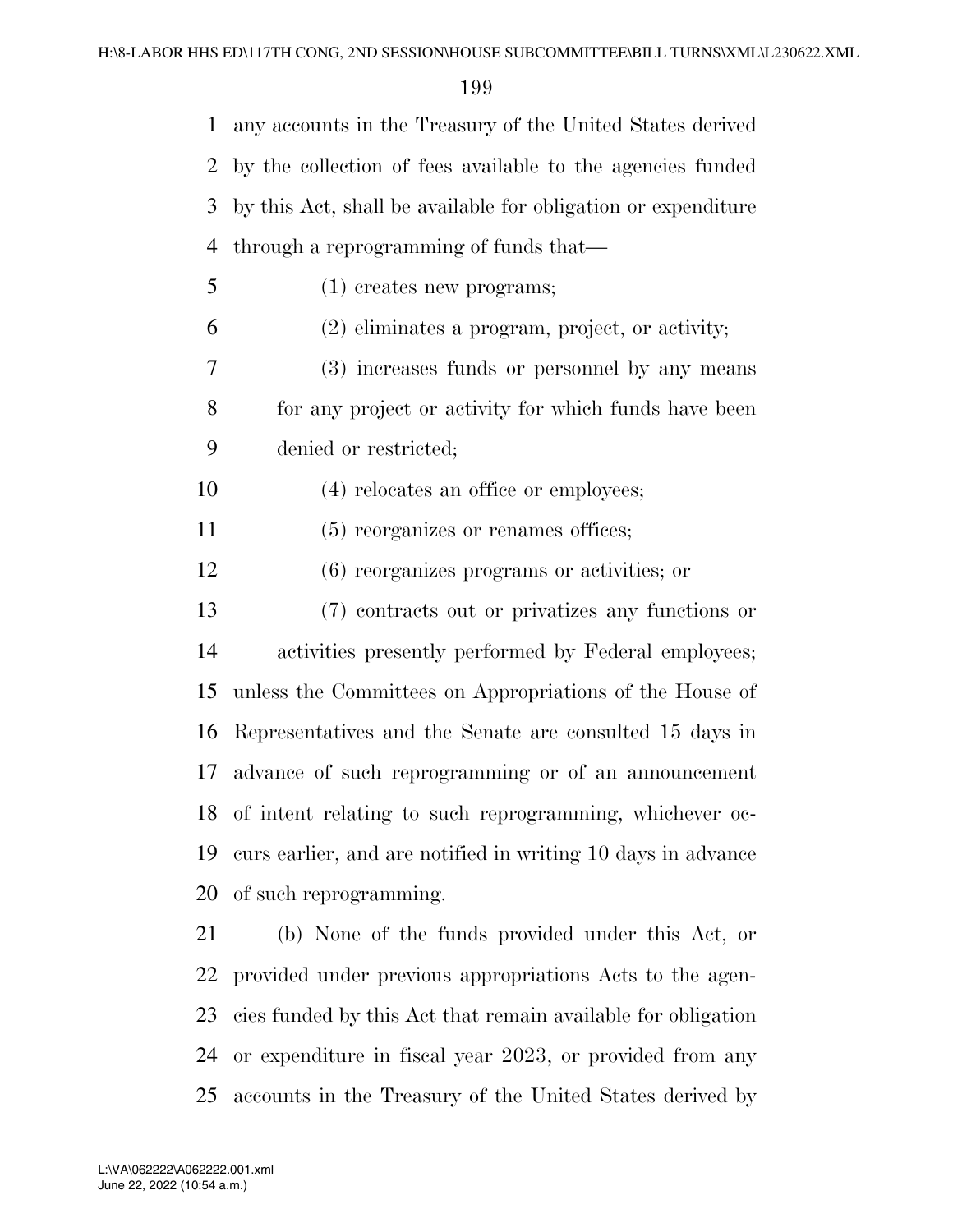any accounts in the Treasury of the United States derived by the collection of fees available to the agencies funded by this Act, shall be available for obligation or expenditure through a reprogramming of funds that—

(1) creates new programs;

(2) eliminates a program, project, or activity;

(3) increases funds or personnel by any means for any project or activity for which funds have been denied or restricted;

(4) relocates an office or employees;

(5) reorganizes or renames offices;

(6) reorganizes programs or activities; or

(7) contracts out or privatizes any functions or activities presently performed by Federal employees;

unless the Committees on Appropriations of the House of Representatives and the Senate are consulted 15 days in advance of such reprogramming or of an announcement of intent relating to such reprogramming, whichever occurs earlier, and are notified in writing 10 days in advance of such reprogramming.

(b) None of the funds provided under this Act, or provided under previous appropriations Acts to the agencies funded by this Act that remain available for obligation or expenditure in fiscal year 2023, or provided from any accounts in the Treasury of the United States derived by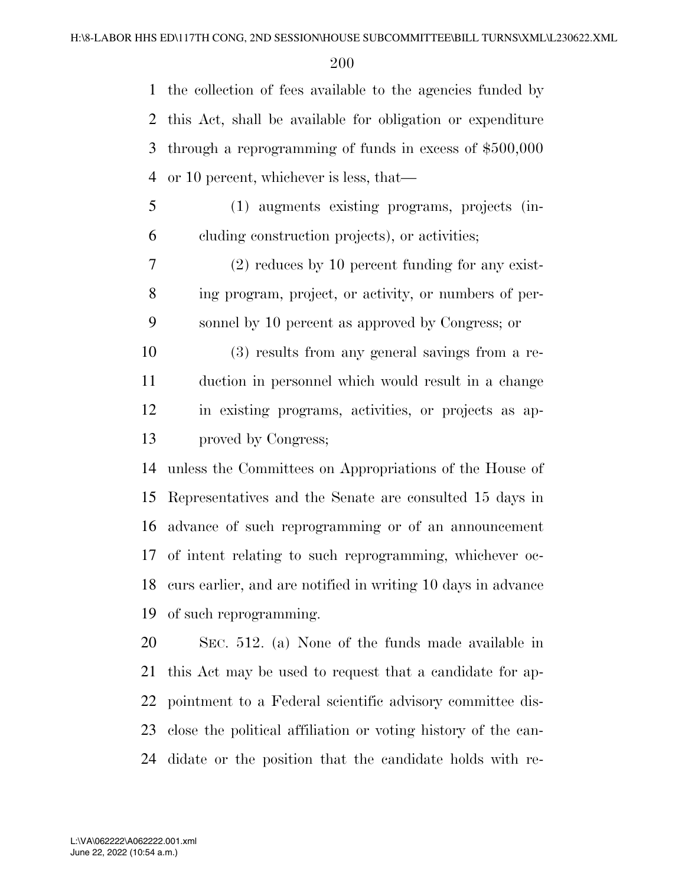the collection of fees available to the agencies funded by this Act, shall be available for obligation or expenditure through a reprogramming of funds in excess of $500,000 or 10 percent, whichever is less, that—

(1) augments existing programs, projects (including construction projects), or activities;

(2) reduces by 10 percent funding for any existing program, project, or activity, or numbers of personnel by 10 percent as approved by Congress; or

(3) results from any general savings from a reduction in personnel which would result in a change in existing programs, activities, or projects as approved by Congress;

unless the Committees on Appropriations of the House of Representatives and the Senate are consulted 15 days in advance of such reprogramming or of an announcement of intent relating to such reprogramming, whichever occurs earlier, and are notified in writing 10 days in advance of such reprogramming.

SEC. 512. (a) None of the funds made available in this Act may be used to request that a candidate for appointment to a Federal scientific advisory committee disclose the political affiliation or voting history of the candidate or the position that the candidate holds with re-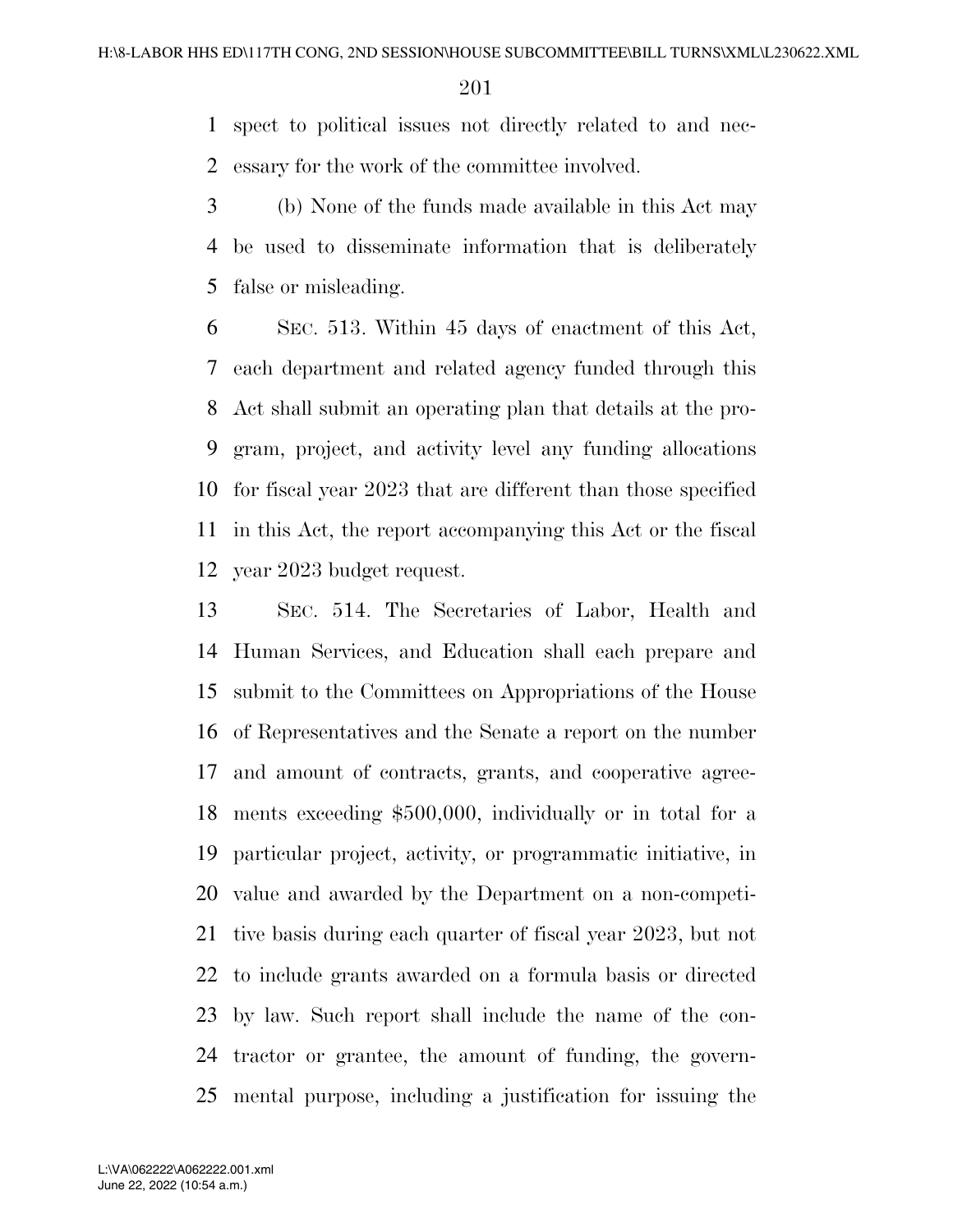spect to political issues not directly related to and necessary for the work of the committee involved.

(b) None of the funds made available in this Act may be used to disseminate information that is deliberately false or misleading.

SEC. 513. Within 45 days of enactment of this Act, each department and related agency funded through this Act shall submit an operating plan that details at the program, project, and activity level any funding allocations for fiscal year 2023 that are different than those specified in this Act, the report accompanying this Act or the fiscal year 2023 budget request.

SEC. 514. The Secretaries of Labor, Health and Human Services, and Education shall each prepare and submit to the Committees on Appropriations of the House of Representatives and the Senate a report on the number and amount of contracts, grants, and cooperative agreements exceeding $500,000, individually or in total for a particular project, activity, or programmatic initiative, in value and awarded by the Department on a non-competitive basis during each quarter of fiscal year 2023, but not to include grants awarded on a formula basis or directed by law. Such report shall include the name of the contractor or grantee, the amount of funding, the governmental purpose, including a justification for issuing the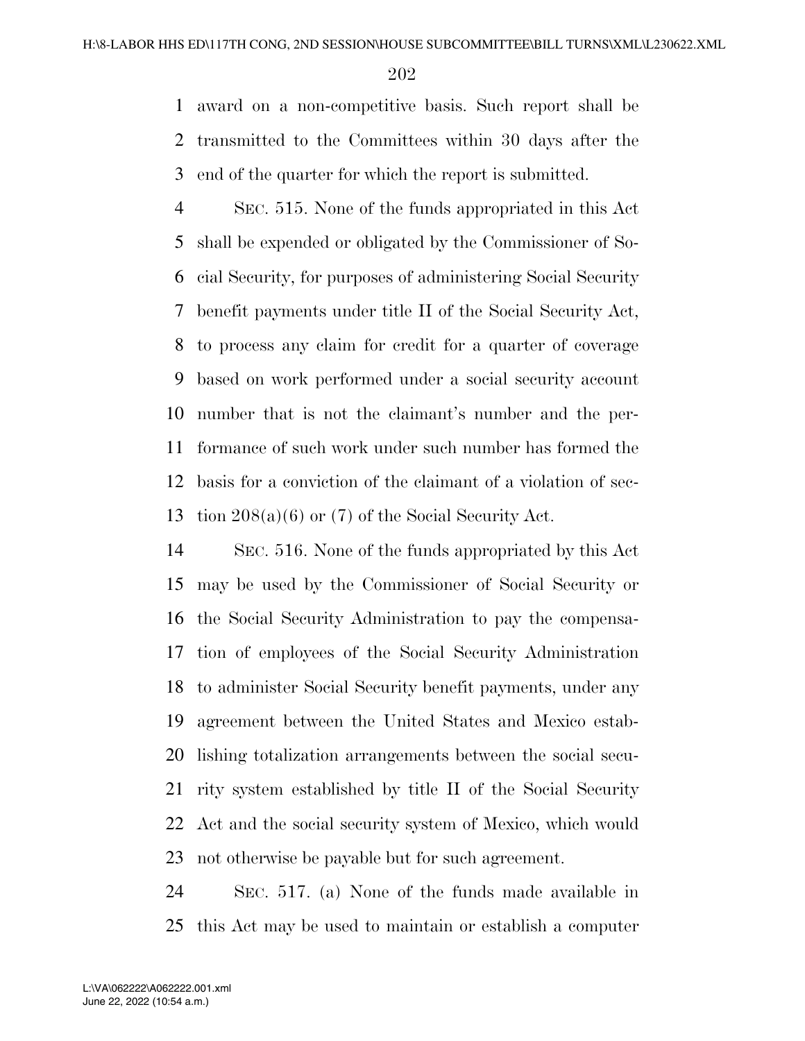award on a non-competitive basis. Such report shall be transmitted to the Committees within 30 days after the end of the quarter for which the report is submitted.

SEC. 515. None of the funds appropriated in this Act shall be expended or obligated by the Commissioner of Social Security, for purposes of administering Social Security benefit payments under title II of the Social Security Act, to process any claim for credit for a quarter of coverage based on work performed under a social security account number that is not the claimant's number and the performance of such work under such number has formed the basis for a conviction of the claimant of a violation of section 208(a)(6) or (7) of the Social Security Act.

SEC. 516. None of the funds appropriated by this Act may be used by the Commissioner of Social Security or the Social Security Administration to pay the compensation of employees of the Social Security Administration to administer Social Security benefit payments, under any agreement between the United States and Mexico establishing totalization arrangements between the social security system established by title II of the Social Security Act and the social security system of Mexico, which would not otherwise be payable but for such agreement.

SEC. 517. (a) None of the funds made available in this Act may be used to maintain or establish a computer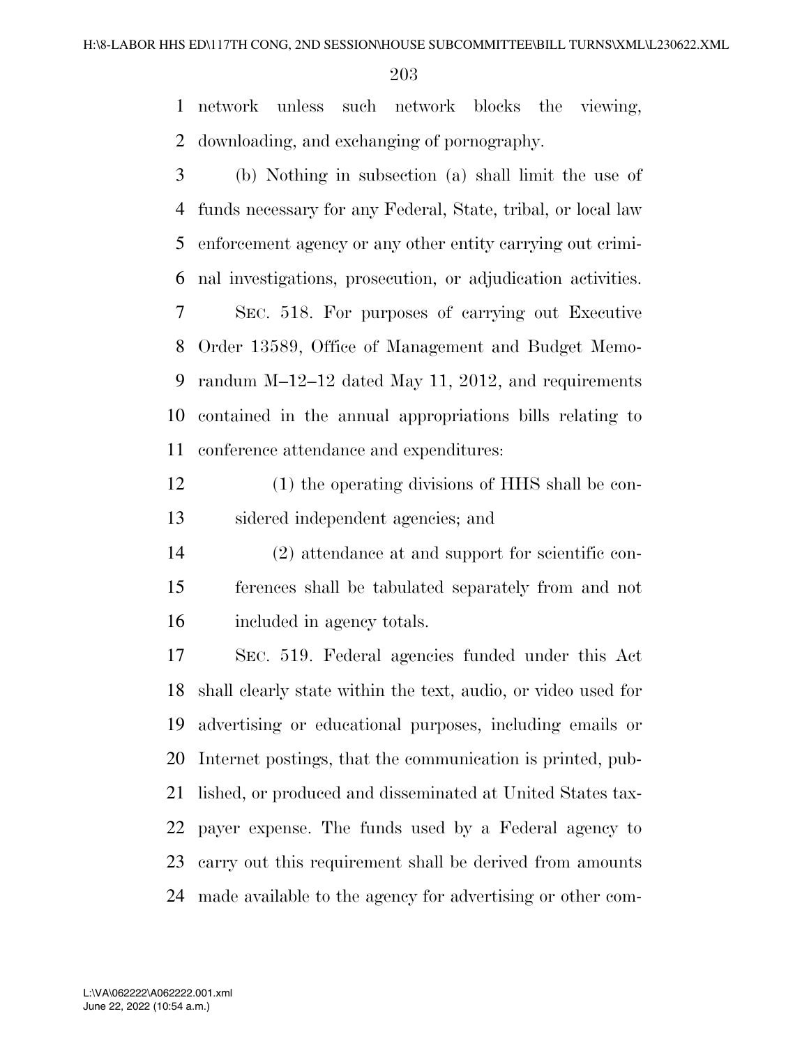network unless such network blocks the viewing, downloading, and exchanging of pornography.

(b) Nothing in subsection (a) shall limit the use of funds necessary for any Federal, State, tribal, or local law enforcement agency or any other entity carrying out criminal investigations, prosecution, or adjudication activities.

SEC. 518. For purposes of carrying out Executive Order 13589, Office of Management and Budget Memorandum M–12–12 dated May 11, 2012, and requirements contained in the annual appropriations bills relating to conference attendance and expenditures:

(1) the operating divisions of HHS shall be considered independent agencies; and

(2) attendance at and support for scientific conferences shall be tabulated separately from and not included in agency totals.

SEC. 519. Federal agencies funded under this Act shall clearly state within the text, audio, or video used for advertising or educational purposes, including emails or Internet postings, that the communication is printed, published, or produced and disseminated at United States taxpayer expense. The funds used by a Federal agency to carry out this requirement shall be derived from amounts made available to the agency for advertising or other com-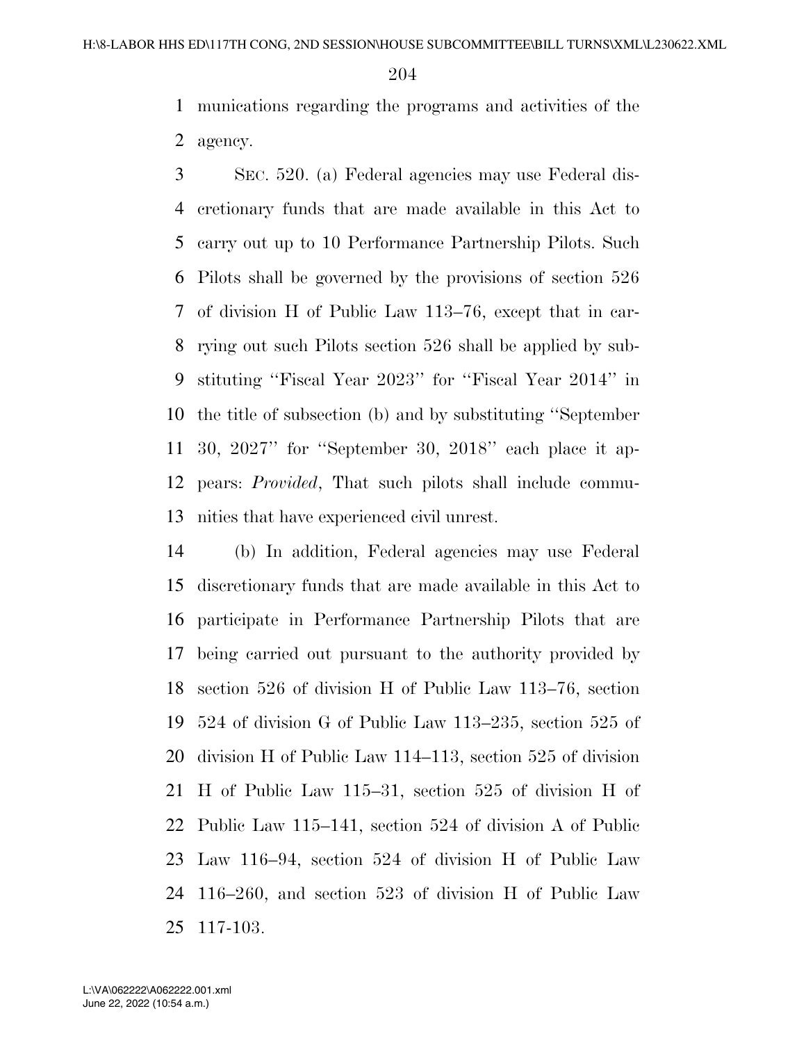munications regarding the programs and activities of the agency.

SEC. 520. (a) Federal agencies may use Federal discretionary funds that are made available in this Act to carry out up to 10 Performance Partnership Pilots. Such Pilots shall be governed by the provisions of section 526 of division H of Public Law 113–76, except that in carrying out such Pilots section 526 shall be applied by substituting ''Fiscal Year 2023'' for ''Fiscal Year 2014'' in the title of subsection (b) and by substituting ''September 30, 2027'' for ''September 30, 2018'' each place it appears: *Provided*, That such pilots shall include communities that have experienced civil unrest.

(b) In addition, Federal agencies may use Federal discretionary funds that are made available in this Act to participate in Performance Partnership Pilots that are being carried out pursuant to the authority provided by section 526 of division H of Public Law 113–76, section 524 of division G of Public Law 113–235, section 525 of division H of Public Law 114–113, section 525 of division H of Public Law 115–31, section 525 of division H of Public Law 115–141, section 524 of division A of Public Law 116–94, section 524 of division H of Public Law 116–260, and section 523 of division H of Public Law 117-103.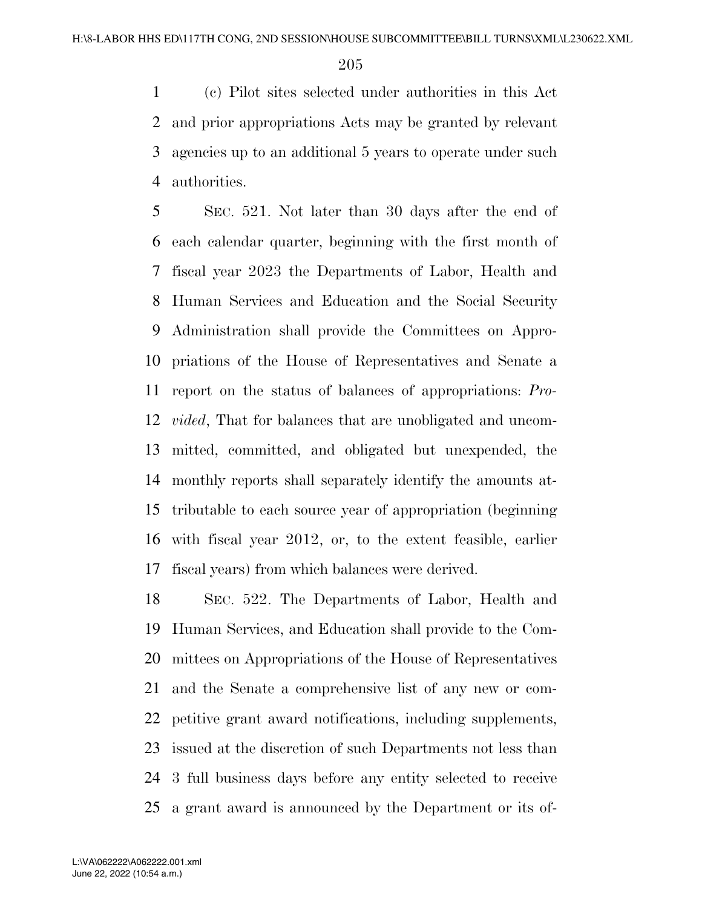(c) Pilot sites selected under authorities in this Act and prior appropriations Acts may be granted by relevant agencies up to an additional 5 years to operate under such authorities.

SEC. 521. Not later than 30 days after the end of each calendar quarter, beginning with the first month of fiscal year 2023 the Departments of Labor, Health and Human Services and Education and the Social Security Administration shall provide the Committees on Appropriations of the House of Representatives and Senate a report on the status of balances of appropriations: *Provided*, That for balances that are unobligated and uncommitted, committed, and obligated but unexpended, the monthly reports shall separately identify the amounts attributable to each source year of appropriation (beginning with fiscal year 2012, or, to the extent feasible, earlier fiscal years) from which balances were derived.

SEC. 522. The Departments of Labor, Health and Human Services, and Education shall provide to the Committees on Appropriations of the House of Representatives and the Senate a comprehensive list of any new or competitive grant award notifications, including supplements, issued at the discretion of such Departments not less than 3 full business days before any entity selected to receive a grant award is announced by the Department or its of-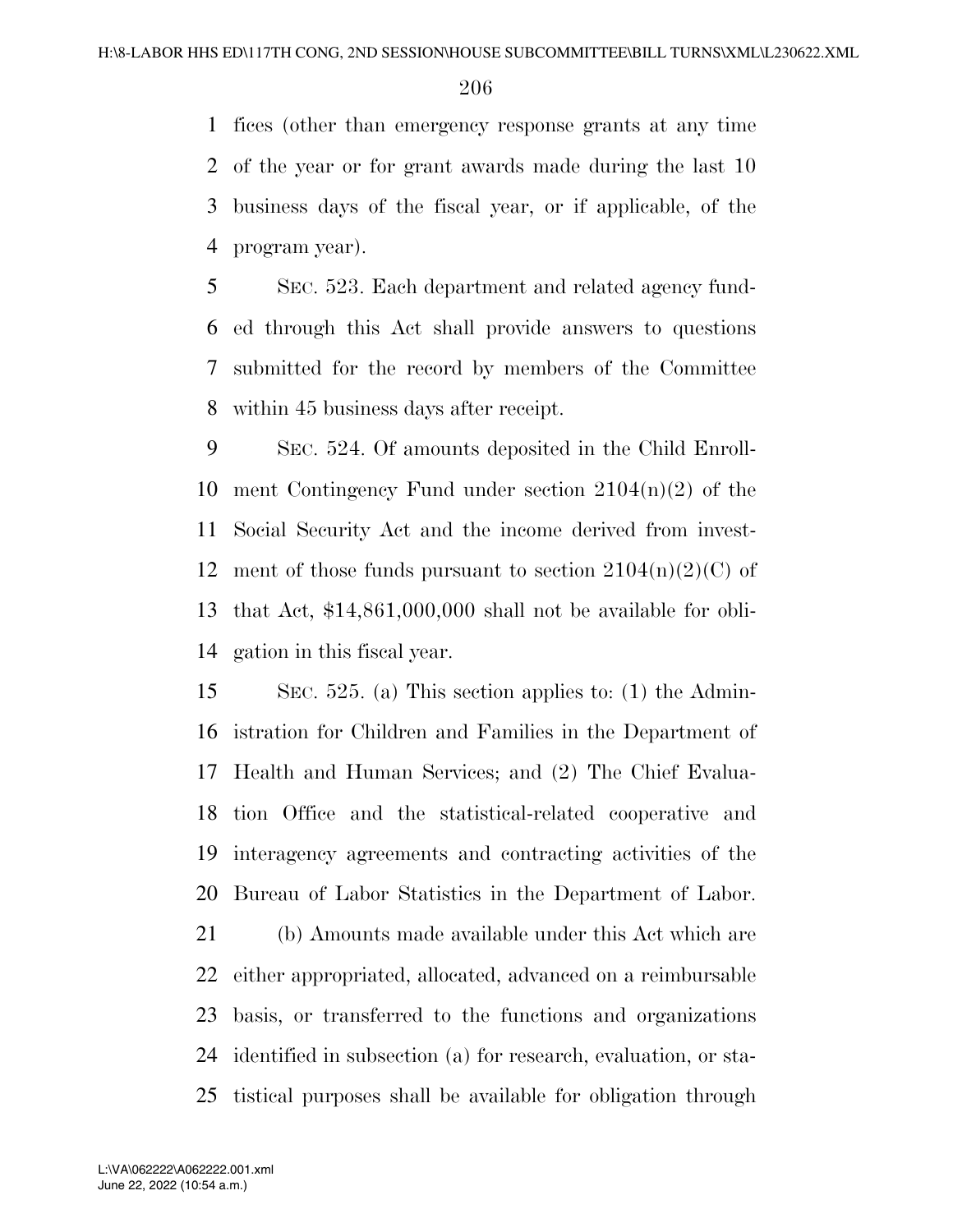fices (other than emergency response grants at any time of the year or for grant awards made during the last 10 business days of the fiscal year, or if applicable, of the program year).

SEC. 523. Each department and related agency funded through this Act shall provide answers to questions submitted for the record by members of the Committee within 45 business days after receipt.

SEC. 524. Of amounts deposited in the Child Enrollment Contingency Fund under section 2104(n)(2) of the Social Security Act and the income derived from investment of those funds pursuant to section 2104(n)(2)(C) of that Act, $14,861,000,000 shall not be available for obligation in this fiscal year.

SEC. 525. (a) This section applies to: (1) the Administration for Children and Families in the Department of Health and Human Services; and (2) The Chief Evaluation Office and the statistical-related cooperative and interagency agreements and contracting activities of the Bureau of Labor Statistics in the Department of Labor.

(b) Amounts made available under this Act which are either appropriated, allocated, advanced on a reimbursable basis, or transferred to the functions and organizations identified in subsection (a) for research, evaluation, or statistical purposes shall be available for obligation through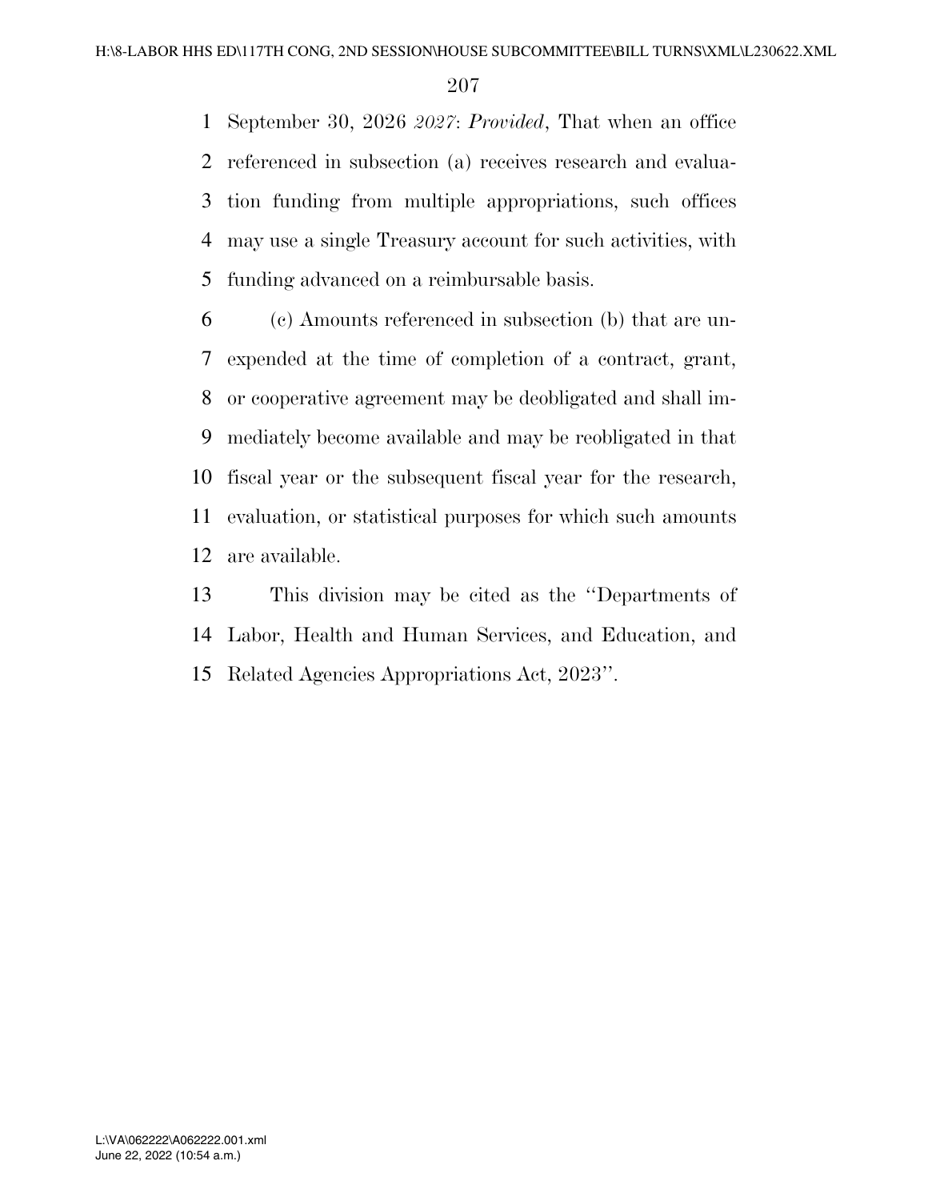September 30, 2026 *2027*: *Provided*, That when an office referenced in subsection (a) receives research and evaluation funding from multiple appropriations, such offices may use a single Treasury account for such activities, with funding advanced on a reimbursable basis.

(c) Amounts referenced in subsection (b) that are unexpended at the time of completion of a contract, grant, or cooperative agreement may be deobligated and shall immediately become available and may be reobligated in that fiscal year or the subsequent fiscal year for the research, evaluation, or statistical purposes for which such amounts are available.

This division may be cited as the ''Departments of Labor, Health and Human Services, and Education, and Related Agencies Appropriations Act, 2023''.